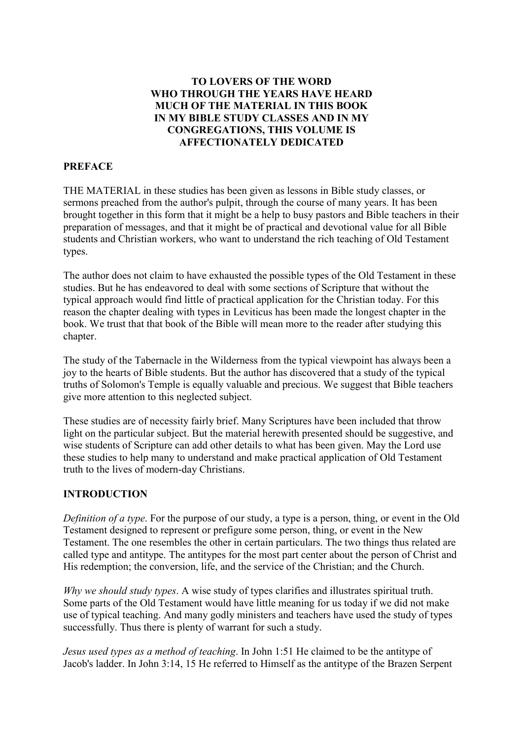**TO LOVERS OF THE WORD WHO THROUGH THE YEARS HAVE HEARD MUCH OF THE MATERIAL IN THIS BOOK IN MY BIBLE STUDY CLASSES AND IN MY CONGREGATIONS, THIS VOLUME IS AFFECTIONATELY DEDICATED**

## PREFACE

THE MATERIAL in these studies has been given as lessons in Bible study classes, or sermons preached from the author's pulpit, through the course of many years. It has been brought together in this form that it might be a help to busy pastors and Bible teachers in their preparation of messages, and that it might be of practical and devotional value for all Bible students and Christian workers, who want to understand the rich teaching of Old Testament types.

The author does not claim to have exhausted the possible types of the Old Testament in these studies. But he has endeavored to deal with some sections of Scripture that without the typical approach would find little of practical application for the Christian today. For this reason the chapter dealing with types in Leviticus has been made the longest chapter in the book. We trust that that book of the Bible will mean more to the reader after studying this chapter.

The study of the Tabernacle in the Wilderness from the typical viewpoint has always been a joy to the hearts of Bible students. But the author has discovered that a study of the typical truths of Solomon's Temple is equally valuable and precious. We suggest that Bible teachers give more attention to this neglected subject.

These studies are of necessity fairly brief. Many Scriptures have been included that throw light on the particular subject. But the material herewith presented should be suggestive, and wise students of Scripture can add other details to what has been given. May the Lord use these studies to help many to understand and make practical application of Old Testament truth to the lives of modern-day Christians.

## INTRODUCTION

*Definition of a type*. For the purpose of our study, a type is a person, thing, or event in the Old Testament designed to represent or prefigure some person, thing, or event in the New Testament. The one resembles the other in certain particulars. The two things thus related are called type and antitype. The antitypes for the most part center about the person of Christ and His redemption; the conversion, life, and the service of the Christian; and the Church.

*Why we should study types*. A wise study of types clarifies and illustrates spiritual truth. Some parts of the Old Testament would have little meaning for us today if we did not make use of typical teaching. And many godly ministers and teachers have used the study of types successfully. Thus there is plenty of warrant for such a study.

*Jesus used types as a method of teaching*. In John 1:51 He claimed to be the antitype of Jacob's ladder. In John 3:14, 15 He referred to Himself as the antitype of the Brazen Serpent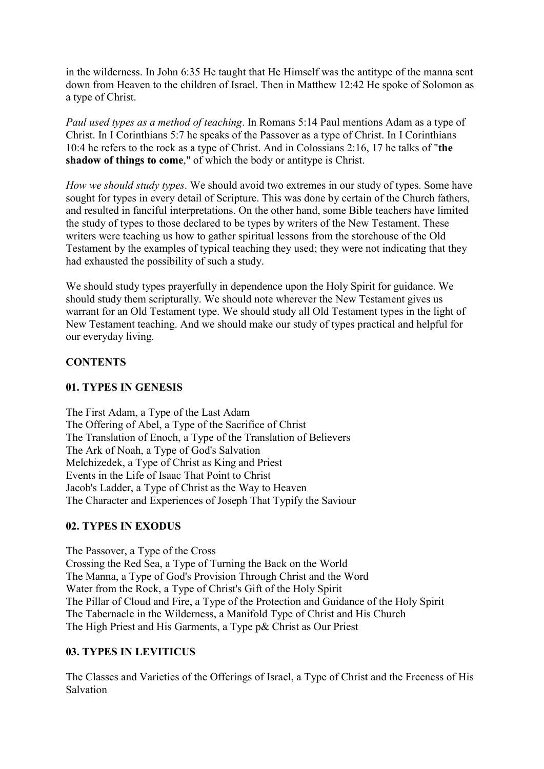in the wilderness. In John 6:35 He taught that He Himself was the antitype of the manna sent down from Heaven to the children of Israel. Then in Matthew 12:42 He spoke of Solomon as a type of Christ.

*Paul used types as a method of teaching*. In Romans 5:14 Paul mentions Adam as a type of Christ. In I Corinthians 5:7 he speaks of the Passover as a type of Christ. In I Corinthians 10:4 he refers to the rock as a type of Christ. And in Colossians 2:16, 17 he talks of "**the shadow of things to come**," of which the body or antitype is Christ.

*How we should study types*. We should avoid two extremes in our study of types. Some have sought for types in every detail of Scripture. This was done by certain of the Church fathers, and resulted in fanciful interpretations. On the other hand, some Bible teachers have limited the study of types to those declared to be types by writers of the New Testament. These writers were teaching us how to gather spiritual lessons from the storehouse of the Old Testament by the examples of typical teaching they used; they were not indicating that they had exhausted the possibility of such a study.

We should study types prayerfully in dependence upon the Holy Spirit for guidance. We should study them scripturally. We should note wherever the New Testament gives us warrant for an Old Testament type. We should study all Old Testament types in the light of New Testament teaching. And we should make our study of types practical and helpful for our everyday living.

## CONTENTS

### 01. TYPES IN GENESIS

The First Adam, a Type of the Last Adam
The Offering of Abel, a Type of the Sacrifice of Christ
The Translation of Enoch, a Type of the Translation of Believers
The Ark of Noah, a Type of God's Salvation
Melchizedek, a Type of Christ as King and Priest
Events in the Life of Isaac That Point to Christ
Jacob's Ladder, a Type of Christ as the Way to Heaven
The Character and Experiences of Joseph That Typify the Saviour

### 02. TYPES IN EXODUS

The Passover, a Type of the Cross
Crossing the Red Sea, a Type of Turning the Back on the World
The Manna, a Type of God's Provision Through Christ and the Word
Water from the Rock, a Type of Christ's Gift of the Holy Spirit
The Pillar of Cloud and Fire, a Type of the Protection and Guidance of the Holy Spirit
The Tabernacle in the Wilderness, a Manifold Type of Christ and His Church
The High Priest and His Garments, a Type p& Christ as Our Priest

### 03. TYPES IN LEVITICUS

The Classes and Varieties of the Offerings of Israel, a Type of Christ and the Freeness of His Salvation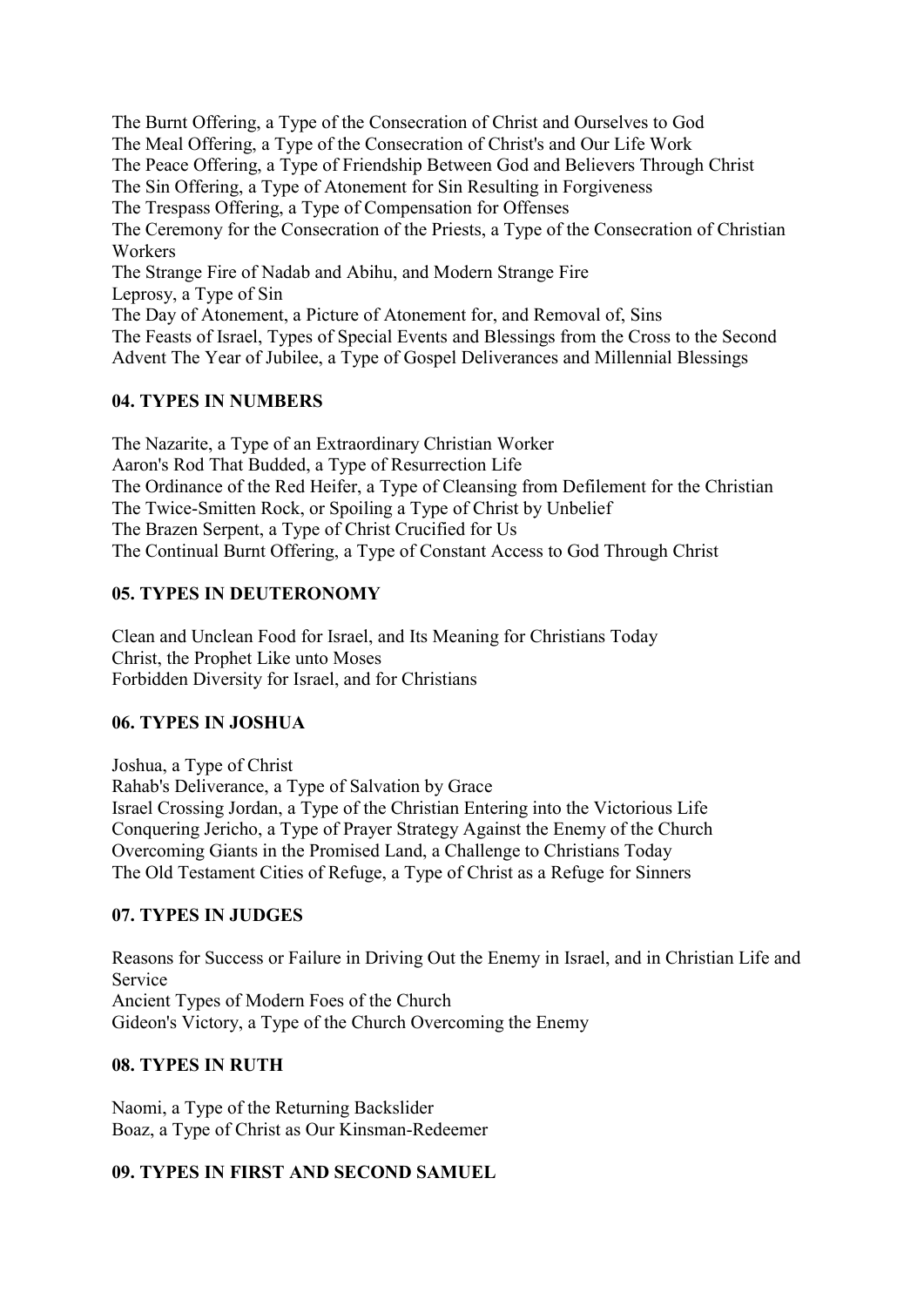The Burnt Offering, a Type of the Consecration of Christ and Ourselves to God
The Meal Offering, a Type of the Consecration of Christ's and Our Life Work
The Peace Offering, a Type of Friendship Between God and Believers Through Christ
The Sin Offering, a Type of Atonement for Sin Resulting in Forgiveness
The Trespass Offering, a Type of Compensation for Offenses
The Ceremony for the Consecration of the Priests, a Type of the Consecration of Christian Workers
The Strange Fire of Nadab and Abihu, and Modern Strange Fire
Leprosy, a Type of Sin
The Day of Atonement, a Picture of Atonement for, and Removal of, Sins
The Feasts of Israel, Types of Special Events and Blessings from the Cross to the Second Advent The Year of Jubilee, a Type of Gospel Deliverances and Millennial Blessings

### 04. TYPES IN NUMBERS

The Nazarite, a Type of an Extraordinary Christian Worker
Aaron's Rod That Budded, a Type of Resurrection Life
The Ordinance of the Red Heifer, a Type of Cleansing from Defilement for the Christian
The Twice-Smitten Rock, or Spoiling a Type of Christ by Unbelief
The Brazen Serpent, a Type of Christ Crucified for Us
The Continual Burnt Offering, a Type of Constant Access to God Through Christ

### 05. TYPES IN DEUTERONOMY

Clean and Unclean Food for Israel, and Its Meaning for Christians Today
Christ, the Prophet Like unto Moses
Forbidden Diversity for Israel, and for Christians

### 06. TYPES IN JOSHUA

Joshua, a Type of Christ
Rahab's Deliverance, a Type of Salvation by Grace
Israel Crossing Jordan, a Type of the Christian Entering into the Victorious Life
Conquering Jericho, a Type of Prayer Strategy Against the Enemy of the Church
Overcoming Giants in the Promised Land, a Challenge to Christians Today
The Old Testament Cities of Refuge, a Type of Christ as a Refuge for Sinners

### 07. TYPES IN JUDGES

Reasons for Success or Failure in Driving Out the Enemy in Israel, and in Christian Life and Service
Ancient Types of Modern Foes of the Church
Gideon's Victory, a Type of the Church Overcoming the Enemy

### 08. TYPES IN RUTH

Naomi, a Type of the Returning Backslider
Boaz, a Type of Christ as Our Kinsman-Redeemer

### 09. TYPES IN FIRST AND SECOND SAMUEL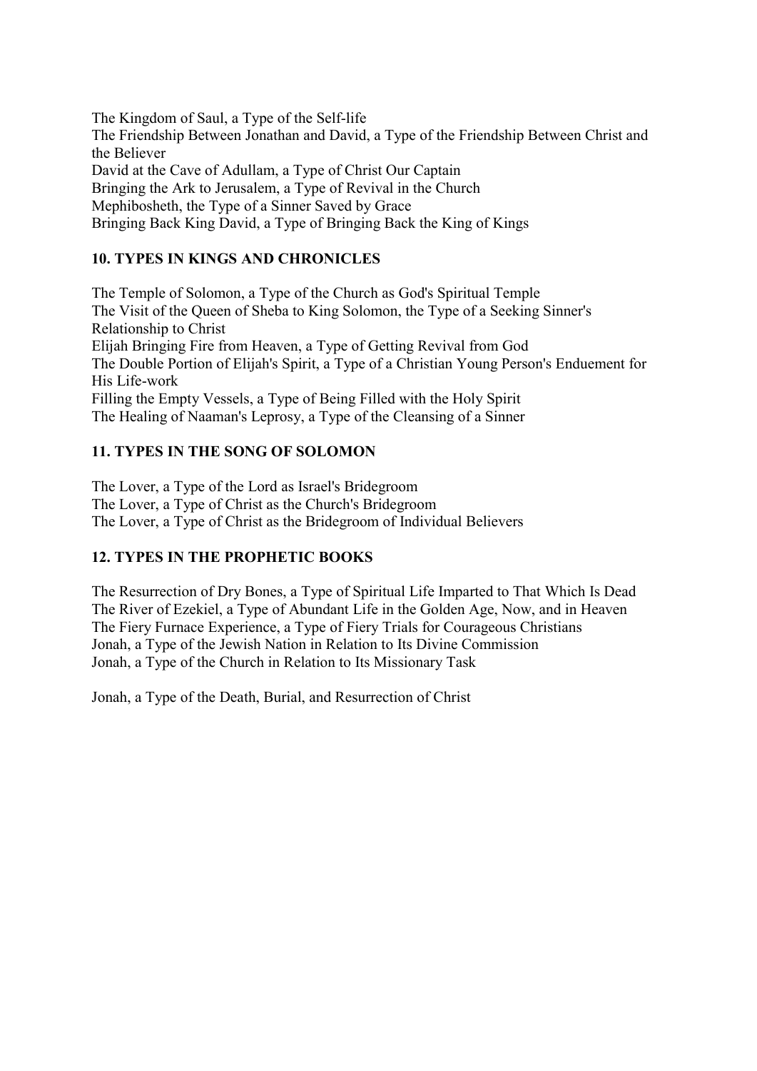The Kingdom of Saul, a Type of the Self-life
The Friendship Between Jonathan and David, a Type of the Friendship Between Christ and the Believer
David at the Cave of Adullam, a Type of Christ Our Captain
Bringing the Ark to Jerusalem, a Type of Revival in the Church
Mephibosheth, the Type of a Sinner Saved by Grace
Bringing Back King David, a Type of Bringing Back the King of Kings

## 10. TYPES IN KINGS AND CHRONICLES

The Temple of Solomon, a Type of the Church as God's Spiritual Temple
The Visit of the Queen of Sheba to King Solomon, the Type of a Seeking Sinner's Relationship to Christ
Elijah Bringing Fire from Heaven, a Type of Getting Revival from God
The Double Portion of Elijah's Spirit, a Type of a Christian Young Person's Enduement for His Life-work
Filling the Empty Vessels, a Type of Being Filled with the Holy Spirit
The Healing of Naaman's Leprosy, a Type of the Cleansing of a Sinner

## 11. TYPES IN THE SONG OF SOLOMON

The Lover, a Type of the Lord as Israel's Bridegroom
The Lover, a Type of Christ as the Church's Bridegroom
The Lover, a Type of Christ as the Bridegroom of Individual Believers

## 12. TYPES IN THE PROPHETIC BOOKS

The Resurrection of Dry Bones, a Type of Spiritual Life Imparted to That Which Is Dead
The River of Ezekiel, a Type of Abundant Life in the Golden Age, Now, and in Heaven
The Fiery Furnace Experience, a Type of Fiery Trials for Courageous Christians
Jonah, a Type of the Jewish Nation in Relation to Its Divine Commission
Jonah, a Type of the Church in Relation to Its Missionary Task

Jonah, a Type of the Death, Burial, and Resurrection of Christ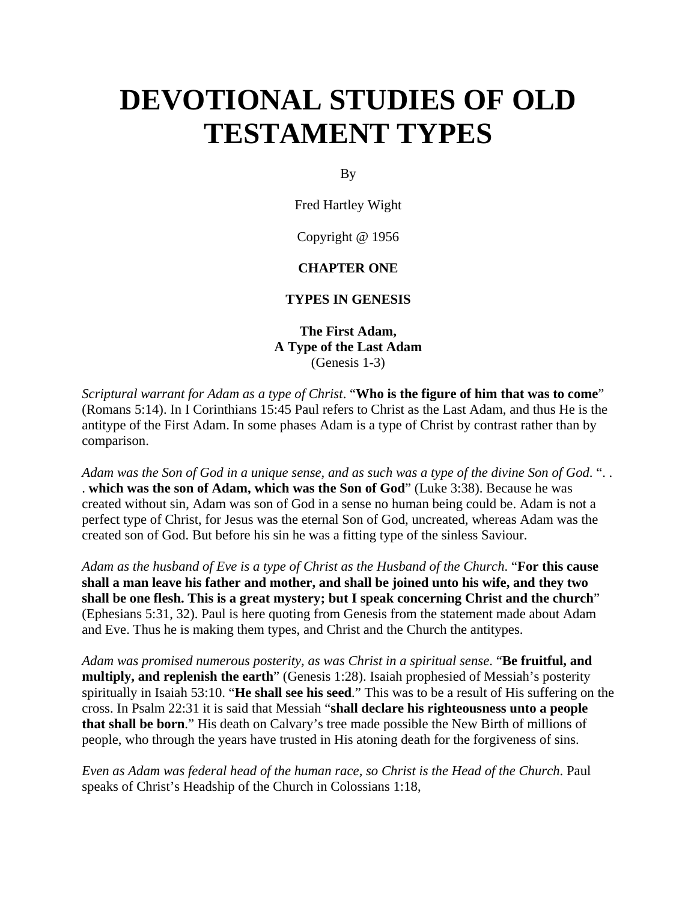# DEVOTIONAL STUDIES OF OLD TESTAMENT TYPES

By

Fred Hartley Wight

Copyright @ 1956

## CHAPTER ONE

## TYPES IN GENESIS

### The First Adam, A Type of the Last Adam
(Genesis 1-3)

*Scriptural warrant for Adam as a type of Christ*. "**Who is the figure of him that was to come**" (Romans 5:14). In I Corinthians 15:45 Paul refers to Christ as the Last Adam, and thus He is the antitype of the First Adam. In some phases Adam is a type of Christ by contrast rather than by comparison.

*Adam was the Son of God in a unique sense, and as such was a type of the divine Son of God*. ". . . **which was the son of Adam, which was the Son of God**" (Luke 3:38). Because he was created without sin, Adam was son of God in a sense no human being could be. Adam is not a perfect type of Christ, for Jesus was the eternal Son of God, uncreated, whereas Adam was the created son of God. But before his sin he was a fitting type of the sinless Saviour.

*Adam as the husband of Eve is a type of Christ as the Husband of the Church*. "**For this cause shall a man leave his father and mother, and shall be joined unto his wife, and they two shall be one flesh. This is a great mystery; but I speak concerning Christ and the church**" (Ephesians 5:31, 32). Paul is here quoting from Genesis from the statement made about Adam and Eve. Thus he is making them types, and Christ and the Church the antitypes.

*Adam was promised numerous posterity, as was Christ in a spiritual sense*. "**Be fruitful, and multiply, and replenish the earth**" (Genesis 1:28). Isaiah prophesied of Messiah's posterity spiritually in Isaiah 53:10. "**He shall see his seed**." This was to be a result of His suffering on the cross. In Psalm 22:31 it is said that Messiah "**shall declare his righteousness unto a people that shall be born**." His death on Calvary's tree made possible the New Birth of millions of people, who through the years have trusted in His atoning death for the forgiveness of sins.

*Even as Adam was federal head of the human race, so Christ is the Head of the Church*. Paul speaks of Christ's Headship of the Church in Colossians 1:18,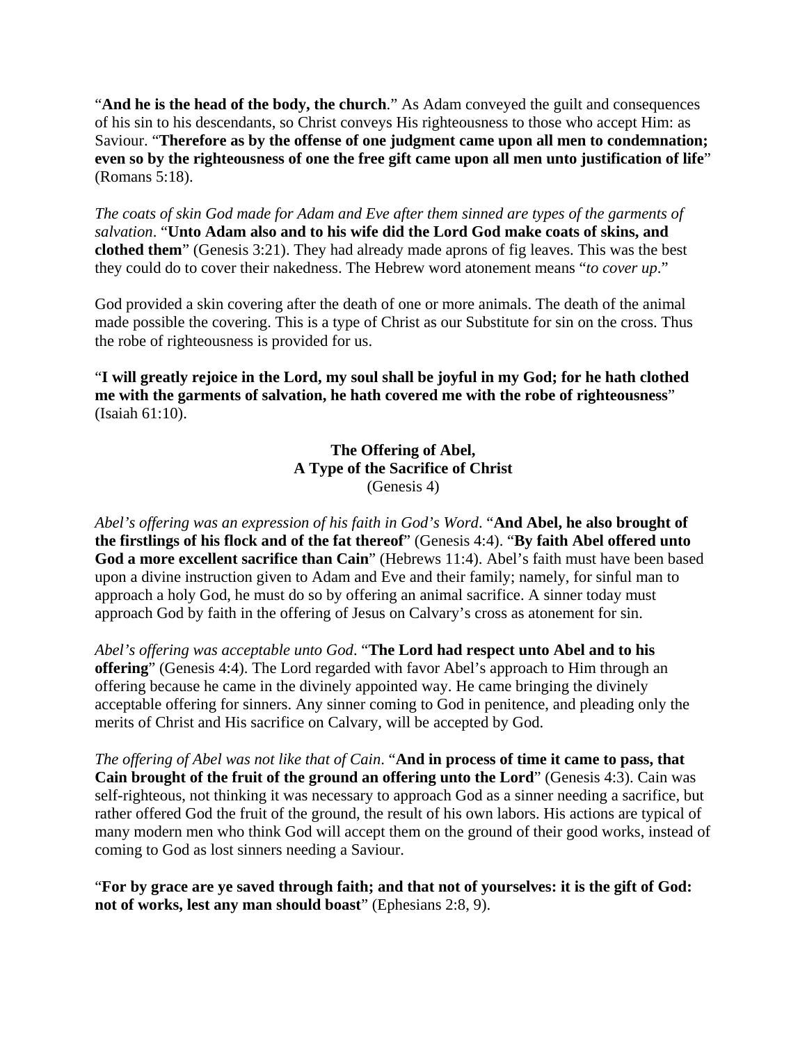"**And he is the head of the body, the church**." As Adam conveyed the guilt and consequences of his sin to his descendants, so Christ conveys His righteousness to those who accept Him: as Saviour. "**Therefore as by the offense of one judgment came upon all men to condemnation; even so by the righteousness of one the free gift came upon all men unto justification of life**" (Romans 5:18).

*The coats of skin God made for Adam and Eve after them sinned are types of the garments of salvation*. "**Unto Adam also and to his wife did the Lord God make coats of skins, and clothed them**" (Genesis 3:21). They had already made aprons of fig leaves. This was the best they could do to cover their nakedness. The Hebrew word atonement means "*to cover up*."

God provided a skin covering after the death of one or more animals. The death of the animal made possible the covering. This is a type of Christ as our Substitute for sin on the cross. Thus the robe of righteousness is provided for us.

"**I will greatly rejoice in the Lord, my soul shall be joyful in my God; for he hath clothed me with the garments of salvation, he hath covered me with the robe of righteousness**" (Isaiah 61:10).

### The Offering of Abel, A Type of the Sacrifice of Christ

(Genesis 4)

*Abel's offering was an expression of his faith in God's Word*. "**And Abel, he also brought of the firstlings of his flock and of the fat thereof**" (Genesis 4:4). "**By faith Abel offered unto God a more excellent sacrifice than Cain**" (Hebrews 11:4). Abel's faith must have been based upon a divine instruction given to Adam and Eve and their family; namely, for sinful man to approach a holy God, he must do so by offering an animal sacrifice. A sinner today must approach God by faith in the offering of Jesus on Calvary's cross as atonement for sin.

*Abel's offering was acceptable unto God*. "**The Lord had respect unto Abel and to his offering**" (Genesis 4:4). The Lord regarded with favor Abel's approach to Him through an offering because he came in the divinely appointed way. He came bringing the divinely acceptable offering for sinners. Any sinner coming to God in penitence, and pleading only the merits of Christ and His sacrifice on Calvary, will be accepted by God.

*The offering of Abel was not like that of Cain*. "**And in process of time it came to pass, that Cain brought of the fruit of the ground an offering unto the Lord**" (Genesis 4:3). Cain was self-righteous, not thinking it was necessary to approach God as a sinner needing a sacrifice, but rather offered God the fruit of the ground, the result of his own labors. His actions are typical of many modern men who think God will accept them on the ground of their good works, instead of coming to God as lost sinners needing a Saviour.

"**For by grace are ye saved through faith; and that not of yourselves: it is the gift of God: not of works, lest any man should boast**" (Ephesians 2:8, 9).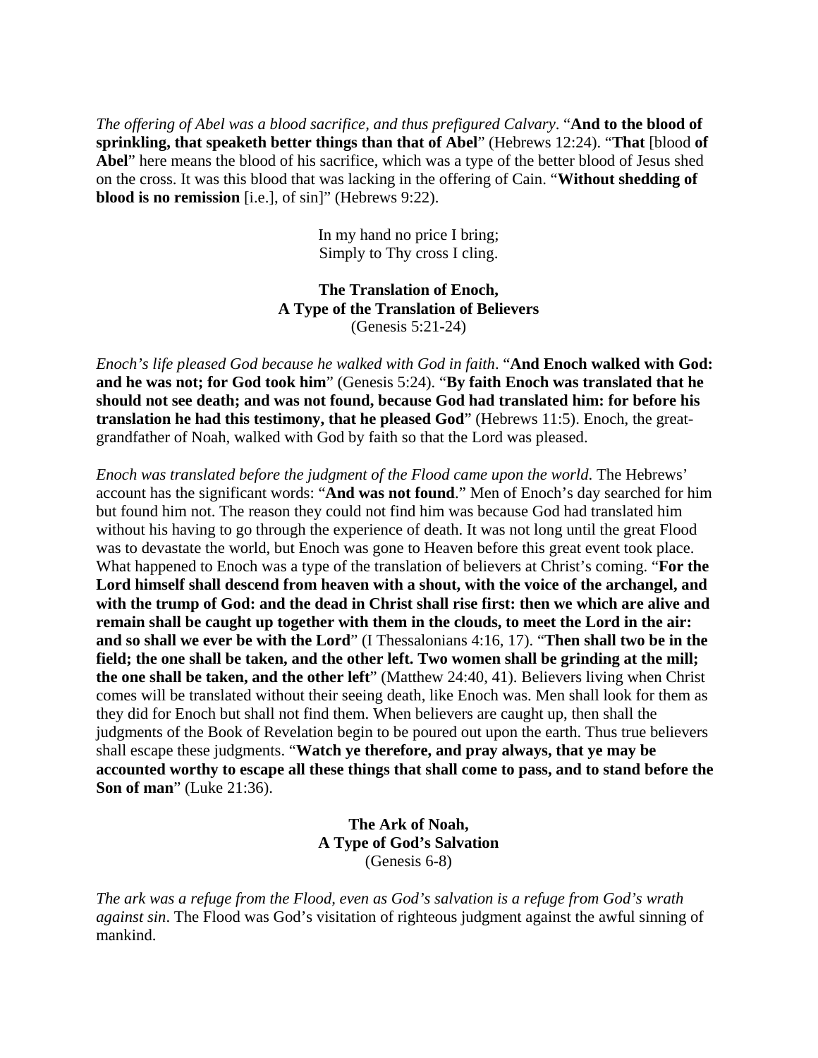*The offering of Abel was a blood sacrifice, and thus prefigured Calvary*. "**And to the blood of sprinkling, that speaketh better things than that of Abel**" (Hebrews 12:24). "**That** [blood **of Abel**" here means the blood of his sacrifice, which was a type of the better blood of Jesus shed on the cross. It was this blood that was lacking in the offering of Cain. "**Without shedding of blood is no remission** [i.e.], of sin]" (Hebrews 9:22).

In my hand no price I bring;
Simply to Thy cross I cling.

### The Translation of Enoch, A Type of the Translation of Believers
(Genesis 5:21-24)

*Enoch's life pleased God because he walked with God in faith*. "**And Enoch walked with God: and he was not; for God took him**" (Genesis 5:24). "**By faith Enoch was translated that he should not see death; and was not found, because God had translated him: for before his translation he had this testimony, that he pleased God**" (Hebrews 11:5). Enoch, the great-grandfather of Noah, walked with God by faith so that the Lord was pleased.

*Enoch was translated before the judgment of the Flood came upon the world*. The Hebrews' account has the significant words: "**And was not found**." Men of Enoch's day searched for him but found him not. The reason they could not find him was because God had translated him without his having to go through the experience of death. It was not long until the great Flood was to devastate the world, but Enoch was gone to Heaven before this great event took place. What happened to Enoch was a type of the translation of believers at Christ's coming. "**For the Lord himself shall descend from heaven with a shout, with the voice of the archangel, and with the trump of God: and the dead in Christ shall rise first: then we which are alive and remain shall be caught up together with them in the clouds, to meet the Lord in the air: and so shall we ever be with the Lord**" (I Thessalonians 4:16, 17). "**Then shall two be in the field; the one shall be taken, and the other left. Two women shall be grinding at the mill; the one shall be taken, and the other left**" (Matthew 24:40, 41). Believers living when Christ comes will be translated without their seeing death, like Enoch was. Men shall look for them as they did for Enoch but shall not find them. When believers are caught up, then shall the judgments of the Book of Revelation begin to be poured out upon the earth. Thus true believers shall escape these judgments. "**Watch ye therefore, and pray always, that ye may be accounted worthy to escape all these things that shall come to pass, and to stand before the Son of man**" (Luke 21:36).

### The Ark of Noah, A Type of God's Salvation
(Genesis 6-8)

*The ark was a refuge from the Flood, even as God's salvation is a refuge from God's wrath against sin*. The Flood was God's visitation of righteous judgment against the awful sinning of mankind.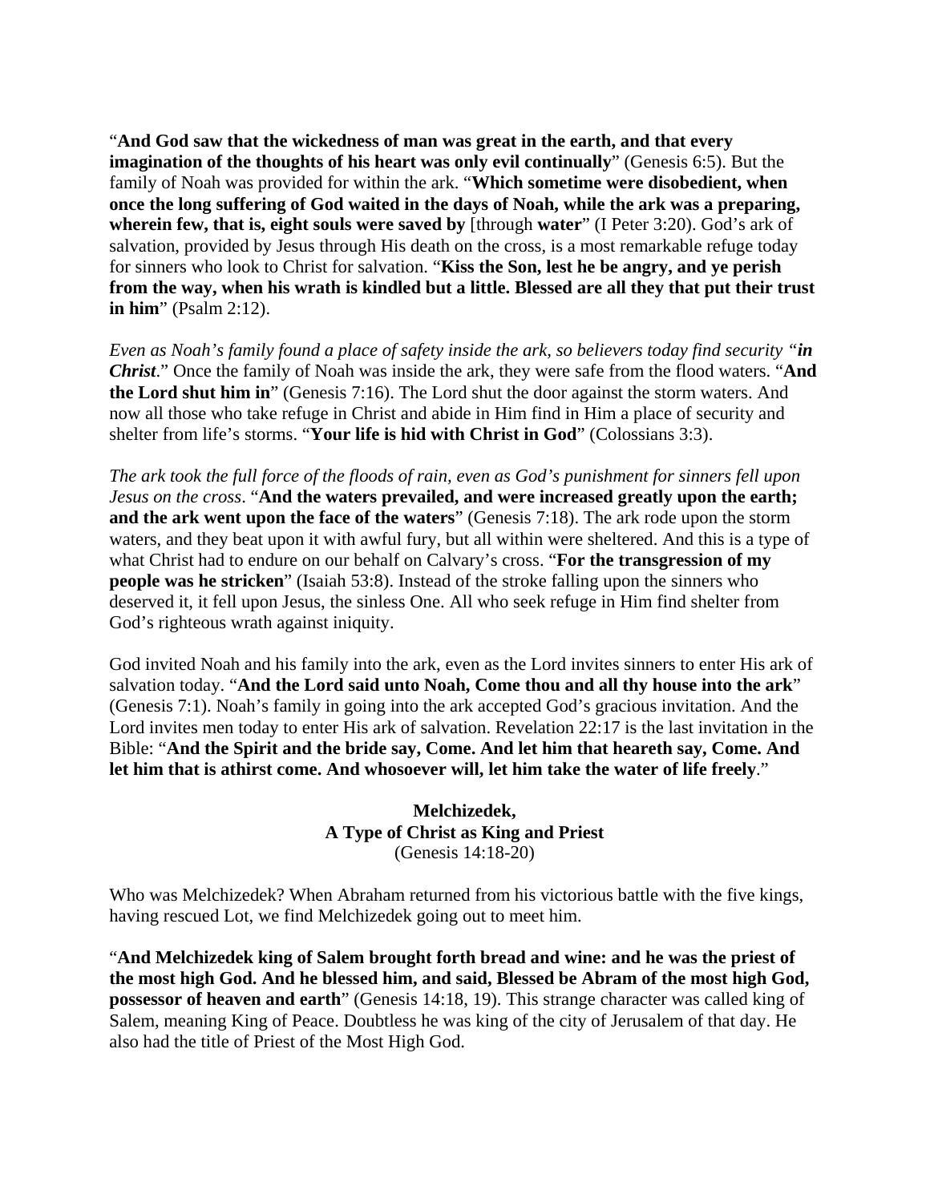"**And God saw that the wickedness of man was great in the earth, and that every imagination of the thoughts of his heart was only evil continually**" (Genesis 6:5). But the family of Noah was provided for within the ark. "**Which sometime were disobedient, when once the long suffering of God waited in the days of Noah, while the ark was a preparing, wherein few, that is, eight souls were saved by** [through **water**" (I Peter 3:20). God's ark of salvation, provided by Jesus through His death on the cross, is a most remarkable refuge today for sinners who look to Christ for salvation. "**Kiss the Son, lest he be angry, and ye perish from the way, when his wrath is kindled but a little. Blessed are all they that put their trust in him**" (Psalm 2:12).

*Even as Noah's family found a place of safety inside the ark, so believers today find security "**in Christ**.*" Once the family of Noah was inside the ark, they were safe from the flood waters. "**And the Lord shut him in**" (Genesis 7:16). The Lord shut the door against the storm waters. And now all those who take refuge in Christ and abide in Him find in Him a place of security and shelter from life's storms. "**Your life is hid with Christ in God**" (Colossians 3:3).

*The ark took the full force of the floods of rain, even as God's punishment for sinners fell upon Jesus on the cross*. "**And the waters prevailed, and were increased greatly upon the earth; and the ark went upon the face of the waters**" (Genesis 7:18). The ark rode upon the storm waters, and they beat upon it with awful fury, but all within were sheltered. And this is a type of what Christ had to endure on our behalf on Calvary's cross. "**For the transgression of my people was he stricken**" (Isaiah 53:8). Instead of the stroke falling upon the sinners who deserved it, it fell upon Jesus, the sinless One. All who seek refuge in Him find shelter from God's righteous wrath against iniquity.

God invited Noah and his family into the ark, even as the Lord invites sinners to enter His ark of salvation today. "**And the Lord said unto Noah, Come thou and all thy house into the ark**" (Genesis 7:1). Noah's family in going into the ark accepted God's gracious invitation. And the Lord invites men today to enter His ark of salvation. Revelation 22:17 is the last invitation in the Bible: "**And the Spirit and the bride say, Come. And let him that heareth say, Come. And let him that is athirst come. And whosoever will, let him take the water of life freely**."

## Melchizedek, A Type of Christ as King and Priest

(Genesis 14:18-20)

Who was Melchizedek? When Abraham returned from his victorious battle with the five kings, having rescued Lot, we find Melchizedek going out to meet him.

"**And Melchizedek king of Salem brought forth bread and wine: and he was the priest of the most high God. And he blessed him, and said, Blessed be Abram of the most high God, possessor of heaven and earth**" (Genesis 14:18, 19). This strange character was called king of Salem, meaning King of Peace. Doubtless he was king of the city of Jerusalem of that day. He also had the title of Priest of the Most High God.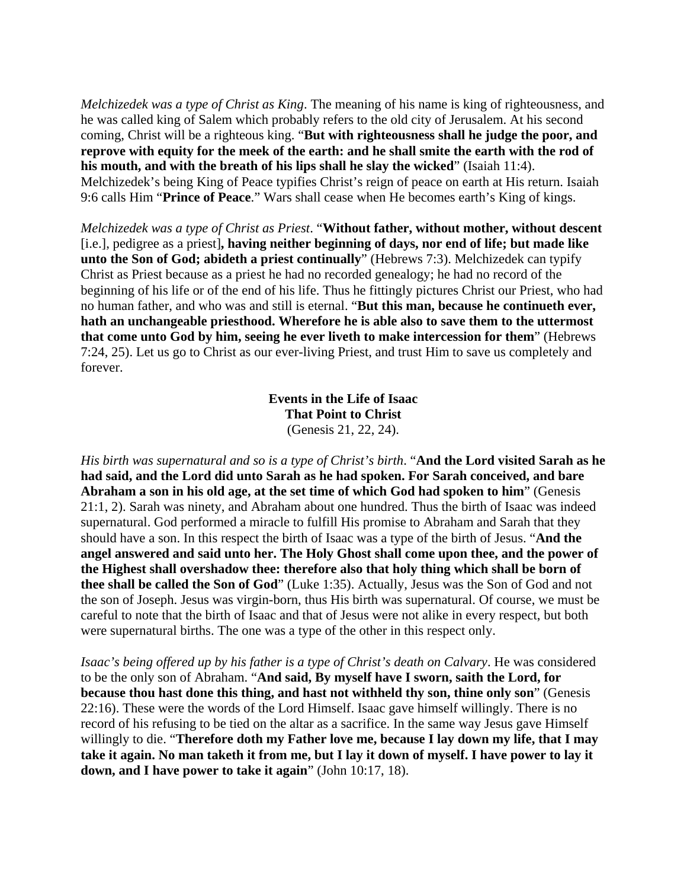*Melchizedek was a type of Christ as King*. The meaning of his name is king of righteousness, and he was called king of Salem which probably refers to the old city of Jerusalem. At his second coming, Christ will be a righteous king. "**But with righteousness shall he judge the poor, and reprove with equity for the meek of the earth: and he shall smite the earth with the rod of his mouth, and with the breath of his lips shall he slay the wicked**" (Isaiah 11:4). Melchizedek's being King of Peace typifies Christ's reign of peace on earth at His return. Isaiah 9:6 calls Him "**Prince of Peace**." Wars shall cease when He becomes earth's King of kings.

*Melchizedek was a type of Christ as Priest*. "**Without father, without mother, without descent** [i.e.], pedigree as a priest]**, having neither beginning of days, nor end of life; but made like unto the Son of God; abideth a priest continually**" (Hebrews 7:3). Melchizedek can typify Christ as Priest because as a priest he had no recorded genealogy; he had no record of the beginning of his life or of the end of his life. Thus he fittingly pictures Christ our Priest, who had no human father, and who was and still is eternal. "**But this man, because he continueth ever, hath an unchangeable priesthood. Wherefore he is able also to save them to the uttermost that come unto God by him, seeing he ever liveth to make intercession for them**" (Hebrews 7:24, 25). Let us go to Christ as our ever-living Priest, and trust Him to save us completely and forever.

**Events in the Life of Isaac**
**That Point to Christ**
(Genesis 21, 22, 24).

*His birth was supernatural and so is a type of Christ's birth*. "**And the Lord visited Sarah as he had said, and the Lord did unto Sarah as he had spoken. For Sarah conceived, and bare Abraham a son in his old age, at the set time of which God had spoken to him**" (Genesis 21:1, 2). Sarah was ninety, and Abraham about one hundred. Thus the birth of Isaac was indeed supernatural. God performed a miracle to fulfill His promise to Abraham and Sarah that they should have a son. In this respect the birth of Isaac was a type of the birth of Jesus. "**And the angel answered and said unto her. The Holy Ghost shall come upon thee, and the power of the Highest shall overshadow thee: therefore also that holy thing which shall be born of thee shall be called the Son of God**" (Luke 1:35). Actually, Jesus was the Son of God and not the son of Joseph. Jesus was virgin-born, thus His birth was supernatural. Of course, we must be careful to note that the birth of Isaac and that of Jesus were not alike in every respect, but both were supernatural births. The one was a type of the other in this respect only.

*Isaac's being offered up by his father is a type of Christ's death on Calvary*. He was considered to be the only son of Abraham. "**And said, By myself have I sworn, saith the Lord, for because thou hast done this thing, and hast not withheld thy son, thine only son**" (Genesis 22:16). These were the words of the Lord Himself. Isaac gave himself willingly. There is no record of his refusing to be tied on the altar as a sacrifice. In the same way Jesus gave Himself willingly to die. "**Therefore doth my Father love me, because I lay down my life, that I may take it again. No man taketh it from me, but I lay it down of myself. I have power to lay it down, and I have power to take it again**" (John 10:17, 18).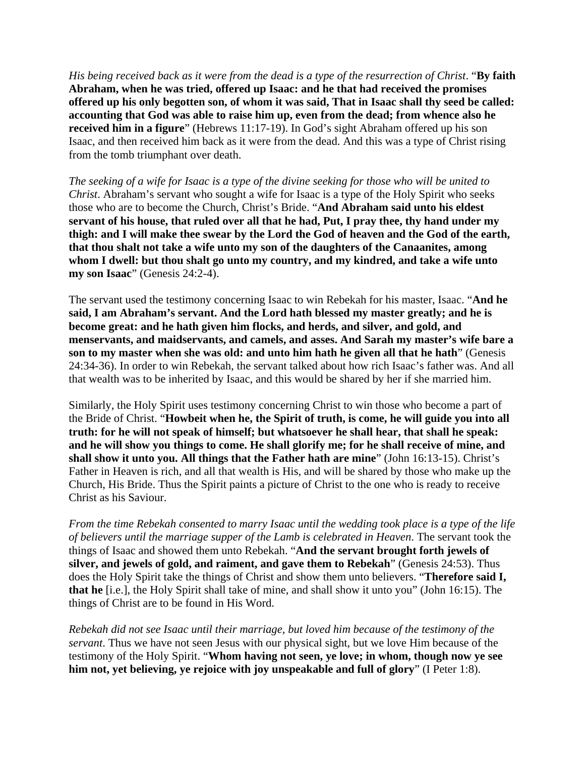*His being received back as it were from the dead is a type of the resurrection of Christ*. "**By faith Abraham, when he was tried, offered up Isaac: and he that had received the promises offered up his only begotten son, of whom it was said, That in Isaac shall thy seed be called: accounting that God was able to raise him up, even from the dead; from whence also he received him in a figure**" (Hebrews 11:17-19). In God's sight Abraham offered up his son Isaac, and then received him back as it were from the dead. And this was a type of Christ rising from the tomb triumphant over death.

*The seeking of a wife for Isaac is a type of the divine seeking for those who will be united to Christ*. Abraham's servant who sought a wife for Isaac is a type of the Holy Spirit who seeks those who are to become the Church, Christ's Bride. "**And Abraham said unto his eldest servant of his house, that ruled over all that he had, Put, I pray thee, thy hand under my thigh: and I will make thee swear by the Lord the God of heaven and the God of the earth, that thou shalt not take a wife unto my son of the daughters of the Canaanites, among whom I dwell: but thou shalt go unto my country, and my kindred, and take a wife unto my son Isaac**" (Genesis 24:2-4).

The servant used the testimony concerning Isaac to win Rebekah for his master, Isaac. "**And he said, I am Abraham's servant. And the Lord hath blessed my master greatly; and he is become great: and he hath given him flocks, and herds, and silver, and gold, and menservants, and maidservants, and camels, and asses. And Sarah my master's wife bare a son to my master when she was old: and unto him hath he given all that he hath**" (Genesis 24:34-36). In order to win Rebekah, the servant talked about how rich Isaac's father was. And all that wealth was to be inherited by Isaac, and this would be shared by her if she married him.

Similarly, the Holy Spirit uses testimony concerning Christ to win those who become a part of the Bride of Christ. "**Howbeit when he, the Spirit of truth, is come, he will guide you into all truth: for he will not speak of himself; but whatsoever he shall hear, that shall he speak: and he will show you things to come. He shall glorify me; for he shall receive of mine, and shall show it unto you. All things that the Father hath are mine**" (John 16:13-15). Christ's Father in Heaven is rich, and all that wealth is His, and will be shared by those who make up the Church, His Bride. Thus the Spirit paints a picture of Christ to the one who is ready to receive Christ as his Saviour.

*From the time Rebekah consented to marry Isaac until the wedding took place is a type of the life of believers until the marriage supper of the Lamb is celebrated in Heaven*. The servant took the things of Isaac and showed them unto Rebekah. "**And the servant brought forth jewels of silver, and jewels of gold, and raiment, and gave them to Rebekah**" (Genesis 24:53). Thus does the Holy Spirit take the things of Christ and show them unto believers. "**Therefore said I, that he** [i.e.], the Holy Spirit shall take of mine, and shall show it unto you" (John 16:15). The things of Christ are to be found in His Word.

*Rebekah did not see Isaac until their marriage, but loved him because of the testimony of the servant*. Thus we have not seen Jesus with our physical sight, but we love Him because of the testimony of the Holy Spirit. "**Whom having not seen, ye love; in whom, though now ye see him not, yet believing, ye rejoice with joy unspeakable and full of glory**" (I Peter 1:8).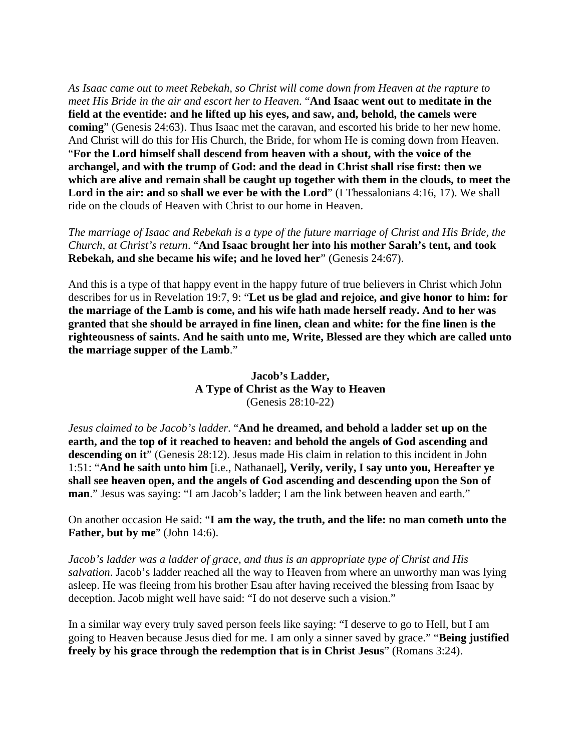*As Isaac came out to meet Rebekah, so Christ will come down from Heaven at the rapture to meet His Bride in the air and escort her to Heaven*. "**And Isaac went out to meditate in the field at the eventide: and he lifted up his eyes, and saw, and, behold, the camels were coming**" (Genesis 24:63). Thus Isaac met the caravan, and escorted his bride to her new home. And Christ will do this for His Church, the Bride, for whom He is coming down from Heaven. "**For the Lord himself shall descend from heaven with a shout, with the voice of the archangel, and with the trump of God: and the dead in Christ shall rise first: then we which are alive and remain shall be caught up together with them in the clouds, to meet the Lord in the air: and so shall we ever be with the Lord**" (I Thessalonians 4:16, 17). We shall ride on the clouds of Heaven with Christ to our home in Heaven.

*The marriage of Isaac and Rebekah is a type of the future marriage of Christ and His Bride, the Church, at Christ's return*. "**And Isaac brought her into his mother Sarah's tent, and took Rebekah, and she became his wife; and he loved her**" (Genesis 24:67).

And this is a type of that happy event in the happy future of true believers in Christ which John describes for us in Revelation 19:7, 9: "**Let us be glad and rejoice, and give honor to him: for the marriage of the Lamb is come, and his wife hath made herself ready. And to her was granted that she should be arrayed in fine linen, clean and white: for the fine linen is the righteousness of saints. And he saith unto me, Write, Blessed are they which are called unto the marriage supper of the Lamb**."

### Jacob's Ladder, A Type of Christ as the Way to Heaven

(Genesis 28:10-22)

*Jesus claimed to be Jacob's ladder*. "**And he dreamed, and behold a ladder set up on the earth, and the top of it reached to heaven: and behold the angels of God ascending and descending on it**" (Genesis 28:12). Jesus made His claim in relation to this incident in John 1:51: "**And he saith unto him** [i.e., Nathanael]**, Verily, verily, I say unto you, Hereafter ye shall see heaven open, and the angels of God ascending and descending upon the Son of man**." Jesus was saying: "I am Jacob's ladder; I am the link between heaven and earth."

On another occasion He said: "**I am the way, the truth, and the life: no man cometh unto the Father, but by me**" (John 14:6).

*Jacob's ladder was a ladder of grace, and thus is an appropriate type of Christ and His salvation*. Jacob's ladder reached all the way to Heaven from where an unworthy man was lying asleep. He was fleeing from his brother Esau after having received the blessing from Isaac by deception. Jacob might well have said: "I do not deserve such a vision."

In a similar way every truly saved person feels like saying: "I deserve to go to Hell, but I am going to Heaven because Jesus died for me. I am only a sinner saved by grace." "**Being justified freely by his grace through the redemption that is in Christ Jesus**" (Romans 3:24).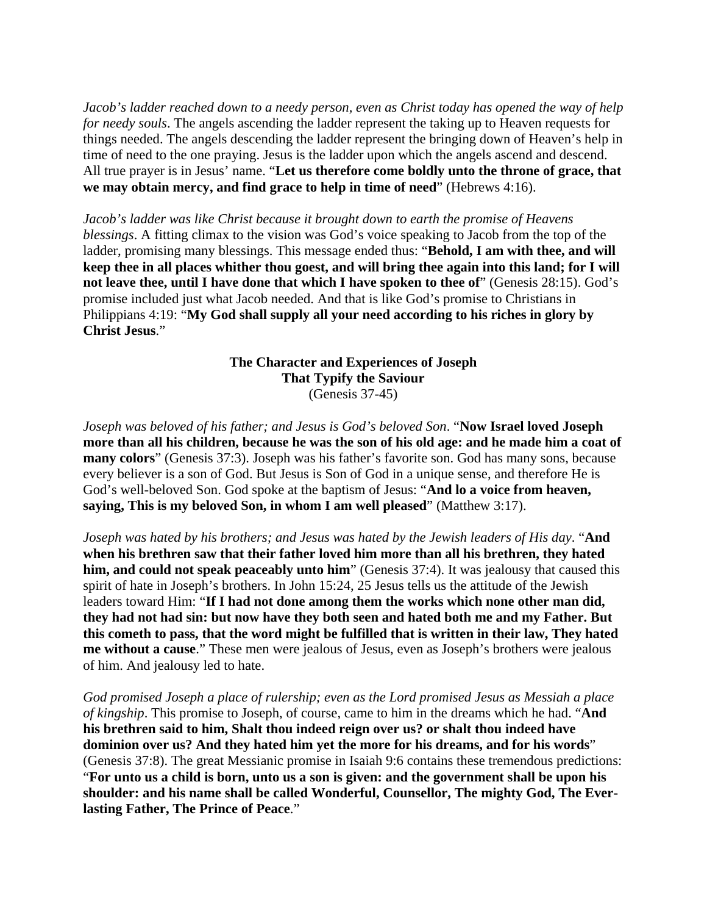*Jacob's ladder reached down to a needy person, even as Christ today has opened the way of help for needy souls*. The angels ascending the ladder represent the taking up to Heaven requests for things needed. The angels descending the ladder represent the bringing down of Heaven's help in time of need to the one praying. Jesus is the ladder upon which the angels ascend and descend. All true prayer is in Jesus' name. "**Let us therefore come boldly unto the throne of grace, that we may obtain mercy, and find grace to help in time of need**" (Hebrews 4:16).

*Jacob's ladder was like Christ because it brought down to earth the promise of Heavens blessings*. A fitting climax to the vision was God's voice speaking to Jacob from the top of the ladder, promising many blessings. This message ended thus: "**Behold, I am with thee, and will keep thee in all places whither thou goest, and will bring thee again into this land; for I will not leave thee, until I have done that which I have spoken to thee of**" (Genesis 28:15). God's promise included just what Jacob needed. And that is like God's promise to Christians in Philippians 4:19: "**My God shall supply all your need according to his riches in glory by Christ Jesus**."

### The Character and Experiences of Joseph That Typify the Saviour

(Genesis 37-45)

*Joseph was beloved of his father; and Jesus is God's beloved Son*. "**Now Israel loved Joseph more than all his children, because he was the son of his old age: and he made him a coat of many colors**" (Genesis 37:3). Joseph was his father's favorite son. God has many sons, because every believer is a son of God. But Jesus is Son of God in a unique sense, and therefore He is God's well-beloved Son. God spoke at the baptism of Jesus: "**And lo a voice from heaven, saying, This is my beloved Son, in whom I am well pleased**" (Matthew 3:17).

*Joseph was hated by his brothers; and Jesus was hated by the Jewish leaders of His day*. "**And when his brethren saw that their father loved him more than all his brethren, they hated him, and could not speak peaceably unto him**" (Genesis 37:4). It was jealousy that caused this spirit of hate in Joseph's brothers. In John 15:24, 25 Jesus tells us the attitude of the Jewish leaders toward Him: "**If I had not done among them the works which none other man did, they had not had sin: but now have they both seen and hated both me and my Father. But this cometh to pass, that the word might be fulfilled that is written in their law, They hated me without a cause**." These men were jealous of Jesus, even as Joseph's brothers were jealous of him. And jealousy led to hate.

*God promised Joseph a place of rulership; even as the Lord promised Jesus as Messiah a place of kingship*. This promise to Joseph, of course, came to him in the dreams which he had. "**And his brethren said to him, Shalt thou indeed reign over us? or shalt thou indeed have dominion over us? And they hated him yet the more for his dreams, and for his words**" (Genesis 37:8). The great Messianic promise in Isaiah 9:6 contains these tremendous predictions: "**For unto us a child is born, unto us a son is given: and the government shall be upon his shoulder: and his name shall be called Wonderful, Counsellor, The mighty God, The Ever-lasting Father, The Prince of Peace**."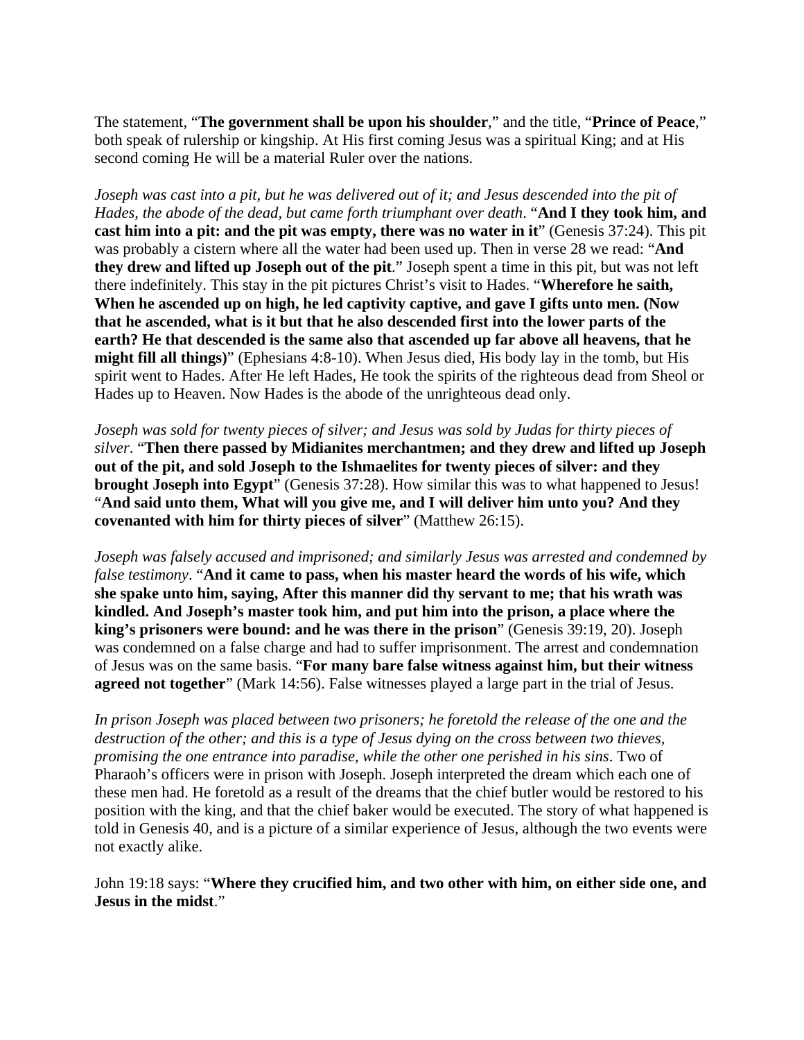The statement, "**The government shall be upon his shoulder**," and the title, "**Prince of Peace**," both speak of rulership or kingship. At His first coming Jesus was a spiritual King; and at His second coming He will be a material Ruler over the nations.

*Joseph was cast into a pit, but he was delivered out of it; and Jesus descended into the pit of Hades, the abode of the dead, but came forth triumphant over death*. "**And I they took him, and cast him into a pit: and the pit was empty, there was no water in it**" (Genesis 37:24). This pit was probably a cistern where all the water had been used up. Then in verse 28 we read: "**And they drew and lifted up Joseph out of the pit**." Joseph spent a time in this pit, but was not left there indefinitely. This stay in the pit pictures Christ's visit to Hades. "**Wherefore he saith, When he ascended up on high, he led captivity captive, and gave I gifts unto men. (Now that he ascended, what is it but that he also descended first into the lower parts of the earth? He that descended is the same also that ascended up far above all heavens, that he might fill all things)**" (Ephesians 4:8-10). When Jesus died, His body lay in the tomb, but His spirit went to Hades. After He left Hades, He took the spirits of the righteous dead from Sheol or Hades up to Heaven. Now Hades is the abode of the unrighteous dead only.

*Joseph was sold for twenty pieces of silver; and Jesus was sold by Judas for thirty pieces of silver*. "**Then there passed by Midianites merchantmen; and they drew and lifted up Joseph out of the pit, and sold Joseph to the Ishmaelites for twenty pieces of silver: and they brought Joseph into Egypt**" (Genesis 37:28). How similar this was to what happened to Jesus! "**And said unto them, What will you give me, and I will deliver him unto you? And they covenanted with him for thirty pieces of silver**" (Matthew 26:15).

*Joseph was falsely accused and imprisoned; and similarly Jesus was arrested and condemned by false testimony*. "**And it came to pass, when his master heard the words of his wife, which she spake unto him, saying, After this manner did thy servant to me; that his wrath was kindled. And Joseph's master took him, and put him into the prison, a place where the king's prisoners were bound: and he was there in the prison**" (Genesis 39:19, 20). Joseph was condemned on a false charge and had to suffer imprisonment. The arrest and condemnation of Jesus was on the same basis. "**For many bare false witness against him, but their witness agreed not together**" (Mark 14:56). False witnesses played a large part in the trial of Jesus.

*In prison Joseph was placed between two prisoners; he foretold the release of the one and the destruction of the other; and this is a type of Jesus dying on the cross between two thieves, promising the one entrance into paradise, while the other one perished in his sins*. Two of Pharaoh's officers were in prison with Joseph. Joseph interpreted the dream which each one of these men had. He foretold as a result of the dreams that the chief butler would be restored to his position with the king, and that the chief baker would be executed. The story of what happened is told in Genesis 40, and is a picture of a similar experience of Jesus, although the two events were not exactly alike.

John 19:18 says: "**Where they crucified him, and two other with him, on either side one, and Jesus in the midst**."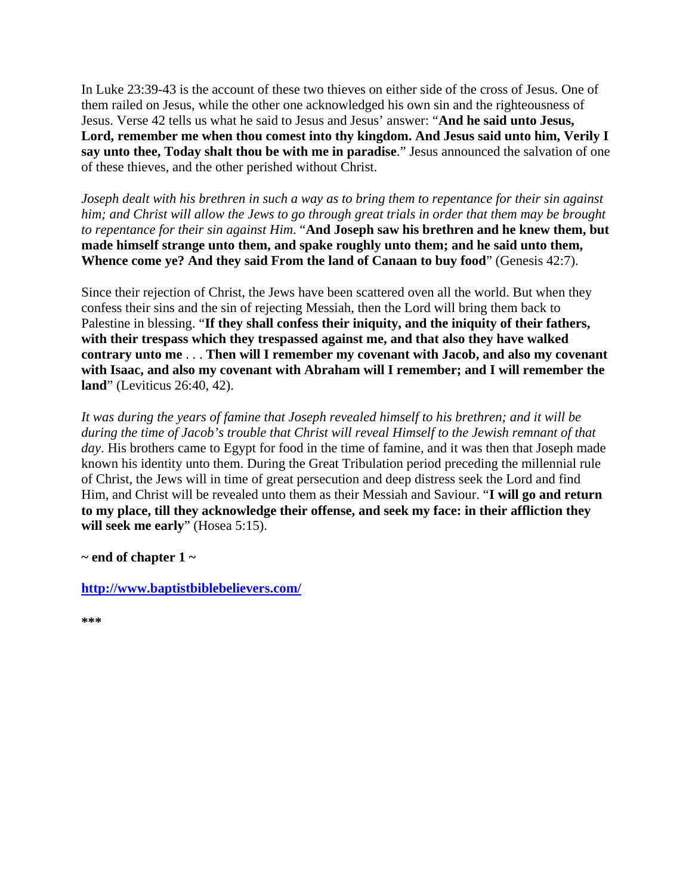In Luke 23:39-43 is the account of these two thieves on either side of the cross of Jesus. One of them railed on Jesus, while the other one acknowledged his own sin and the righteousness of Jesus. Verse 42 tells us what he said to Jesus and Jesus' answer: "**And he said unto Jesus, Lord, remember me when thou comest into thy kingdom. And Jesus said unto him, Verily I say unto thee, Today shalt thou be with me in paradise**." Jesus announced the salvation of one of these thieves, and the other perished without Christ.

*Joseph dealt with his brethren in such a way as to bring them to repentance for their sin against him; and Christ will allow the Jews to go through great trials in order that them may be brought to repentance for their sin against Him*. "**And Joseph saw his brethren and he knew them, but made himself strange unto them, and spake roughly unto them; and he said unto them, Whence come ye? And they said From the land of Canaan to buy food**" (Genesis 42:7).

Since their rejection of Christ, the Jews have been scattered oven all the world. But when they confess their sins and the sin of rejecting Messiah, then the Lord will bring them back to Palestine in blessing. "**If they shall confess their iniquity, and the iniquity of their fathers, with their trespass which they trespassed against me, and that also they have walked contrary unto me** . . . **Then will I remember my covenant with Jacob, and also my covenant with Isaac, and also my covenant with Abraham will I remember; and I will remember the land**" (Leviticus 26:40, 42).

*It was during the years of famine that Joseph revealed himself to his brethren; and it will be during the time of Jacob's trouble that Christ will reveal Himself to the Jewish remnant of that day*. His brothers came to Egypt for food in the time of famine, and it was then that Joseph made known his identity unto them. During the Great Tribulation period preceding the millennial rule of Christ, the Jews will in time of great persecution and deep distress seek the Lord and find Him, and Christ will be revealed unto them as their Messiah and Saviour. "**I will go and return to my place, till they acknowledge their offense, and seek my face: in their affliction they will seek me early**" (Hosea 5:15).

**~ end of chapter 1 ~**

**http://www.baptistbiblebelievers.com/**

**\*\*\***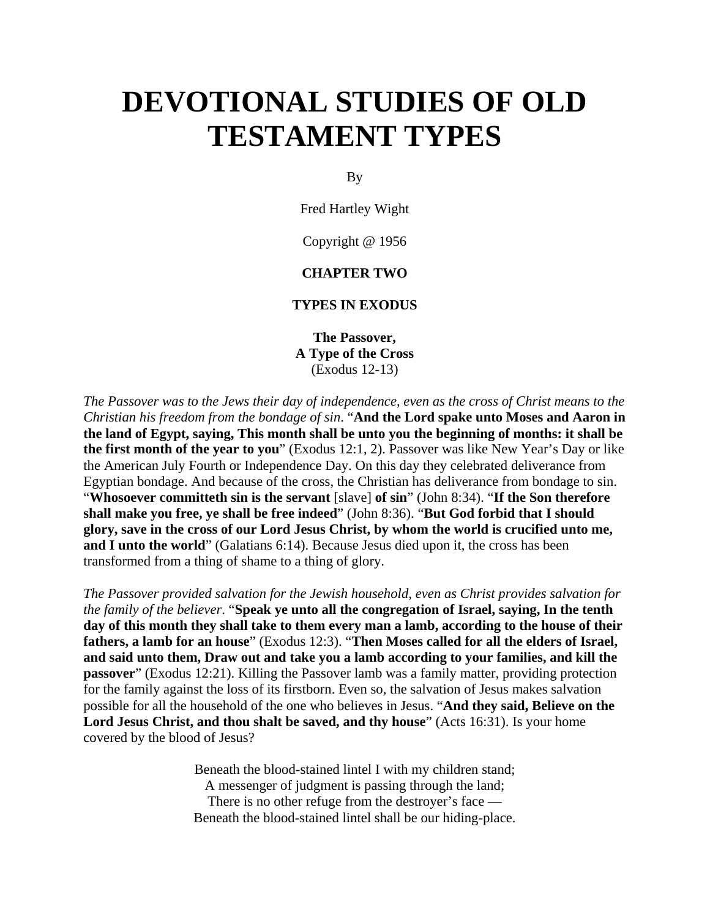# DEVOTIONAL STUDIES OF OLD TESTAMENT TYPES

By

Fred Hartley Wight

Copyright @ 1956

**CHAPTER TWO**

**TYPES IN EXODUS**

**The Passover,**
**A Type of the Cross**
(Exodus 12-13)

*The Passover was to the Jews their day of independence, even as the cross of Christ means to the Christian his freedom from the bondage of sin*. "**And the Lord spake unto Moses and Aaron in the land of Egypt, saying, This month shall be unto you the beginning of months: it shall be the first month of the year to you**" (Exodus 12:1, 2). Passover was like New Year's Day or like the American July Fourth or Independence Day. On this day they celebrated deliverance from Egyptian bondage. And because of the cross, the Christian has deliverance from bondage to sin. "**Whosoever committeth sin is the servant** [slave] **of sin**" (John 8:34). "**If the Son therefore shall make you free, ye shall be free indeed**" (John 8:36). "**But God forbid that I should glory, save in the cross of our Lord Jesus Christ, by whom the world is crucified unto me, and I unto the world**" (Galatians 6:14). Because Jesus died upon it, the cross has been transformed from a thing of shame to a thing of glory.

*The Passover provided salvation for the Jewish household, even as Christ provides salvation for the family of the believer*. "**Speak ye unto all the congregation of Israel, saying, In the tenth day of this month they shall take to them every man a lamb, according to the house of their fathers, a lamb for an house**" (Exodus 12:3). "**Then Moses called for all the elders of Israel, and said unto them, Draw out and take you a lamb according to your families, and kill the passover**" (Exodus 12:21). Killing the Passover lamb was a family matter, providing protection for the family against the loss of its firstborn. Even so, the salvation of Jesus makes salvation possible for all the household of the one who believes in Jesus. "**And they said, Believe on the Lord Jesus Christ, and thou shalt be saved, and thy house**" (Acts 16:31). Is your home covered by the blood of Jesus?

Beneath the blood-stained lintel I with my children stand;
A messenger of judgment is passing through the land;
There is no other refuge from the destroyer's face —
Beneath the blood-stained lintel shall be our hiding-place.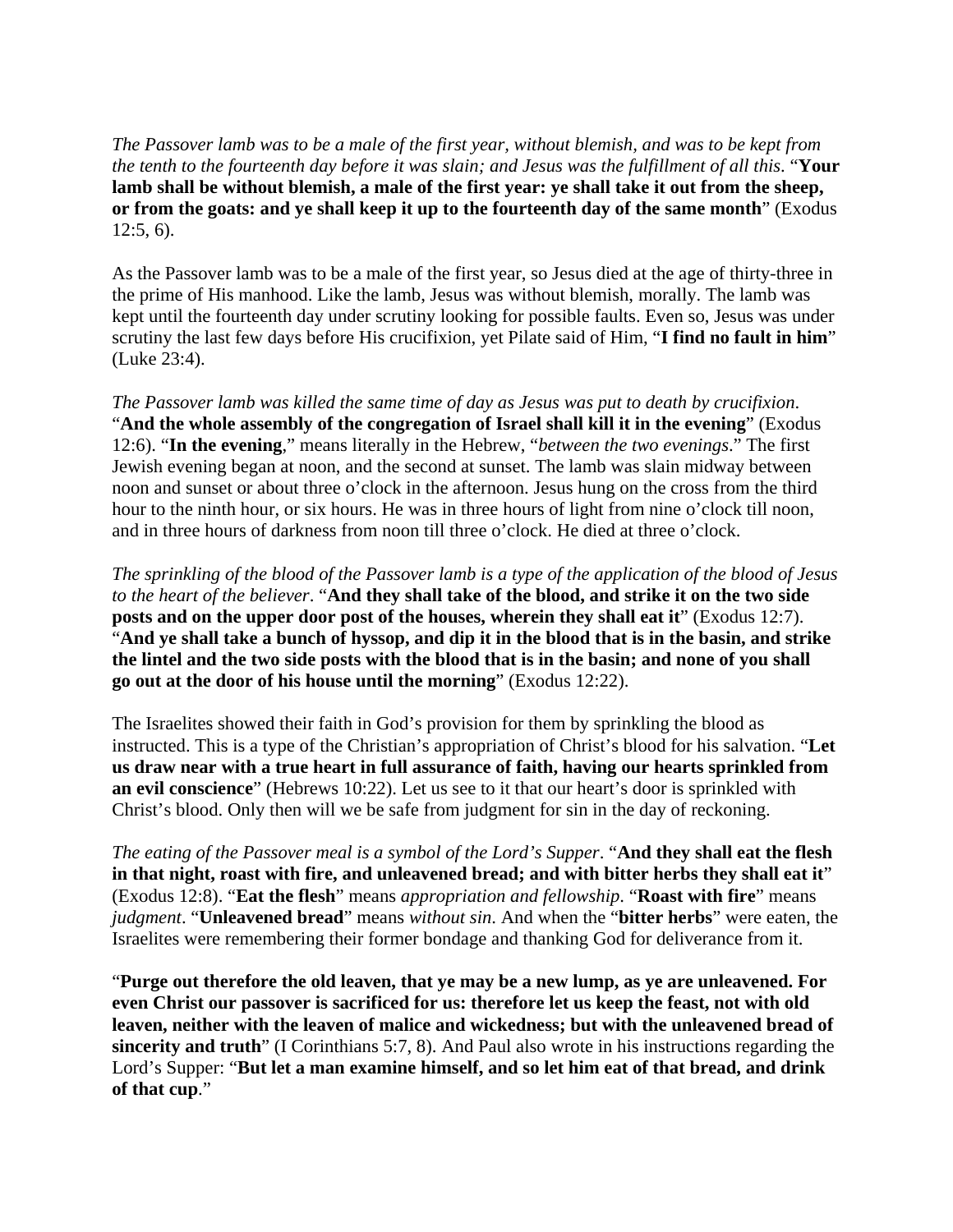*The Passover lamb was to be a male of the first year, without blemish, and was to be kept from the tenth to the fourteenth day before it was slain; and Jesus was the fulfillment of all this*. "**Your lamb shall be without blemish, a male of the first year: ye shall take it out from the sheep, or from the goats: and ye shall keep it up to the fourteenth day of the same month**" (Exodus 12:5, 6).

As the Passover lamb was to be a male of the first year, so Jesus died at the age of thirty-three in the prime of His manhood. Like the lamb, Jesus was without blemish, morally. The lamb was kept until the fourteenth day under scrutiny looking for possible faults. Even so, Jesus was under scrutiny the last few days before His crucifixion, yet Pilate said of Him, "**I find no fault in him**" (Luke 23:4).

*The Passover lamb was killed the same time of day as Jesus was put to death by crucifixion*. "**And the whole assembly of the congregation of Israel shall kill it in the evening**" (Exodus 12:6). "**In the evening**," means literally in the Hebrew, "*between the two evenings*." The first Jewish evening began at noon, and the second at sunset. The lamb was slain midway between noon and sunset or about three o'clock in the afternoon. Jesus hung on the cross from the third hour to the ninth hour, or six hours. He was in three hours of light from nine o'clock till noon, and in three hours of darkness from noon till three o'clock. He died at three o'clock.

*The sprinkling of the blood of the Passover lamb is a type of the application of the blood of Jesus to the heart of the believer*. "**And they shall take of the blood, and strike it on the two side posts and on the upper door post of the houses, wherein they shall eat it**" (Exodus 12:7). "**And ye shall take a bunch of hyssop, and dip it in the blood that is in the basin, and strike the lintel and the two side posts with the blood that is in the basin; and none of you shall go out at the door of his house until the morning**" (Exodus 12:22).

The Israelites showed their faith in God's provision for them by sprinkling the blood as instructed. This is a type of the Christian's appropriation of Christ's blood for his salvation. "**Let us draw near with a true heart in full assurance of faith, having our hearts sprinkled from an evil conscience**" (Hebrews 10:22). Let us see to it that our heart's door is sprinkled with Christ's blood. Only then will we be safe from judgment for sin in the day of reckoning.

*The eating of the Passover meal is a symbol of the Lord's Supper*. "**And they shall eat the flesh in that night, roast with fire, and unleavened bread; and with bitter herbs they shall eat it**" (Exodus 12:8). "**Eat the flesh**" means *appropriation and fellowship*. "**Roast with fire**" means *judgment*. "**Unleavened bread**" means *without sin*. And when the "**bitter herbs**" were eaten, the Israelites were remembering their former bondage and thanking God for deliverance from it.

"**Purge out therefore the old leaven, that ye may be a new lump, as ye are unleavened. For even Christ our passover is sacrificed for us: therefore let us keep the feast, not with old leaven, neither with the leaven of malice and wickedness; but with the unleavened bread of sincerity and truth**" (I Corinthians 5:7, 8). And Paul also wrote in his instructions regarding the Lord's Supper: "**But let a man examine himself, and so let him eat of that bread, and drink of that cup**."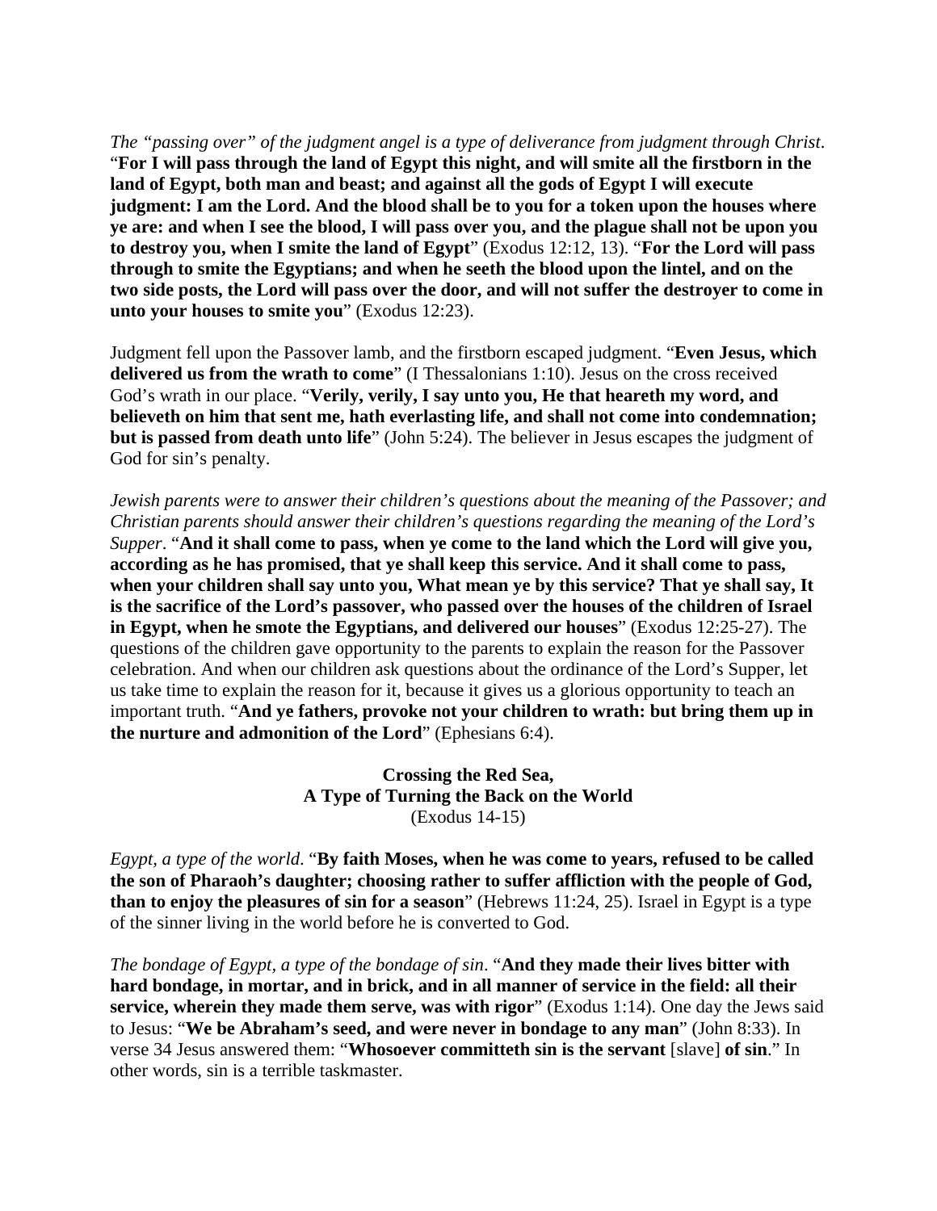*The "passing over" of the judgment angel is a type of deliverance from judgment through Christ*. "**For I will pass through the land of Egypt this night, and will smite all the firstborn in the land of Egypt, both man and beast; and against all the gods of Egypt I will execute judgment: I am the Lord. And the blood shall be to you for a token upon the houses where ye are: and when I see the blood, I will pass over you, and the plague shall not be upon you to destroy you, when I smite the land of Egypt**" (Exodus 12:12, 13). "**For the Lord will pass through to smite the Egyptians; and when he seeth the blood upon the lintel, and on the two side posts, the Lord will pass over the door, and will not suffer the destroyer to come in unto your houses to smite you**" (Exodus 12:23).

Judgment fell upon the Passover lamb, and the firstborn escaped judgment. "**Even Jesus, which delivered us from the wrath to come**" (I Thessalonians 1:10). Jesus on the cross received God's wrath in our place. "**Verily, verily, I say unto you, He that heareth my word, and believeth on him that sent me, hath everlasting life, and shall not come into condemnation; but is passed from death unto life**" (John 5:24). The believer in Jesus escapes the judgment of God for sin's penalty.

*Jewish parents were to answer their children's questions about the meaning of the Passover; and Christian parents should answer their children's questions regarding the meaning of the Lord's Supper*. "**And it shall come to pass, when ye come to the land which the Lord will give you, according as he has promised, that ye shall keep this service. And it shall come to pass, when your children shall say unto you, What mean ye by this service? That ye shall say, It is the sacrifice of the Lord's passover, who passed over the houses of the children of Israel in Egypt, when he smote the Egyptians, and delivered our houses**" (Exodus 12:25-27). The questions of the children gave opportunity to the parents to explain the reason for the Passover celebration. And when our children ask questions about the ordinance of the Lord's Supper, let us take time to explain the reason for it, because it gives us a glorious opportunity to teach an important truth. "**And ye fathers, provoke not your children to wrath: but bring them up in the nurture and admonition of the Lord**" (Ephesians 6:4).

## Crossing the Red Sea, A Type of Turning the Back on the World

(Exodus 14-15)

*Egypt, a type of the world*. "**By faith Moses, when he was come to years, refused to be called the son of Pharaoh's daughter; choosing rather to suffer affliction with the people of God, than to enjoy the pleasures of sin for a season**" (Hebrews 11:24, 25). Israel in Egypt is a type of the sinner living in the world before he is converted to God.

*The bondage of Egypt, a type of the bondage of sin*. "**And they made their lives bitter with hard bondage, in mortar, and in brick, and in all manner of service in the field: all their service, wherein they made them serve, was with rigor**" (Exodus 1:14). One day the Jews said to Jesus: "**We be Abraham's seed, and were never in bondage to any man**" (John 8:33). In verse 34 Jesus answered them: "**Whosoever committeth sin is the servant** [slave] **of sin**." In other words, sin is a terrible taskmaster.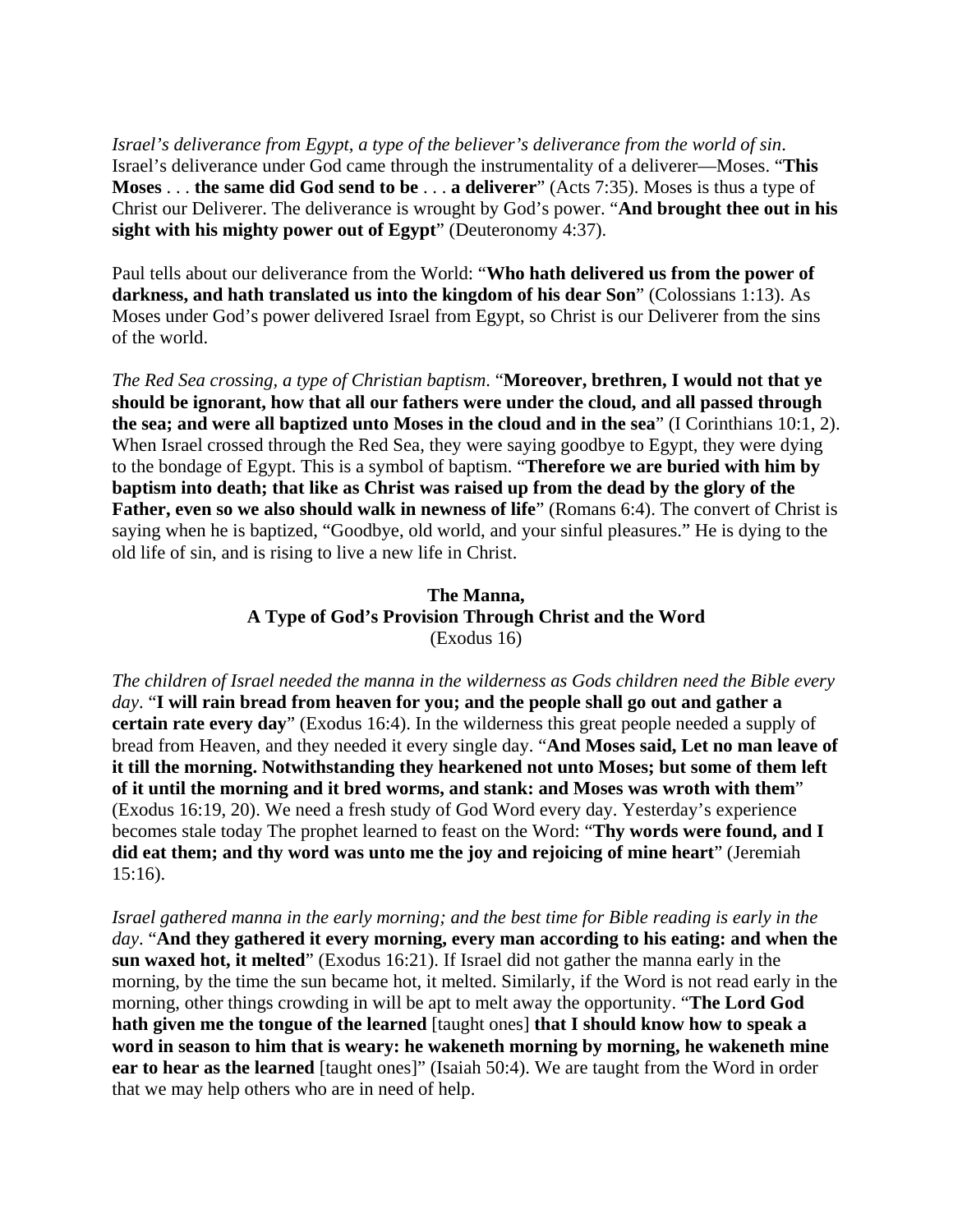*Israel's deliverance from Egypt, a type of the believer's deliverance from the world of sin*. Israel's deliverance under God came through the instrumentality of a deliverer—Moses. "**This Moses** . . . **the same did God send to be** . . . **a deliverer**" (Acts 7:35). Moses is thus a type of Christ our Deliverer. The deliverance is wrought by God's power. "**And brought thee out in his sight with his mighty power out of Egypt**" (Deuteronomy 4:37).

Paul tells about our deliverance from the World: "**Who hath delivered us from the power of darkness, and hath translated us into the kingdom of his dear Son**" (Colossians 1:13). As Moses under God's power delivered Israel from Egypt, so Christ is our Deliverer from the sins of the world.

*The Red Sea crossing, a type of Christian baptism*. "**Moreover, brethren, I would not that ye should be ignorant, how that all our fathers were under the cloud, and all passed through the sea; and were all baptized unto Moses in the cloud and in the sea**" (I Corinthians 10:1, 2). When Israel crossed through the Red Sea, they were saying goodbye to Egypt, they were dying to the bondage of Egypt. This is a symbol of baptism. "**Therefore we are buried with him by baptism into death; that like as Christ was raised up from the dead by the glory of the Father, even so we also should walk in newness of life**" (Romans 6:4). The convert of Christ is saying when he is baptized, "Goodbye, old world, and your sinful pleasures." He is dying to the old life of sin, and is rising to live a new life in Christ.

## The Manna, A Type of God's Provision Through Christ and the Word
(Exodus 16)

*The children of Israel needed the manna in the wilderness as Gods children need the Bible every day*. "**I will rain bread from heaven for you; and the people shall go out and gather a certain rate every day**" (Exodus 16:4). In the wilderness this great people needed a supply of bread from Heaven, and they needed it every single day. "**And Moses said, Let no man leave of it till the morning. Notwithstanding they hearkened not unto Moses; but some of them left of it until the morning and it bred worms, and stank: and Moses was wroth with them**" (Exodus 16:19, 20). We need a fresh study of God Word every day. Yesterday's experience becomes stale today The prophet learned to feast on the Word: "**Thy words were found, and I did eat them; and thy word was unto me the joy and rejoicing of mine heart**" (Jeremiah 15:16).

*Israel gathered manna in the early morning; and the best time for Bible reading is early in the day*. "**And they gathered it every morning, every man according to his eating: and when the sun waxed hot, it melted**" (Exodus 16:21). If Israel did not gather the manna early in the morning, by the time the sun became hot, it melted. Similarly, if the Word is not read early in the morning, other things crowding in will be apt to melt away the opportunity. "**The Lord God hath given me the tongue of the learned** [taught ones] **that I should know how to speak a word in season to him that is weary: he wakeneth morning by morning, he wakeneth mine ear to hear as the learned** [taught ones]" (Isaiah 50:4). We are taught from the Word in order that we may help others who are in need of help.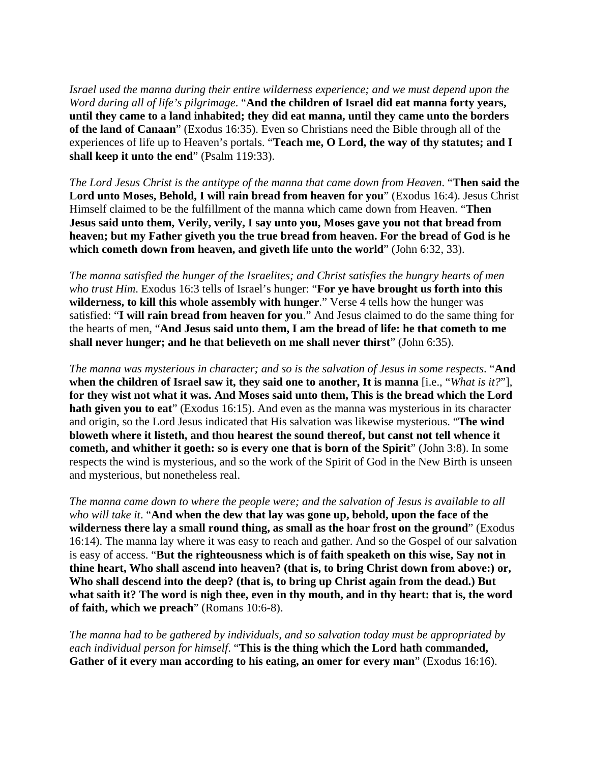*Israel used the manna during their entire wilderness experience; and we must depend upon the Word during all of life's pilgrimage*. "**And the children of Israel did eat manna forty years, until they came to a land inhabited; they did eat manna, until they came unto the borders of the land of Canaan**" (Exodus 16:35). Even so Christians need the Bible through all of the experiences of life up to Heaven's portals. "**Teach me, O Lord, the way of thy statutes; and I shall keep it unto the end**" (Psalm 119:33).

*The Lord Jesus Christ is the antitype of the manna that came down from Heaven*. "**Then said the Lord unto Moses, Behold, I will rain bread from heaven for you**" (Exodus 16:4). Jesus Christ Himself claimed to be the fulfillment of the manna which came down from Heaven. "**Then Jesus said unto them, Verily, verily, I say unto you, Moses gave you not that bread from heaven; but my Father giveth you the true bread from heaven. For the bread of God is he which cometh down from heaven, and giveth life unto the world**" (John 6:32, 33).

*The manna satisfied the hunger of the Israelites; and Christ satisfies the hungry hearts of men who trust Him*. Exodus 16:3 tells of Israel's hunger: "**For ye have brought us forth into this wilderness, to kill this whole assembly with hunger**." Verse 4 tells how the hunger was satisfied: "**I will rain bread from heaven for you**." And Jesus claimed to do the same thing for the hearts of men, "**And Jesus said unto them, I am the bread of life: he that cometh to me shall never hunger; and he that believeth on me shall never thirst**" (John 6:35).

*The manna was mysterious in character; and so is the salvation of Jesus in some respects*. "**And when the children of Israel saw it, they said one to another, It is manna** [i.e., "*What is it?*"], **for they wist not what it was. And Moses said unto them, This is the bread which the Lord hath given you to eat**" (Exodus 16:15). And even as the manna was mysterious in its character and origin, so the Lord Jesus indicated that His salvation was likewise mysterious. "**The wind bloweth where it listeth, and thou hearest the sound thereof, but canst not tell whence it cometh, and whither it goeth: so is every one that is born of the Spirit**" (John 3:8). In some respects the wind is mysterious, and so the work of the Spirit of God in the New Birth is unseen and mysterious, but nonetheless real.

*The manna came down to where the people were; and the salvation of Jesus is available to all who will take it*. "**And when the dew that lay was gone up, behold, upon the face of the wilderness there lay a small round thing, as small as the hoar frost on the ground**" (Exodus 16:14). The manna lay where it was easy to reach and gather. And so the Gospel of our salvation is easy of access. "**But the righteousness which is of faith speaketh on this wise, Say not in thine heart, Who shall ascend into heaven? (that is, to bring Christ down from above:) or, Who shall descend into the deep? (that is, to bring up Christ again from the dead.) But what saith it? The word is nigh thee, even in thy mouth, and in thy heart: that is, the word of faith, which we preach**" (Romans 10:6-8).

*The manna had to be gathered by individuals, and so salvation today must be appropriated by each individual person for himself*. "**This is the thing which the Lord hath commanded, Gather of it every man according to his eating, an omer for every man**" (Exodus 16:16).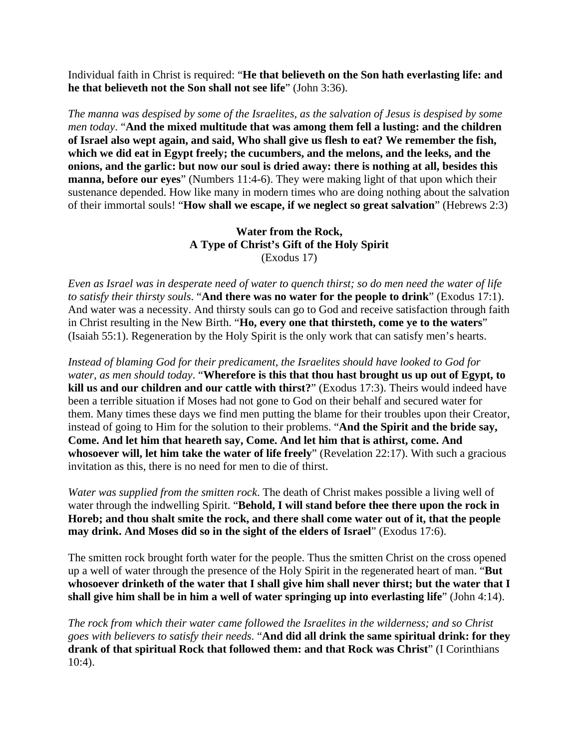Individual faith in Christ is required: "**He that believeth on the Son hath everlasting life: and he that believeth not the Son shall not see life**" (John 3:36).

*The manna was despised by some of the Israelites, as the salvation of Jesus is despised by some men today*. "**And the mixed multitude that was among them fell a lusting: and the children of Israel also wept again, and said, Who shall give us flesh to eat? We remember the fish, which we did eat in Egypt freely; the cucumbers, and the melons, and the leeks, and the onions, and the garlic: but now our soul is dried away: there is nothing at all, besides this manna, before our eyes**" (Numbers 11:4-6). They were making light of that upon which their sustenance depended. How like many in modern times who are doing nothing about the salvation of their immortal souls! "**How shall we escape, if we neglect so great salvation**" (Hebrews 2:3)

**Water from the Rock,**
**A Type of Christ's Gift of the Holy Spirit**
(Exodus 17)

*Even as Israel was in desperate need of water to quench thirst; so do men need the water of life to satisfy their thirsty souls*. "**And there was no water for the people to drink**" (Exodus 17:1). And water was a necessity. And thirsty souls can go to God and receive satisfaction through faith in Christ resulting in the New Birth. "**Ho, every one that thirsteth, come ye to the waters**" (Isaiah 55:1). Regeneration by the Holy Spirit is the only work that can satisfy men's hearts.

*Instead of blaming God for their predicament, the Israelites should have looked to God for water, as men should today*. "**Wherefore is this that thou hast brought us up out of Egypt, to kill us and our children and our cattle with thirst?**" (Exodus 17:3). Theirs would indeed have been a terrible situation if Moses had not gone to God on their behalf and secured water for them. Many times these days we find men putting the blame for their troubles upon their Creator, instead of going to Him for the solution to their problems. "**And the Spirit and the bride say, Come. And let him that heareth say, Come. And let him that is athirst, come. And whosoever will, let him take the water of life freely**" (Revelation 22:17). With such a gracious invitation as this, there is no need for men to die of thirst.

*Water was supplied from the smitten rock*. The death of Christ makes possible a living well of water through the indwelling Spirit. "**Behold, I will stand before thee there upon the rock in Horeb; and thou shalt smite the rock, and there shall come water out of it, that the people may drink. And Moses did so in the sight of the elders of Israel**" (Exodus 17:6).

The smitten rock brought forth water for the people. Thus the smitten Christ on the cross opened up a well of water through the presence of the Holy Spirit in the regenerated heart of man. "**But whosoever drinketh of the water that I shall give him shall never thirst; but the water that I shall give him shall be in him a well of water springing up into everlasting life**" (John 4:14).

*The rock from which their water came followed the Israelites in the wilderness; and so Christ goes with believers to satisfy their needs*. "**And did all drink the same spiritual drink: for they drank of that spiritual Rock that followed them: and that Rock was Christ**" (I Corinthians 10:4).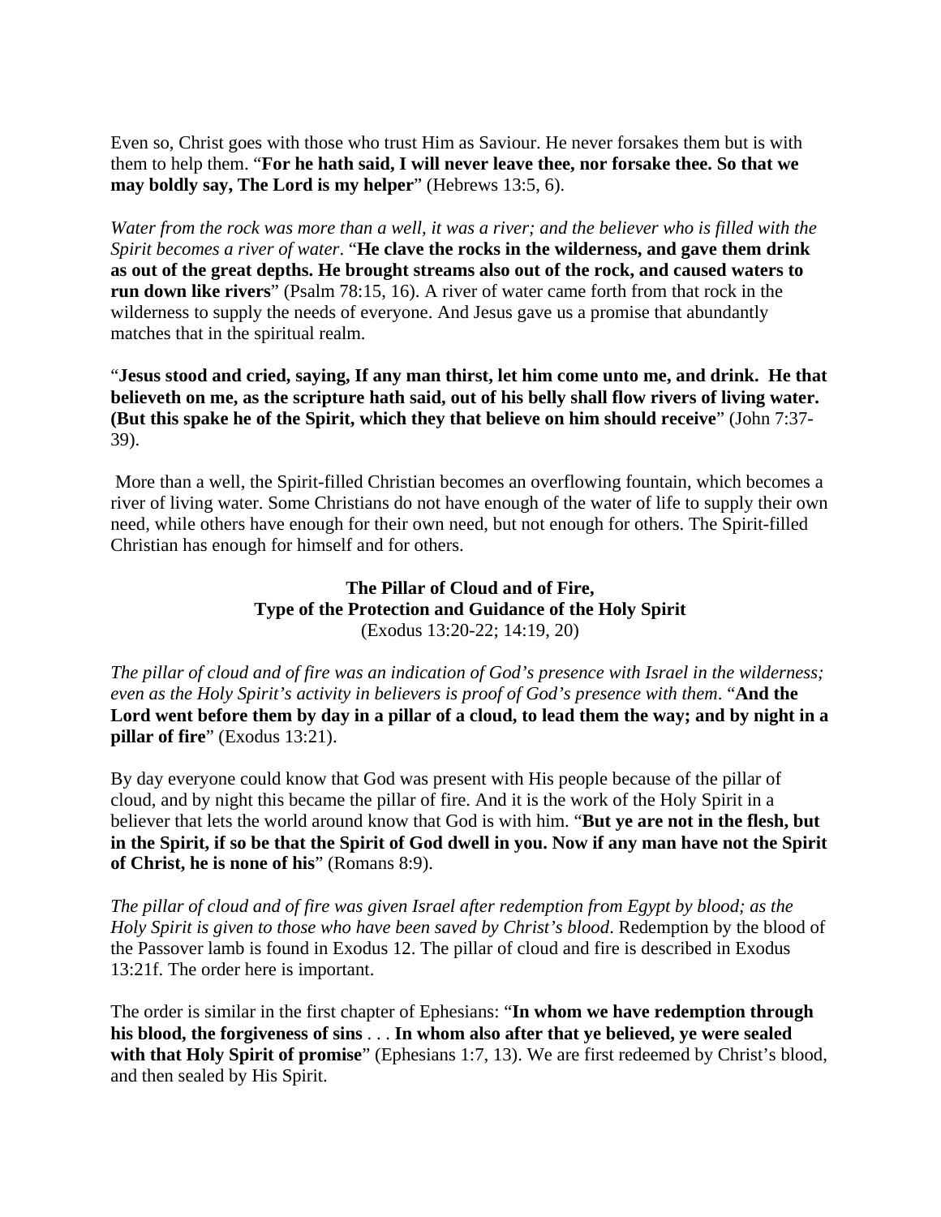Even so, Christ goes with those who trust Him as Saviour. He never forsakes them but is with them to help them. "**For he hath said, I will never leave thee, nor forsake thee. So that we may boldly say, The Lord is my helper**" (Hebrews 13:5, 6).

*Water from the rock was more than a well, it was a river; and the believer who is filled with the Spirit becomes a river of water*. "**He clave the rocks in the wilderness, and gave them drink as out of the great depths. He brought streams also out of the rock, and caused waters to run down like rivers**" (Psalm 78:15, 16). A river of water came forth from that rock in the wilderness to supply the needs of everyone. And Jesus gave us a promise that abundantly matches that in the spiritual realm.

"**Jesus stood and cried, saying, If any man thirst, let him come unto me, and drink. He that believeth on me, as the scripture hath said, out of his belly shall flow rivers of living water. (But this spake he of the Spirit, which they that believe on him should receive**" (John 7:37-39).

More than a well, the Spirit-filled Christian becomes an overflowing fountain, which becomes a river of living water. Some Christians do not have enough of the water of life to supply their own need, while others have enough for their own need, but not enough for others. The Spirit-filled Christian has enough for himself and for others.

### The Pillar of Cloud and of Fire, Type of the Protection and Guidance of the Holy Spirit

(Exodus 13:20-22; 14:19, 20)

*The pillar of cloud and of fire was an indication of God's presence with Israel in the wilderness; even as the Holy Spirit's activity in believers is proof of God's presence with them*. "**And the Lord went before them by day in a pillar of a cloud, to lead them the way; and by night in a pillar of fire**" (Exodus 13:21).

By day everyone could know that God was present with His people because of the pillar of cloud, and by night this became the pillar of fire. And it is the work of the Holy Spirit in a believer that lets the world around know that God is with him. "**But ye are not in the flesh, but in the Spirit, if so be that the Spirit of God dwell in you. Now if any man have not the Spirit of Christ, he is none of his**" (Romans 8:9).

*The pillar of cloud and of fire was given Israel after redemption from Egypt by blood; as the Holy Spirit is given to those who have been saved by Christ's blood*. Redemption by the blood of the Passover lamb is found in Exodus 12. The pillar of cloud and fire is described in Exodus 13:21f. The order here is important.

The order is similar in the first chapter of Ephesians: "**In whom we have redemption through his blood, the forgiveness of sins** . . . **In whom also after that ye believed, ye were sealed with that Holy Spirit of promise**" (Ephesians 1:7, 13). We are first redeemed by Christ's blood, and then sealed by His Spirit.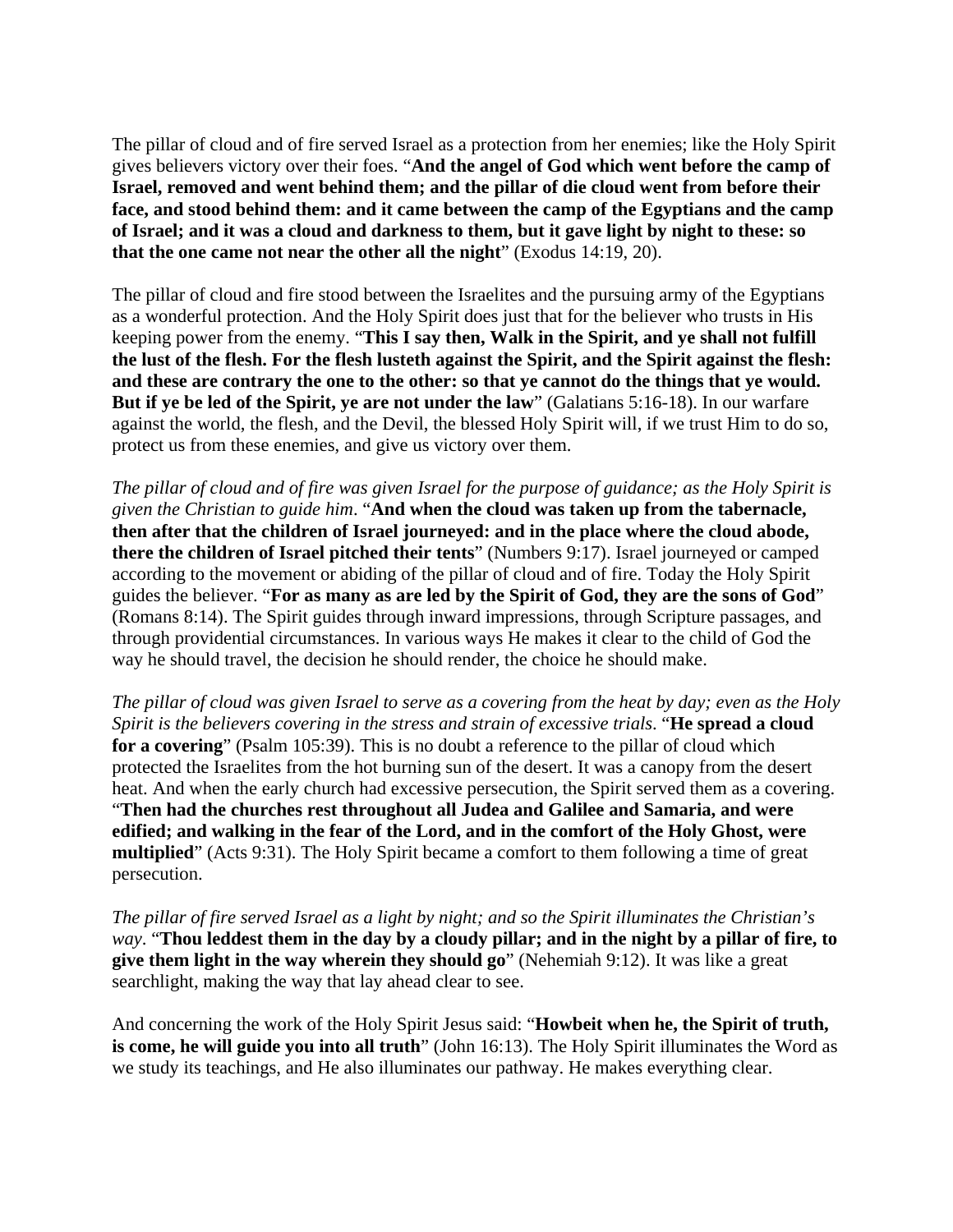The pillar of cloud and of fire served Israel as a protection from her enemies; like the Holy Spirit gives believers victory over their foes. "**And the angel of God which went before the camp of Israel, removed and went behind them; and the pillar of die cloud went from before their face, and stood behind them: and it came between the camp of the Egyptians and the camp of Israel; and it was a cloud and darkness to them, but it gave light by night to these: so that the one came not near the other all the night**" (Exodus 14:19, 20).

The pillar of cloud and fire stood between the Israelites and the pursuing army of the Egyptians as a wonderful protection. And the Holy Spirit does just that for the believer who trusts in His keeping power from the enemy. "**This I say then, Walk in the Spirit, and ye shall not fulfill the lust of the flesh. For the flesh lusteth against the Spirit, and the Spirit against the flesh: and these are contrary the one to the other: so that ye cannot do the things that ye would. But if ye be led of the Spirit, ye are not under the law**" (Galatians 5:16-18). In our warfare against the world, the flesh, and the Devil, the blessed Holy Spirit will, if we trust Him to do so, protect us from these enemies, and give us victory over them.

*The pillar of cloud and of fire was given Israel for the purpose of guidance; as the Holy Spirit is given the Christian to guide him*. "**And when the cloud was taken up from the tabernacle, then after that the children of Israel journeyed: and in the place where the cloud abode, there the children of Israel pitched their tents**" (Numbers 9:17). Israel journeyed or camped according to the movement or abiding of the pillar of cloud and of fire. Today the Holy Spirit guides the believer. "**For as many as are led by the Spirit of God, they are the sons of God**" (Romans 8:14). The Spirit guides through inward impressions, through Scripture passages, and through providential circumstances. In various ways He makes it clear to the child of God the way he should travel, the decision he should render, the choice he should make.

*The pillar of cloud was given Israel to serve as a covering from the heat by day; even as the Holy Spirit is the believers covering in the stress and strain of excessive trials*. "**He spread a cloud for a covering**" (Psalm 105:39). This is no doubt a reference to the pillar of cloud which protected the Israelites from the hot burning sun of the desert. It was a canopy from the desert heat. And when the early church had excessive persecution, the Spirit served them as a covering. "**Then had the churches rest throughout all Judea and Galilee and Samaria, and were edified; and walking in the fear of the Lord, and in the comfort of the Holy Ghost, were multiplied**" (Acts 9:31). The Holy Spirit became a comfort to them following a time of great persecution.

*The pillar of fire served Israel as a light by night; and so the Spirit illuminates the Christian's way*. "**Thou leddest them in the day by a cloudy pillar; and in the night by a pillar of fire, to give them light in the way wherein they should go**" (Nehemiah 9:12). It was like a great searchlight, making the way that lay ahead clear to see.

And concerning the work of the Holy Spirit Jesus said: "**Howbeit when he, the Spirit of truth, is come, he will guide you into all truth**" (John 16:13). The Holy Spirit illuminates the Word as we study its teachings, and He also illuminates our pathway. He makes everything clear.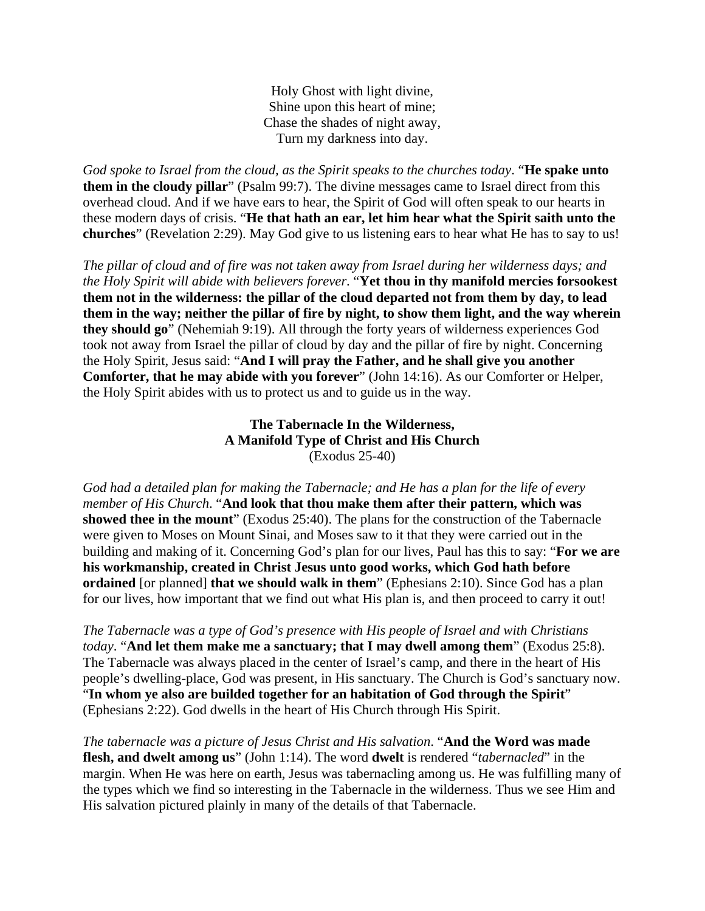Holy Ghost with light divine,  
Shine upon this heart of mine;  
Chase the shades of night away,  
Turn my darkness into day.

*God spoke to Israel from the cloud, as the Spirit speaks to the churches today*. "**He spake unto them in the cloudy pillar**" (Psalm 99:7). The divine messages came to Israel direct from this overhead cloud. And if we have ears to hear, the Spirit of God will often speak to our hearts in these modern days of crisis. "**He that hath an ear, let him hear what the Spirit saith unto the churches**" (Revelation 2:29). May God give to us listening ears to hear what He has to say to us!

*The pillar of cloud and of fire was not taken away from Israel during her wilderness days; and the Holy Spirit will abide with believers forever*. "**Yet thou in thy manifold mercies forsookest them not in the wilderness: the pillar of the cloud departed not from them by day, to lead them in the way; neither the pillar of fire by night, to show them light, and the way wherein they should go**" (Nehemiah 9:19). All through the forty years of wilderness experiences God took not away from Israel the pillar of cloud by day and the pillar of fire by night. Concerning the Holy Spirit, Jesus said: "**And I will pray the Father, and he shall give you another Comforter, that he may abide with you forever**" (John 14:16). As our Comforter or Helper, the Holy Spirit abides with us to protect us and to guide us in the way.

## The Tabernacle In the Wilderness, A Manifold Type of Christ and His Church

(Exodus 25-40)

*God had a detailed plan for making the Tabernacle; and He has a plan for the life of every member of His Church*. "**And look that thou make them after their pattern, which was showed thee in the mount**" (Exodus 25:40). The plans for the construction of the Tabernacle were given to Moses on Mount Sinai, and Moses saw to it that they were carried out in the building and making of it. Concerning God's plan for our lives, Paul has this to say: "**For we are his workmanship, created in Christ Jesus unto good works, which God hath before ordained** [or planned] **that we should walk in them**" (Ephesians 2:10). Since God has a plan for our lives, how important that we find out what His plan is, and then proceed to carry it out!

*The Tabernacle was a type of God's presence with His people of Israel and with Christians today*. "**And let them make me a sanctuary; that I may dwell among them**" (Exodus 25:8). The Tabernacle was always placed in the center of Israel's camp, and there in the heart of His people's dwelling-place, God was present, in His sanctuary. The Church is God's sanctuary now. "**In whom ye also are builded together for an habitation of God through the Spirit**" (Ephesians 2:22). God dwells in the heart of His Church through His Spirit.

*The tabernacle was a picture of Jesus Christ and His salvation*. "**And the Word was made flesh, and dwelt among us**" (John 1:14). The word **dwelt** is rendered "*tabernacled*" in the margin. When He was here on earth, Jesus was tabernacling among us. He was fulfilling many of the types which we find so interesting in the Tabernacle in the wilderness. Thus we see Him and His salvation pictured plainly in many of the details of that Tabernacle.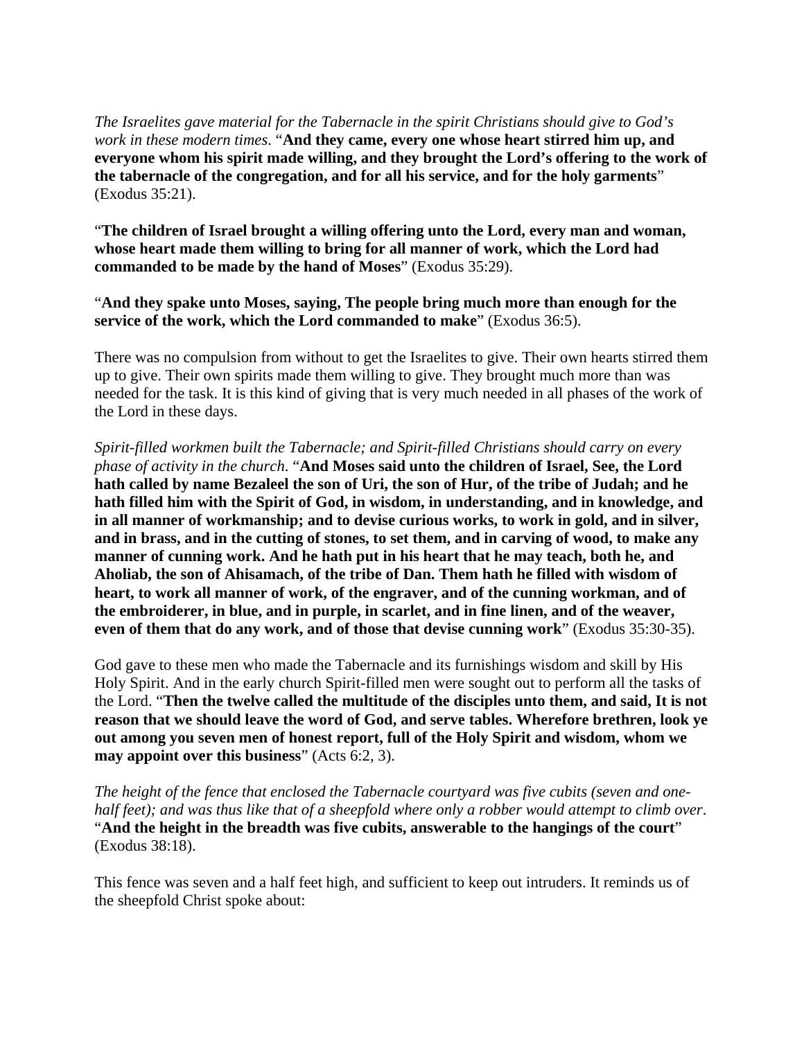*The Israelites gave material for the Tabernacle in the spirit Christians should give to God's work in these modern times*. "**And they came, every one whose heart stirred him up, and everyone whom his spirit made willing, and they brought the Lord's offering to the work of the tabernacle of the congregation, and for all his service, and for the holy garments**" (Exodus 35:21).

"**The children of Israel brought a willing offering unto the Lord, every man and woman, whose heart made them willing to bring for all manner of work, which the Lord had commanded to be made by the hand of Moses**" (Exodus 35:29).

"**And they spake unto Moses, saying, The people bring much more than enough for the service of the work, which the Lord commanded to make**" (Exodus 36:5).

There was no compulsion from without to get the Israelites to give. Their own hearts stirred them up to give. Their own spirits made them willing to give. They brought much more than was needed for the task. It is this kind of giving that is very much needed in all phases of the work of the Lord in these days.

*Spirit-filled workmen built the Tabernacle; and Spirit-filled Christians should carry on every phase of activity in the church*. "**And Moses said unto the children of Israel, See, the Lord hath called by name Bezaleel the son of Uri, the son of Hur, of the tribe of Judah; and he hath filled him with the Spirit of God, in wisdom, in understanding, and in knowledge, and in all manner of workmanship; and to devise curious works, to work in gold, and in silver, and in brass, and in the cutting of stones, to set them, and in carving of wood, to make any manner of cunning work. And he hath put in his heart that he may teach, both he, and Aholiab, the son of Ahisamach, of the tribe of Dan. Them hath he filled with wisdom of heart, to work all manner of work, of the engraver, and of the cunning workman, and of the embroiderer, in blue, and in purple, in scarlet, and in fine linen, and of the weaver, even of them that do any work, and of those that devise cunning work**" (Exodus 35:30-35).

God gave to these men who made the Tabernacle and its furnishings wisdom and skill by His Holy Spirit. And in the early church Spirit-filled men were sought out to perform all the tasks of the Lord. "**Then the twelve called the multitude of the disciples unto them, and said, It is not reason that we should leave the word of God, and serve tables. Wherefore brethren, look ye out among you seven men of honest report, full of the Holy Spirit and wisdom, whom we may appoint over this business**" (Acts 6:2, 3).

*The height of the fence that enclosed the Tabernacle courtyard was five cubits (seven and one-half feet); and was thus like that of a sheepfold where only a robber would attempt to climb over*. "**And the height in the breadth was five cubits, answerable to the hangings of the court**" (Exodus 38:18).

This fence was seven and a half feet high, and sufficient to keep out intruders. It reminds us of the sheepfold Christ spoke about: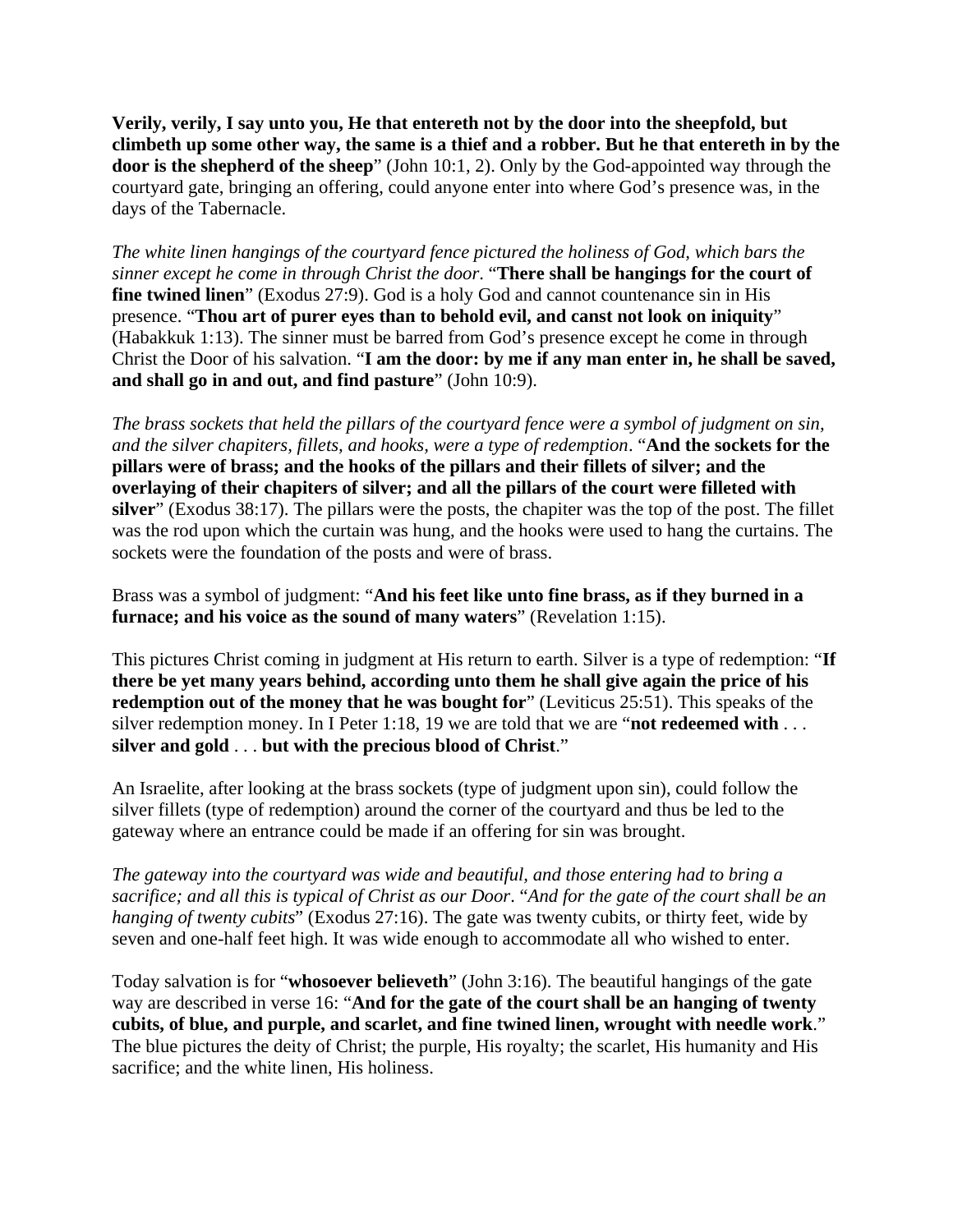**Verily, verily, I say unto you, He that entereth not by the door into the sheepfold, but climbeth up some other way, the same is a thief and a robber. But he that entereth in by the door is the shepherd of the sheep**" (John 10:1, 2). Only by the God-appointed way through the courtyard gate, bringing an offering, could anyone enter into where God's presence was, in the days of the Tabernacle.

*The white linen hangings of the courtyard fence pictured the holiness of God, which bars the sinner except he come in through Christ the door*. "**There shall be hangings for the court of fine twined linen**" (Exodus 27:9). God is a holy God and cannot countenance sin in His presence. "**Thou art of purer eyes than to behold evil, and canst not look on iniquity**" (Habakkuk 1:13). The sinner must be barred from God's presence except he come in through Christ the Door of his salvation. "**I am the door: by me if any man enter in, he shall be saved, and shall go in and out, and find pasture**" (John 10:9).

*The brass sockets that held the pillars of the courtyard fence were a symbol of judgment on sin, and the silver chapiters, fillets, and hooks, were a type of redemption*. "**And the sockets for the pillars were of brass; and the hooks of the pillars and their fillets of silver; and the overlaying of their chapiters of silver; and all the pillars of the court were filleted with silver**" (Exodus 38:17). The pillars were the posts, the chapiter was the top of the post. The fillet was the rod upon which the curtain was hung, and the hooks were used to hang the curtains. The sockets were the foundation of the posts and were of brass.

Brass was a symbol of judgment: "**And his feet like unto fine brass, as if they burned in a furnace; and his voice as the sound of many waters**" (Revelation 1:15).

This pictures Christ coming in judgment at His return to earth. Silver is a type of redemption: "**If there be yet many years behind, according unto them he shall give again the price of his redemption out of the money that he was bought for**" (Leviticus 25:51). This speaks of the silver redemption money. In I Peter 1:18, 19 we are told that we are "**not redeemed with** . . . **silver and gold** . . . **but with the precious blood of Christ**."

An Israelite, after looking at the brass sockets (type of judgment upon sin), could follow the silver fillets (type of redemption) around the corner of the courtyard and thus be led to the gateway where an entrance could be made if an offering for sin was brought.

*The gateway into the courtyard was wide and beautiful, and those entering had to bring a sacrifice; and all this is typical of Christ as our Door*. "*And for the gate of the court shall be an hanging of twenty cubits*" (Exodus 27:16). The gate was twenty cubits, or thirty feet, wide by seven and one-half feet high. It was wide enough to accommodate all who wished to enter.

Today salvation is for "**whosoever believeth**" (John 3:16). The beautiful hangings of the gate way are described in verse 16: "**And for the gate of the court shall be an hanging of twenty cubits, of blue, and purple, and scarlet, and fine twined linen, wrought with needle work**." The blue pictures the deity of Christ; the purple, His royalty; the scarlet, His humanity and His sacrifice; and the white linen, His holiness.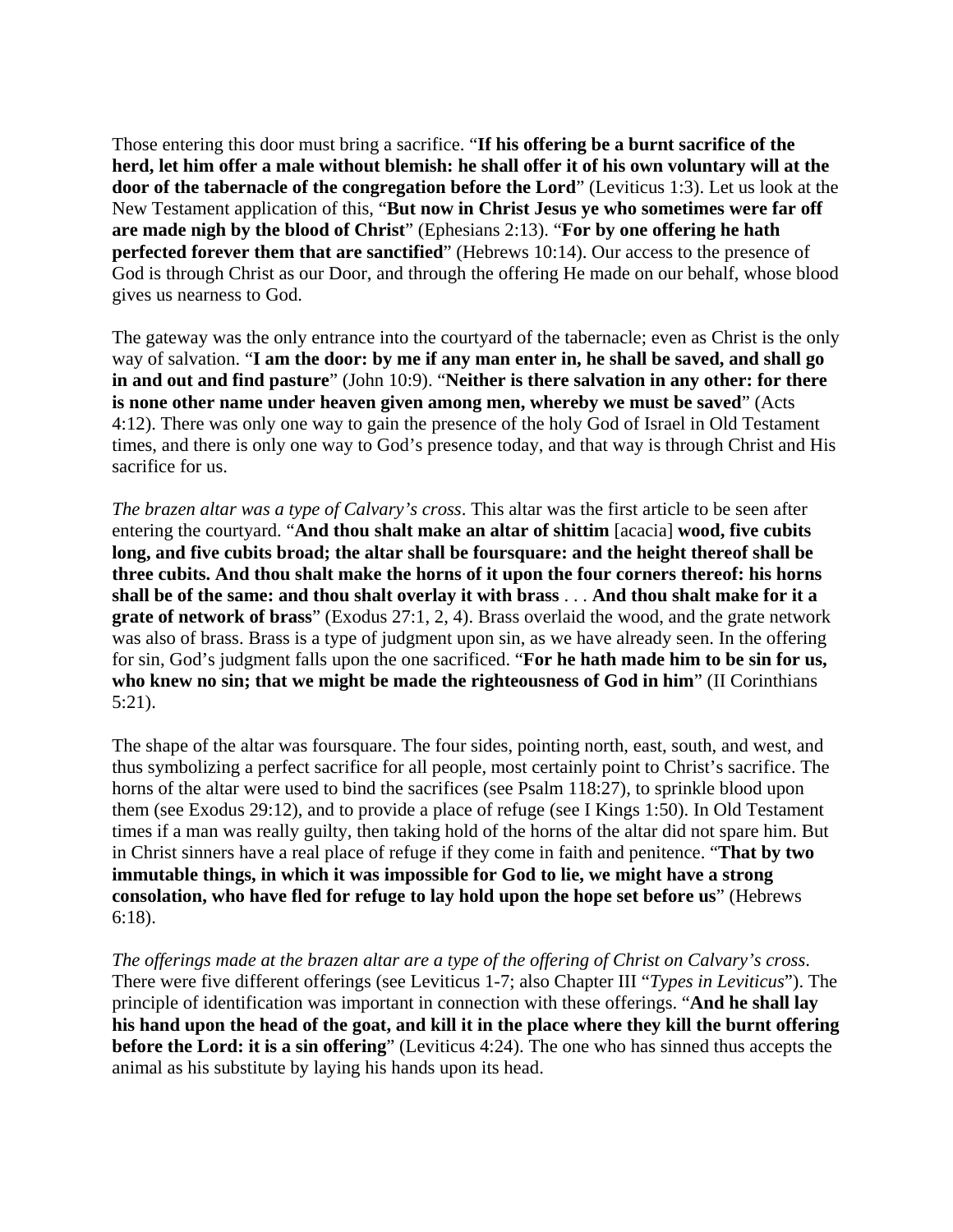Those entering this door must bring a sacrifice. "**If his offering be a burnt sacrifice of the herd, let him offer a male without blemish: he shall offer it of his own voluntary will at the door of the tabernacle of the congregation before the Lord**" (Leviticus 1:3). Let us look at the New Testament application of this, "**But now in Christ Jesus ye who sometimes were far off are made nigh by the blood of Christ**" (Ephesians 2:13). "**For by one offering he hath perfected forever them that are sanctified**" (Hebrews 10:14). Our access to the presence of God is through Christ as our Door, and through the offering He made on our behalf, whose blood gives us nearness to God.

The gateway was the only entrance into the courtyard of the tabernacle; even as Christ is the only way of salvation. "**I am the door: by me if any man enter in, he shall be saved, and shall go in and out and find pasture**" (John 10:9). "**Neither is there salvation in any other: for there is none other name under heaven given among men, whereby we must be saved**" (Acts 4:12). There was only one way to gain the presence of the holy God of Israel in Old Testament times, and there is only one way to God's presence today, and that way is through Christ and His sacrifice for us.

*The brazen altar was a type of Calvary's cross*. This altar was the first article to be seen after entering the courtyard. "**And thou shalt make an altar of shittim** [acacia] **wood, five cubits long, and five cubits broad; the altar shall be foursquare: and the height thereof shall be three cubits. And thou shalt make the horns of it upon the four corners thereof: his horns shall be of the same: and thou shalt overlay it with brass** . . . **And thou shalt make for it a grate of network of brass**" (Exodus 27:1, 2, 4). Brass overlaid the wood, and the grate network was also of brass. Brass is a type of judgment upon sin, as we have already seen. In the offering for sin, God's judgment falls upon the one sacrificed. "**For he hath made him to be sin for us, who knew no sin; that we might be made the righteousness of God in him**" (II Corinthians 5:21).

The shape of the altar was foursquare. The four sides, pointing north, east, south, and west, and thus symbolizing a perfect sacrifice for all people, most certainly point to Christ's sacrifice. The horns of the altar were used to bind the sacrifices (see Psalm 118:27), to sprinkle blood upon them (see Exodus 29:12), and to provide a place of refuge (see I Kings 1:50). In Old Testament times if a man was really guilty, then taking hold of the horns of the altar did not spare him. But in Christ sinners have a real place of refuge if they come in faith and penitence. "**That by two immutable things, in which it was impossible for God to lie, we might have a strong consolation, who have fled for refuge to lay hold upon the hope set before us**" (Hebrews 6:18).

*The offerings made at the brazen altar are a type of the offering of Christ on Calvary's cross*. There were five different offerings (see Leviticus 1-7; also Chapter III "*Types in Leviticus*"). The principle of identification was important in connection with these offerings. "**And he shall lay his hand upon the head of the goat, and kill it in the place where they kill the burnt offering before the Lord: it is a sin offering**" (Leviticus 4:24). The one who has sinned thus accepts the animal as his substitute by laying his hands upon its head.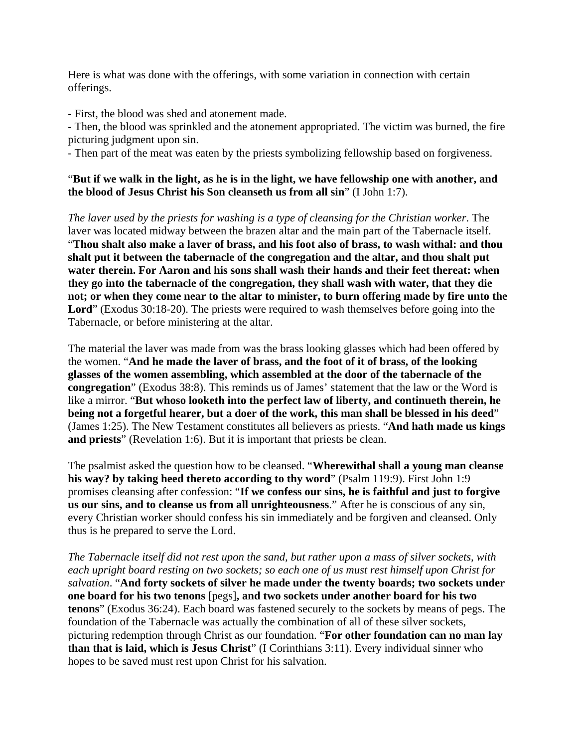Here is what was done with the offerings, with some variation in connection with certain offerings.

- First, the blood was shed and atonement made.
- Then, the blood was sprinkled and the atonement appropriated. The victim was burned, the fire picturing judgment upon sin.
- Then part of the meat was eaten by the priests symbolizing fellowship based on forgiveness.

"**But if we walk in the light, as he is in the light, we have fellowship one with another, and the blood of Jesus Christ his Son cleanseth us from all sin**" (I John 1:7).

*The laver used by the priests for washing is a type of cleansing for the Christian worker*. The laver was located midway between the brazen altar and the main part of the Tabernacle itself. "**Thou shalt also make a laver of brass, and his foot also of brass, to wash withal: and thou shalt put it between the tabernacle of the congregation and the altar, and thou shalt put water therein. For Aaron and his sons shall wash their hands and their feet thereat: when they go into the tabernacle of the congregation, they shall wash with water, that they die not; or when they come near to the altar to minister, to burn offering made by fire unto the Lord**" (Exodus 30:18-20). The priests were required to wash themselves before going into the Tabernacle, or before ministering at the altar.

The material the laver was made from was the brass looking glasses which had been offered by the women. "**And he made the laver of brass, and the foot of it of brass, of the looking glasses of the women assembling, which assembled at the door of the tabernacle of the congregation**" (Exodus 38:8). This reminds us of James' statement that the law or the Word is like a mirror. "**But whoso looketh into the perfect law of liberty, and continueth therein, he being not a forgetful hearer, but a doer of the work, this man shall be blessed in his deed**" (James 1:25). The New Testament constitutes all believers as priests. "**And hath made us kings and priests**" (Revelation 1:6). But it is important that priests be clean.

The psalmist asked the question how to be cleansed. "**Wherewithal shall a young man cleanse his way? by taking heed thereto according to thy word**" (Psalm 119:9). First John 1:9 promises cleansing after confession: "**If we confess our sins, he is faithful and just to forgive us our sins, and to cleanse us from all unrighteousness**." After he is conscious of any sin, every Christian worker should confess his sin immediately and be forgiven and cleansed. Only thus is he prepared to serve the Lord.

*The Tabernacle itself did not rest upon the sand, but rather upon a mass of silver sockets, with each upright board resting on two sockets; so each one of us must rest himself upon Christ for salvation*. "**And forty sockets of silver he made under the twenty boards; two sockets under one board for his two tenons** [pegs]**, and two sockets under another board for his two tenons**" (Exodus 36:24). Each board was fastened securely to the sockets by means of pegs. The foundation of the Tabernacle was actually the combination of all of these silver sockets, picturing redemption through Christ as our foundation. "**For other foundation can no man lay than that is laid, which is Jesus Christ**" (I Corinthians 3:11). Every individual sinner who hopes to be saved must rest upon Christ for his salvation.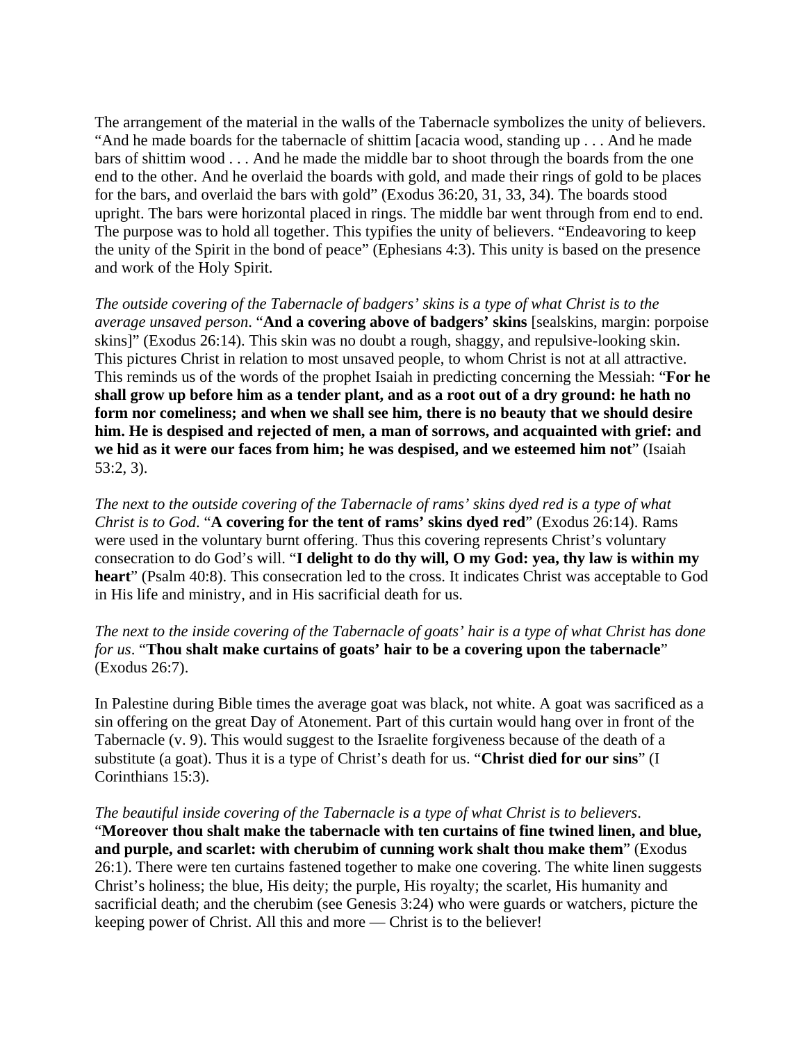The arrangement of the material in the walls of the Tabernacle symbolizes the unity of believers. "And he made boards for the tabernacle of shittim [acacia wood, standing up . . . And he made bars of shittim wood . . . And he made the middle bar to shoot through the boards from the one end to the other. And he overlaid the boards with gold, and made their rings of gold to be places for the bars, and overlaid the bars with gold" (Exodus 36:20, 31, 33, 34). The boards stood upright. The bars were horizontal placed in rings. The middle bar went through from end to end. The purpose was to hold all together. This typifies the unity of believers. "Endeavoring to keep the unity of the Spirit in the bond of peace" (Ephesians 4:3). This unity is based on the presence and work of the Holy Spirit.

*The outside covering of the Tabernacle of badgers' skins is a type of what Christ is to the average unsaved person*. "**And a covering above of badgers' skins** [sealskins, margin: porpoise skins]" (Exodus 26:14). This skin was no doubt a rough, shaggy, and repulsive-looking skin. This pictures Christ in relation to most unsaved people, to whom Christ is not at all attractive. This reminds us of the words of the prophet Isaiah in predicting concerning the Messiah: "**For he shall grow up before him as a tender plant, and as a root out of a dry ground: he hath no form nor comeliness; and when we shall see him, there is no beauty that we should desire him. He is despised and rejected of men, a man of sorrows, and acquainted with grief: and we hid as it were our faces from him; he was despised, and we esteemed him not**" (Isaiah 53:2, 3).

*The next to the outside covering of the Tabernacle of rams' skins dyed red is a type of what Christ is to God*. "**A covering for the tent of rams' skins dyed red**" (Exodus 26:14). Rams were used in the voluntary burnt offering. Thus this covering represents Christ's voluntary consecration to do God's will. "**I delight to do thy will, O my God: yea, thy law is within my heart**" (Psalm 40:8). This consecration led to the cross. It indicates Christ was acceptable to God in His life and ministry, and in His sacrificial death for us.

*The next to the inside covering of the Tabernacle of goats' hair is a type of what Christ has done for us*. "**Thou shalt make curtains of goats' hair to be a covering upon the tabernacle**" (Exodus 26:7).

In Palestine during Bible times the average goat was black, not white. A goat was sacrificed as a sin offering on the great Day of Atonement. Part of this curtain would hang over in front of the Tabernacle (v. 9). This would suggest to the Israelite forgiveness because of the death of a substitute (a goat). Thus it is a type of Christ's death for us. "**Christ died for our sins**" (I Corinthians 15:3).

*The beautiful inside covering of the Tabernacle is a type of what Christ is to believers*. "**Moreover thou shalt make the tabernacle with ten curtains of fine twined linen, and blue, and purple, and scarlet: with cherubim of cunning work shalt thou make them**" (Exodus 26:1). There were ten curtains fastened together to make one covering. The white linen suggests Christ's holiness; the blue, His deity; the purple, His royalty; the scarlet, His humanity and sacrificial death; and the cherubim (see Genesis 3:24) who were guards or watchers, picture the keeping power of Christ. All this and more — Christ is to the believer!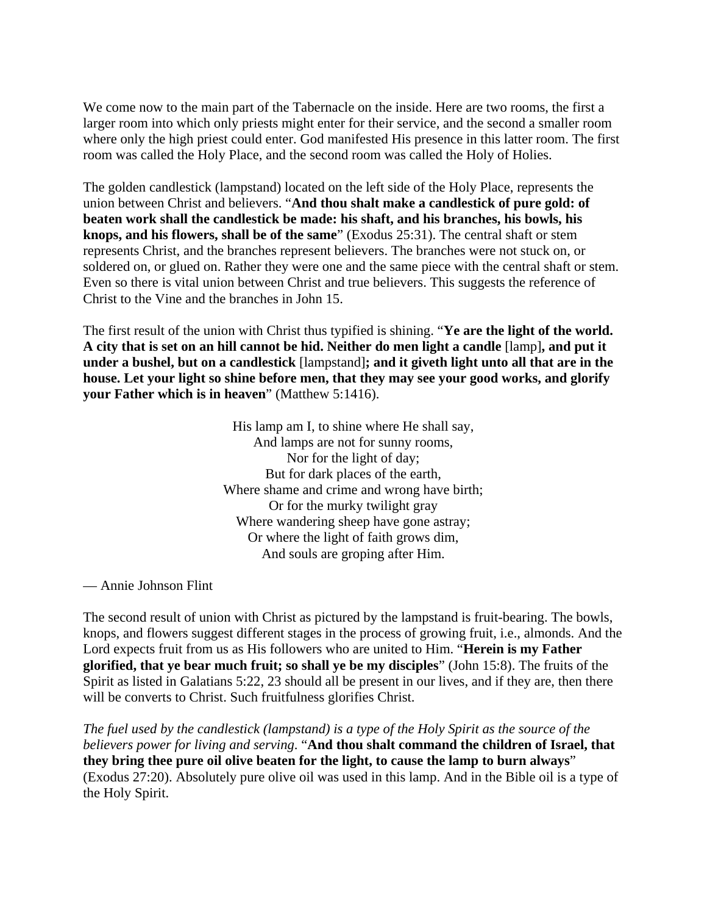We come now to the main part of the Tabernacle on the inside. Here are two rooms, the first a larger room into which only priests might enter for their service, and the second a smaller room where only the high priest could enter. God manifested His presence in this latter room. The first room was called the Holy Place, and the second room was called the Holy of Holies.

The golden candlestick (lampstand) located on the left side of the Holy Place, represents the union between Christ and believers. "**And thou shalt make a candlestick of pure gold: of beaten work shall the candlestick be made: his shaft, and his branches, his bowls, his knops, and his flowers, shall be of the same**" (Exodus 25:31). The central shaft or stem represents Christ, and the branches represent believers. The branches were not stuck on, or soldered on, or glued on. Rather they were one and the same piece with the central shaft or stem. Even so there is vital union between Christ and true believers. This suggests the reference of Christ to the Vine and the branches in John 15.

The first result of the union with Christ thus typified is shining. "**Ye are the light of the world. A city that is set on an hill cannot be hid. Neither do men light a candle** [lamp]**, and put it under a bushel, but on a candlestick** [lampstand]**; and it giveth light unto all that are in the house. Let your light so shine before men, that they may see your good works, and glorify your Father which is in heaven**" (Matthew 5:1416).

His lamp am I, to shine where He shall say,  
And lamps are not for sunny rooms,  
Nor for the light of day;  
But for dark places of the earth,  
Where shame and crime and wrong have birth;  
Or for the murky twilight gray  
Where wandering sheep have gone astray;  
Or where the light of faith grows dim,  
And souls are groping after Him.

— Annie Johnson Flint

The second result of union with Christ as pictured by the lampstand is fruit-bearing. The bowls, knops, and flowers suggest different stages in the process of growing fruit, i.e., almonds. And the Lord expects fruit from us as His followers who are united to Him. "**Herein is my Father glorified, that ye bear much fruit; so shall ye be my disciples**" (John 15:8). The fruits of the Spirit as listed in Galatians 5:22, 23 should all be present in our lives, and if they are, then there will be converts to Christ. Such fruitfulness glorifies Christ.

*The fuel used by the candlestick (lampstand) is a type of the Holy Spirit as the source of the believers power for living and serving*. "**And thou shalt command the children of Israel, that they bring thee pure oil olive beaten for the light, to cause the lamp to burn always**" (Exodus 27:20). Absolutely pure olive oil was used in this lamp. And in the Bible oil is a type of the Holy Spirit.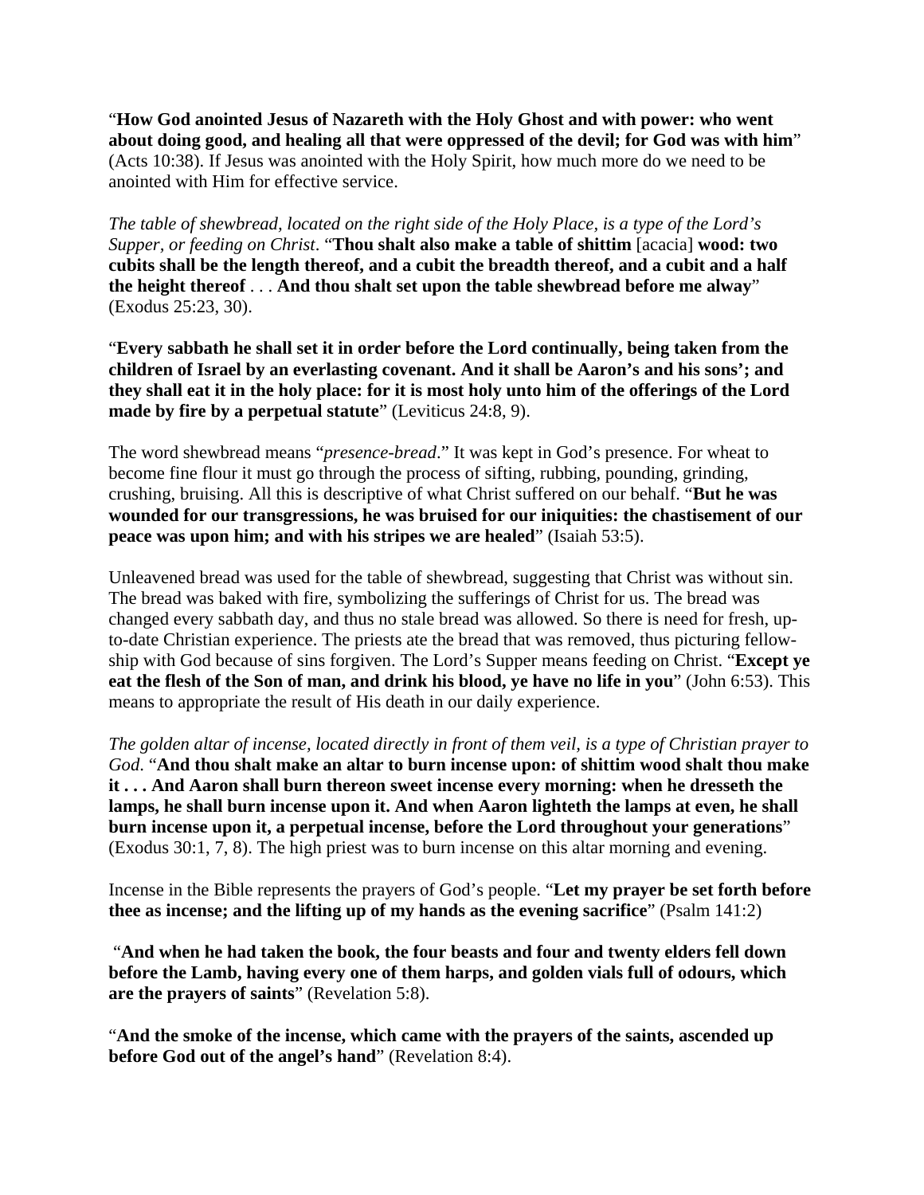"**How God anointed Jesus of Nazareth with the Holy Ghost and with power: who went about doing good, and healing all that were oppressed of the devil; for God was with him**" (Acts 10:38). If Jesus was anointed with the Holy Spirit, how much more do we need to be anointed with Him for effective service.

*The table of shewbread, located on the right side of the Holy Place, is a type of the Lord's Supper, or feeding on Christ*. "**Thou shalt also make a table of shittim** [acacia] **wood: two cubits shall be the length thereof, and a cubit the breadth thereof, and a cubit and a half the height thereof** . . . **And thou shalt set upon the table shewbread before me alway**" (Exodus 25:23, 30).

"**Every sabbath he shall set it in order before the Lord continually, being taken from the children of Israel by an everlasting covenant. And it shall be Aaron's and his sons'; and they shall eat it in the holy place: for it is most holy unto him of the offerings of the Lord made by fire by a perpetual statute**" (Leviticus 24:8, 9).

The word shewbread means "*presence-bread*." It was kept in God's presence. For wheat to become fine flour it must go through the process of sifting, rubbing, pounding, grinding, crushing, bruising. All this is descriptive of what Christ suffered on our behalf. "**But he was wounded for our transgressions, he was bruised for our iniquities: the chastisement of our peace was upon him; and with his stripes we are healed**" (Isaiah 53:5).

Unleavened bread was used for the table of shewbread, suggesting that Christ was without sin. The bread was baked with fire, symbolizing the sufferings of Christ for us. The bread was changed every sabbath day, and thus no stale bread was allowed. So there is need for fresh, up-to-date Christian experience. The priests ate the bread that was removed, thus picturing fellowship with God because of sins forgiven. The Lord's Supper means feeding on Christ. "**Except ye eat the flesh of the Son of man, and drink his blood, ye have no life in you**" (John 6:53). This means to appropriate the result of His death in our daily experience.

*The golden altar of incense, located directly in front of them veil, is a type of Christian prayer to God*. "**And thou shalt make an altar to burn incense upon: of shittim wood shalt thou make it . . . And Aaron shall burn thereon sweet incense every morning: when he dresseth the lamps, he shall burn incense upon it. And when Aaron lighteth the lamps at even, he shall burn incense upon it, a perpetual incense, before the Lord throughout your generations**" (Exodus 30:1, 7, 8). The high priest was to burn incense on this altar morning and evening.

Incense in the Bible represents the prayers of God's people. "**Let my prayer be set forth before thee as incense; and the lifting up of my hands as the evening sacrifice**" (Psalm 141:2)

"**And when he had taken the book, the four beasts and four and twenty elders fell down before the Lamb, having every one of them harps, and golden vials full of odours, which are the prayers of saints**" (Revelation 5:8).

"**And the smoke of the incense, which came with the prayers of the saints, ascended up before God out of the angel's hand**" (Revelation 8:4).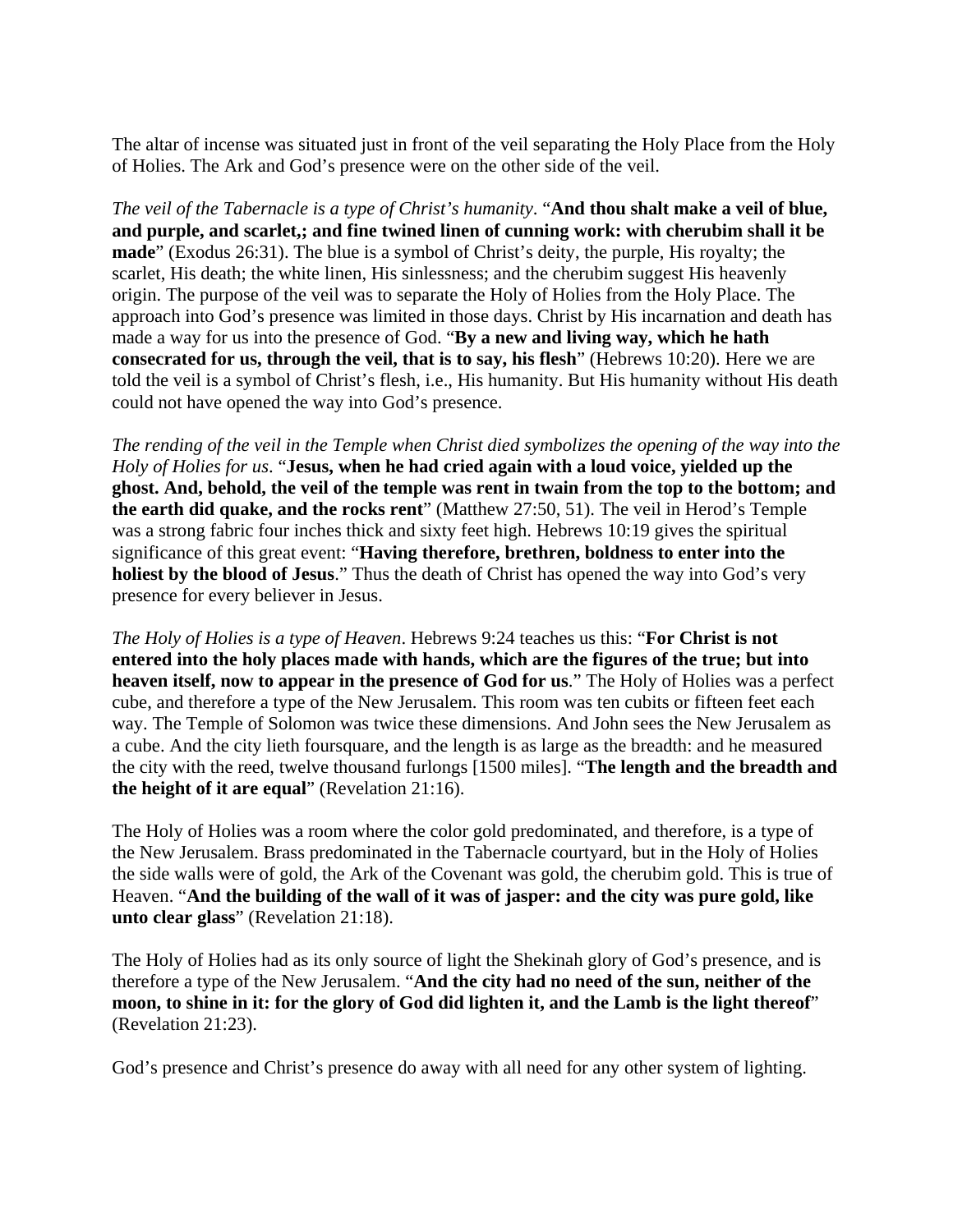The altar of incense was situated just in front of the veil separating the Holy Place from the Holy of Holies. The Ark and God's presence were on the other side of the veil.

*The veil of the Tabernacle is a type of Christ's humanity*. "**And thou shalt make a veil of blue, and purple, and scarlet,; and fine twined linen of cunning work: with cherubim shall it be made**" (Exodus 26:31). The blue is a symbol of Christ's deity, the purple, His royalty; the scarlet, His death; the white linen, His sinlessness; and the cherubim suggest His heavenly origin. The purpose of the veil was to separate the Holy of Holies from the Holy Place. The approach into God's presence was limited in those days. Christ by His incarnation and death has made a way for us into the presence of God. "**By a new and living way, which he hath consecrated for us, through the veil, that is to say, his flesh**" (Hebrews 10:20). Here we are told the veil is a symbol of Christ's flesh, i.e., His humanity. But His humanity without His death could not have opened the way into God's presence.

*The rending of the veil in the Temple when Christ died symbolizes the opening of the way into the Holy of Holies for us*. "**Jesus, when he had cried again with a loud voice, yielded up the ghost. And, behold, the veil of the temple was rent in twain from the top to the bottom; and the earth did quake, and the rocks rent**" (Matthew 27:50, 51). The veil in Herod's Temple was a strong fabric four inches thick and sixty feet high. Hebrews 10:19 gives the spiritual significance of this great event: "**Having therefore, brethren, boldness to enter into the holiest by the blood of Jesus**." Thus the death of Christ has opened the way into God's very presence for every believer in Jesus.

*The Holy of Holies is a type of Heaven*. Hebrews 9:24 teaches us this: "**For Christ is not entered into the holy places made with hands, which are the figures of the true; but into heaven itself, now to appear in the presence of God for us**." The Holy of Holies was a perfect cube, and therefore a type of the New Jerusalem. This room was ten cubits or fifteen feet each way. The Temple of Solomon was twice these dimensions. And John sees the New Jerusalem as a cube. And the city lieth foursquare, and the length is as large as the breadth: and he measured the city with the reed, twelve thousand furlongs [1500 miles]. "**The length and the breadth and the height of it are equal**" (Revelation 21:16).

The Holy of Holies was a room where the color gold predominated, and therefore, is a type of the New Jerusalem. Brass predominated in the Tabernacle courtyard, but in the Holy of Holies the side walls were of gold, the Ark of the Covenant was gold, the cherubim gold. This is true of Heaven. "**And the building of the wall of it was of jasper: and the city was pure gold, like unto clear glass**" (Revelation 21:18).

The Holy of Holies had as its only source of light the Shekinah glory of God's presence, and is therefore a type of the New Jerusalem. "**And the city had no need of the sun, neither of the moon, to shine in it: for the glory of God did lighten it, and the Lamb is the light thereof**" (Revelation 21:23).

God's presence and Christ's presence do away with all need for any other system of lighting.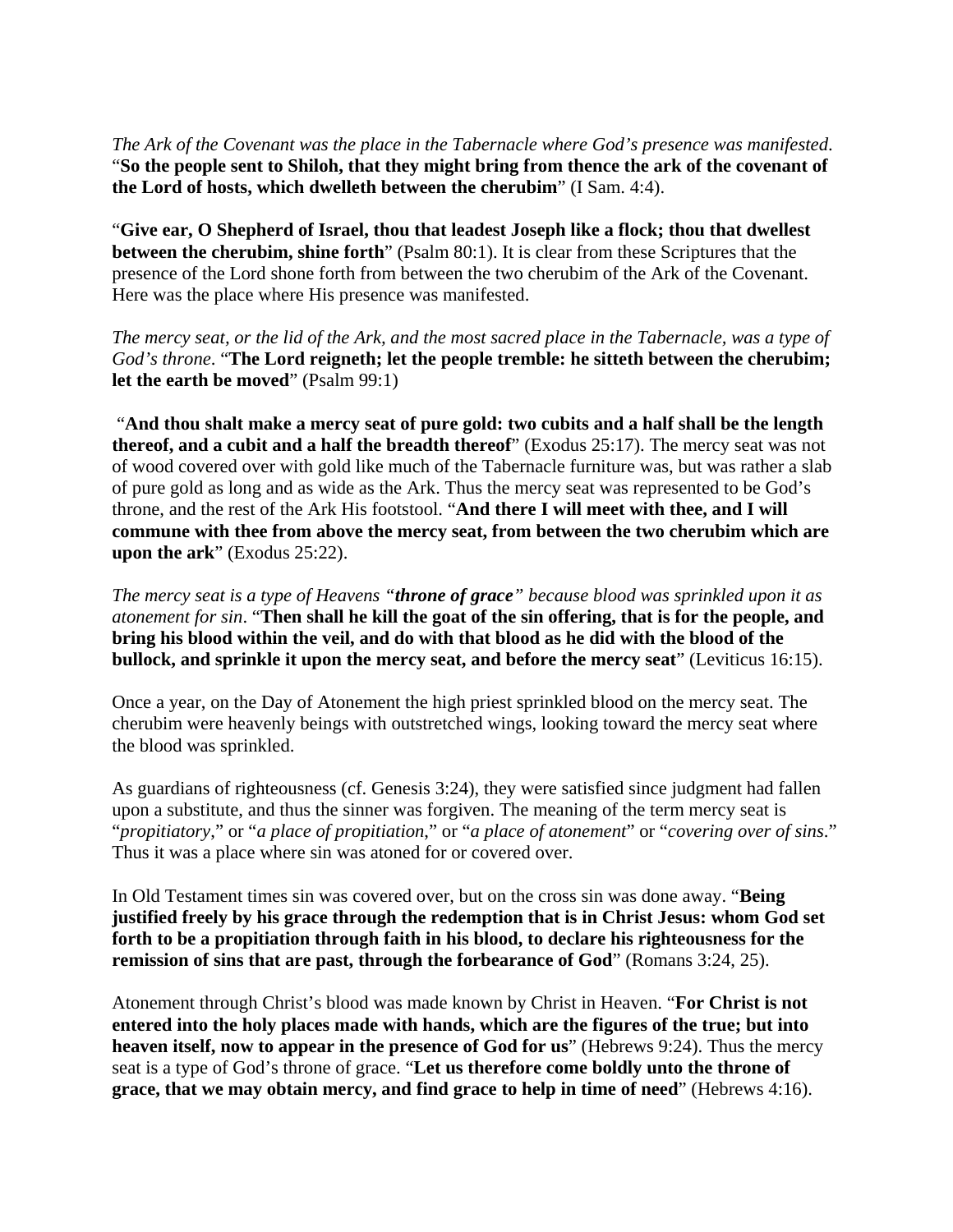*The Ark of the Covenant was the place in the Tabernacle where God's presence was manifested*. "**So the people sent to Shiloh, that they might bring from thence the ark of the covenant of the Lord of hosts, which dwelleth between the cherubim**" (I Sam. 4:4).

"**Give ear, O Shepherd of Israel, thou that leadest Joseph like a flock; thou that dwellest between the cherubim, shine forth**" (Psalm 80:1). It is clear from these Scriptures that the presence of the Lord shone forth from between the two cherubim of the Ark of the Covenant. Here was the place where His presence was manifested.

*The mercy seat, or the lid of the Ark, and the most sacred place in the Tabernacle, was a type of God's throne*. "**The Lord reigneth; let the people tremble: he sitteth between the cherubim; let the earth be moved**" (Psalm 99:1)

"**And thou shalt make a mercy seat of pure gold: two cubits and a half shall be the length thereof, and a cubit and a half the breadth thereof**" (Exodus 25:17). The mercy seat was not of wood covered over with gold like much of the Tabernacle furniture was, but was rather a slab of pure gold as long and as wide as the Ark. Thus the mercy seat was represented to be God's throne, and the rest of the Ark His footstool. "**And there I will meet with thee, and I will commune with thee from above the mercy seat, from between the two cherubim which are upon the ark**" (Exodus 25:22).

*The mercy seat is a type of Heavens "**throne of grace**" because blood was sprinkled upon it as atonement for sin*. "**Then shall he kill the goat of the sin offering, that is for the people, and bring his blood within the veil, and do with that blood as he did with the blood of the bullock, and sprinkle it upon the mercy seat, and before the mercy seat**" (Leviticus 16:15).

Once a year, on the Day of Atonement the high priest sprinkled blood on the mercy seat. The cherubim were heavenly beings with outstretched wings, looking toward the mercy seat where the blood was sprinkled.

As guardians of righteousness (cf. Genesis 3:24), they were satisfied since judgment had fallen upon a substitute, and thus the sinner was forgiven. The meaning of the term mercy seat is "*propitiatory*," or "*a place of propitiation*," or "*a place of atonement*" or "*covering over of sins*." Thus it was a place where sin was atoned for or covered over.

In Old Testament times sin was covered over, but on the cross sin was done away. "**Being justified freely by his grace through the redemption that is in Christ Jesus: whom God set forth to be a propitiation through faith in his blood, to declare his righteousness for the remission of sins that are past, through the forbearance of God**" (Romans 3:24, 25).

Atonement through Christ's blood was made known by Christ in Heaven. "**For Christ is not entered into the holy places made with hands, which are the figures of the true; but into heaven itself, now to appear in the presence of God for us**" (Hebrews 9:24). Thus the mercy seat is a type of God's throne of grace. "**Let us therefore come boldly unto the throne of grace, that we may obtain mercy, and find grace to help in time of need**" (Hebrews 4:16).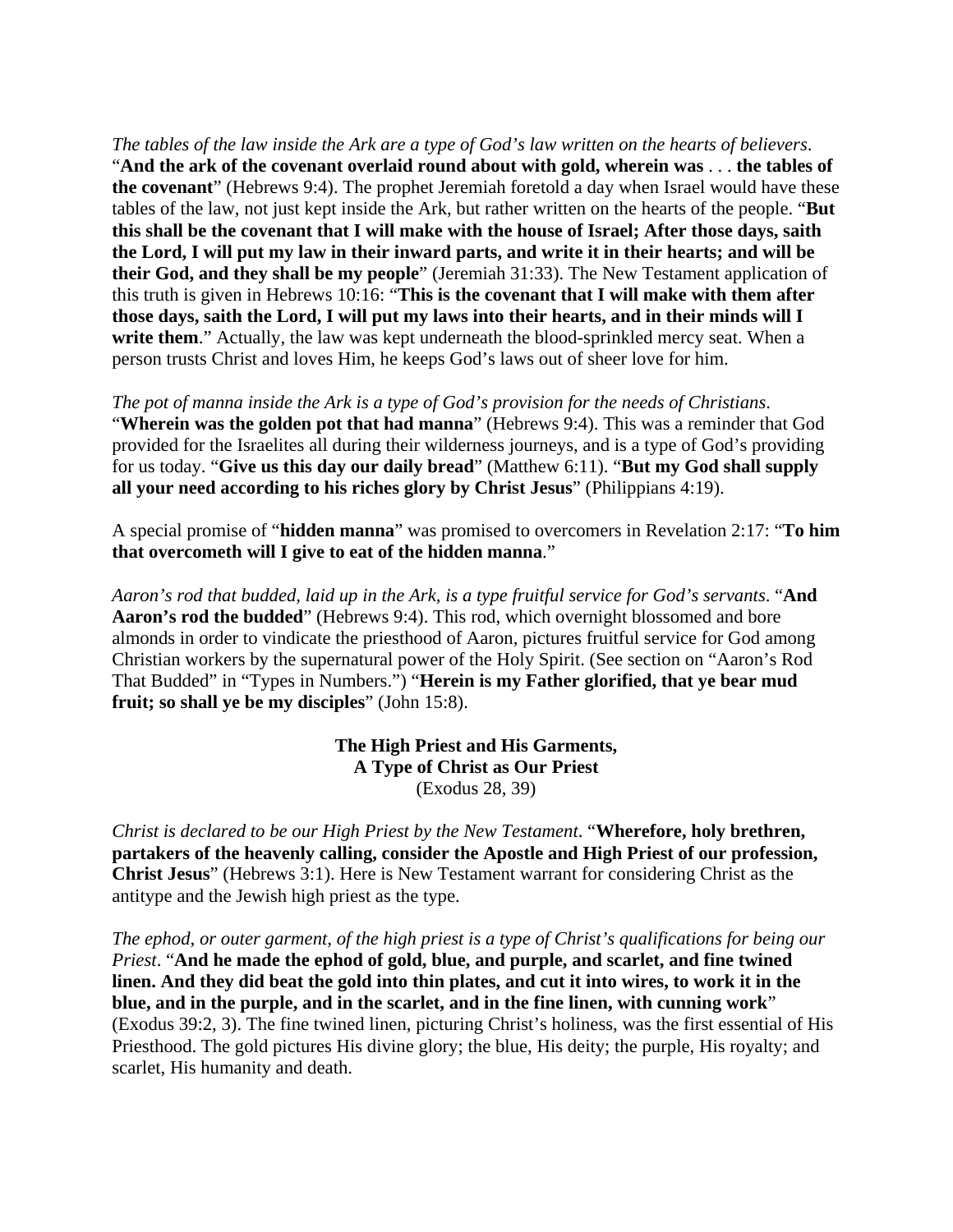*The tables of the law inside the Ark are a type of God's law written on the hearts of believers*. "**And the ark of the covenant overlaid round about with gold, wherein was** . . . **the tables of the covenant**" (Hebrews 9:4). The prophet Jeremiah foretold a day when Israel would have these tables of the law, not just kept inside the Ark, but rather written on the hearts of the people. "**But this shall be the covenant that I will make with the house of Israel; After those days, saith the Lord, I will put my law in their inward parts, and write it in their hearts; and will be their God, and they shall be my people**" (Jeremiah 31:33). The New Testament application of this truth is given in Hebrews 10:16: "**This is the covenant that I will make with them after those days, saith the Lord, I will put my laws into their hearts, and in their minds will I write them**." Actually, the law was kept underneath the blood-sprinkled mercy seat. When a person trusts Christ and loves Him, he keeps God's laws out of sheer love for him.

*The pot of manna inside the Ark is a type of God's provision for the needs of Christians*. "**Wherein was the golden pot that had manna**" (Hebrews 9:4). This was a reminder that God provided for the Israelites all during their wilderness journeys, and is a type of God's providing for us today. "**Give us this day our daily bread**" (Matthew 6:11). "**But my God shall supply all your need according to his riches glory by Christ Jesus**" (Philippians 4:19).

A special promise of "**hidden manna**" was promised to overcomers in Revelation 2:17: "**To him that overcometh will I give to eat of the hidden manna**."

*Aaron's rod that budded, laid up in the Ark, is a type fruitful service for God's servants*. "**And Aaron's rod the budded**" (Hebrews 9:4). This rod, which overnight blossomed and bore almonds in order to vindicate the priesthood of Aaron, pictures fruitful service for God among Christian workers by the supernatural power of the Holy Spirit. (See section on "Aaron's Rod That Budded" in "Types in Numbers.") "**Herein is my Father glorified, that ye bear mud fruit; so shall ye be my disciples**" (John 15:8).

### The High Priest and His Garments,
### A Type of Christ as Our Priest
(Exodus 28, 39)

*Christ is declared to be our High Priest by the New Testament*. "**Wherefore, holy brethren, partakers of the heavenly calling, consider the Apostle and High Priest of our profession, Christ Jesus**" (Hebrews 3:1). Here is New Testament warrant for considering Christ as the antitype and the Jewish high priest as the type.

*The ephod, or outer garment, of the high priest is a type of Christ's qualifications for being our Priest*. "**And he made the ephod of gold, blue, and purple, and scarlet, and fine twined linen. And they did beat the gold into thin plates, and cut it into wires, to work it in the blue, and in the purple, and in the scarlet, and in the fine linen, with cunning work**" (Exodus 39:2, 3). The fine twined linen, picturing Christ's holiness, was the first essential of His Priesthood. The gold pictures His divine glory; the blue, His deity; the purple, His royalty; and scarlet, His humanity and death.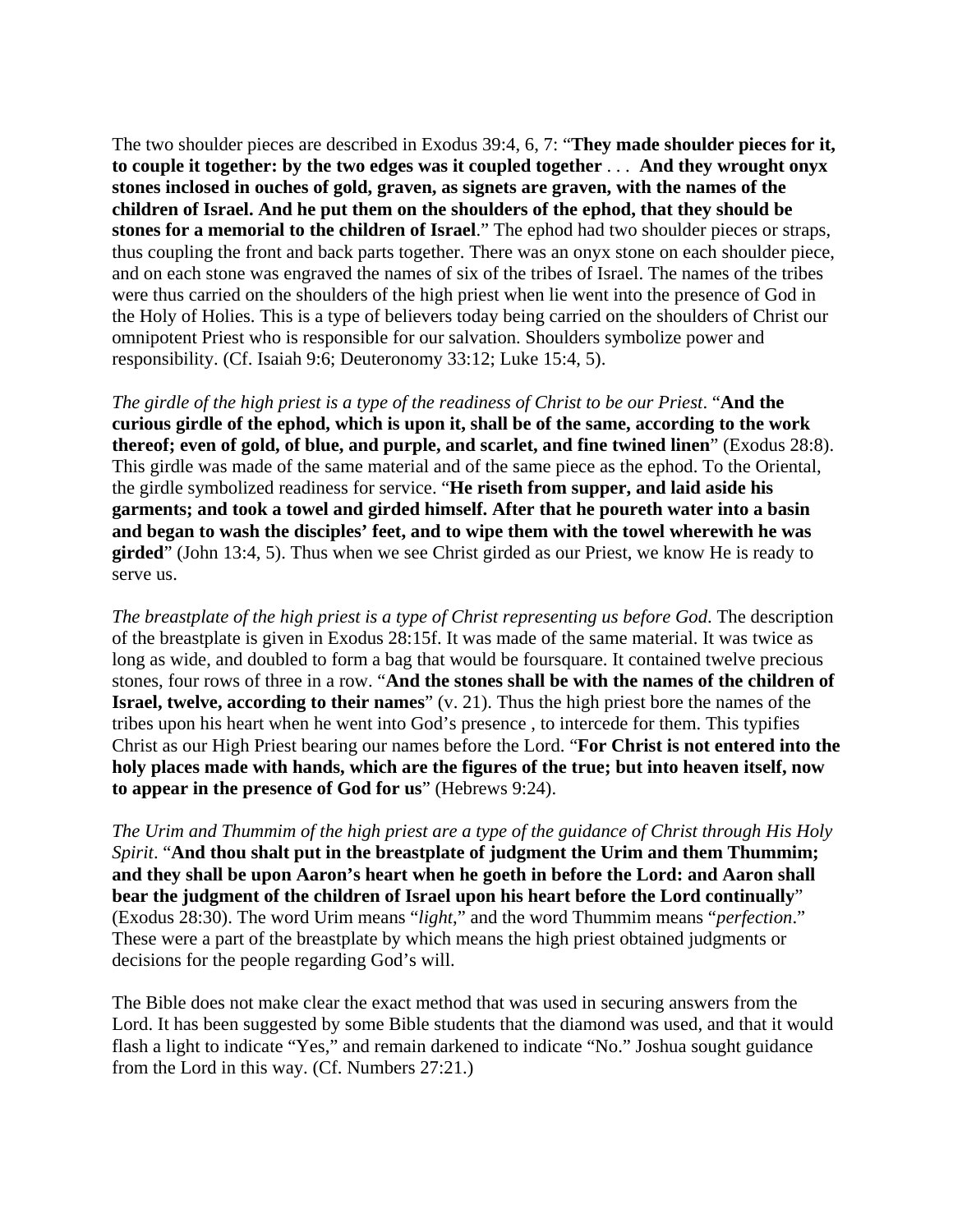The two shoulder pieces are described in Exodus 39:4, 6, 7: "**They made shoulder pieces for it, to couple it together: by the two edges was it coupled together** . . . **And they wrought onyx stones inclosed in ouches of gold, graven, as signets are graven, with the names of the children of Israel. And he put them on the shoulders of the ephod, that they should be stones for a memorial to the children of Israel**." The ephod had two shoulder pieces or straps, thus coupling the front and back parts together. There was an onyx stone on each shoulder piece, and on each stone was engraved the names of six of the tribes of Israel. The names of the tribes were thus carried on the shoulders of the high priest when lie went into the presence of God in the Holy of Holies. This is a type of believers today being carried on the shoulders of Christ our omnipotent Priest who is responsible for our salvation. Shoulders symbolize power and responsibility. (Cf. Isaiah 9:6; Deuteronomy 33:12; Luke 15:4, 5).

*The girdle of the high priest is a type of the readiness of Christ to be our Priest*. "**And the curious girdle of the ephod, which is upon it, shall be of the same, according to the work thereof; even of gold, of blue, and purple, and scarlet, and fine twined linen**" (Exodus 28:8). This girdle was made of the same material and of the same piece as the ephod. To the Oriental, the girdle symbolized readiness for service. "**He riseth from supper, and laid aside his garments; and took a towel and girded himself. After that he poureth water into a basin and began to wash the disciples' feet, and to wipe them with the towel wherewith he was girded**" (John 13:4, 5). Thus when we see Christ girded as our Priest, we know He is ready to serve us.

*The breastplate of the high priest is a type of Christ representing us before God*. The description of the breastplate is given in Exodus 28:15f. It was made of the same material. It was twice as long as wide, and doubled to form a bag that would be foursquare. It contained twelve precious stones, four rows of three in a row. "**And the stones shall be with the names of the children of Israel, twelve, according to their names**" (v. 21). Thus the high priest bore the names of the tribes upon his heart when he went into God's presence , to intercede for them. This typifies Christ as our High Priest bearing our names before the Lord. "**For Christ is not entered into the holy places made with hands, which are the figures of the true; but into heaven itself, now to appear in the presence of God for us**" (Hebrews 9:24).

*The Urim and Thummim of the high priest are a type of the guidance of Christ through His Holy Spirit*. "**And thou shalt put in the breastplate of judgment the Urim and them Thummim; and they shall be upon Aaron's heart when he goeth in before the Lord: and Aaron shall bear the judgment of the children of Israel upon his heart before the Lord continually**" (Exodus 28:30). The word Urim means "*light*," and the word Thummim means "*perfection*." These were a part of the breastplate by which means the high priest obtained judgments or decisions for the people regarding God's will.

The Bible does not make clear the exact method that was used in securing answers from the Lord. It has been suggested by some Bible students that the diamond was used, and that it would flash a light to indicate "Yes," and remain darkened to indicate "No." Joshua sought guidance from the Lord in this way. (Cf. Numbers 27:21.)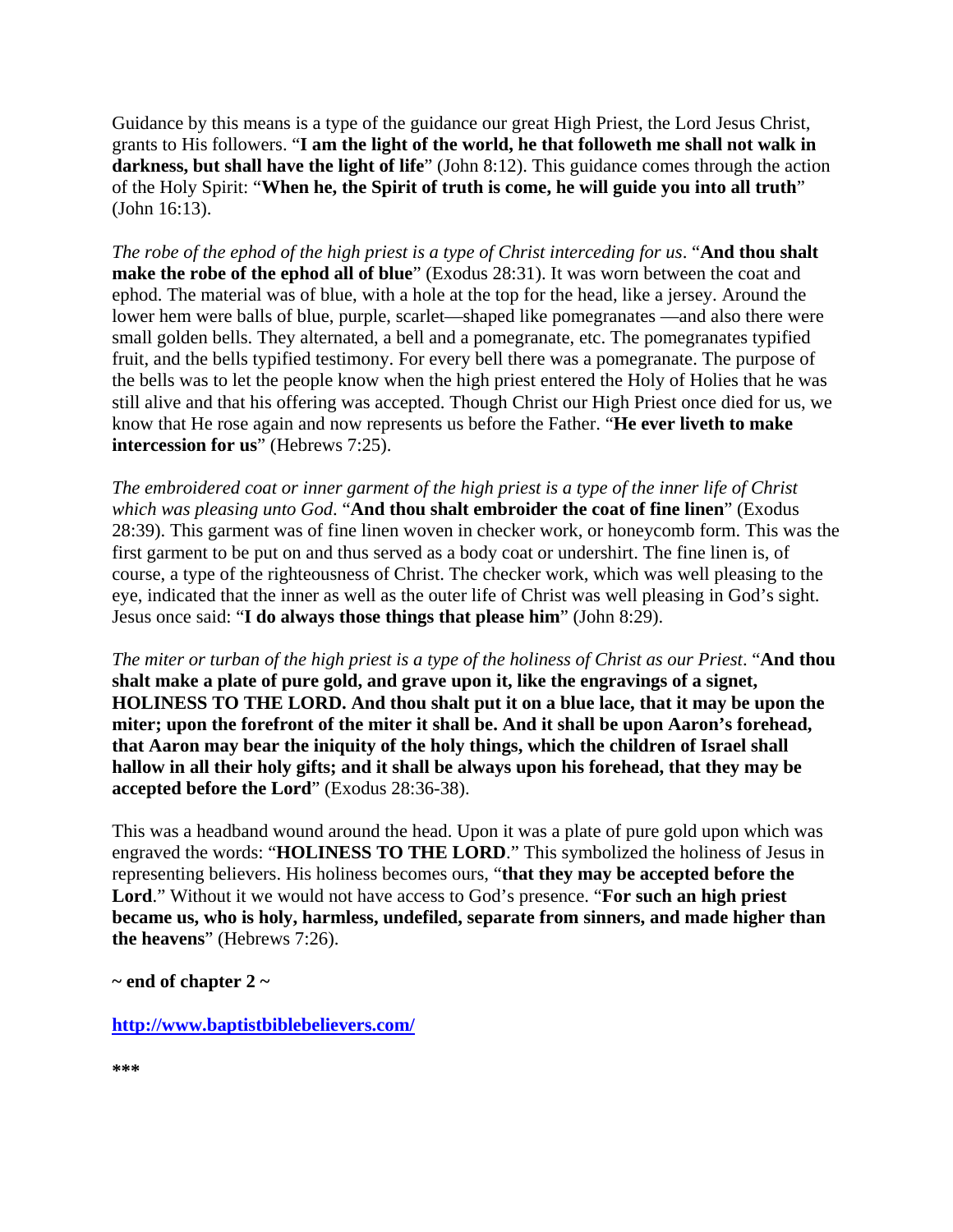Guidance by this means is a type of the guidance our great High Priest, the Lord Jesus Christ, grants to His followers. "**I am the light of the world, he that followeth me shall not walk in darkness, but shall have the light of life**" (John 8:12). This guidance comes through the action of the Holy Spirit: "**When he, the Spirit of truth is come, he will guide you into all truth**" (John 16:13).

*The robe of the ephod of the high priest is a type of Christ interceding for us*. "**And thou shalt make the robe of the ephod all of blue**" (Exodus 28:31). It was worn between the coat and ephod. The material was of blue, with a hole at the top for the head, like a jersey. Around the lower hem were balls of blue, purple, scarlet—shaped like pomegranates —and also there were small golden bells. They alternated, a bell and a pomegranate, etc. The pomegranates typified fruit, and the bells typified testimony. For every bell there was a pomegranate. The purpose of the bells was to let the people know when the high priest entered the Holy of Holies that he was still alive and that his offering was accepted. Though Christ our High Priest once died for us, we know that He rose again and now represents us before the Father. "**He ever liveth to make intercession for us**" (Hebrews 7:25).

*The embroidered coat or inner garment of the high priest is a type of the inner life of Christ which was pleasing unto God.* "**And thou shalt embroider the coat of fine linen**" (Exodus 28:39). This garment was of fine linen woven in checker work, or honeycomb form. This was the first garment to be put on and thus served as a body coat or undershirt. The fine linen is, of course, a type of the righteousness of Christ. The checker work, which was well pleasing to the eye, indicated that the inner as well as the outer life of Christ was well pleasing in God's sight. Jesus once said: "**I do always those things that please him**" (John 8:29).

*The miter or turban of the high priest is a type of the holiness of Christ as our Priest*. "**And thou shalt make a plate of pure gold, and grave upon it, like the engravings of a signet, HOLINESS TO THE LORD. And thou shalt put it on a blue lace, that it may be upon the miter; upon the forefront of the miter it shall be. And it shall be upon Aaron's forehead, that Aaron may bear the iniquity of the holy things, which the children of Israel shall hallow in all their holy gifts; and it shall be always upon his forehead, that they may be accepted before the Lord**" (Exodus 28:36-38).

This was a headband wound around the head. Upon it was a plate of pure gold upon which was engraved the words: "**HOLINESS TO THE LORD**." This symbolized the holiness of Jesus in representing believers. His holiness becomes ours, "**that they may be accepted before the Lord**." Without it we would not have access to God's presence. "**For such an high priest became us, who is holy, harmless, undefiled, separate from sinners, and made higher than the heavens**" (Hebrews 7:26).

**~ end of chapter 2 ~**

**http://www.baptistbiblebelievers.com/**

***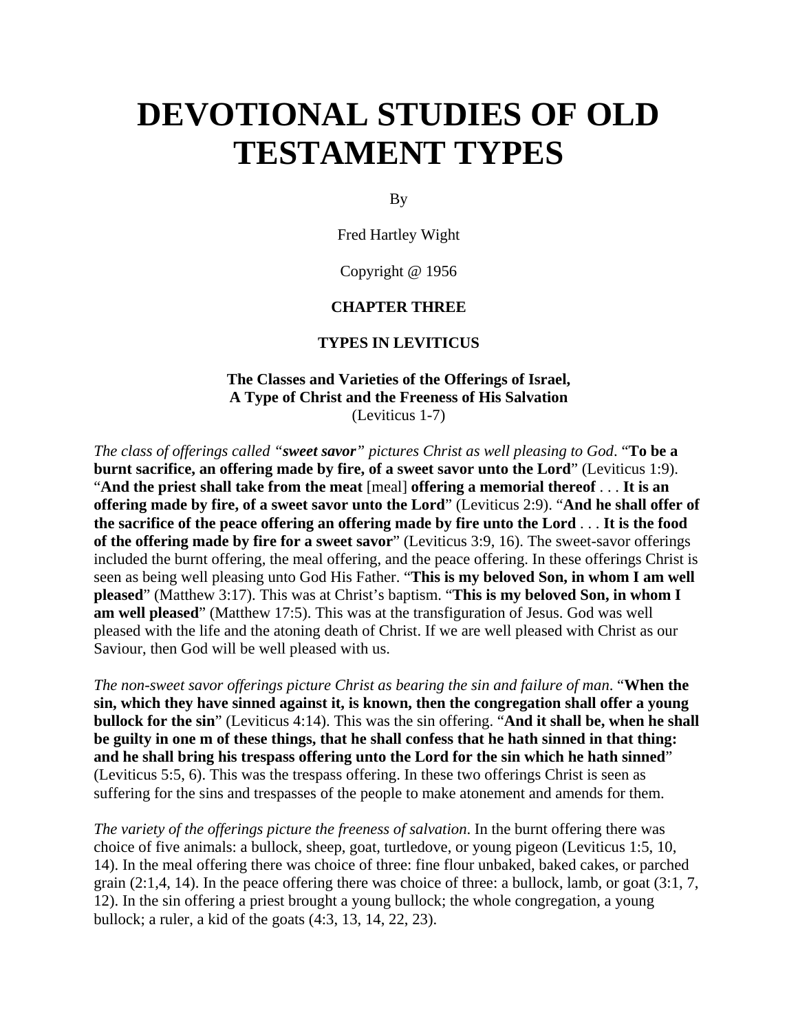# DEVOTIONAL STUDIES OF OLD TESTAMENT TYPES

By

Fred Hartley Wight

Copyright @ 1956

**CHAPTER THREE**

**TYPES IN LEVITICUS**

**The Classes and Varieties of the Offerings of Israel,**
**A Type of Christ and the Freeness of His Salvation**
(Leviticus 1-7)

*The class of offerings called "**sweet savor**" pictures Christ as well pleasing to God*. "**To be a burnt sacrifice, an offering made by fire, of a sweet savor unto the Lord**" (Leviticus 1:9). "**And the priest shall take from the meat** [meal] **offering a memorial thereof** . . . **It is an offering made by fire, of a sweet savor unto the Lord**" (Leviticus 2:9). "**And he shall offer of the sacrifice of the peace offering an offering made by fire unto the Lord** . . . **It is the food of the offering made by fire for a sweet savor**" (Leviticus 3:9, 16). The sweet-savor offerings included the burnt offering, the meal offering, and the peace offering. In these offerings Christ is seen as being well pleasing unto God His Father. "**This is my beloved Son, in whom I am well pleased**" (Matthew 3:17). This was at Christ's baptism. "**This is my beloved Son, in whom I am well pleased**" (Matthew 17:5). This was at the transfiguration of Jesus. God was well pleased with the life and the atoning death of Christ. If we are well pleased with Christ as our Saviour, then God will be well pleased with us.

*The non-sweet savor offerings picture Christ as bearing the sin and failure of man*. "**When the sin, which they have sinned against it, is known, then the congregation shall offer a young bullock for the sin**" (Leviticus 4:14). This was the sin offering. "**And it shall be, when he shall be guilty in one m of these things, that he shall confess that he hath sinned in that thing: and he shall bring his trespass offering unto the Lord for the sin which he hath sinned**" (Leviticus 5:5, 6). This was the trespass offering. In these two offerings Christ is seen as suffering for the sins and trespasses of the people to make atonement and amends for them.

*The variety of the offerings picture the freeness of salvation*. In the burnt offering there was choice of five animals: a bullock, sheep, goat, turtledove, or young pigeon (Leviticus 1:5, 10, 14). In the meal offering there was choice of three: fine flour unbaked, baked cakes, or parched grain (2:1,4, 14). In the peace offering there was choice of three: a bullock, lamb, or goat (3:1, 7, 12). In the sin offering a priest brought a young bullock; the whole congregation, a young bullock; a ruler, a kid of the goats (4:3, 13, 14, 22, 23).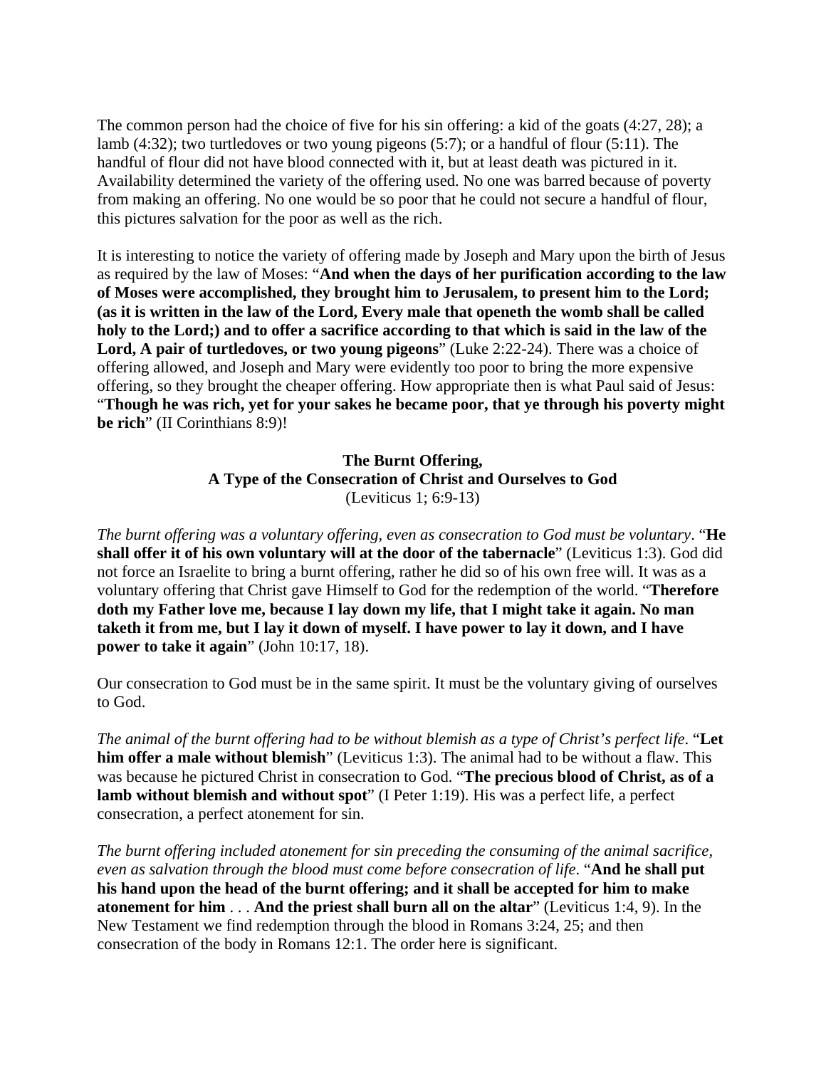The common person had the choice of five for his sin offering: a kid of the goats (4:27, 28); a lamb (4:32); two turtledoves or two young pigeons (5:7); or a handful of flour (5:11). The handful of flour did not have blood connected with it, but at least death was pictured in it. Availability determined the variety of the offering used. No one was barred because of poverty from making an offering. No one would be so poor that he could not secure a handful of flour, this pictures salvation for the poor as well as the rich.

It is interesting to notice the variety of offering made by Joseph and Mary upon the birth of Jesus as required by the law of Moses: "**And when the days of her purification according to the law of Moses were accomplished, they brought him to Jerusalem, to present him to the Lord; (as it is written in the law of the Lord, Every male that openeth the womb shall be called holy to the Lord;) and to offer a sacrifice according to that which is said in the law of the Lord, A pair of turtledoves, or two young pigeons**" (Luke 2:22-24). There was a choice of offering allowed, and Joseph and Mary were evidently too poor to bring the more expensive offering, so they brought the cheaper offering. How appropriate then is what Paul said of Jesus: "**Though he was rich, yet for your sakes he became poor, that ye through his poverty might be rich**" (II Corinthians 8:9)!

### The Burnt Offering, A Type of the Consecration of Christ and Ourselves to God

(Leviticus 1; 6:9-13)

*The burnt offering was a voluntary offering, even as consecration to God must be voluntary*. "**He shall offer it of his own voluntary will at the door of the tabernacle**" (Leviticus 1:3). God did not force an Israelite to bring a burnt offering, rather he did so of his own free will. It was as a voluntary offering that Christ gave Himself to God for the redemption of the world. "**Therefore doth my Father love me, because I lay down my life, that I might take it again. No man taketh it from me, but I lay it down of myself. I have power to lay it down, and I have power to take it again**" (John 10:17, 18).

Our consecration to God must be in the same spirit. It must be the voluntary giving of ourselves to God.

*The animal of the burnt offering had to be without blemish as a type of Christ's perfect life*. "**Let him offer a male without blemish**" (Leviticus 1:3). The animal had to be without a flaw. This was because he pictured Christ in consecration to God. "**The precious blood of Christ, as of a lamb without blemish and without spot**" (I Peter 1:19). His was a perfect life, a perfect consecration, a perfect atonement for sin.

*The burnt offering included atonement for sin preceding the consuming of the animal sacrifice, even as salvation through the blood must come before consecration of life*. "**And he shall put his hand upon the head of the burnt offering; and it shall be accepted for him to make atonement for him** . . . **And the priest shall burn all on the altar**" (Leviticus 1:4, 9). In the New Testament we find redemption through the blood in Romans 3:24, 25; and then consecration of the body in Romans 12:1. The order here is significant.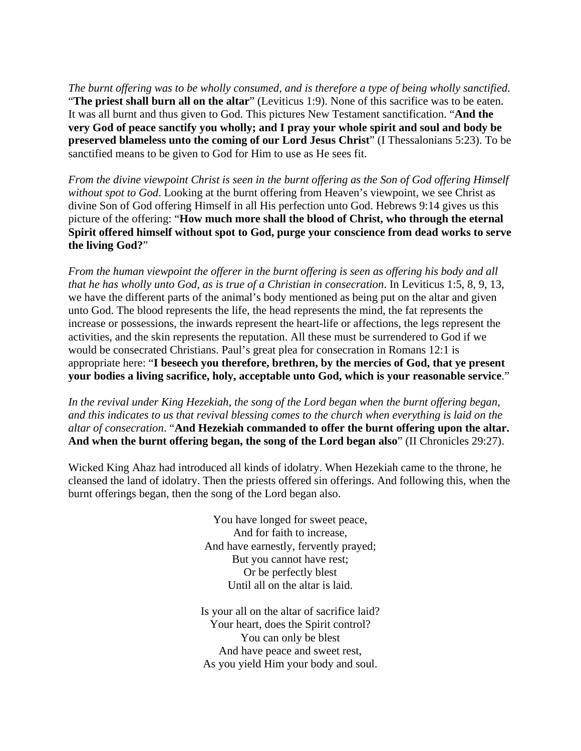*The burnt offering was to be wholly consumed, and is therefore a type of being wholly sanctified*. "**The priest shall burn all on the altar**" (Leviticus 1:9). None of this sacrifice was to be eaten. It was all burnt and thus given to God. This pictures New Testament sanctification. "**And the very God of peace sanctify you wholly; and I pray your whole spirit and soul and body be preserved blameless unto the coming of our Lord Jesus Christ**" (I Thessalonians 5:23). To be sanctified means to be given to God for Him to use as He sees fit.

*From the divine viewpoint Christ is seen in the burnt offering as the Son of God offering Himself without spot to God*. Looking at the burnt offering from Heaven's viewpoint, we see Christ as divine Son of God offering Himself in all His perfection unto God. Hebrews 9:14 gives us this picture of the offering: "**How much more shall the blood of Christ, who through the eternal Spirit offered himself without spot to God, purge your conscience from dead works to serve the living God?**"

*From the human viewpoint the offerer in the burnt offering is seen as offering his body and all that he has wholly unto God, as is true of a Christian in consecration*. In Leviticus 1:5, 8, 9, 13, we have the different parts of the animal's body mentioned as being put on the altar and given unto God. The blood represents the life, the head represents the mind, the fat represents the increase or possessions, the inwards represent the heart-life or affections, the legs represent the activities, and the skin represents the reputation. All these must be surrendered to God if we would be consecrated Christians. Paul's great plea for consecration in Romans 12:1 is appropriate here: "**I beseech you therefore, brethren, by the mercies of God, that ye present your bodies a living sacrifice, holy, acceptable unto God, which is your reasonable service**."

*In the revival under King Hezekiah, the song of the Lord began when the burnt offering began, and this indicates to us that revival blessing comes to the church when everything is laid on the altar of consecration*. "**And Hezekiah commanded to offer the burnt offering upon the altar. And when the burnt offering began, the song of the Lord began also**" (II Chronicles 29:27).

Wicked King Ahaz had introduced all kinds of idolatry. When Hezekiah came to the throne, he cleansed the land of idolatry. Then the priests offered sin offerings. And following this, when the burnt offerings began, then the song of the Lord began also.

You have longed for sweet peace,  
And for faith to increase,  
And have earnestly, fervently prayed;  
But you cannot have rest;  
Or be perfectly blest  
Until all on the altar is laid.

Is your all on the altar of sacrifice laid?  
Your heart, does the Spirit control?  
You can only be blest  
And have peace and sweet rest,  
As you yield Him your body and soul.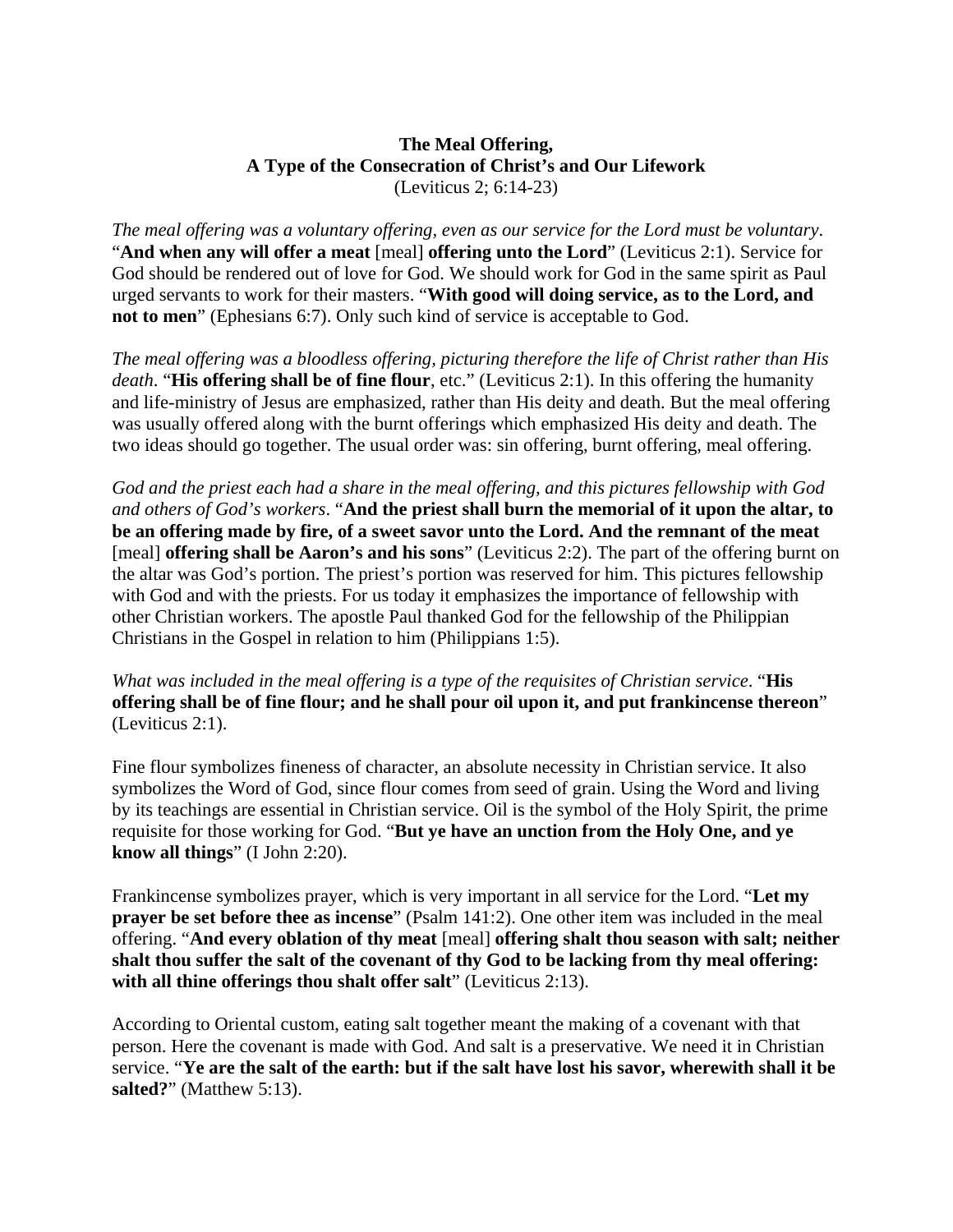**The Meal Offering,**
**A Type of the Consecration of Christ's and Our Lifework**
(Leviticus 2; 6:14-23)

*The meal offering was a voluntary offering, even as our service for the Lord must be voluntary*. "**And when any will offer a meat** [meal] **offering unto the Lord**" (Leviticus 2:1). Service for God should be rendered out of love for God. We should work for God in the same spirit as Paul urged servants to work for their masters. "**With good will doing service, as to the Lord, and not to men**" (Ephesians 6:7). Only such kind of service is acceptable to God.

*The meal offering was a bloodless offering, picturing therefore the life of Christ rather than His death*. "**His offering shall be of fine flour**, etc." (Leviticus 2:1). In this offering the humanity and life-ministry of Jesus are emphasized, rather than His deity and death. But the meal offering was usually offered along with the burnt offerings which emphasized His deity and death. The two ideas should go together. The usual order was: sin offering, burnt offering, meal offering.

*God and the priest each had a share in the meal offering, and this pictures fellowship with God and others of God's workers*. "**And the priest shall burn the memorial of it upon the altar, to be an offering made by fire, of a sweet savor unto the Lord. And the remnant of the meat** [meal] **offering shall be Aaron's and his sons**" (Leviticus 2:2). The part of the offering burnt on the altar was God's portion. The priest's portion was reserved for him. This pictures fellowship with God and with the priests. For us today it emphasizes the importance of fellowship with other Christian workers. The apostle Paul thanked God for the fellowship of the Philippian Christians in the Gospel in relation to him (Philippians 1:5).

*What was included in the meal offering is a type of the requisites of Christian service*. "**His offering shall be of fine flour; and he shall pour oil upon it, and put frankincense thereon**" (Leviticus 2:1).

Fine flour symbolizes fineness of character, an absolute necessity in Christian service. It also symbolizes the Word of God, since flour comes from seed of grain. Using the Word and living by its teachings are essential in Christian service. Oil is the symbol of the Holy Spirit, the prime requisite for those working for God. "**But ye have an unction from the Holy One, and ye know all things**" (I John 2:20).

Frankincense symbolizes prayer, which is very important in all service for the Lord. "**Let my prayer be set before thee as incense**" (Psalm 141:2). One other item was included in the meal offering. "**And every oblation of thy meat** [meal] **offering shalt thou season with salt; neither shalt thou suffer the salt of the covenant of thy God to be lacking from thy meal offering: with all thine offerings thou shalt offer salt**" (Leviticus 2:13).

According to Oriental custom, eating salt together meant the making of a covenant with that person. Here the covenant is made with God. And salt is a preservative. We need it in Christian service. "**Ye are the salt of the earth: but if the salt have lost his savor, wherewith shall it be salted?**" (Matthew 5:13).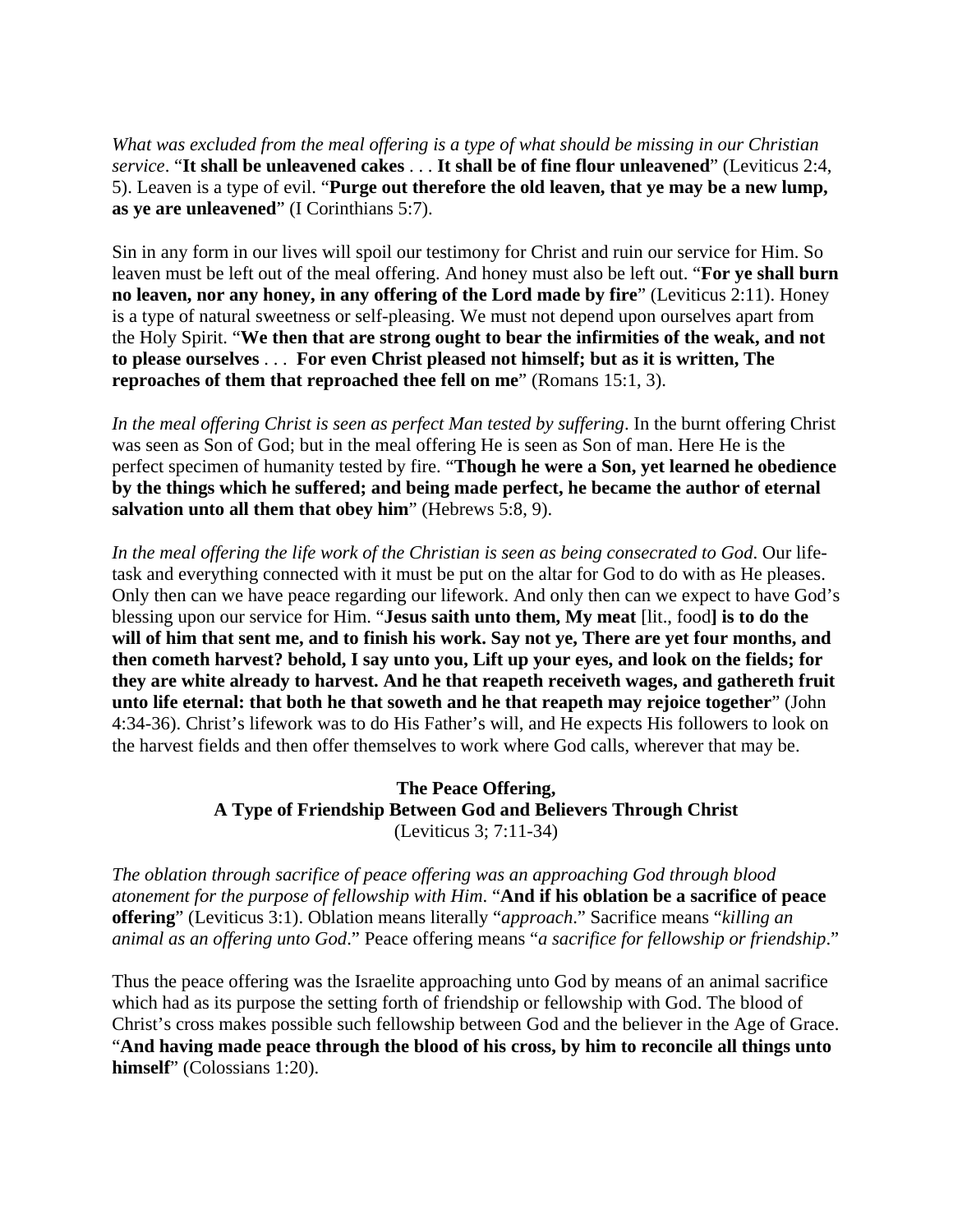*What was excluded from the meal offering is a type of what should be missing in our Christian service*. "**It shall be unleavened cakes** . . . **It shall be of fine flour unleavened**" (Leviticus 2:4, 5). Leaven is a type of evil. "**Purge out therefore the old leaven, that ye may be a new lump, as ye are unleavened**" (I Corinthians 5:7).

Sin in any form in our lives will spoil our testimony for Christ and ruin our service for Him. So leaven must be left out of the meal offering. And honey must also be left out. "**For ye shall burn no leaven, nor any honey, in any offering of the Lord made by fire**" (Leviticus 2:11). Honey is a type of natural sweetness or self-pleasing. We must not depend upon ourselves apart from the Holy Spirit. "**We then that are strong ought to bear the infirmities of the weak, and not to please ourselves** . . . **For even Christ pleased not himself; but as it is written, The reproaches of them that reproached thee fell on me**" (Romans 15:1, 3).

*In the meal offering Christ is seen as perfect Man tested by suffering*. In the burnt offering Christ was seen as Son of God; but in the meal offering He is seen as Son of man. Here He is the perfect specimen of humanity tested by fire. "**Though he were a Son, yet learned he obedience by the things which he suffered; and being made perfect, he became the author of eternal salvation unto all them that obey him**" (Hebrews 5:8, 9).

*In the meal offering the life work of the Christian is seen as being consecrated to God*. Our life-task and everything connected with it must be put on the altar for God to do with as He pleases. Only then can we have peace regarding our lifework. And only then can we expect to have God's blessing upon our service for Him. "**Jesus saith unto them, My meat** [lit., food**] is to do the will of him that sent me, and to finish his work. Say not ye, There are yet four months, and then cometh harvest? behold, I say unto you, Lift up your eyes, and look on the fields; for they are white already to harvest. And he that reapeth receiveth wages, and gathereth fruit unto life eternal: that both he that soweth and he that reapeth may rejoice together**" (John 4:34-36). Christ's lifework was to do His Father's will, and He expects His followers to look on the harvest fields and then offer themselves to work where God calls, wherever that may be.

**The Peace Offering,**
**A Type of Friendship Between God and Believers Through Christ**
(Leviticus 3; 7:11-34)

*The oblation through sacrifice of peace offering was an approaching God through blood atonement for the purpose of fellowship with Him*. "**And if his oblation be a sacrifice of peace offering**" (Leviticus 3:1). Oblation means literally "*approach*." Sacrifice means "*killing an animal as an offering unto God*." Peace offering means "*a sacrifice for fellowship or friendship*."

Thus the peace offering was the Israelite approaching unto God by means of an animal sacrifice which had as its purpose the setting forth of friendship or fellowship with God. The blood of Christ's cross makes possible such fellowship between God and the believer in the Age of Grace. "**And having made peace through the blood of his cross, by him to reconcile all things unto himself**" (Colossians 1:20).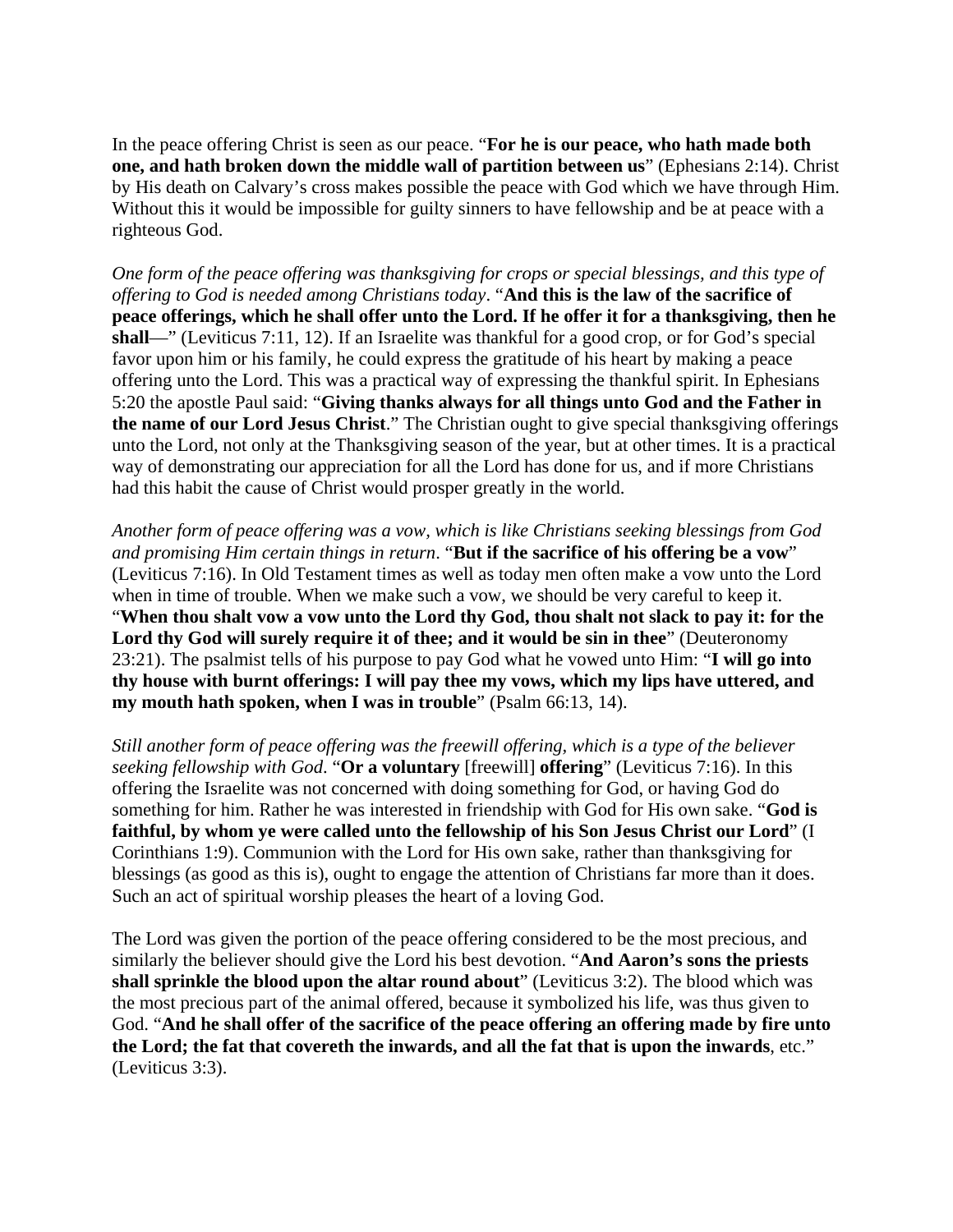In the peace offering Christ is seen as our peace. "**For he is our peace, who hath made both one, and hath broken down the middle wall of partition between us**" (Ephesians 2:14). Christ by His death on Calvary's cross makes possible the peace with God which we have through Him. Without this it would be impossible for guilty sinners to have fellowship and be at peace with a righteous God.

*One form of the peace offering was thanksgiving for crops or special blessings, and this type of offering to God is needed among Christians today*. "**And this is the law of the sacrifice of peace offerings, which he shall offer unto the Lord. If he offer it for a thanksgiving, then he shall**—" (Leviticus 7:11, 12). If an Israelite was thankful for a good crop, or for God's special favor upon him or his family, he could express the gratitude of his heart by making a peace offering unto the Lord. This was a practical way of expressing the thankful spirit. In Ephesians 5:20 the apostle Paul said: "**Giving thanks always for all things unto God and the Father in the name of our Lord Jesus Christ**." The Christian ought to give special thanksgiving offerings unto the Lord, not only at the Thanksgiving season of the year, but at other times. It is a practical way of demonstrating our appreciation for all the Lord has done for us, and if more Christians had this habit the cause of Christ would prosper greatly in the world.

*Another form of peace offering was a vow, which is like Christians seeking blessings from God and promising Him certain things in return*. "**But if the sacrifice of his offering be a vow**" (Leviticus 7:16). In Old Testament times as well as today men often make a vow unto the Lord when in time of trouble. When we make such a vow, we should be very careful to keep it. "**When thou shalt vow a vow unto the Lord thy God, thou shalt not slack to pay it: for the Lord thy God will surely require it of thee; and it would be sin in thee**" (Deuteronomy 23:21). The psalmist tells of his purpose to pay God what he vowed unto Him: "**I will go into thy house with burnt offerings: I will pay thee my vows, which my lips have uttered, and my mouth hath spoken, when I was in trouble**" (Psalm 66:13, 14).

*Still another form of peace offering was the freewill offering, which is a type of the believer seeking fellowship with God*. "**Or a voluntary** [freewill] **offering**" (Leviticus 7:16). In this offering the Israelite was not concerned with doing something for God, or having God do something for him. Rather he was interested in friendship with God for His own sake. "**God is faithful, by whom ye were called unto the fellowship of his Son Jesus Christ our Lord**" (I Corinthians 1:9). Communion with the Lord for His own sake, rather than thanksgiving for blessings (as good as this is), ought to engage the attention of Christians far more than it does. Such an act of spiritual worship pleases the heart of a loving God.

The Lord was given the portion of the peace offering considered to be the most precious, and similarly the believer should give the Lord his best devotion. "**And Aaron's sons the priests shall sprinkle the blood upon the altar round about**" (Leviticus 3:2). The blood which was the most precious part of the animal offered, because it symbolized his life, was thus given to God. "**And he shall offer of the sacrifice of the peace offering an offering made by fire unto the Lord; the fat that covereth the inwards, and all the fat that is upon the inwards**, etc." (Leviticus 3:3).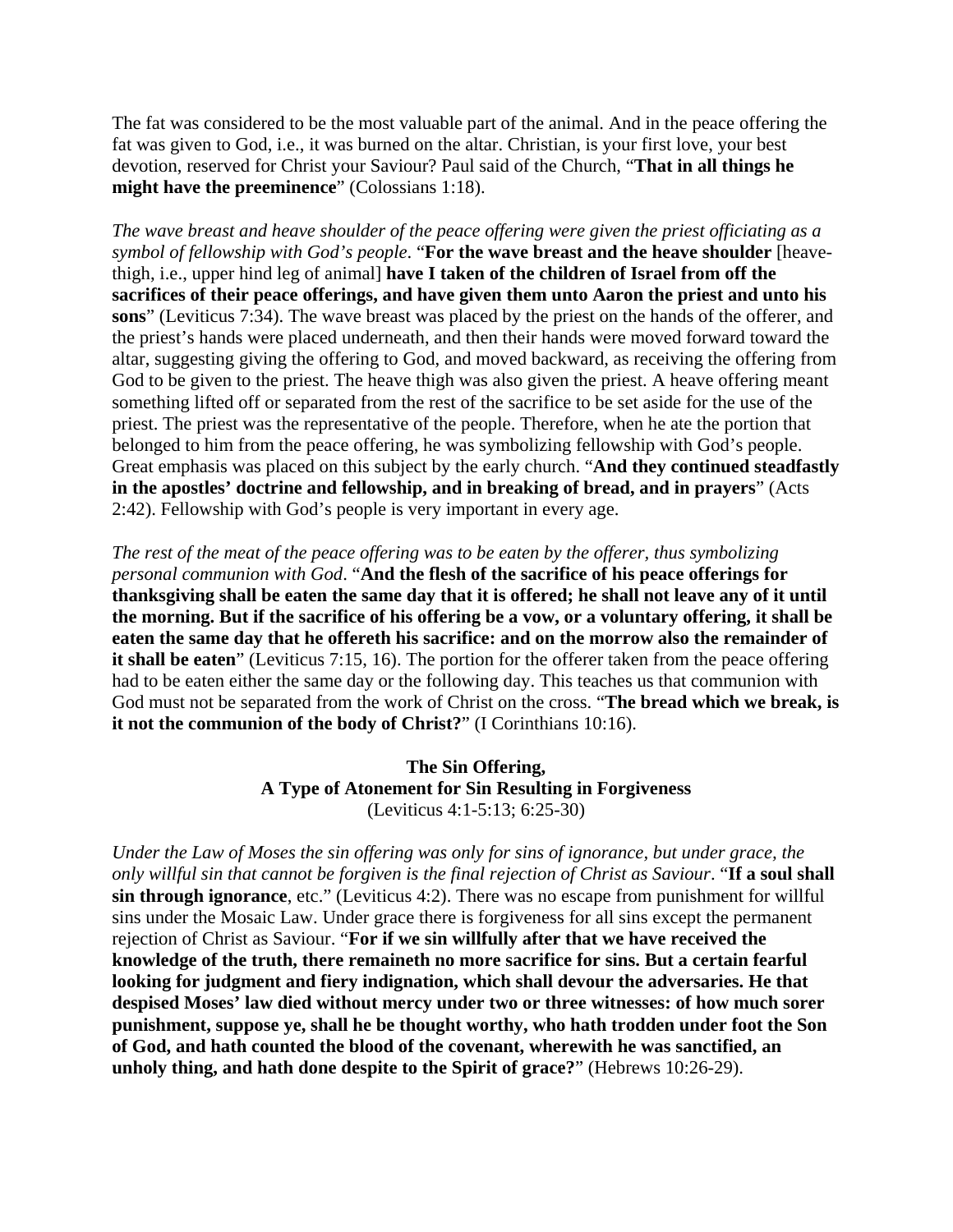The fat was considered to be the most valuable part of the animal. And in the peace offering the fat was given to God, i.e., it was burned on the altar. Christian, is your first love, your best devotion, reserved for Christ your Saviour? Paul said of the Church, "**That in all things he might have the preeminence**" (Colossians 1:18).

*The wave breast and heave shoulder of the peace offering were given the priest officiating as a symbol of fellowship with God's people.* "**For the wave breast and the heave shoulder** [heave-thigh, i.e., upper hind leg of animal] **have I taken of the children of Israel from off the sacrifices of their peace offerings, and have given them unto Aaron the priest and unto his sons**" (Leviticus 7:34). The wave breast was placed by the priest on the hands of the offerer, and the priest's hands were placed underneath, and then their hands were moved forward toward the altar, suggesting giving the offering to God, and moved backward, as receiving the offering from God to be given to the priest. The heave thigh was also given the priest. A heave offering meant something lifted off or separated from the rest of the sacrifice to be set aside for the use of the priest. The priest was the representative of the people. Therefore, when he ate the portion that belonged to him from the peace offering, he was symbolizing fellowship with God's people. Great emphasis was placed on this subject by the early church. "**And they continued steadfastly in the apostles' doctrine and fellowship, and in breaking of bread, and in prayers**" (Acts 2:42). Fellowship with God's people is very important in every age.

*The rest of the meat of the peace offering was to be eaten by the offerer, thus symbolizing personal communion with God*. "**And the flesh of the sacrifice of his peace offerings for thanksgiving shall be eaten the same day that it is offered; he shall not leave any of it until the morning. But if the sacrifice of his offering be a vow, or a voluntary offering, it shall be eaten the same day that he offereth his sacrifice: and on the morrow also the remainder of it shall be eaten**" (Leviticus 7:15, 16). The portion for the offerer taken from the peace offering had to be eaten either the same day or the following day. This teaches us that communion with God must not be separated from the work of Christ on the cross. "**The bread which we break, is it not the communion of the body of Christ?**" (I Corinthians 10:16).

### The Sin Offering, A Type of Atonement for Sin Resulting in Forgiveness

(Leviticus 4:1-5:13; 6:25-30)

*Under the Law of Moses the sin offering was only for sins of ignorance, but under grace, the only willful sin that cannot be forgiven is the final rejection of Christ as Saviour*. "**If a soul shall sin through ignorance**, etc." (Leviticus 4:2). There was no escape from punishment for willful sins under the Mosaic Law. Under grace there is forgiveness for all sins except the permanent rejection of Christ as Saviour. "**For if we sin willfully after that we have received the knowledge of the truth, there remaineth no more sacrifice for sins. But a certain fearful looking for judgment and fiery indignation, which shall devour the adversaries. He that despised Moses' law died without mercy under two or three witnesses: of how much sorer punishment, suppose ye, shall he be thought worthy, who hath trodden under foot the Son of God, and hath counted the blood of the covenant, wherewith he was sanctified, an unholy thing, and hath done despite to the Spirit of grace?**" (Hebrews 10:26-29).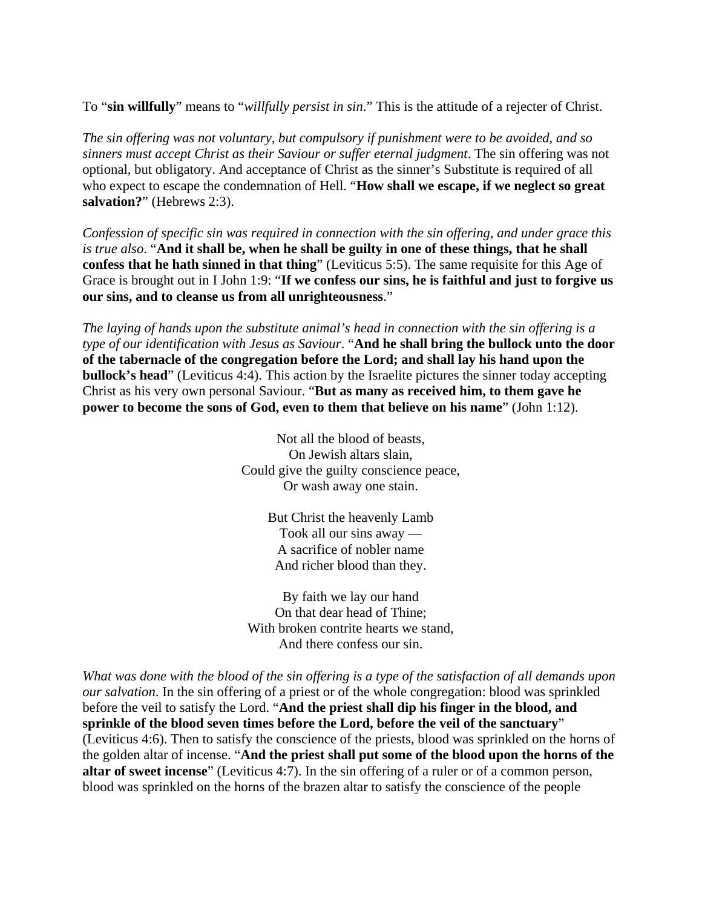To "**sin willfully**" means to "*willfully persist in sin*." This is the attitude of a rejecter of Christ.

*The sin offering was not voluntary, but compulsory if punishment were to be avoided, and so sinners must accept Christ as their Saviour or suffer eternal judgment*. The sin offering was not optional, but obligatory. And acceptance of Christ as the sinner's Substitute is required of all who expect to escape the condemnation of Hell. "**How shall we escape, if we neglect so great salvation?**" (Hebrews 2:3).

*Confession of specific sin was required in connection with the sin offering, and under grace this is true also*. "**And it shall be, when he shall be guilty in one of these things, that he shall confess that he hath sinned in that thing**" (Leviticus 5:5). The same requisite for this Age of Grace is brought out in I John 1:9: "**If we confess our sins, he is faithful and just to forgive us our sins, and to cleanse us from all unrighteousness**."

*The laying of hands upon the substitute animal's head in connection with the sin offering is a type of our identification with Jesus as Saviour*. "**And he shall bring the bullock unto the door of the tabernacle of the congregation before the Lord; and shall lay his hand upon the bullock's head**" (Leviticus 4:4). This action by the Israelite pictures the sinner today accepting Christ as his very own personal Saviour. "**But as many as received him, to them gave he power to become the sons of God, even to them that believe on his name**" (John 1:12).

Not all the blood of beasts,  
On Jewish altars slain,  
Could give the guilty conscience peace,  
Or wash away one stain.

But Christ the heavenly Lamb  
Took all our sins away —  
A sacrifice of nobler name  
And richer blood than they.

By faith we lay our hand  
On that dear head of Thine;  
With broken contrite hearts we stand,  
And there confess our sin.

*What was done with the blood of the sin offering is a type of the satisfaction of all demands upon our salvation*. In the sin offering of a priest or of the whole congregation: blood was sprinkled before the veil to satisfy the Lord. "**And the priest shall dip his finger in the blood, and sprinkle of the blood seven times before the Lord, before the veil of the sanctuary**" (Leviticus 4:6). Then to satisfy the conscience of the priests, blood was sprinkled on the horns of the golden altar of incense. "**And the priest shall put some of the blood upon the horns of the altar of sweet incense**" (Leviticus 4:7). In the sin offering of a ruler or of a common person, blood was sprinkled on the horns of the brazen altar to satisfy the conscience of the people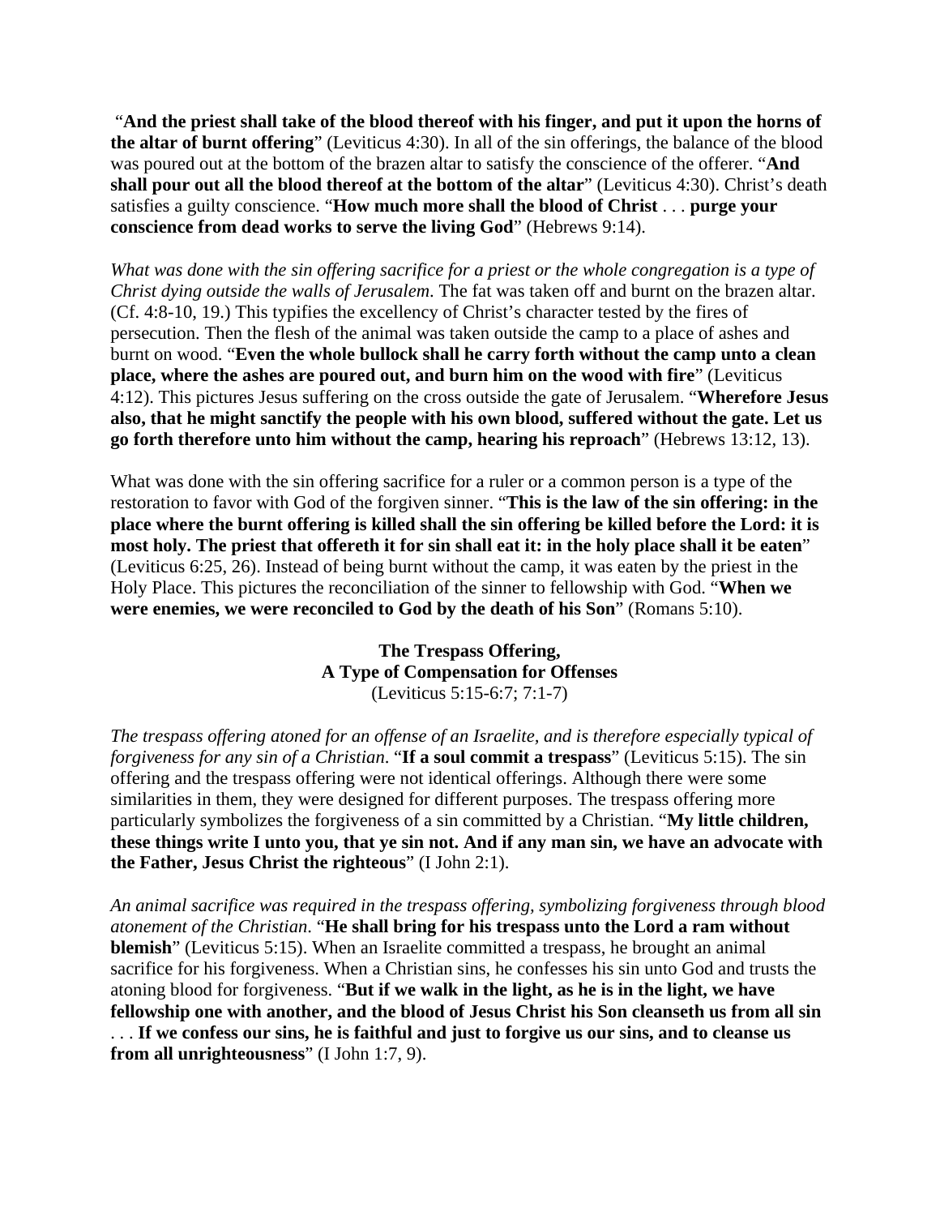"**And the priest shall take of the blood thereof with his finger, and put it upon the horns of the altar of burnt offering**" (Leviticus 4:30). In all of the sin offerings, the balance of the blood was poured out at the bottom of the brazen altar to satisfy the conscience of the offerer. "**And shall pour out all the blood thereof at the bottom of the altar**" (Leviticus 4:30). Christ's death satisfies a guilty conscience. "**How much more shall the blood of Christ** . . . **purge your conscience from dead works to serve the living God**" (Hebrews 9:14).

*What was done with the sin offering sacrifice for a priest or the whole congregation is a type of Christ dying outside the walls of Jerusalem.* The fat was taken off and burnt on the brazen altar. (Cf. 4:8-10, 19.) This typifies the excellency of Christ's character tested by the fires of persecution. Then the flesh of the animal was taken outside the camp to a place of ashes and burnt on wood. "**Even the whole bullock shall he carry forth without the camp unto a clean place, where the ashes are poured out, and burn him on the wood with fire**" (Leviticus 4:12). This pictures Jesus suffering on the cross outside the gate of Jerusalem. "**Wherefore Jesus also, that he might sanctify the people with his own blood, suffered without the gate. Let us go forth therefore unto him without the camp, hearing his reproach**" (Hebrews 13:12, 13).

What was done with the sin offering sacrifice for a ruler or a common person is a type of the restoration to favor with God of the forgiven sinner. "**This is the law of the sin offering: in the place where the burnt offering is killed shall the sin offering be killed before the Lord: it is most holy. The priest that offereth it for sin shall eat it: in the holy place shall it be eaten**" (Leviticus 6:25, 26). Instead of being burnt without the camp, it was eaten by the priest in the Holy Place. This pictures the reconciliation of the sinner to fellowship with God. "**When we were enemies, we were reconciled to God by the death of his Son**" (Romans 5:10).

## The Trespass Offering, A Type of Compensation for Offenses

(Leviticus 5:15-6:7; 7:1-7)

*The trespass offering atoned for an offense of an Israelite, and is therefore especially typical of forgiveness for any sin of a Christian.* "**If a soul commit a trespass**" (Leviticus 5:15). The sin offering and the trespass offering were not identical offerings. Although there were some similarities in them, they were designed for different purposes. The trespass offering more particularly symbolizes the forgiveness of a sin committed by a Christian. "**My little children, these things write I unto you, that ye sin not. And if any man sin, we have an advocate with the Father, Jesus Christ the righteous**" (I John 2:1).

*An animal sacrifice was required in the trespass offering, symbolizing forgiveness through blood atonement of the Christian*. "**He shall bring for his trespass unto the Lord a ram without blemish**" (Leviticus 5:15). When an Israelite committed a trespass, he brought an animal sacrifice for his forgiveness. When a Christian sins, he confesses his sin unto God and trusts the atoning blood for forgiveness. "**But if we walk in the light, as he is in the light, we have fellowship one with another, and the blood of Jesus Christ his Son cleanseth us from all sin** . . . **If we confess our sins, he is faithful and just to forgive us our sins, and to cleanse us from all unrighteousness**" (I John 1:7, 9).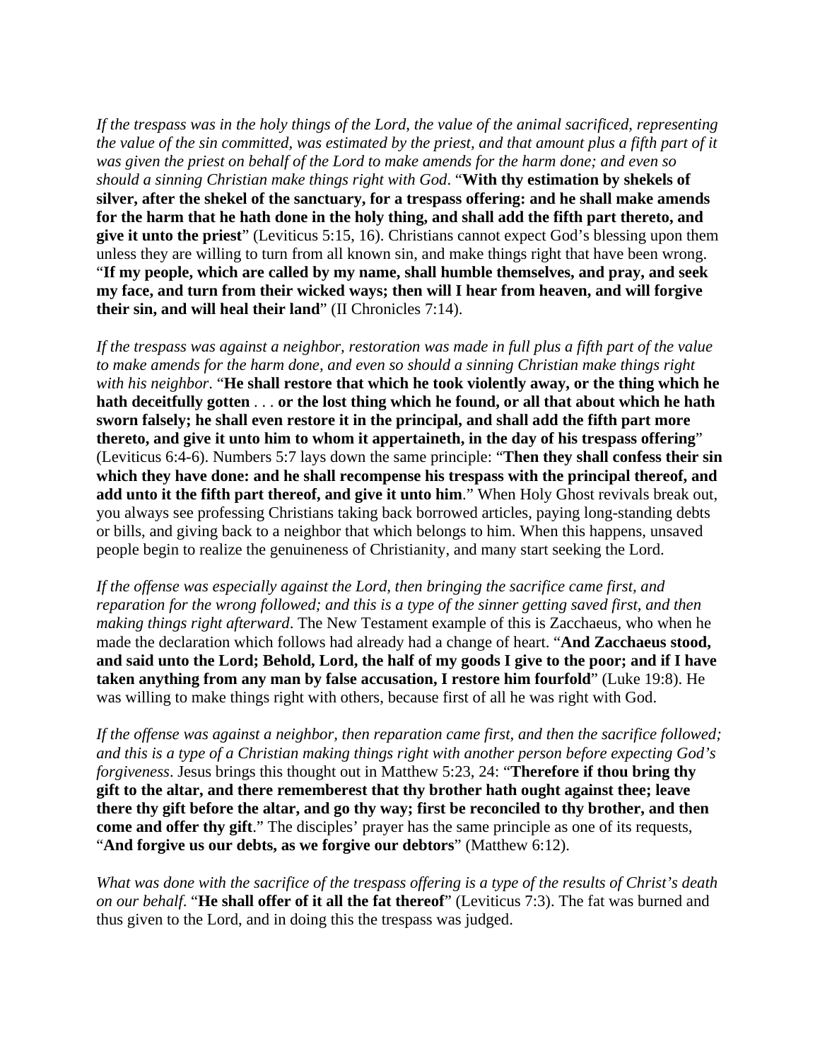*If the trespass was in the holy things of the Lord, the value of the animal sacrificed, representing the value of the sin committed, was estimated by the priest, and that amount plus a fifth part of it was given the priest on behalf of the Lord to make amends for the harm done; and even so should a sinning Christian make things right with God*. "**With thy estimation by shekels of silver, after the shekel of the sanctuary, for a trespass offering: and he shall make amends for the harm that he hath done in the holy thing, and shall add the fifth part thereto, and give it unto the priest**" (Leviticus 5:15, 16). Christians cannot expect God's blessing upon them unless they are willing to turn from all known sin, and make things right that have been wrong. "**If my people, which are called by my name, shall humble themselves, and pray, and seek my face, and turn from their wicked ways; then will I hear from heaven, and will forgive their sin, and will heal their land**" (II Chronicles 7:14).

*If the trespass was against a neighbor, restoration was made in full plus a fifth part of the value to make amends for the harm done, and even so should a sinning Christian make things right with his neighbor*. "**He shall restore that which he took violently away, or the thing which he hath deceitfully gotten** . . . **or the lost thing which he found, or all that about which he hath sworn falsely; he shall even restore it in the principal, and shall add the fifth part more thereto, and give it unto him to whom it appertaineth, in the day of his trespass offering**" (Leviticus 6:4-6). Numbers 5:7 lays down the same principle: "**Then they shall confess their sin which they have done: and he shall recompense his trespass with the principal thereof, and add unto it the fifth part thereof, and give it unto him**." When Holy Ghost revivals break out, you always see professing Christians taking back borrowed articles, paying long-standing debts or bills, and giving back to a neighbor that which belongs to him. When this happens, unsaved people begin to realize the genuineness of Christianity, and many start seeking the Lord.

*If the offense was especially against the Lord, then bringing the sacrifice came first, and reparation for the wrong followed; and this is a type of the sinner getting saved first, and then making things right afterward*. The New Testament example of this is Zacchaeus, who when he made the declaration which follows had already had a change of heart. "**And Zacchaeus stood, and said unto the Lord; Behold, Lord, the half of my goods I give to the poor; and if I have taken anything from any man by false accusation, I restore him fourfold**" (Luke 19:8). He was willing to make things right with others, because first of all he was right with God.

*If the offense was against a neighbor, then reparation came first, and then the sacrifice followed; and this is a type of a Christian making things right with another person before expecting God's forgiveness*. Jesus brings this thought out in Matthew 5:23, 24: "**Therefore if thou bring thy gift to the altar, and there rememberest that thy brother hath ought against thee; leave there thy gift before the altar, and go thy way; first be reconciled to thy brother, and then come and offer thy gift**." The disciples' prayer has the same principle as one of its requests, "**And forgive us our debts, as we forgive our debtors**" (Matthew 6:12).

*What was done with the sacrifice of the trespass offering is a type of the results of Christ's death on our behalf*. "**He shall offer of it all the fat thereof**" (Leviticus 7:3). The fat was burned and thus given to the Lord, and in doing this the trespass was judged.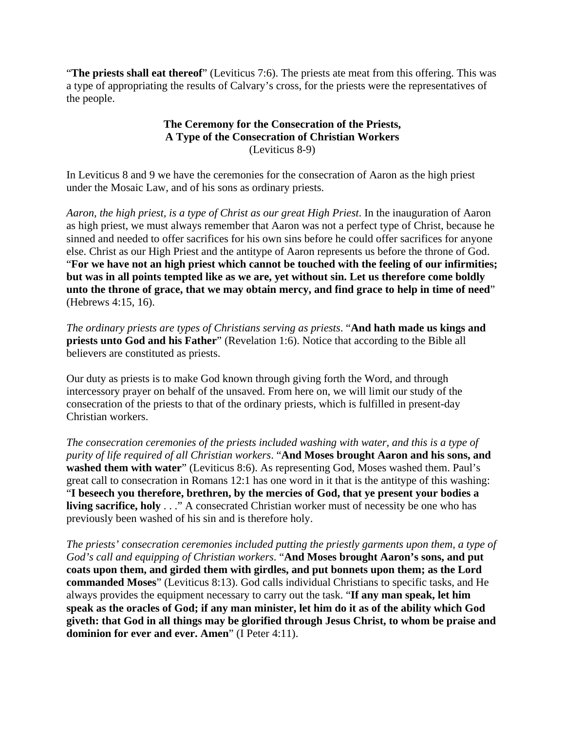"**The priests shall eat thereof**" (Leviticus 7:6). The priests ate meat from this offering. This was a type of appropriating the results of Calvary's cross, for the priests were the representatives of the people.

### The Ceremony for the Consecration of the Priests, A Type of the Consecration of Christian Workers

(Leviticus 8-9)

In Leviticus 8 and 9 we have the ceremonies for the consecration of Aaron as the high priest under the Mosaic Law, and of his sons as ordinary priests.

*Aaron, the high priest, is a type of Christ as our great High Priest*. In the inauguration of Aaron as high priest, we must always remember that Aaron was not a perfect type of Christ, because he sinned and needed to offer sacrifices for his own sins before he could offer sacrifices for anyone else. Christ as our High Priest and the antitype of Aaron represents us before the throne of God. "**For we have not an high priest which cannot be touched with the feeling of our infirmities; but was in all points tempted like as we are, yet without sin. Let us therefore come boldly unto the throne of grace, that we may obtain mercy, and find grace to help in time of need**" (Hebrews 4:15, 16).

*The ordinary priests are types of Christians serving as priests*. "**And hath made us kings and priests unto God and his Father**" (Revelation 1:6). Notice that according to the Bible all believers are constituted as priests.

Our duty as priests is to make God known through giving forth the Word, and through intercessory prayer on behalf of the unsaved. From here on, we will limit our study of the consecration of the priests to that of the ordinary priests, which is fulfilled in present-day Christian workers.

*The consecration ceremonies of the priests included washing with water, and this is a type of purity of life required of all Christian workers*. "**And Moses brought Aaron and his sons, and washed them with water**" (Leviticus 8:6). As representing God, Moses washed them. Paul's great call to consecration in Romans 12:1 has one word in it that is the antitype of this washing: "**I beseech you therefore, brethren, by the mercies of God, that ye present your bodies a living sacrifice, holy** . . ." A consecrated Christian worker must of necessity be one who has previously been washed of his sin and is therefore holy.

*The priests' consecration ceremonies included putting the priestly garments upon them, a type of God's call and equipping of Christian workers*. "**And Moses brought Aaron's sons, and put coats upon them, and girded them with girdles, and put bonnets upon them; as the Lord commanded Moses**" (Leviticus 8:13). God calls individual Christians to specific tasks, and He always provides the equipment necessary to carry out the task. "**If any man speak, let him speak as the oracles of God; if any man minister, let him do it as of the ability which God giveth: that God in all things may be glorified through Jesus Christ, to whom be praise and dominion for ever and ever. Amen**" (I Peter 4:11).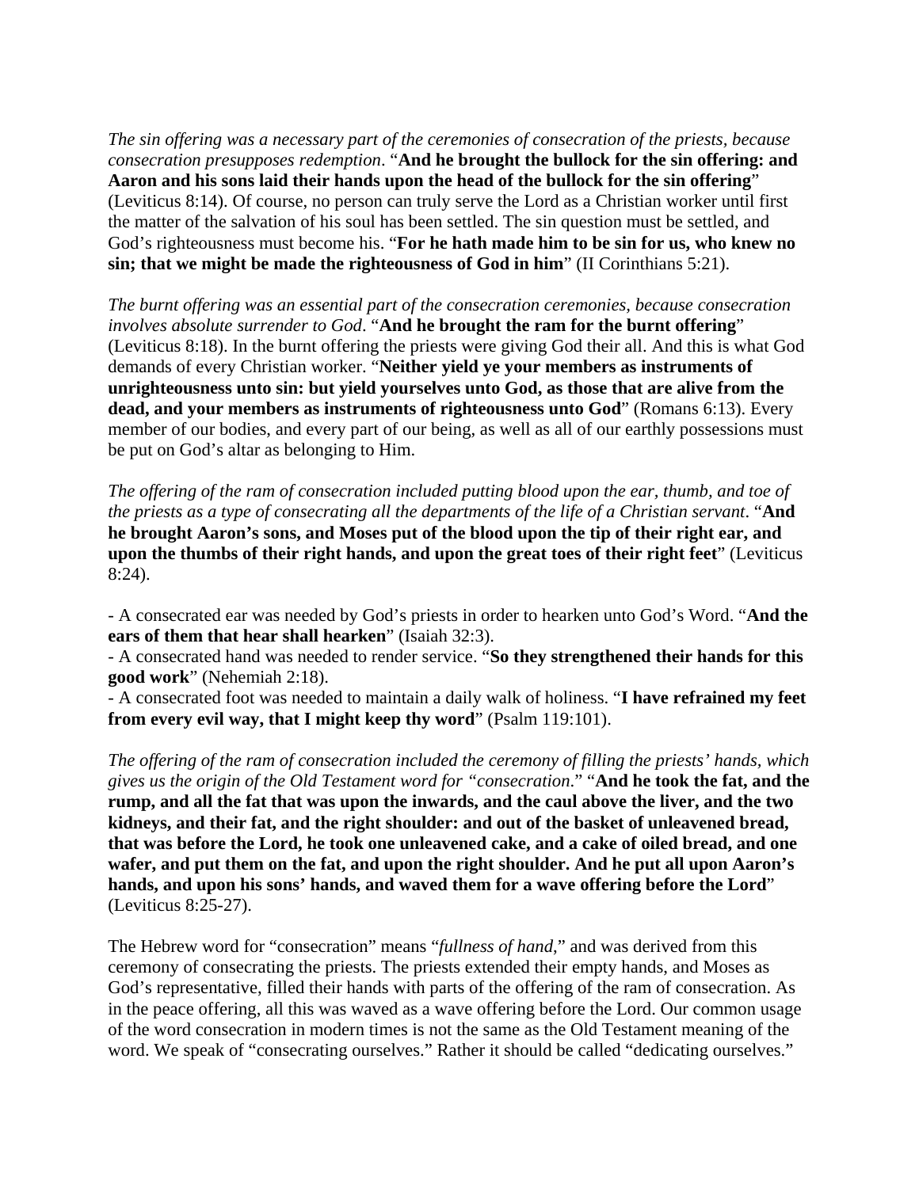*The sin offering was a necessary part of the ceremonies of consecration of the priests, because consecration presupposes redemption*. "**And he brought the bullock for the sin offering: and Aaron and his sons laid their hands upon the head of the bullock for the sin offering**" (Leviticus 8:14). Of course, no person can truly serve the Lord as a Christian worker until first the matter of the salvation of his soul has been settled. The sin question must be settled, and God's righteousness must become his. "**For he hath made him to be sin for us, who knew no sin; that we might be made the righteousness of God in him**" (II Corinthians 5:21).

*The burnt offering was an essential part of the consecration ceremonies, because consecration involves absolute surrender to God*. "**And he brought the ram for the burnt offering**" (Leviticus 8:18). In the burnt offering the priests were giving God their all. And this is what God demands of every Christian worker. "**Neither yield ye your members as instruments of unrighteousness unto sin: but yield yourselves unto God, as those that are alive from the dead, and your members as instruments of righteousness unto God**" (Romans 6:13). Every member of our bodies, and every part of our being, as well as all of our earthly possessions must be put on God's altar as belonging to Him.

*The offering of the ram of consecration included putting blood upon the ear, thumb, and toe of the priests as a type of consecrating all the departments of the life of a Christian servant*. "**And he brought Aaron's sons, and Moses put of the blood upon the tip of their right ear, and upon the thumbs of their right hands, and upon the great toes of their right feet**" (Leviticus 8:24).

- A consecrated ear was needed by God's priests in order to hearken unto God's Word. "**And the ears of them that hear shall hearken**" (Isaiah 32:3).
- A consecrated hand was needed to render service. "**So they strengthened their hands for this good work**" (Nehemiah 2:18).
- A consecrated foot was needed to maintain a daily walk of holiness. "**I have refrained my feet from every evil way, that I might keep thy word**" (Psalm 119:101).

*The offering of the ram of consecration included the ceremony of filling the priests' hands, which gives us the origin of the Old Testament word for "consecration*." "**And he took the fat, and the rump, and all the fat that was upon the inwards, and the caul above the liver, and the two kidneys, and their fat, and the right shoulder: and out of the basket of unleavened bread, that was before the Lord, he took one unleavened cake, and a cake of oiled bread, and one wafer, and put them on the fat, and upon the right shoulder. And he put all upon Aaron's hands, and upon his sons' hands, and waved them for a wave offering before the Lord**" (Leviticus 8:25-27).

The Hebrew word for "consecration" means "*fullness of hand*," and was derived from this ceremony of consecrating the priests. The priests extended their empty hands, and Moses as God's representative, filled their hands with parts of the offering of the ram of consecration. As in the peace offering, all this was waved as a wave offering before the Lord. Our common usage of the word consecration in modern times is not the same as the Old Testament meaning of the word. We speak of "consecrating ourselves." Rather it should be called "dedicating ourselves."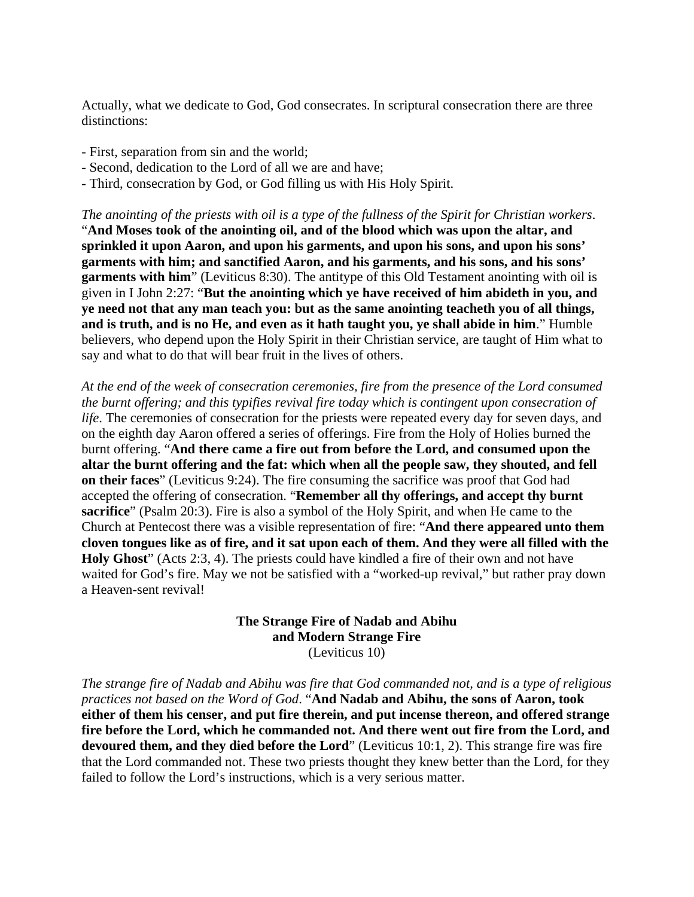Actually, what we dedicate to God, God consecrates. In scriptural consecration there are three distinctions:

- First, separation from sin and the world;
- Second, dedication to the Lord of all we are and have;
- Third, consecration by God, or God filling us with His Holy Spirit.

*The anointing of the priests with oil is a type of the fullness of the Spirit for Christian workers*. "**And Moses took of the anointing oil, and of the blood which was upon the altar, and sprinkled it upon Aaron, and upon his garments, and upon his sons, and upon his sons' garments with him; and sanctified Aaron, and his garments, and his sons, and his sons' garments with him**" (Leviticus 8:30). The antitype of this Old Testament anointing with oil is given in I John 2:27: "**But the anointing which ye have received of him abideth in you, and ye need not that any man teach you: but as the same anointing teacheth you of all things, and is truth, and is no He, and even as it hath taught you, ye shall abide in him**." Humble believers, who depend upon the Holy Spirit in their Christian service, are taught of Him what to say and what to do that will bear fruit in the lives of others.

*At the end of the week of consecration ceremonies, fire from the presence of the Lord consumed the burnt offering; and this typifies revival fire today which is contingent upon consecration of life*. The ceremonies of consecration for the priests were repeated every day for seven days, and on the eighth day Aaron offered a series of offerings. Fire from the Holy of Holies burned the burnt offering. "**And there came a fire out from before the Lord, and consumed upon the altar the burnt offering and the fat: which when all the people saw, they shouted, and fell on their faces**" (Leviticus 9:24). The fire consuming the sacrifice was proof that God had accepted the offering of consecration. "**Remember all thy offerings, and accept thy burnt sacrifice**" (Psalm 20:3). Fire is also a symbol of the Holy Spirit, and when He came to the Church at Pentecost there was a visible representation of fire: "**And there appeared unto them cloven tongues like as of fire, and it sat upon each of them. And they were all filled with the Holy Ghost**" (Acts 2:3, 4). The priests could have kindled a fire of their own and not have waited for God's fire. May we not be satisfied with a "worked-up revival," but rather pray down a Heaven-sent revival!

### The Strange Fire of Nadab and Abihu and Modern Strange Fire
(Leviticus 10)

*The strange fire of Nadab and Abihu was fire that God commanded not, and is a type of religious practices not based on the Word of God*. "**And Nadab and Abihu, the sons of Aaron, took either of them his censer, and put fire therein, and put incense thereon, and offered strange fire before the Lord, which he commanded not. And there went out fire from the Lord, and devoured them, and they died before the Lord**" (Leviticus 10:1, 2). This strange fire was fire that the Lord commanded not. These two priests thought they knew better than the Lord, for they failed to follow the Lord's instructions, which is a very serious matter.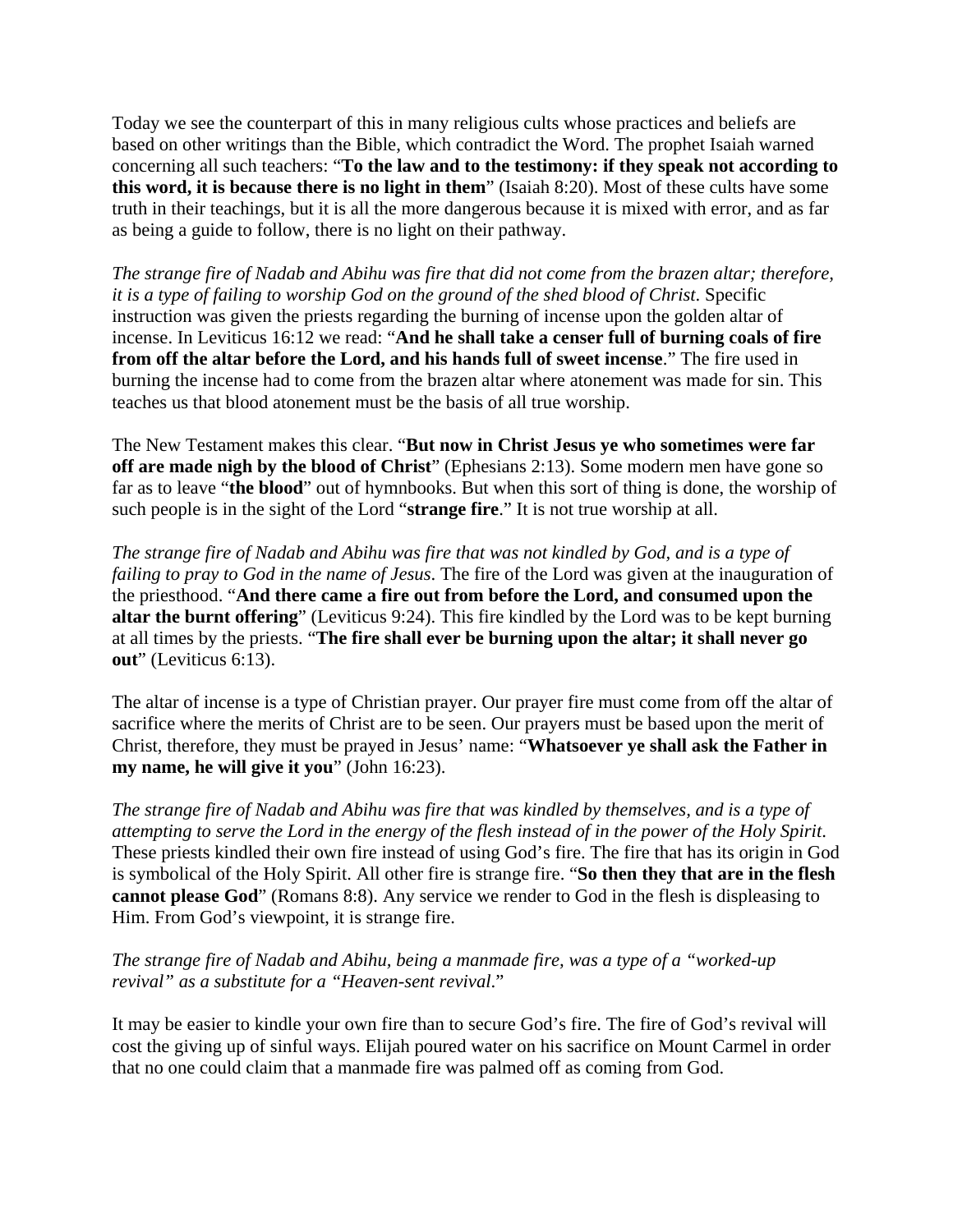Today we see the counterpart of this in many religious cults whose practices and beliefs are based on other writings than the Bible, which contradict the Word. The prophet Isaiah warned concerning all such teachers: "**To the law and to the testimony: if they speak not according to this word, it is because there is no light in them**" (Isaiah 8:20). Most of these cults have some truth in their teachings, but it is all the more dangerous because it is mixed with error, and as far as being a guide to follow, there is no light on their pathway.

*The strange fire of Nadab and Abihu was fire that did not come from the brazen altar; therefore, it is a type of failing to worship God on the ground of the shed blood of Christ*. Specific instruction was given the priests regarding the burning of incense upon the golden altar of incense. In Leviticus 16:12 we read: "**And he shall take a censer full of burning coals of fire from off the altar before the Lord, and his hands full of sweet incense**." The fire used in burning the incense had to come from the brazen altar where atonement was made for sin. This teaches us that blood atonement must be the basis of all true worship.

The New Testament makes this clear. "**But now in Christ Jesus ye who sometimes were far off are made nigh by the blood of Christ**" (Ephesians 2:13). Some modern men have gone so far as to leave "**the blood**" out of hymnbooks. But when this sort of thing is done, the worship of such people is in the sight of the Lord "**strange fire**." It is not true worship at all.

*The strange fire of Nadab and Abihu was fire that was not kindled by God, and is a type of failing to pray to God in the name of Jesus*. The fire of the Lord was given at the inauguration of the priesthood. "**And there came a fire out from before the Lord, and consumed upon the altar the burnt offering**" (Leviticus 9:24). This fire kindled by the Lord was to be kept burning at all times by the priests. "**The fire shall ever be burning upon the altar; it shall never go out**" (Leviticus 6:13).

The altar of incense is a type of Christian prayer. Our prayer fire must come from off the altar of sacrifice where the merits of Christ are to be seen. Our prayers must be based upon the merit of Christ, therefore, they must be prayed in Jesus' name: "**Whatsoever ye shall ask the Father in my name, he will give it you**" (John 16:23).

*The strange fire of Nadab and Abihu was fire that was kindled by themselves, and is a type of attempting to serve the Lord in the energy of the flesh instead of in the power of the Holy Spirit*. These priests kindled their own fire instead of using God's fire. The fire that has its origin in God is symbolical of the Holy Spirit. All other fire is strange fire. "**So then they that are in the flesh cannot please God**" (Romans 8:8). Any service we render to God in the flesh is displeasing to Him. From God's viewpoint, it is strange fire.

*The strange fire of Nadab and Abihu, being a manmade fire, was a type of a "worked-up revival" as a substitute for a "Heaven-sent revival*."

It may be easier to kindle your own fire than to secure God's fire. The fire of God's revival will cost the giving up of sinful ways. Elijah poured water on his sacrifice on Mount Carmel in order that no one could claim that a manmade fire was palmed off as coming from God.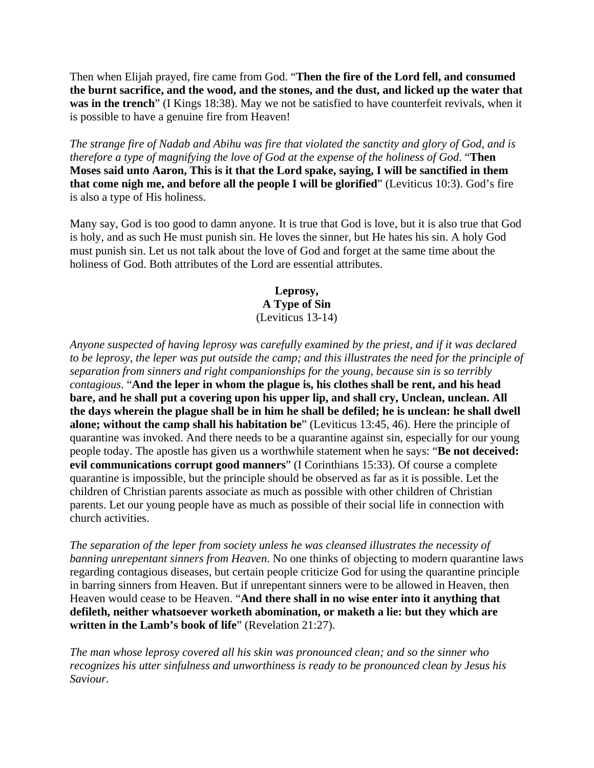Then when Elijah prayed, fire came from God. "**Then the fire of the Lord fell, and consumed the burnt sacrifice, and the wood, and the stones, and the dust, and licked up the water that was in the trench**" (I Kings 18:38). May we not be satisfied to have counterfeit revivals, when it is possible to have a genuine fire from Heaven!

*The strange fire of Nadab and Abihu was fire that violated the sanctity and glory of God, and is therefore a type of magnifying the love of God at the expense of the holiness of God*. "**Then Moses said unto Aaron, This is it that the Lord spake, saying, I will be sanctified in them that come nigh me, and before all the people I will be glorified**" (Leviticus 10:3). God's fire is also a type of His holiness.

Many say, God is too good to damn anyone. It is true that God is love, but it is also true that God is holy, and as such He must punish sin. He loves the sinner, but He hates his sin. A holy God must punish sin. Let us not talk about the love of God and forget at the same time about the holiness of God. Both attributes of the Lord are essential attributes.

**Leprosy,**
**A Type of Sin**
(Leviticus 13-14)

*Anyone suspected of having leprosy was carefully examined by the priest, and if it was declared to be leprosy, the leper was put outside the camp; and this illustrates the need for the principle of separation from sinners and right companionships for the young, because sin is so terribly contagious*. "**And the leper in whom the plague is, his clothes shall be rent, and his head bare, and he shall put a covering upon his upper lip, and shall cry, Unclean, unclean. All the days wherein the plague shall be in him he shall be defiled; he is unclean: he shall dwell alone; without the camp shall his habitation be**" (Leviticus 13:45, 46). Here the principle of quarantine was invoked. And there needs to be a quarantine against sin, especially for our young people today. The apostle has given us a worthwhile statement when he says: "**Be not deceived: evil communications corrupt good manners**" (I Corinthians 15:33). Of course a complete quarantine is impossible, but the principle should be observed as far as it is possible. Let the children of Christian parents associate as much as possible with other children of Christian parents. Let our young people have as much as possible of their social life in connection with church activities.

*The separation of the leper from society unless he was cleansed illustrates the necessity of banning unrepentant sinners from Heaven*. No one thinks of objecting to modern quarantine laws regarding contagious diseases, but certain people criticize God for using the quarantine principle in barring sinners from Heaven. But if unrepentant sinners were to be allowed in Heaven, then Heaven would cease to be Heaven. "**And there shall in no wise enter into it anything that defileth, neither whatsoever worketh abomination, or maketh a lie: but they which are written in the Lamb's book of life**" (Revelation 21:27).

*The man whose leprosy covered all his skin was pronounced clean; and so the sinner who recognizes his utter sinfulness and unworthiness is ready to be pronounced clean by Jesus his Saviour*.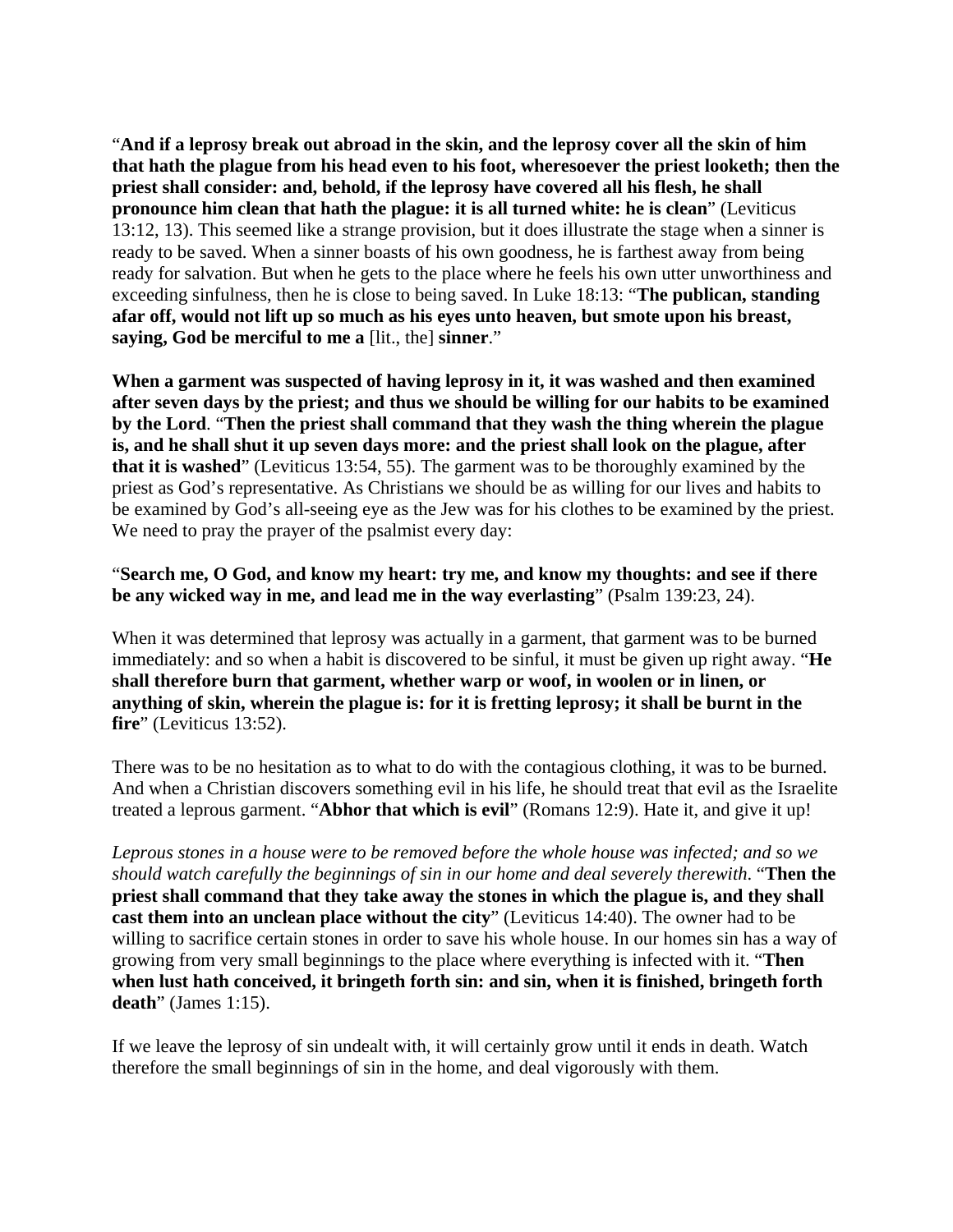"**And if a leprosy break out abroad in the skin, and the leprosy cover all the skin of him that hath the plague from his head even to his foot, wheresoever the priest looketh; then the priest shall consider: and, behold, if the leprosy have covered all his flesh, he shall pronounce him clean that hath the plague: it is all turned white: he is clean**" (Leviticus 13:12, 13). This seemed like a strange provision, but it does illustrate the stage when a sinner is ready to be saved. When a sinner boasts of his own goodness, he is farthest away from being ready for salvation. But when he gets to the place where he feels his own utter unworthiness and exceeding sinfulness, then he is close to being saved. In Luke 18:13: "**The publican, standing afar off, would not lift up so much as his eyes unto heaven, but smote upon his breast, saying, God be merciful to me a** [lit., the] **sinner**."

**When a garment was suspected of having leprosy in it, it was washed and then examined after seven days by the priest; and thus we should be willing for our habits to be examined by the Lord**. "**Then the priest shall command that they wash the thing wherein the plague is, and he shall shut it up seven days more: and the priest shall look on the plague, after that it is washed**" (Leviticus 13:54, 55). The garment was to be thoroughly examined by the priest as God's representative. As Christians we should be as willing for our lives and habits to be examined by God's all-seeing eye as the Jew was for his clothes to be examined by the priest. We need to pray the prayer of the psalmist every day:

"**Search me, O God, and know my heart: try me, and know my thoughts: and see if there be any wicked way in me, and lead me in the way everlasting**" (Psalm 139:23, 24).

When it was determined that leprosy was actually in a garment, that garment was to be burned immediately: and so when a habit is discovered to be sinful, it must be given up right away. "**He shall therefore burn that garment, whether warp or woof, in woolen or in linen, or anything of skin, wherein the plague is: for it is fretting leprosy; it shall be burnt in the fire**" (Leviticus 13:52).

There was to be no hesitation as to what to do with the contagious clothing, it was to be burned. And when a Christian discovers something evil in his life, he should treat that evil as the Israelite treated a leprous garment. "**Abhor that which is evil**" (Romans 12:9). Hate it, and give it up!

*Leprous stones in a house were to be removed before the whole house was infected; and so we should watch carefully the beginnings of sin in our home and deal severely therewith*. "**Then the priest shall command that they take away the stones in which the plague is, and they shall cast them into an unclean place without the city**" (Leviticus 14:40). The owner had to be willing to sacrifice certain stones in order to save his whole house. In our homes sin has a way of growing from very small beginnings to the place where everything is infected with it. "**Then when lust hath conceived, it bringeth forth sin: and sin, when it is finished, bringeth forth death**" (James 1:15).

If we leave the leprosy of sin undealt with, it will certainly grow until it ends in death. Watch therefore the small beginnings of sin in the home, and deal vigorously with them.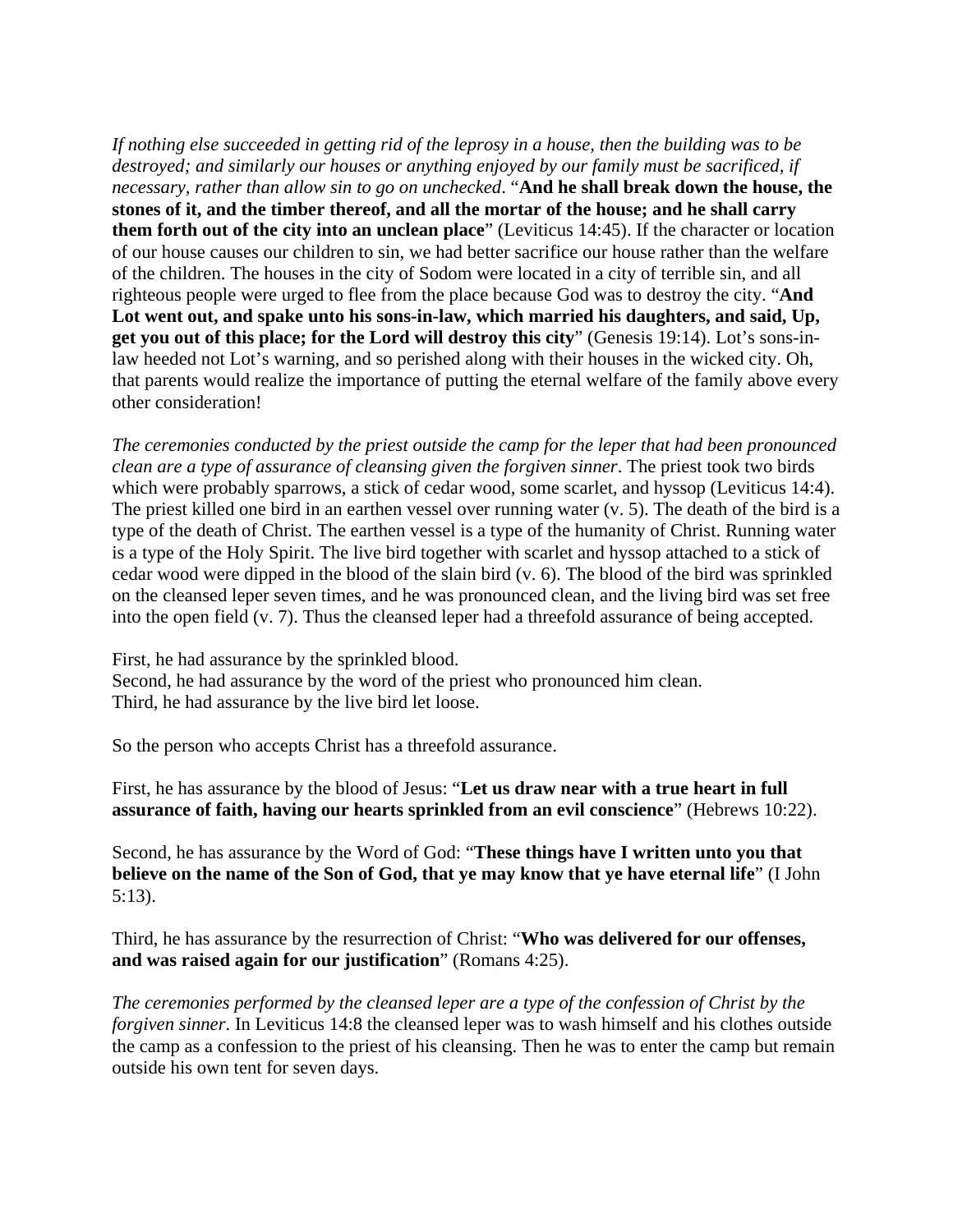*If nothing else succeeded in getting rid of the leprosy in a house, then the building was to be destroyed; and similarly our houses or anything enjoyed by our family must be sacrificed, if necessary, rather than allow sin to go on unchecked*. "**And he shall break down the house, the stones of it, and the timber thereof, and all the mortar of the house; and he shall carry them forth out of the city into an unclean place**" (Leviticus 14:45). If the character or location of our house causes our children to sin, we had better sacrifice our house rather than the welfare of the children. The houses in the city of Sodom were located in a city of terrible sin, and all righteous people were urged to flee from the place because God was to destroy the city. "**And Lot went out, and spake unto his sons-in-law, which married his daughters, and said, Up, get you out of this place; for the Lord will destroy this city**" (Genesis 19:14). Lot's sons-in-law heeded not Lot's warning, and so perished along with their houses in the wicked city. Oh, that parents would realize the importance of putting the eternal welfare of the family above every other consideration!

*The ceremonies conducted by the priest outside the camp for the leper that had been pronounced clean are a type of assurance of cleansing given the forgiven sinner*. The priest took two birds which were probably sparrows, a stick of cedar wood, some scarlet, and hyssop (Leviticus 14:4). The priest killed one bird in an earthen vessel over running water (v. 5). The death of the bird is a type of the death of Christ. The earthen vessel is a type of the humanity of Christ. Running water is a type of the Holy Spirit. The live bird together with scarlet and hyssop attached to a stick of cedar wood were dipped in the blood of the slain bird (v. 6). The blood of the bird was sprinkled on the cleansed leper seven times, and he was pronounced clean, and the living bird was set free into the open field (v. 7). Thus the cleansed leper had a threefold assurance of being accepted.

First, he had assurance by the sprinkled blood.
Second, he had assurance by the word of the priest who pronounced him clean.
Third, he had assurance by the live bird let loose.

So the person who accepts Christ has a threefold assurance.

First, he has assurance by the blood of Jesus: "**Let us draw near with a true heart in full assurance of faith, having our hearts sprinkled from an evil conscience**" (Hebrews 10:22).

Second, he has assurance by the Word of God: "**These things have I written unto you that believe on the name of the Son of God, that ye may know that ye have eternal life**" (I John 5:13).

Third, he has assurance by the resurrection of Christ: "**Who was delivered for our offenses, and was raised again for our justification**" (Romans 4:25).

*The ceremonies performed by the cleansed leper are a type of the confession of Christ by the forgiven sinner*. In Leviticus 14:8 the cleansed leper was to wash himself and his clothes outside the camp as a confession to the priest of his cleansing. Then he was to enter the camp but remain outside his own tent for seven days.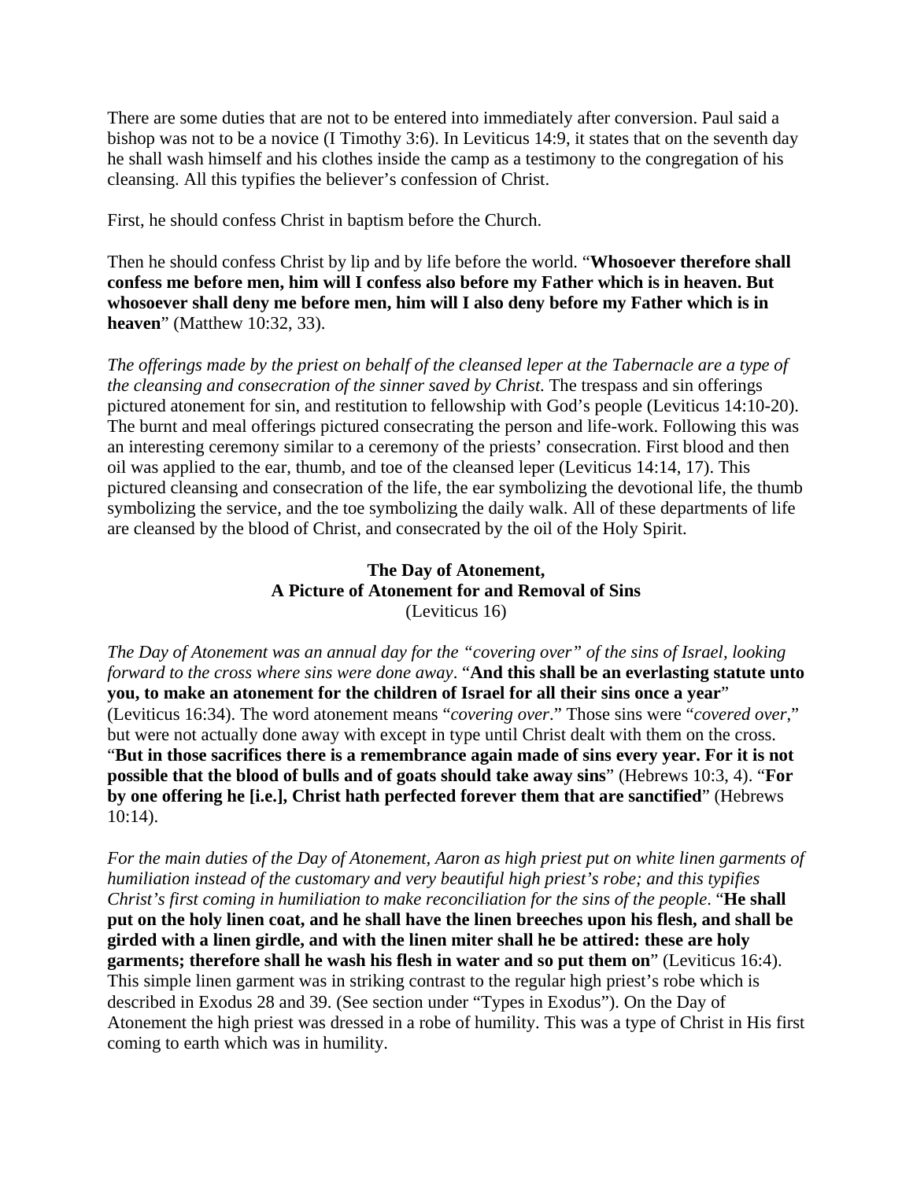There are some duties that are not to be entered into immediately after conversion. Paul said a bishop was not to be a novice (I Timothy 3:6). In Leviticus 14:9, it states that on the seventh day he shall wash himself and his clothes inside the camp as a testimony to the congregation of his cleansing. All this typifies the believer's confession of Christ.

First, he should confess Christ in baptism before the Church.

Then he should confess Christ by lip and by life before the world. "**Whosoever therefore shall confess me before men, him will I confess also before my Father which is in heaven. But whosoever shall deny me before men, him will I also deny before my Father which is in heaven**" (Matthew 10:32, 33).

*The offerings made by the priest on behalf of the cleansed leper at the Tabernacle are a type of the cleansing and consecration of the sinner saved by Christ.* The trespass and sin offerings pictured atonement for sin, and restitution to fellowship with God's people (Leviticus 14:10-20). The burnt and meal offerings pictured consecrating the person and life-work. Following this was an interesting ceremony similar to a ceremony of the priests' consecration. First blood and then oil was applied to the ear, thumb, and toe of the cleansed leper (Leviticus 14:14, 17). This pictured cleansing and consecration of the life, the ear symbolizing the devotional life, the thumb symbolizing the service, and the toe symbolizing the daily walk. All of these departments of life are cleansed by the blood of Christ, and consecrated by the oil of the Holy Spirit.

### The Day of Atonement, A Picture of Atonement for and Removal of Sins
(Leviticus 16)

*The Day of Atonement was an annual day for the "covering over" of the sins of Israel, looking forward to the cross where sins were done away*. "**And this shall be an everlasting statute unto you, to make an atonement for the children of Israel for all their sins once a year**" (Leviticus 16:34). The word atonement means "*covering over*." Those sins were "*covered over*," but were not actually done away with except in type until Christ dealt with them on the cross. "**But in those sacrifices there is a remembrance again made of sins every year. For it is not possible that the blood of bulls and of goats should take away sins**" (Hebrews 10:3, 4). "**For by one offering he [i.e.], Christ hath perfected forever them that are sanctified**" (Hebrews 10:14).

*For the main duties of the Day of Atonement, Aaron as high priest put on white linen garments of humiliation instead of the customary and very beautiful high priest's robe; and this typifies Christ's first coming in humiliation to make reconciliation for the sins of the people*. "**He shall put on the holy linen coat, and he shall have the linen breeches upon his flesh, and shall be girded with a linen girdle, and with the linen miter shall he be attired: these are holy garments; therefore shall he wash his flesh in water and so put them on**" (Leviticus 16:4). This simple linen garment was in striking contrast to the regular high priest's robe which is described in Exodus 28 and 39. (See section under "Types in Exodus"). On the Day of Atonement the high priest was dressed in a robe of humility. This was a type of Christ in His first coming to earth which was in humility.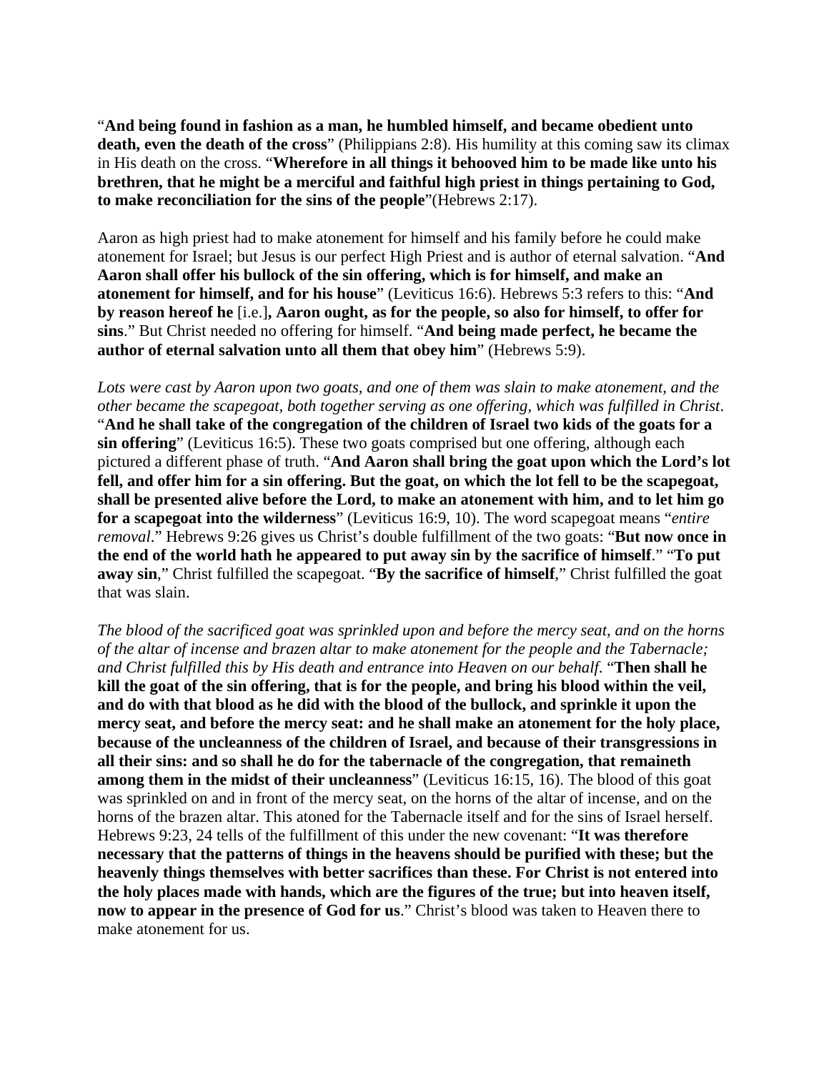"**And being found in fashion as a man, he humbled himself, and became obedient unto death, even the death of the cross**" (Philippians 2:8). His humility at this coming saw its climax in His death on the cross. "**Wherefore in all things it behooved him to be made like unto his brethren, that he might be a merciful and faithful high priest in things pertaining to God, to make reconciliation for the sins of the people**"(Hebrews 2:17).

Aaron as high priest had to make atonement for himself and his family before he could make atonement for Israel; but Jesus is our perfect High Priest and is author of eternal salvation. "**And Aaron shall offer his bullock of the sin offering, which is for himself, and make an atonement for himself, and for his house**" (Leviticus 16:6). Hebrews 5:3 refers to this: "**And by reason hereof he** [i.e.]**, Aaron ought, as for the people, so also for himself, to offer for sins**." But Christ needed no offering for himself. "**And being made perfect, he became the author of eternal salvation unto all them that obey him**" (Hebrews 5:9).

*Lots were cast by Aaron upon two goats, and one of them was slain to make atonement, and the other became the scapegoat, both together serving as one offering, which was fulfilled in Christ*. "**And he shall take of the congregation of the children of Israel two kids of the goats for a sin offering**" (Leviticus 16:5). These two goats comprised but one offering, although each pictured a different phase of truth. "**And Aaron shall bring the goat upon which the Lord's lot fell, and offer him for a sin offering. But the goat, on which the lot fell to be the scapegoat, shall be presented alive before the Lord, to make an atonement with him, and to let him go for a scapegoat into the wilderness**" (Leviticus 16:9, 10). The word scapegoat means "*entire removal*." Hebrews 9:26 gives us Christ's double fulfillment of the two goats: "**But now once in the end of the world hath he appeared to put away sin by the sacrifice of himself**." "**To put away sin**," Christ fulfilled the scapegoat. "**By the sacrifice of himself**," Christ fulfilled the goat that was slain.

*The blood of the sacrificed goat was sprinkled upon and before the mercy seat, and on the horns of the altar of incense and brazen altar to make atonement for the people and the Tabernacle; and Christ fulfilled this by His death and entrance into Heaven on our behalf*. "**Then shall he kill the goat of the sin offering, that is for the people, and bring his blood within the veil, and do with that blood as he did with the blood of the bullock, and sprinkle it upon the mercy seat, and before the mercy seat: and he shall make an atonement for the holy place, because of the uncleanness of the children of Israel, and because of their transgressions in all their sins: and so shall he do for the tabernacle of the congregation, that remaineth among them in the midst of their uncleanness**" (Leviticus 16:15, 16). The blood of this goat was sprinkled on and in front of the mercy seat, on the horns of the altar of incense, and on the horns of the brazen altar. This atoned for the Tabernacle itself and for the sins of Israel herself. Hebrews 9:23, 24 tells of the fulfillment of this under the new covenant: "**It was therefore necessary that the patterns of things in the heavens should be purified with these; but the heavenly things themselves with better sacrifices than these. For Christ is not entered into the holy places made with hands, which are the figures of the true; but into heaven itself, now to appear in the presence of God for us**." Christ's blood was taken to Heaven there to make atonement for us.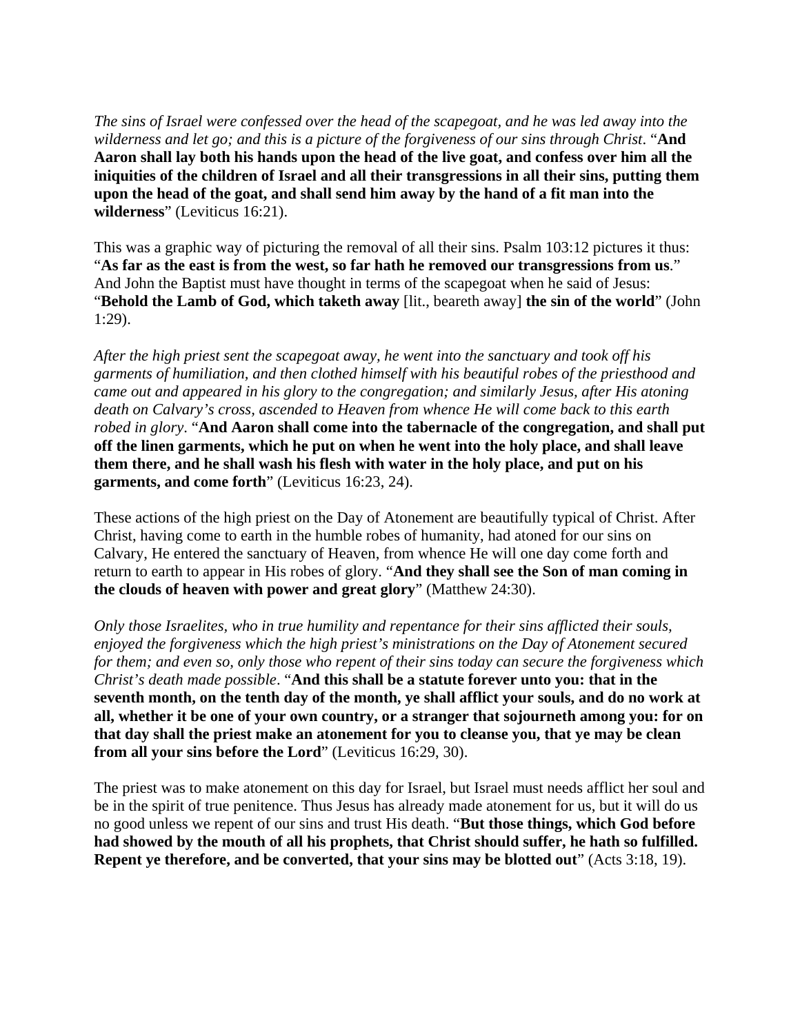*The sins of Israel were confessed over the head of the scapegoat, and he was led away into the wilderness and let go; and this is a picture of the forgiveness of our sins through Christ*. "**And Aaron shall lay both his hands upon the head of the live goat, and confess over him all the iniquities of the children of Israel and all their transgressions in all their sins, putting them upon the head of the goat, and shall send him away by the hand of a fit man into the wilderness**" (Leviticus 16:21).

This was a graphic way of picturing the removal of all their sins. Psalm 103:12 pictures it thus: "**As far as the east is from the west, so far hath he removed our transgressions from us**." And John the Baptist must have thought in terms of the scapegoat when he said of Jesus: "**Behold the Lamb of God, which taketh away** [lit., beareth away] **the sin of the world**" (John 1:29).

*After the high priest sent the scapegoat away, he went into the sanctuary and took off his garments of humiliation, and then clothed himself with his beautiful robes of the priesthood and came out and appeared in his glory to the congregation; and similarly Jesus, after His atoning death on Calvary's cross, ascended to Heaven from whence He will come back to this earth robed in glory*. "**And Aaron shall come into the tabernacle of the congregation, and shall put off the linen garments, which he put on when he went into the holy place, and shall leave them there, and he shall wash his flesh with water in the holy place, and put on his garments, and come forth**" (Leviticus 16:23, 24).

These actions of the high priest on the Day of Atonement are beautifully typical of Christ. After Christ, having come to earth in the humble robes of humanity, had atoned for our sins on Calvary, He entered the sanctuary of Heaven, from whence He will one day come forth and return to earth to appear in His robes of glory. "**And they shall see the Son of man coming in the clouds of heaven with power and great glory**" (Matthew 24:30).

*Only those Israelites, who in true humility and repentance for their sins afflicted their souls, enjoyed the forgiveness which the high priest's ministrations on the Day of Atonement secured for them; and even so, only those who repent of their sins today can secure the forgiveness which Christ's death made possible*. "**And this shall be a statute forever unto you: that in the seventh month, on the tenth day of the month, ye shall afflict your souls, and do no work at all, whether it be one of your own country, or a stranger that sojourneth among you: for on that day shall the priest make an atonement for you to cleanse you, that ye may be clean from all your sins before the Lord**" (Leviticus 16:29, 30).

The priest was to make atonement on this day for Israel, but Israel must needs afflict her soul and be in the spirit of true penitence. Thus Jesus has already made atonement for us, but it will do us no good unless we repent of our sins and trust His death. "**But those things, which God before had showed by the mouth of all his prophets, that Christ should suffer, he hath so fulfilled. Repent ye therefore, and be converted, that your sins may be blotted out**" (Acts 3:18, 19).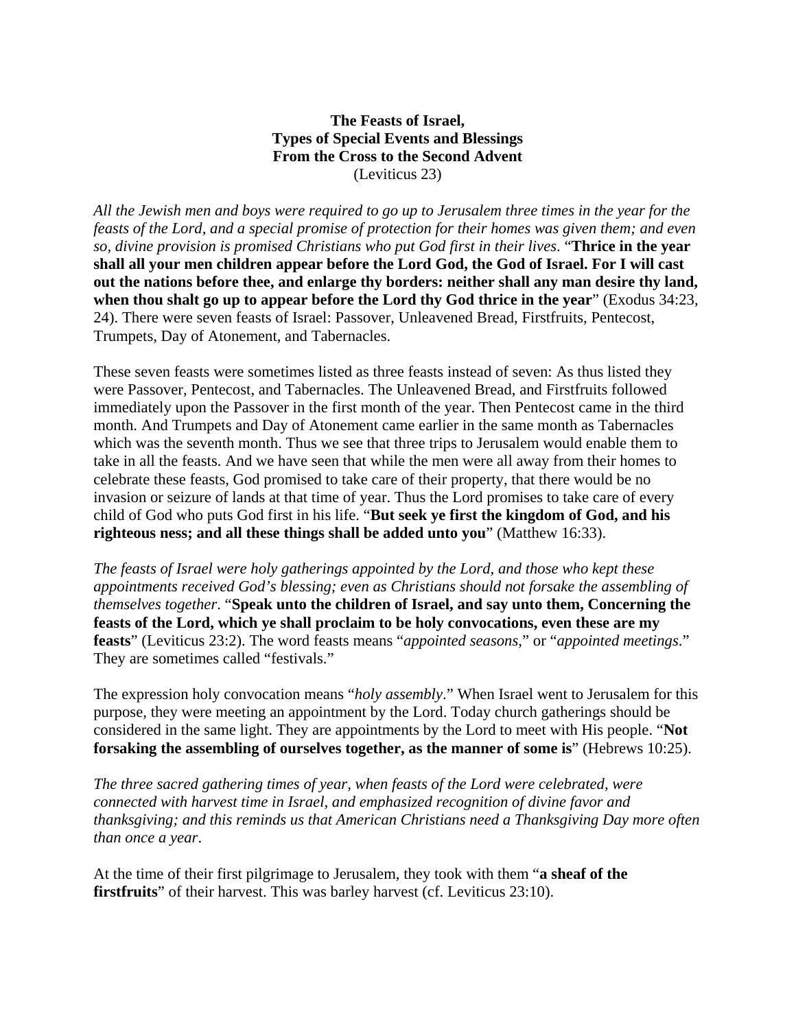**The Feasts of Israel,**
**Types of Special Events and Blessings**
**From the Cross to the Second Advent**
(Leviticus 23)

*All the Jewish men and boys were required to go up to Jerusalem three times in the year for the feasts of the Lord, and a special promise of protection for their homes was given them; and even so, divine provision is promised Christians who put God first in their lives.* "**Thrice in the year shall all your men children appear before the Lord God, the God of Israel. For I will cast out the nations before thee, and enlarge thy borders: neither shall any man desire thy land, when thou shalt go up to appear before the Lord thy God thrice in the year**" (Exodus 34:23, 24). There were seven feasts of Israel: Passover, Unleavened Bread, Firstfruits, Pentecost, Trumpets, Day of Atonement, and Tabernacles.

These seven feasts were sometimes listed as three feasts instead of seven: As thus listed they were Passover, Pentecost, and Tabernacles. The Unleavened Bread, and Firstfruits followed immediately upon the Passover in the first month of the year. Then Pentecost came in the third month. And Trumpets and Day of Atonement came earlier in the same month as Tabernacles which was the seventh month. Thus we see that three trips to Jerusalem would enable them to take in all the feasts. And we have seen that while the men were all away from their homes to celebrate these feasts, God promised to take care of their property, that there would be no invasion or seizure of lands at that time of year. Thus the Lord promises to take care of every child of God who puts God first in his life. "**But seek ye first the kingdom of God, and his righteous ness; and all these things shall be added unto you**" (Matthew 16:33).

*The feasts of Israel were holy gatherings appointed by the Lord, and those who kept these appointments received God's blessing; even as Christians should not forsake the assembling of themselves together*. "**Speak unto the children of Israel, and say unto them, Concerning the feasts of the Lord, which ye shall proclaim to be holy convocations, even these are my feasts**" (Leviticus 23:2). The word feasts means "*appointed seasons*," or "*appointed meetings*." They are sometimes called "festivals."

The expression holy convocation means "*holy assembly*." When Israel went to Jerusalem for this purpose, they were meeting an appointment by the Lord. Today church gatherings should be considered in the same light. They are appointments by the Lord to meet with His people. "**Not forsaking the assembling of ourselves together, as the manner of some is**" (Hebrews 10:25).

*The three sacred gathering times of year, when feasts of the Lord were celebrated, were connected with harvest time in Israel, and emphasized recognition of divine favor and thanksgiving; and this reminds us that American Christians need a Thanksgiving Day more often than once a year*.

At the time of their first pilgrimage to Jerusalem, they took with them "**a sheaf of the firstfruits**" of their harvest. This was barley harvest (cf. Leviticus 23:10).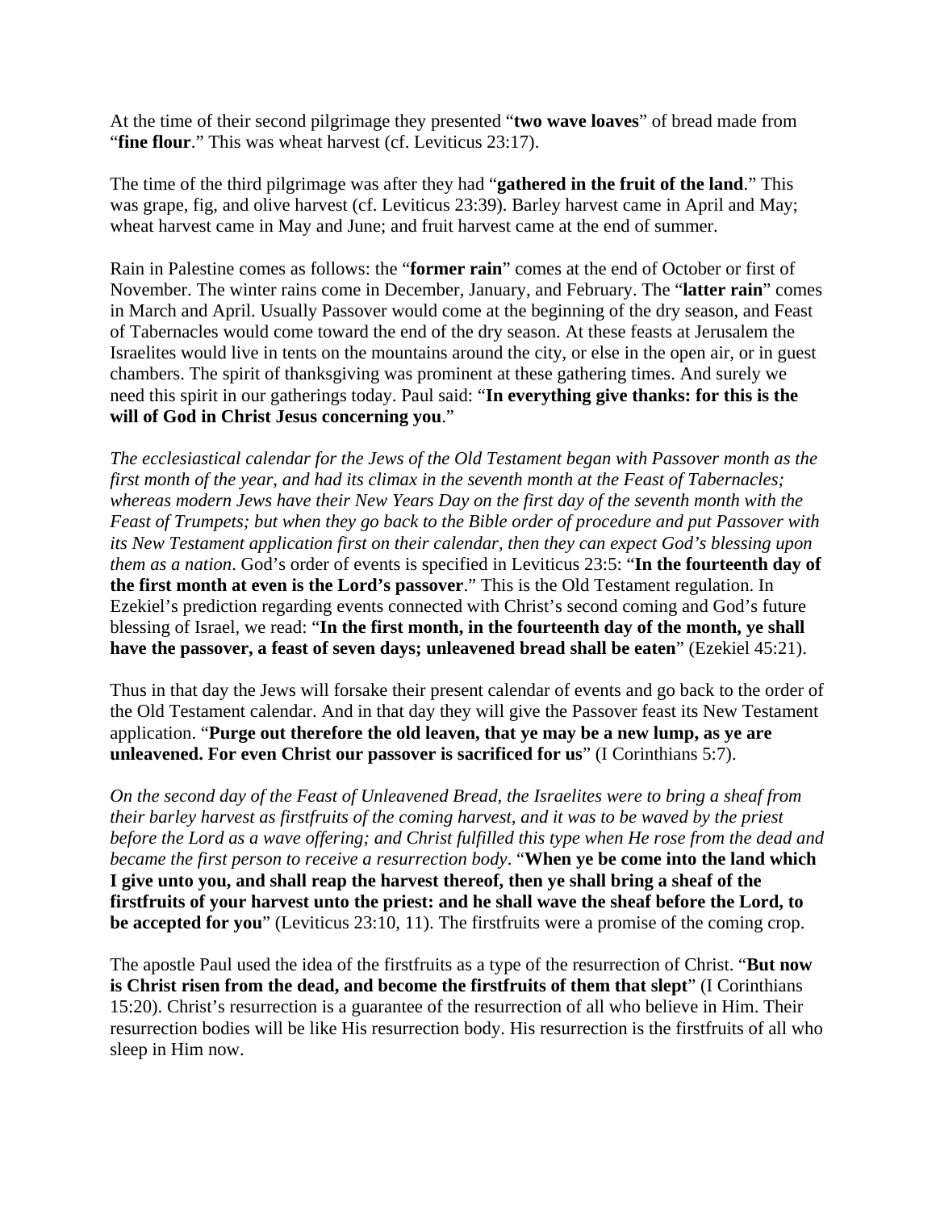At the time of their second pilgrimage they presented "**two wave loaves**" of bread made from "**fine flour**." This was wheat harvest (cf. Leviticus 23:17).

The time of the third pilgrimage was after they had "**gathered in the fruit of the land**." This was grape, fig, and olive harvest (cf. Leviticus 23:39). Barley harvest came in April and May; wheat harvest came in May and June; and fruit harvest came at the end of summer.

Rain in Palestine comes as follows: the "**former rain**" comes at the end of October or first of November. The winter rains come in December, January, and February. The "**latter rain**" comes in March and April. Usually Passover would come at the beginning of the dry season, and Feast of Tabernacles would come toward the end of the dry season. At these feasts at Jerusalem the Israelites would live in tents on the mountains around the city, or else in the open air, or in guest chambers. The spirit of thanksgiving was prominent at these gathering times. And surely we need this spirit in our gatherings today. Paul said: "**In everything give thanks: for this is the will of God in Christ Jesus concerning you**."

*The ecclesiastical calendar for the Jews of the Old Testament began with Passover month as the first month of the year, and had its climax in the seventh month at the Feast of Tabernacles; whereas modern Jews have their New Years Day on the first day of the seventh month with the Feast of Trumpets; but when they go back to the Bible order of procedure and put Passover with its New Testament application first on their calendar, then they can expect God's blessing upon them as a nation*. God's order of events is specified in Leviticus 23:5: "**In the fourteenth day of the first month at even is the Lord's passover**." This is the Old Testament regulation. In Ezekiel's prediction regarding events connected with Christ's second coming and God's future blessing of Israel, we read: "**In the first month, in the fourteenth day of the month, ye shall have the passover, a feast of seven days; unleavened bread shall be eaten**" (Ezekiel 45:21).

Thus in that day the Jews will forsake their present calendar of events and go back to the order of the Old Testament calendar. And in that day they will give the Passover feast its New Testament application. "**Purge out therefore the old leaven, that ye may be a new lump, as ye are unleavened. For even Christ our passover is sacrificed for us**" (I Corinthians 5:7).

*On the second day of the Feast of Unleavened Bread, the Israelites were to bring a sheaf from their barley harvest as firstfruits of the coming harvest, and it was to be waved by the priest before the Lord as a wave offering; and Christ fulfilled this type when He rose from the dead and became the first person to receive a resurrection body*. "**When ye be come into the land which I give unto you, and shall reap the harvest thereof, then ye shall bring a sheaf of the firstfruits of your harvest unto the priest: and he shall wave the sheaf before the Lord, to be accepted for you**" (Leviticus 23:10, 11). The firstfruits were a promise of the coming crop.

The apostle Paul used the idea of the firstfruits as a type of the resurrection of Christ. "**But now is Christ risen from the dead, and become the firstfruits of them that slept**" (I Corinthians 15:20). Christ's resurrection is a guarantee of the resurrection of all who believe in Him. Their resurrection bodies will be like His resurrection body. His resurrection is the firstfruits of all who sleep in Him now.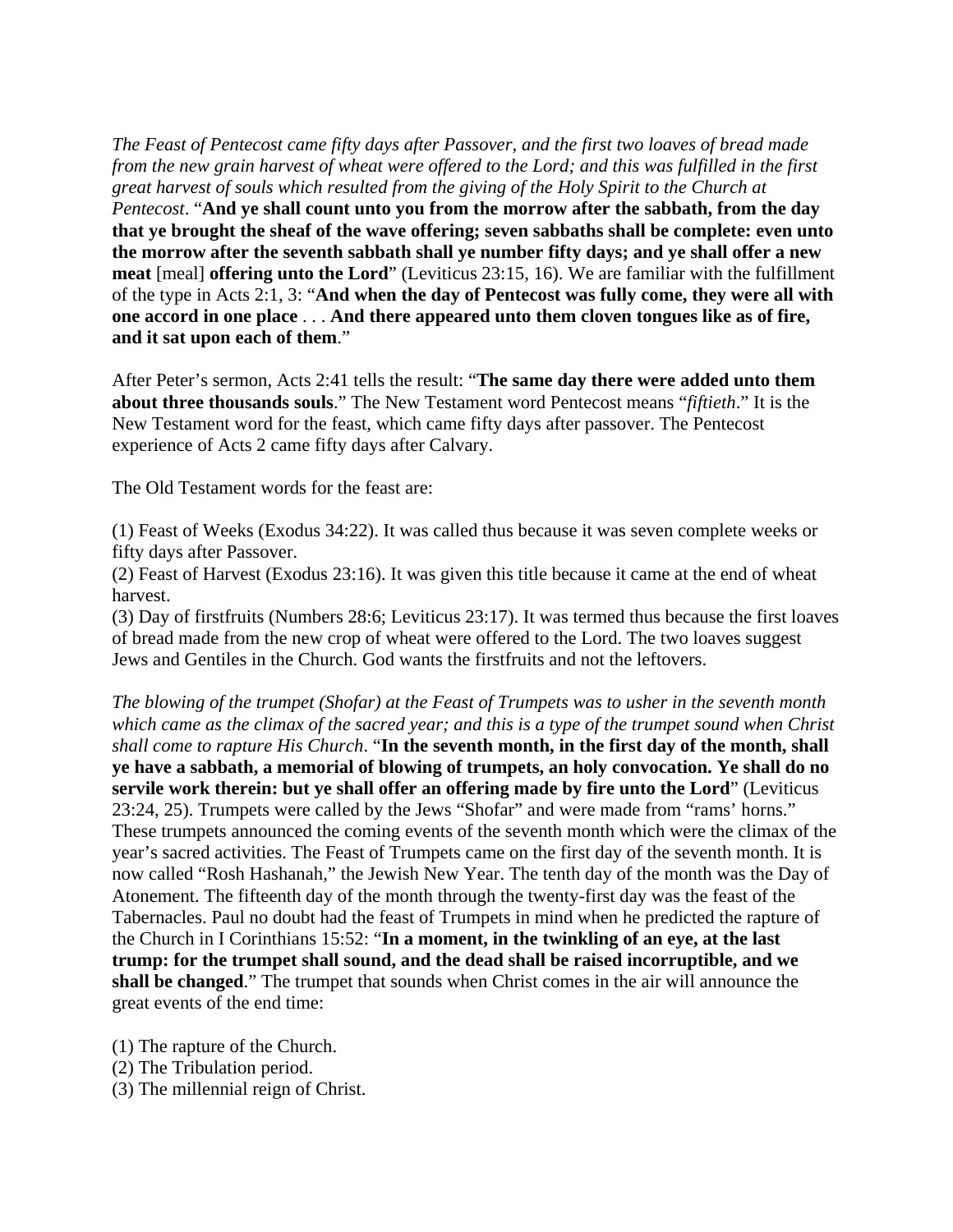*The Feast of Pentecost came fifty days after Passover, and the first two loaves of bread made from the new grain harvest of wheat were offered to the Lord; and this was fulfilled in the first great harvest of souls which resulted from the giving of the Holy Spirit to the Church at Pentecost*. "**And ye shall count unto you from the morrow after the sabbath, from the day that ye brought the sheaf of the wave offering; seven sabbaths shall be complete: even unto the morrow after the seventh sabbath shall ye number fifty days; and ye shall offer a new meat** [meal] **offering unto the Lord**" (Leviticus 23:15, 16). We are familiar with the fulfillment of the type in Acts 2:1, 3: "**And when the day of Pentecost was fully come, they were all with one accord in one place** . . . **And there appeared unto them cloven tongues like as of fire, and it sat upon each of them**."

After Peter's sermon, Acts 2:41 tells the result: "**The same day there were added unto them about three thousands souls**." The New Testament word Pentecost means "*fiftieth*." It is the New Testament word for the feast, which came fifty days after passover. The Pentecost experience of Acts 2 came fifty days after Calvary.

The Old Testament words for the feast are:

(1) Feast of Weeks (Exodus 34:22). It was called thus because it was seven complete weeks or fifty days after Passover.
(2) Feast of Harvest (Exodus 23:16). It was given this title because it came at the end of wheat harvest.
(3) Day of firstfruits (Numbers 28:6; Leviticus 23:17). It was termed thus because the first loaves of bread made from the new crop of wheat were offered to the Lord. The two loaves suggest Jews and Gentiles in the Church. God wants the firstfruits and not the leftovers.

*The blowing of the trumpet (Shofar) at the Feast of Trumpets was to usher in the seventh month which came as the climax of the sacred year; and this is a type of the trumpet sound when Christ shall come to rapture His Church*. "**In the seventh month, in the first day of the month, shall ye have a sabbath, a memorial of blowing of trumpets, an holy convocation. Ye shall do no servile work therein: but ye shall offer an offering made by fire unto the Lord**" (Leviticus 23:24, 25). Trumpets were called by the Jews "Shofar" and were made from "rams' horns." These trumpets announced the coming events of the seventh month which were the climax of the year's sacred activities. The Feast of Trumpets came on the first day of the seventh month. It is now called "Rosh Hashanah," the Jewish New Year. The tenth day of the month was the Day of Atonement. The fifteenth day of the month through the twenty-first day was the feast of the Tabernacles. Paul no doubt had the feast of Trumpets in mind when he predicted the rapture of the Church in I Corinthians 15:52: "**In a moment, in the twinkling of an eye, at the last trump: for the trumpet shall sound, and the dead shall be raised incorruptible, and we shall be changed**." The trumpet that sounds when Christ comes in the air will announce the great events of the end time:

(1) The rapture of the Church.
(2) The Tribulation period.
(3) The millennial reign of Christ.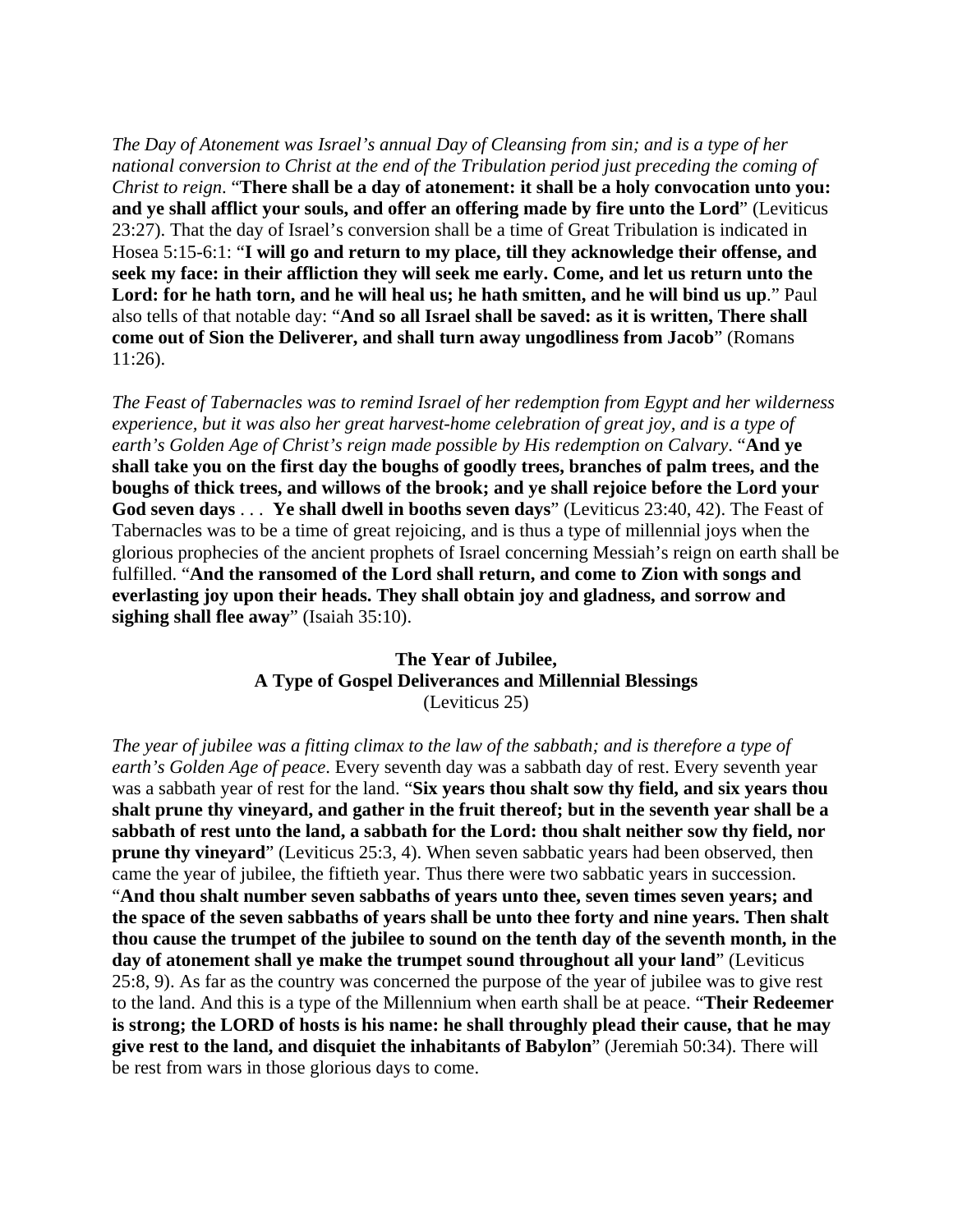*The Day of Atonement was Israel's annual Day of Cleansing from sin; and is a type of her national conversion to Christ at the end of the Tribulation period just preceding the coming of Christ to reign*. "**There shall be a day of atonement: it shall be a holy convocation unto you: and ye shall afflict your souls, and offer an offering made by fire unto the Lord**" (Leviticus 23:27). That the day of Israel's conversion shall be a time of Great Tribulation is indicated in Hosea 5:15-6:1: "**I will go and return to my place, till they acknowledge their offense, and seek my face: in their affliction they will seek me early. Come, and let us return unto the Lord: for he hath torn, and he will heal us; he hath smitten, and he will bind us up**." Paul also tells of that notable day: "**And so all Israel shall be saved: as it is written, There shall come out of Sion the Deliverer, and shall turn away ungodliness from Jacob**" (Romans 11:26).

*The Feast of Tabernacles was to remind Israel of her redemption from Egypt and her wilderness experience, but it was also her great harvest-home celebration of great joy, and is a type of earth's Golden Age of Christ's reign made possible by His redemption on Calvary*. "**And ye shall take you on the first day the boughs of goodly trees, branches of palm trees, and the boughs of thick trees, and willows of the brook; and ye shall rejoice before the Lord your God seven days** . . . **Ye shall dwell in booths seven days**" (Leviticus 23:40, 42). The Feast of Tabernacles was to be a time of great rejoicing, and is thus a type of millennial joys when the glorious prophecies of the ancient prophets of Israel concerning Messiah's reign on earth shall be fulfilled. "**And the ransomed of the Lord shall return, and come to Zion with songs and everlasting joy upon their heads. They shall obtain joy and gladness, and sorrow and sighing shall flee away**" (Isaiah 35:10).

### The Year of Jubilee, A Type of Gospel Deliverances and Millennial Blessings
(Leviticus 25)

*The year of jubilee was a fitting climax to the law of the sabbath; and is therefore a type of earth's Golden Age of peace*. Every seventh day was a sabbath day of rest. Every seventh year was a sabbath year of rest for the land. "**Six years thou shalt sow thy field, and six years thou shalt prune thy vineyard, and gather in the fruit thereof; but in the seventh year shall be a sabbath of rest unto the land, a sabbath for the Lord: thou shalt neither sow thy field, nor prune thy vineyard**" (Leviticus 25:3, 4). When seven sabbatic years had been observed, then came the year of jubilee, the fiftieth year. Thus there were two sabbatic years in succession. "**And thou shalt number seven sabbaths of years unto thee, seven times seven years; and the space of the seven sabbaths of years shall be unto thee forty and nine years. Then shalt thou cause the trumpet of the jubilee to sound on the tenth day of the seventh month, in the day of atonement shall ye make the trumpet sound throughout all your land**" (Leviticus 25:8, 9). As far as the country was concerned the purpose of the year of jubilee was to give rest to the land. And this is a type of the Millennium when earth shall be at peace. "**Their Redeemer is strong; the LORD of hosts is his name: he shall throughly plead their cause, that he may give rest to the land, and disquiet the inhabitants of Babylon**" (Jeremiah 50:34). There will be rest from wars in those glorious days to come.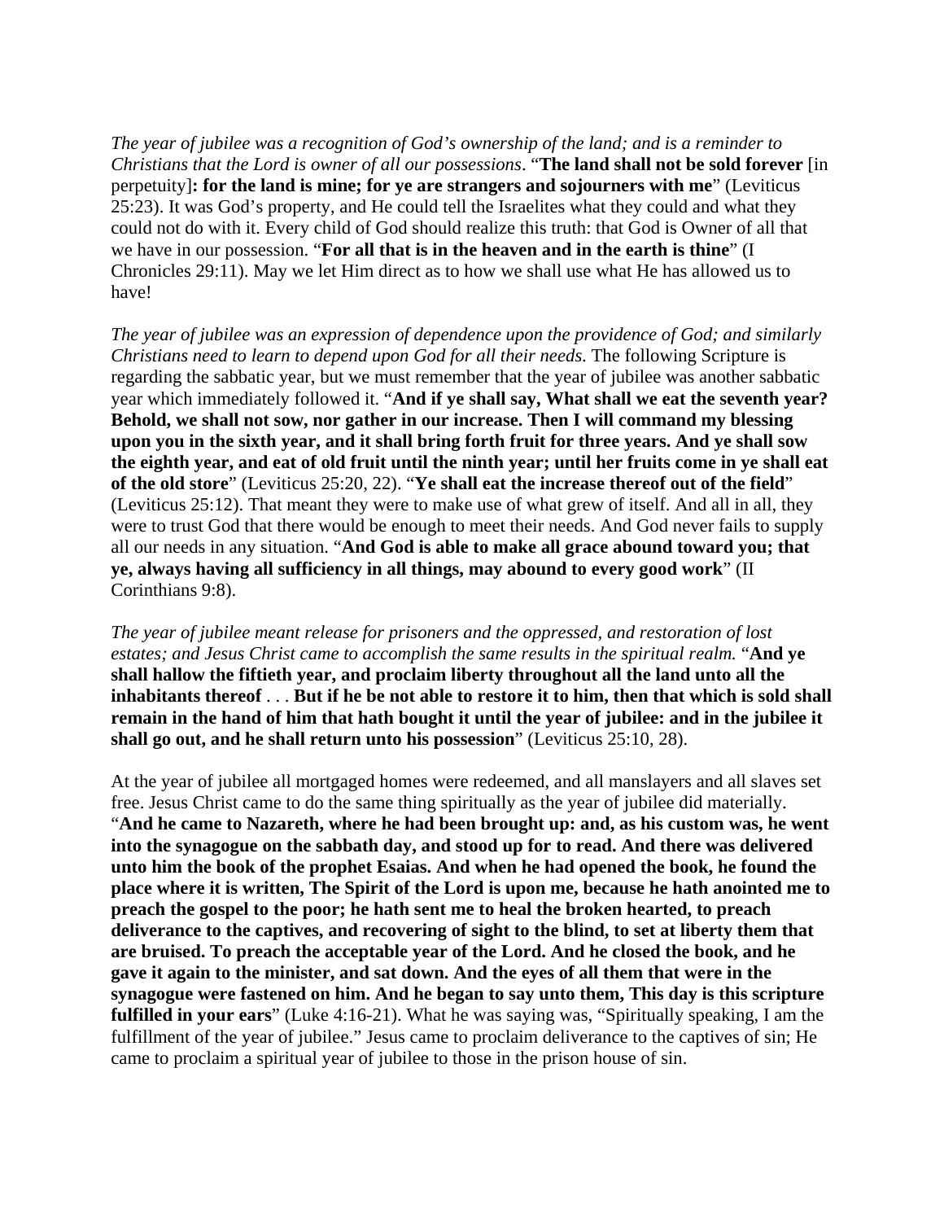*The year of jubilee was a recognition of God's ownership of the land; and is a reminder to Christians that the Lord is owner of all our possessions*. "**The land shall not be sold forever** [in perpetuity]**: for the land is mine; for ye are strangers and sojourners with me**" (Leviticus 25:23). It was God's property, and He could tell the Israelites what they could and what they could not do with it. Every child of God should realize this truth: that God is Owner of all that we have in our possession. "**For all that is in the heaven and in the earth is thine**" (I Chronicles 29:11). May we let Him direct as to how we shall use what He has allowed us to have!

*The year of jubilee was an expression of dependence upon the providence of God; and similarly Christians need to learn to depend upon God for all their needs.* The following Scripture is regarding the sabbatic year, but we must remember that the year of jubilee was another sabbatic year which immediately followed it. "**And if ye shall say, What shall we eat the seventh year? Behold, we shall not sow, nor gather in our increase. Then I will command my blessing upon you in the sixth year, and it shall bring forth fruit for three years. And ye shall sow the eighth year, and eat of old fruit until the ninth year; until her fruits come in ye shall eat of the old store**" (Leviticus 25:20, 22). "**Ye shall eat the increase thereof out of the field**" (Leviticus 25:12). That meant they were to make use of what grew of itself. And all in all, they were to trust God that there would be enough to meet their needs. And God never fails to supply all our needs in any situation. "**And God is able to make all grace abound toward you; that ye, always having all sufficiency in all things, may abound to every good work**" (II Corinthians 9:8).

*The year of jubilee meant release for prisoners and the oppressed, and restoration of lost estates; and Jesus Christ came to accomplish the same results in the spiritual realm.* "**And ye shall hallow the fiftieth year, and proclaim liberty throughout all the land unto all the inhabitants thereof** . . . **But if he be not able to restore it to him, then that which is sold shall remain in the hand of him that hath bought it until the year of jubilee: and in the jubilee it shall go out, and he shall return unto his possession**" (Leviticus 25:10, 28).

At the year of jubilee all mortgaged homes were redeemed, and all manslayers and all slaves set free. Jesus Christ came to do the same thing spiritually as the year of jubilee did materially. "**And he came to Nazareth, where he had been brought up: and, as his custom was, he went into the synagogue on the sabbath day, and stood up for to read. And there was delivered unto him the book of the prophet Esaias. And when he had opened the book, he found the place where it is written, The Spirit of the Lord is upon me, because he hath anointed me to preach the gospel to the poor; he hath sent me to heal the broken hearted, to preach deliverance to the captives, and recovering of sight to the blind, to set at liberty them that are bruised. To preach the acceptable year of the Lord. And he closed the book, and he gave it again to the minister, and sat down. And the eyes of all them that were in the synagogue were fastened on him. And he began to say unto them, This day is this scripture fulfilled in your ears**" (Luke 4:16-21). What he was saying was, "Spiritually speaking, I am the fulfillment of the year of jubilee." Jesus came to proclaim deliverance to the captives of sin; He came to proclaim a spiritual year of jubilee to those in the prison house of sin.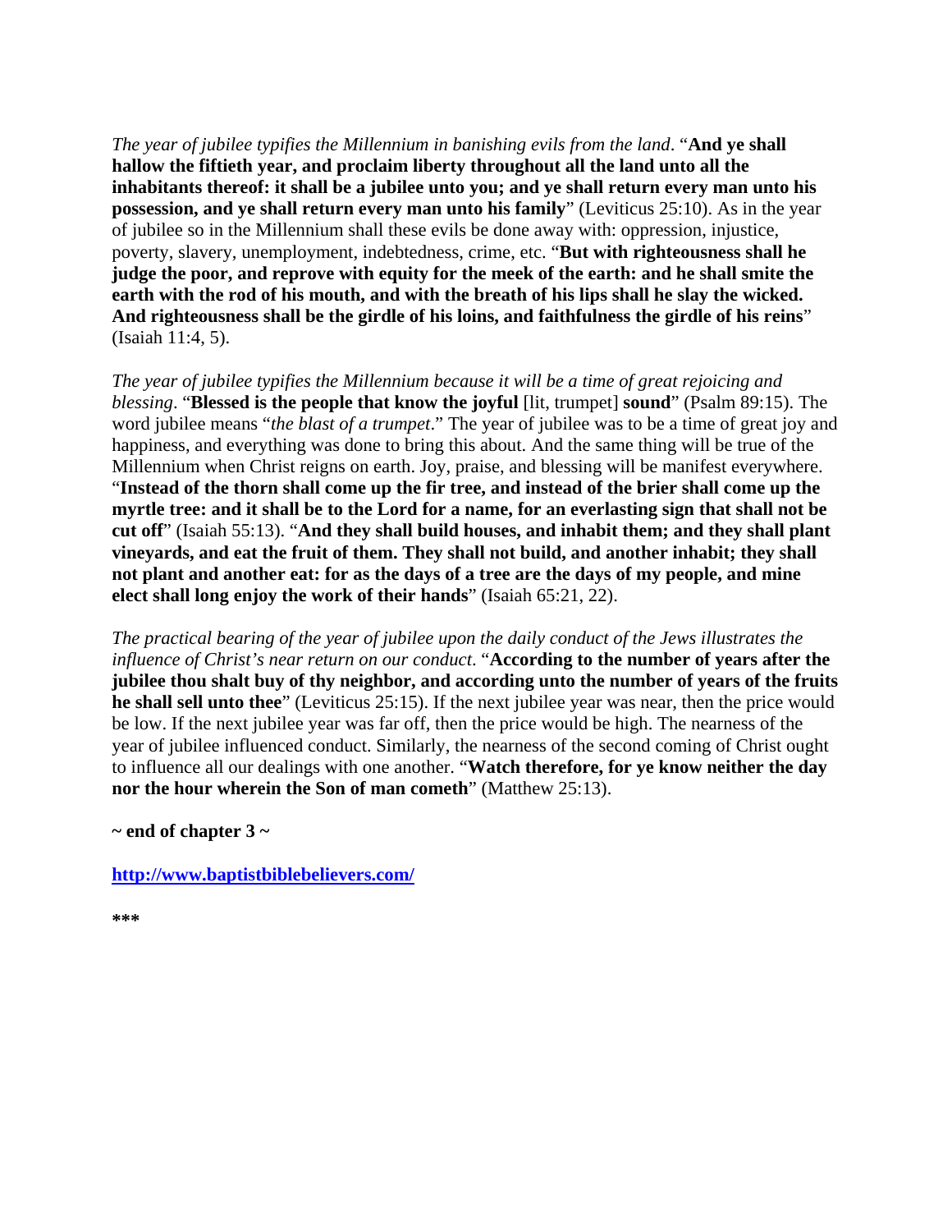*The year of jubilee typifies the Millennium in banishing evils from the land*. "**And ye shall hallow the fiftieth year, and proclaim liberty throughout all the land unto all the inhabitants thereof: it shall be a jubilee unto you; and ye shall return every man unto his possession, and ye shall return every man unto his family**" (Leviticus 25:10). As in the year of jubilee so in the Millennium shall these evils be done away with: oppression, injustice, poverty, slavery, unemployment, indebtedness, crime, etc. "**But with righteousness shall he judge the poor, and reprove with equity for the meek of the earth: and he shall smite the earth with the rod of his mouth, and with the breath of his lips shall he slay the wicked. And righteousness shall be the girdle of his loins, and faithfulness the girdle of his reins**" (Isaiah 11:4, 5).

*The year of jubilee typifies the Millennium because it will be a time of great rejoicing and blessing*. "**Blessed is the people that know the joyful** [lit, trumpet] **sound**" (Psalm 89:15). The word jubilee means "*the blast of a trumpet*." The year of jubilee was to be a time of great joy and happiness, and everything was done to bring this about. And the same thing will be true of the Millennium when Christ reigns on earth. Joy, praise, and blessing will be manifest everywhere. "**Instead of the thorn shall come up the fir tree, and instead of the brier shall come up the myrtle tree: and it shall be to the Lord for a name, for an everlasting sign that shall not be cut off**" (Isaiah 55:13). "**And they shall build houses, and inhabit them; and they shall plant vineyards, and eat the fruit of them. They shall not build, and another inhabit; they shall not plant and another eat: for as the days of a tree are the days of my people, and mine elect shall long enjoy the work of their hands**" (Isaiah 65:21, 22).

*The practical bearing of the year of jubilee upon the daily conduct of the Jews illustrates the influence of Christ's near return on our conduct*. "**According to the number of years after the jubilee thou shalt buy of thy neighbor, and according unto the number of years of the fruits he shall sell unto thee**" (Leviticus 25:15). If the next jubilee year was near, then the price would be low. If the next jubilee year was far off, then the price would be high. The nearness of the year of jubilee influenced conduct. Similarly, the nearness of the second coming of Christ ought to influence all our dealings with one another. "**Watch therefore, for ye know neither the day nor the hour wherein the Son of man cometh**" (Matthew 25:13).

**~ end of chapter 3 ~**

**http://www.baptistbiblebelievers.com/**

**\*\*\***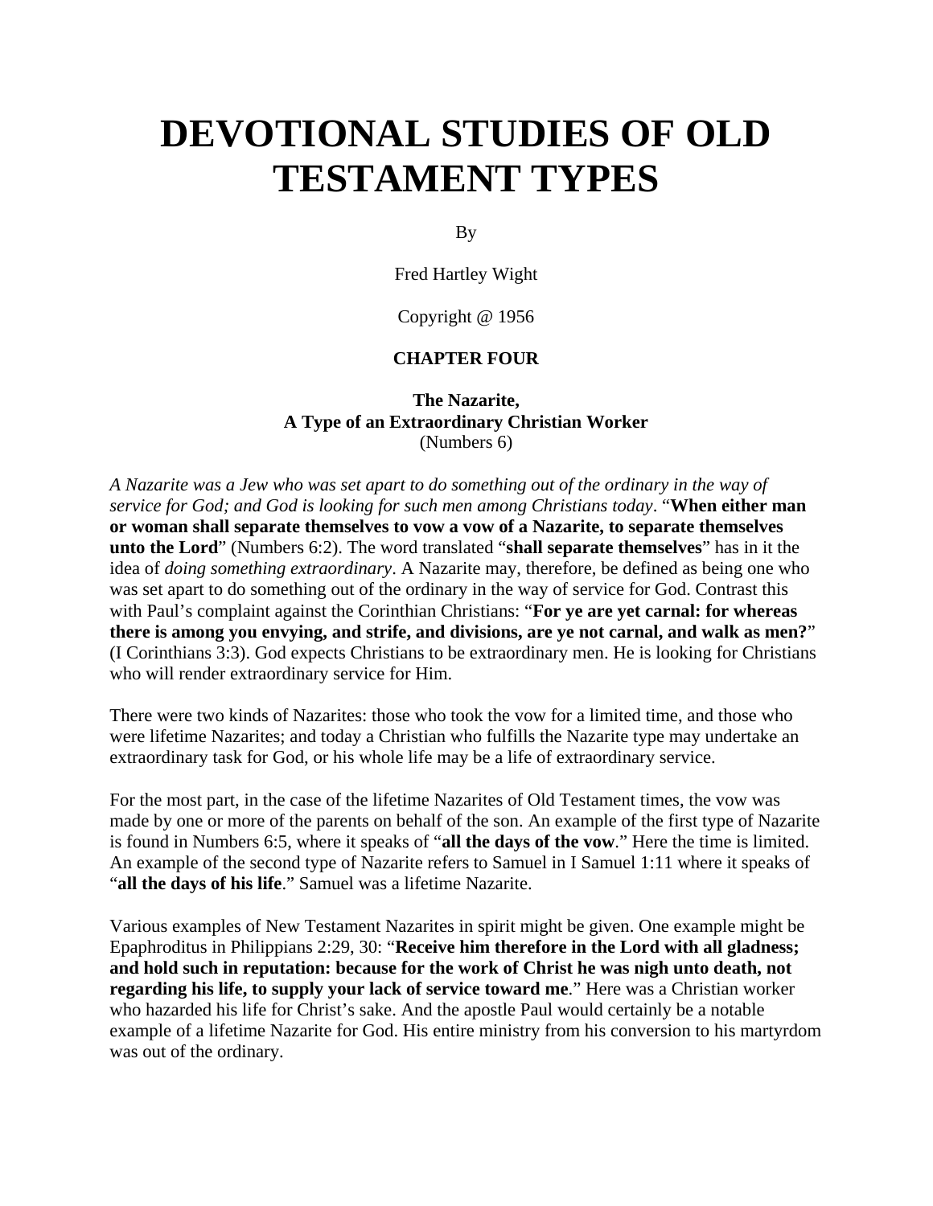# DEVOTIONAL STUDIES OF OLD TESTAMENT TYPES

By

Fred Hartley Wight

Copyright @ 1956

**CHAPTER FOUR**

**The Nazarite,**
**A Type of an Extraordinary Christian Worker**
(Numbers 6)

*A Nazarite was a Jew who was set apart to do something out of the ordinary in the way of service for God; and God is looking for such men among Christians today*. "**When either man or woman shall separate themselves to vow a vow of a Nazarite, to separate themselves unto the Lord**" (Numbers 6:2). The word translated "**shall separate themselves**" has in it the idea of *doing something extraordinary*. A Nazarite may, therefore, be defined as being one who was set apart to do something out of the ordinary in the way of service for God. Contrast this with Paul's complaint against the Corinthian Christians: "**For ye are yet carnal: for whereas there is among you envying, and strife, and divisions, are ye not carnal, and walk as men?**" (I Corinthians 3:3). God expects Christians to be extraordinary men. He is looking for Christians who will render extraordinary service for Him.

There were two kinds of Nazarites: those who took the vow for a limited time, and those who were lifetime Nazarites; and today a Christian who fulfills the Nazarite type may undertake an extraordinary task for God, or his whole life may be a life of extraordinary service.

For the most part, in the case of the lifetime Nazarites of Old Testament times, the vow was made by one or more of the parents on behalf of the son. An example of the first type of Nazarite is found in Numbers 6:5, where it speaks of "**all the days of the vow**." Here the time is limited. An example of the second type of Nazarite refers to Samuel in I Samuel 1:11 where it speaks of "**all the days of his life**." Samuel was a lifetime Nazarite.

Various examples of New Testament Nazarites in spirit might be given. One example might be Epaphroditus in Philippians 2:29, 30: "**Receive him therefore in the Lord with all gladness; and hold such in reputation: because for the work of Christ he was nigh unto death, not regarding his life, to supply your lack of service toward me**." Here was a Christian worker who hazarded his life for Christ's sake. And the apostle Paul would certainly be a notable example of a lifetime Nazarite for God. His entire ministry from his conversion to his martyrdom was out of the ordinary.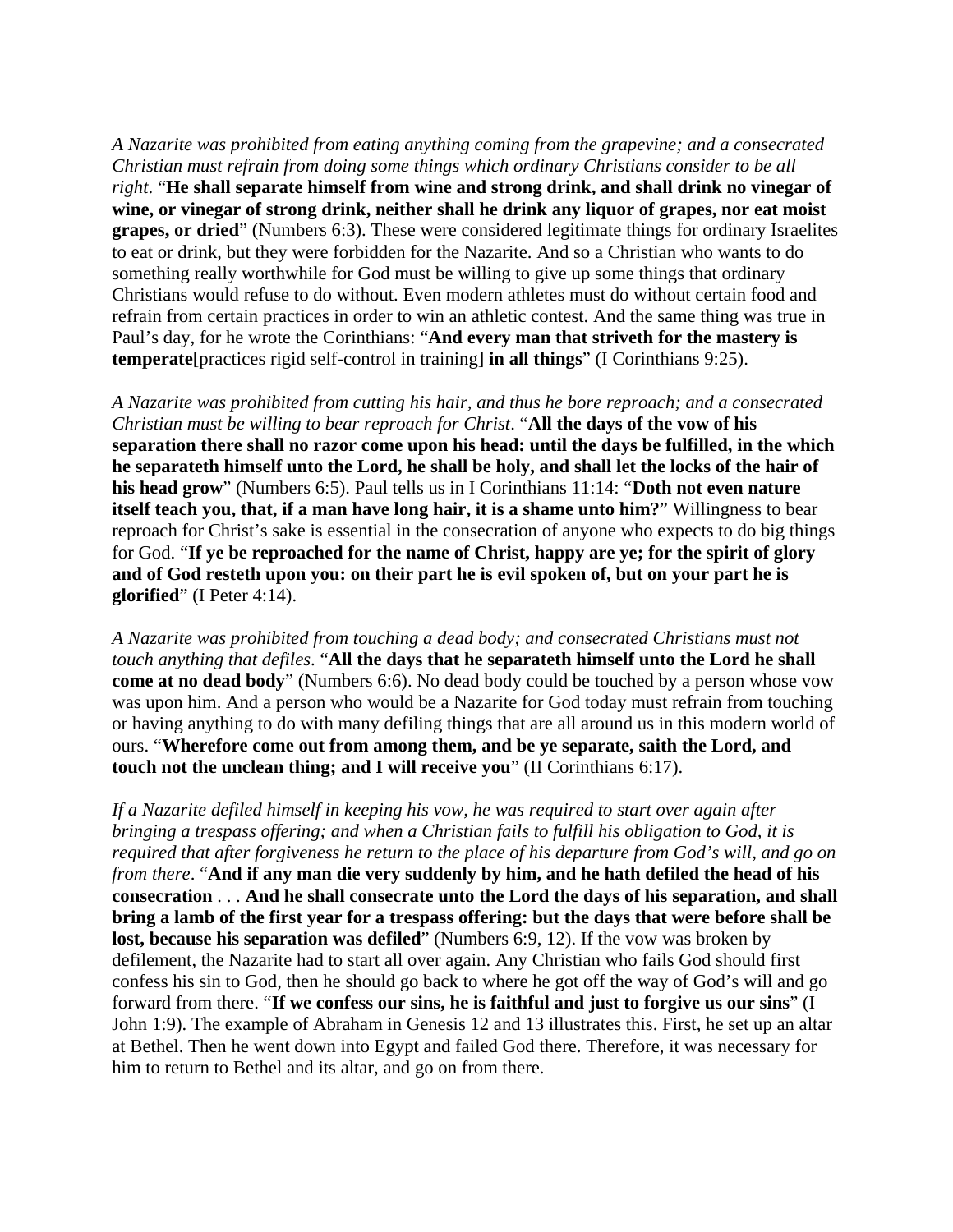*A Nazarite was prohibited from eating anything coming from the grapevine; and a consecrated Christian must refrain from doing some things which ordinary Christians consider to be all right*. "**He shall separate himself from wine and strong drink, and shall drink no vinegar of wine, or vinegar of strong drink, neither shall he drink any liquor of grapes, nor eat moist grapes, or dried**" (Numbers 6:3). These were considered legitimate things for ordinary Israelites to eat or drink, but they were forbidden for the Nazarite. And so a Christian who wants to do something really worthwhile for God must be willing to give up some things that ordinary Christians would refuse to do without. Even modern athletes must do without certain food and refrain from certain practices in order to win an athletic contest. And the same thing was true in Paul's day, for he wrote the Corinthians: "**And every man that striveth for the mastery is temperate**[practices rigid self-control in training] **in all things**" (I Corinthians 9:25).

*A Nazarite was prohibited from cutting his hair, and thus he bore reproach; and a consecrated Christian must be willing to bear reproach for Christ*. "**All the days of the vow of his separation there shall no razor come upon his head: until the days be fulfilled, in the which he separateth himself unto the Lord, he shall be holy, and shall let the locks of the hair of his head grow**" (Numbers 6:5). Paul tells us in I Corinthians 11:14: "**Doth not even nature itself teach you, that, if a man have long hair, it is a shame unto him?**" Willingness to bear reproach for Christ's sake is essential in the consecration of anyone who expects to do big things for God. "**If ye be reproached for the name of Christ, happy are ye; for the spirit of glory and of God resteth upon you: on their part he is evil spoken of, but on your part he is glorified**" (I Peter 4:14).

*A Nazarite was prohibited from touching a dead body; and consecrated Christians must not touch anything that defiles*. "**All the days that he separateth himself unto the Lord he shall come at no dead body**" (Numbers 6:6). No dead body could be touched by a person whose vow was upon him. And a person who would be a Nazarite for God today must refrain from touching or having anything to do with many defiling things that are all around us in this modern world of ours. "**Wherefore come out from among them, and be ye separate, saith the Lord, and touch not the unclean thing; and I will receive you**" (II Corinthians 6:17).

*If a Nazarite defiled himself in keeping his vow, he was required to start over again after bringing a trespass offering; and when a Christian fails to fulfill his obligation to God, it is required that after forgiveness he return to the place of his departure from God's will, and go on from there*. "**And if any man die very suddenly by him, and he hath defiled the head of his consecration** . . . **And he shall consecrate unto the Lord the days of his separation, and shall bring a lamb of the first year for a trespass offering: but the days that were before shall be lost, because his separation was defiled**" (Numbers 6:9, 12). If the vow was broken by defilement, the Nazarite had to start all over again. Any Christian who fails God should first confess his sin to God, then he should go back to where he got off the way of God's will and go forward from there. "**If we confess our sins, he is faithful and just to forgive us our sins**" (I John 1:9). The example of Abraham in Genesis 12 and 13 illustrates this. First, he set up an altar at Bethel. Then he went down into Egypt and failed God there. Therefore, it was necessary for him to return to Bethel and its altar, and go on from there.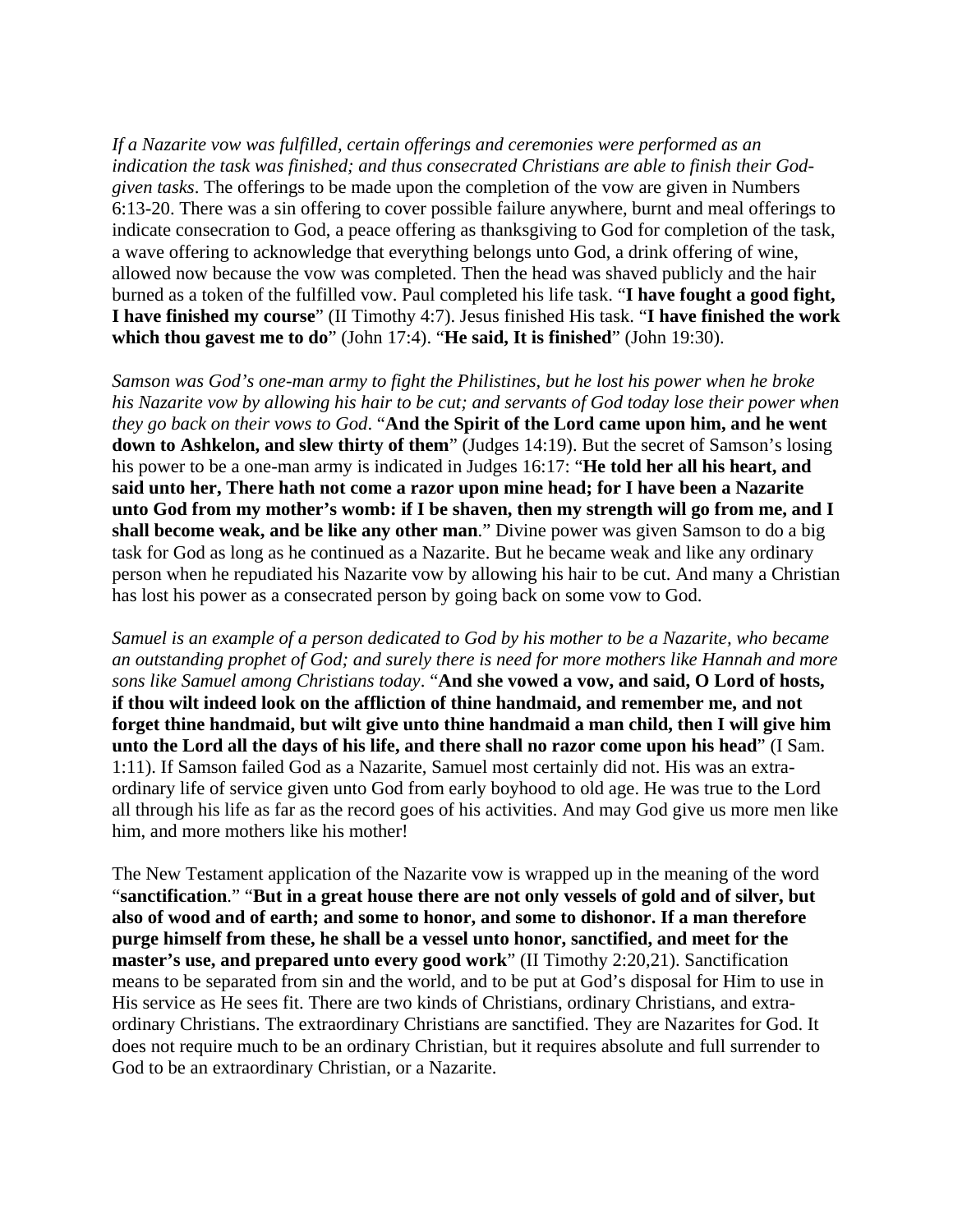*If a Nazarite vow was fulfilled, certain offerings and ceremonies were performed as an indication the task was finished; and thus consecrated Christians are able to finish their God-given tasks*. The offerings to be made upon the completion of the vow are given in Numbers 6:13-20. There was a sin offering to cover possible failure anywhere, burnt and meal offerings to indicate consecration to God, a peace offering as thanksgiving to God for completion of the task, a wave offering to acknowledge that everything belongs unto God, a drink offering of wine, allowed now because the vow was completed. Then the head was shaved publicly and the hair burned as a token of the fulfilled vow. Paul completed his life task. "**I have fought a good fight, I have finished my course**" (II Timothy 4:7). Jesus finished His task. "**I have finished the work which thou gavest me to do**" (John 17:4). "**He said, It is finished**" (John 19:30).

*Samson was God's one-man army to fight the Philistines, but he lost his power when he broke his Nazarite vow by allowing his hair to be cut; and servants of God today lose their power when they go back on their vows to God*. "**And the Spirit of the Lord came upon him, and he went down to Ashkelon, and slew thirty of them**" (Judges 14:19). But the secret of Samson's losing his power to be a one-man army is indicated in Judges 16:17: "**He told her all his heart, and said unto her, There hath not come a razor upon mine head; for I have been a Nazarite unto God from my mother's womb: if I be shaven, then my strength will go from me, and I shall become weak, and be like any other man**." Divine power was given Samson to do a big task for God as long as he continued as a Nazarite. But he became weak and like any ordinary person when he repudiated his Nazarite vow by allowing his hair to be cut. And many a Christian has lost his power as a consecrated person by going back on some vow to God.

*Samuel is an example of a person dedicated to God by his mother to be a Nazarite, who became an outstanding prophet of God; and surely there is need for more mothers like Hannah and more sons like Samuel among Christians today*. "**And she vowed a vow, and said, O Lord of hosts, if thou wilt indeed look on the affliction of thine handmaid, and remember me, and not forget thine handmaid, but wilt give unto thine handmaid a man child, then I will give him unto the Lord all the days of his life, and there shall no razor come upon his head**" (I Sam. 1:11). If Samson failed God as a Nazarite, Samuel most certainly did not. His was an extra-ordinary life of service given unto God from early boyhood to old age. He was true to the Lord all through his life as far as the record goes of his activities. And may God give us more men like him, and more mothers like his mother!

The New Testament application of the Nazarite vow is wrapped up in the meaning of the word "**sanctification**." "**But in a great house there are not only vessels of gold and of silver, but also of wood and of earth; and some to honor, and some to dishonor. If a man therefore purge himself from these, he shall be a vessel unto honor, sanctified, and meet for the master's use, and prepared unto every good work**" (II Timothy 2:20,21). Sanctification means to be separated from sin and the world, and to be put at God's disposal for Him to use in His service as He sees fit. There are two kinds of Christians, ordinary Christians, and extra-ordinary Christians. The extraordinary Christians are sanctified. They are Nazarites for God. It does not require much to be an ordinary Christian, but it requires absolute and full surrender to God to be an extraordinary Christian, or a Nazarite.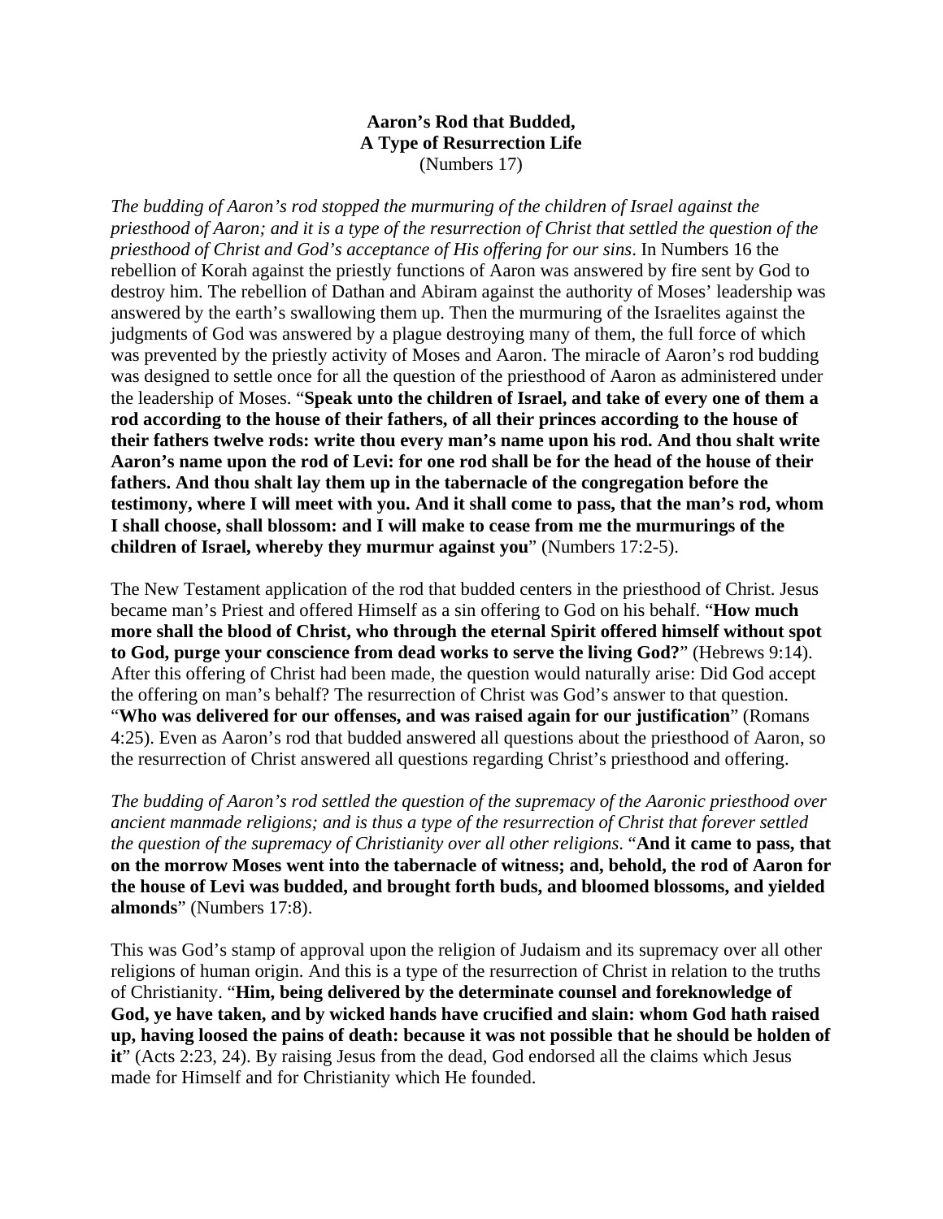**Aaron's Rod that Budded,**
**A Type of Resurrection Life**
(Numbers 17)

*The budding of Aaron's rod stopped the murmuring of the children of Israel against the priesthood of Aaron; and it is a type of the resurrection of Christ that settled the question of the priesthood of Christ and God's acceptance of His offering for our sins*. In Numbers 16 the rebellion of Korah against the priestly functions of Aaron was answered by fire sent by God to destroy him. The rebellion of Dathan and Abiram against the authority of Moses' leadership was answered by the earth's swallowing them up. Then the murmuring of the Israelites against the judgments of God was answered by a plague destroying many of them, the full force of which was prevented by the priestly activity of Moses and Aaron. The miracle of Aaron's rod budding was designed to settle once for all the question of the priesthood of Aaron as administered under the leadership of Moses. "**Speak unto the children of Israel, and take of every one of them a rod according to the house of their fathers, of all their princes according to the house of their fathers twelve rods: write thou every man's name upon his rod. And thou shalt write Aaron's name upon the rod of Levi: for one rod shall be for the head of the house of their fathers. And thou shalt lay them up in the tabernacle of the congregation before the testimony, where I will meet with you. And it shall come to pass, that the man's rod, whom I shall choose, shall blossom: and I will make to cease from me the murmurings of the children of Israel, whereby they murmur against you**" (Numbers 17:2-5).

The New Testament application of the rod that budded centers in the priesthood of Christ. Jesus became man's Priest and offered Himself as a sin offering to God on his behalf. "**How much more shall the blood of Christ, who through the eternal Spirit offered himself without spot to God, purge your conscience from dead works to serve the living God?**" (Hebrews 9:14). After this offering of Christ had been made, the question would naturally arise: Did God accept the offering on man's behalf? The resurrection of Christ was God's answer to that question. "**Who was delivered for our offenses, and was raised again for our justification**" (Romans 4:25). Even as Aaron's rod that budded answered all questions about the priesthood of Aaron, so the resurrection of Christ answered all questions regarding Christ's priesthood and offering.

*The budding of Aaron's rod settled the question of the supremacy of the Aaronic priesthood over ancient manmade religions; and is thus a type of the resurrection of Christ that forever settled the question of the supremacy of Christianity over all other religions*. "**And it came to pass, that on the morrow Moses went into the tabernacle of witness; and, behold, the rod of Aaron for the house of Levi was budded, and brought forth buds, and bloomed blossoms, and yielded almonds**" (Numbers 17:8).

This was God's stamp of approval upon the religion of Judaism and its supremacy over all other religions of human origin. And this is a type of the resurrection of Christ in relation to the truths of Christianity. "**Him, being delivered by the determinate counsel and foreknowledge of God, ye have taken, and by wicked hands have crucified and slain: whom God hath raised up, having loosed the pains of death: because it was not possible that he should be holden of it**" (Acts 2:23, 24). By raising Jesus from the dead, God endorsed all the claims which Jesus made for Himself and for Christianity which He founded.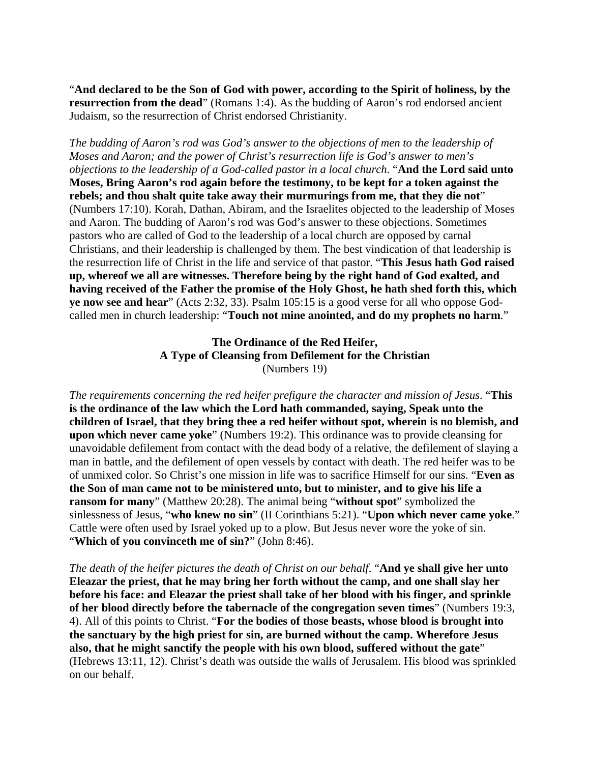"**And declared to be the Son of God with power, according to the Spirit of holiness, by the resurrection from the dead**" (Romans 1:4). As the budding of Aaron's rod endorsed ancient Judaism, so the resurrection of Christ endorsed Christianity.

*The budding of Aaron's rod was God's answer to the objections of men to the leadership of Moses and Aaron; and the power of Christ's resurrection life is God's answer to men's objections to the leadership of a God-called pastor in a local church*. "**And the Lord said unto Moses, Bring Aaron's rod again before the testimony, to be kept for a token against the rebels; and thou shalt quite take away their murmurings from me, that they die not**" (Numbers 17:10). Korah, Dathan, Abiram, and the Israelites objected to the leadership of Moses and Aaron. The budding of Aaron's rod was God's answer to these objections. Sometimes pastors who are called of God to the leadership of a local church are opposed by carnal Christians, and their leadership is challenged by them. The best vindication of that leadership is the resurrection life of Christ in the life and service of that pastor. "**This Jesus hath God raised up, whereof we all are witnesses. Therefore being by the right hand of God exalted, and having received of the Father the promise of the Holy Ghost, he hath shed forth this, which ye now see and hear**" (Acts 2:32, 33). Psalm 105:15 is a good verse for all who oppose God-called men in church leadership: "**Touch not mine anointed, and do my prophets no harm**."

### The Ordinance of the Red Heifer, A Type of Cleansing from Defilement for the Christian

(Numbers 19)

*The requirements concerning the red heifer prefigure the character and mission of Jesus*. "**This is the ordinance of the law which the Lord hath commanded, saying, Speak unto the children of Israel, that they bring thee a red heifer without spot, wherein is no blemish, and upon which never came yoke**" (Numbers 19:2). This ordinance was to provide cleansing for unavoidable defilement from contact with the dead body of a relative, the defilement of slaying a man in battle, and the defilement of open vessels by contact with death. The red heifer was to be of unmixed color. So Christ's one mission in life was to sacrifice Himself for our sins. "**Even as the Son of man came not to be ministered unto, but to minister, and to give his life a ransom for many**" (Matthew 20:28). The animal being "**without spot**" symbolized the sinlessness of Jesus, "**who knew no sin**" (II Corinthians 5:21). "**Upon which never came yoke**." Cattle were often used by Israel yoked up to a plow. But Jesus never wore the yoke of sin. "**Which of you convinceth me of sin?**" (John 8:46).

*The death of the heifer pictures the death of Christ on our behalf*. "**And ye shall give her unto Eleazar the priest, that he may bring her forth without the camp, and one shall slay her before his face: and Eleazar the priest shall take of her blood with his finger, and sprinkle of her blood directly before the tabernacle of the congregation seven times**" (Numbers 19:3, 4). All of this points to Christ. "**For the bodies of those beasts, whose blood is brought into the sanctuary by the high priest for sin, are burned without the camp. Wherefore Jesus also, that he might sanctify the people with his own blood, suffered without the gate**" (Hebrews 13:11, 12). Christ's death was outside the walls of Jerusalem. His blood was sprinkled on our behalf.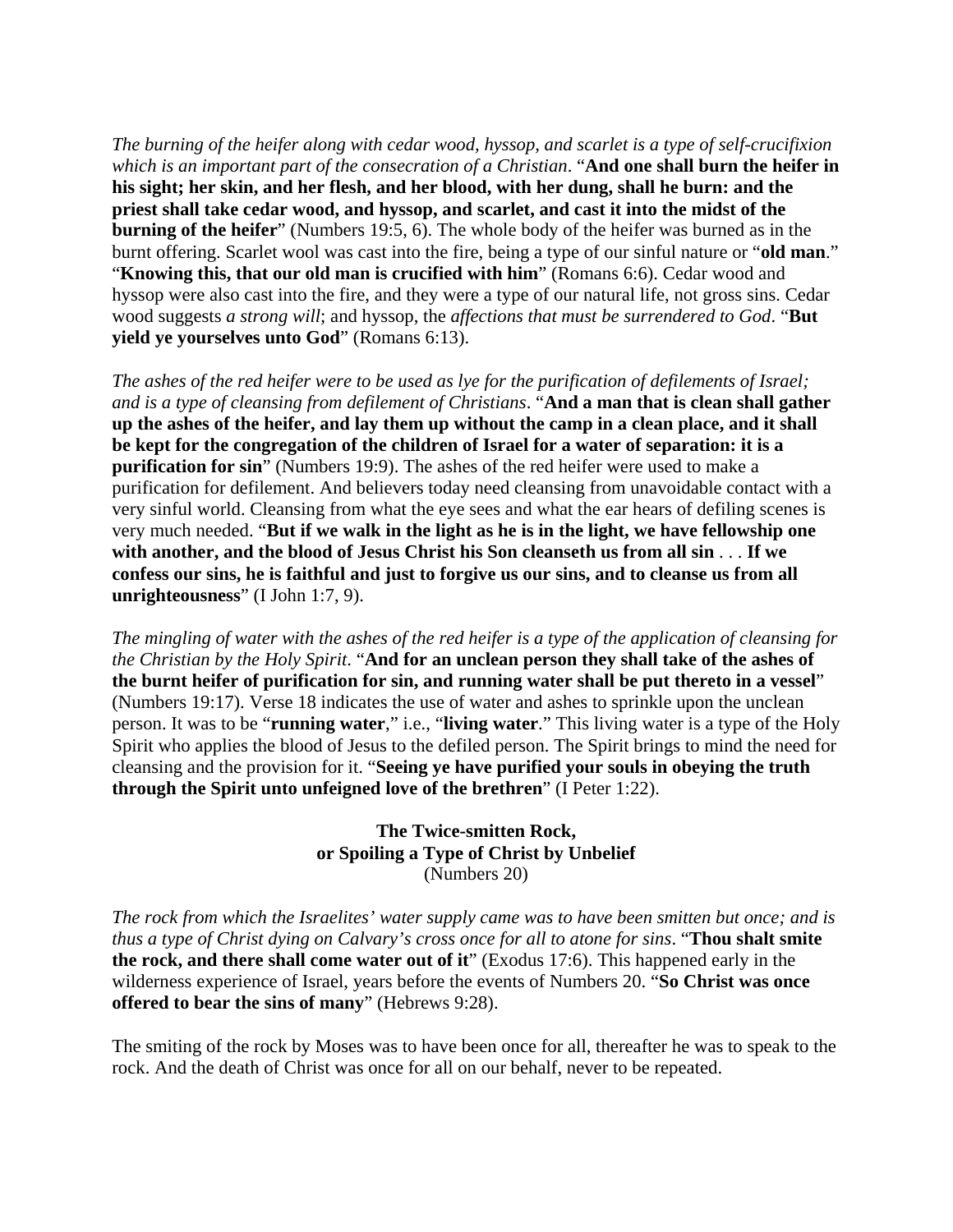*The burning of the heifer along with cedar wood, hyssop, and scarlet is a type of self-crucifixion which is an important part of the consecration of a Christian*. "**And one shall burn the heifer in his sight; her skin, and her flesh, and her blood, with her dung, shall he burn: and the priest shall take cedar wood, and hyssop, and scarlet, and cast it into the midst of the burning of the heifer**" (Numbers 19:5, 6). The whole body of the heifer was burned as in the burnt offering. Scarlet wool was cast into the fire, being a type of our sinful nature or "**old man**." "**Knowing this, that our old man is crucified with him**" (Romans 6:6). Cedar wood and hyssop were also cast into the fire, and they were a type of our natural life, not gross sins. Cedar wood suggests *a strong will*; and hyssop, the *affections that must be surrendered to God*. "**But yield ye yourselves unto God**" (Romans 6:13).

*The ashes of the red heifer were to be used as lye for the purification of defilements of Israel; and is a type of cleansing from defilement of Christians*. "**And a man that is clean shall gather up the ashes of the heifer, and lay them up without the camp in a clean place, and it shall be kept for the congregation of the children of Israel for a water of separation: it is a purification for sin**" (Numbers 19:9). The ashes of the red heifer were used to make a purification for defilement. And believers today need cleansing from unavoidable contact with a very sinful world. Cleansing from what the eye sees and what the ear hears of defiling scenes is very much needed. "**But if we walk in the light as he is in the light, we have fellowship one with another, and the blood of Jesus Christ his Son cleanseth us from all sin** . . . **If we confess our sins, he is faithful and just to forgive us our sins, and to cleanse us from all unrighteousness**" (I John 1:7, 9).

*The mingling of water with the ashes of the red heifer is a type of the application of cleansing for the Christian by the Holy Spirit*. "**And for an unclean person they shall take of the ashes of the burnt heifer of purification for sin, and running water shall be put thereto in a vessel**" (Numbers 19:17). Verse 18 indicates the use of water and ashes to sprinkle upon the unclean person. It was to be "**running water**," i.e., "**living water**." This living water is a type of the Holy Spirit who applies the blood of Jesus to the defiled person. The Spirit brings to mind the need for cleansing and the provision for it. "**Seeing ye have purified your souls in obeying the truth through the Spirit unto unfeigned love of the brethren**" (I Peter 1:22).

### The Twice-smitten Rock, or Spoiling a Type of Christ by Unbelief
(Numbers 20)

*The rock from which the Israelites' water supply came was to have been smitten but once; and is thus a type of Christ dying on Calvary's cross once for all to atone for sins*. "**Thou shalt smite the rock, and there shall come water out of it**" (Exodus 17:6). This happened early in the wilderness experience of Israel, years before the events of Numbers 20. "**So Christ was once offered to bear the sins of many**" (Hebrews 9:28).

The smiting of the rock by Moses was to have been once for all, thereafter he was to speak to the rock. And the death of Christ was once for all on our behalf, never to be repeated.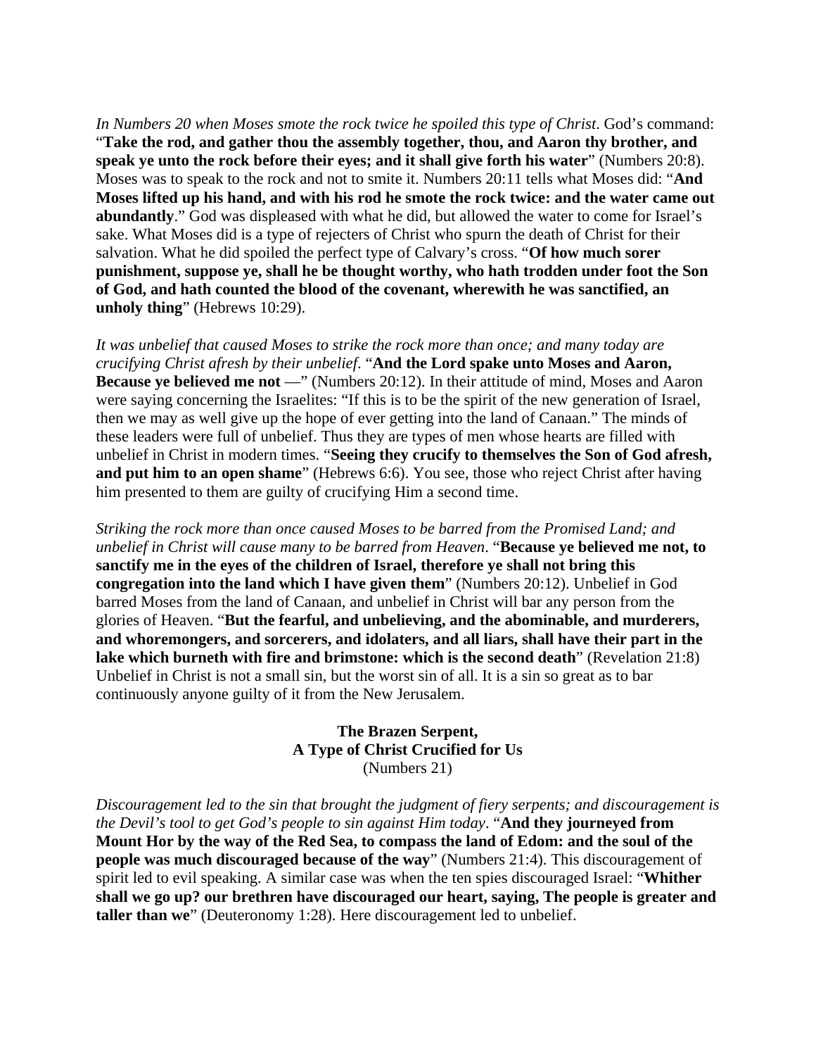*In Numbers 20 when Moses smote the rock twice he spoiled this type of Christ*. God's command: "**Take the rod, and gather thou the assembly together, thou, and Aaron thy brother, and speak ye unto the rock before their eyes; and it shall give forth his water**" (Numbers 20:8). Moses was to speak to the rock and not to smite it. Numbers 20:11 tells what Moses did: "**And Moses lifted up his hand, and with his rod he smote the rock twice: and the water came out abundantly**." God was displeased with what he did, but allowed the water to come for Israel's sake. What Moses did is a type of rejecters of Christ who spurn the death of Christ for their salvation. What he did spoiled the perfect type of Calvary's cross. "**Of how much sorer punishment, suppose ye, shall he be thought worthy, who hath trodden under foot the Son of God, and hath counted the blood of the covenant, wherewith he was sanctified, an unholy thing**" (Hebrews 10:29).

*It was unbelief that caused Moses to strike the rock more than once; and many today are crucifying Christ afresh by their unbelief.* "**And the Lord spake unto Moses and Aaron, Because ye believed me not** —" (Numbers 20:12). In their attitude of mind, Moses and Aaron were saying concerning the Israelites: "If this is to be the spirit of the new generation of Israel, then we may as well give up the hope of ever getting into the land of Canaan." The minds of these leaders were full of unbelief. Thus they are types of men whose hearts are filled with unbelief in Christ in modern times. "**Seeing they crucify to themselves the Son of God afresh, and put him to an open shame**" (Hebrews 6:6). You see, those who reject Christ after having him presented to them are guilty of crucifying Him a second time.

*Striking the rock more than once caused Moses to be barred from the Promised Land; and unbelief in Christ will cause many to be barred from Heaven*. "**Because ye believed me not, to sanctify me in the eyes of the children of Israel, therefore ye shall not bring this congregation into the land which I have given them**" (Numbers 20:12). Unbelief in God barred Moses from the land of Canaan, and unbelief in Christ will bar any person from the glories of Heaven. "**But the fearful, and unbelieving, and the abominable, and murderers, and whoremongers, and sorcerers, and idolaters, and all liars, shall have their part in the lake which burneth with fire and brimstone: which is the second death**" (Revelation 21:8) Unbelief in Christ is not a small sin, but the worst sin of all. It is a sin so great as to bar continuously anyone guilty of it from the New Jerusalem.

### The Brazen Serpent,
### A Type of Christ Crucified for Us
(Numbers 21)

*Discouragement led to the sin that brought the judgment of fiery serpents; and discouragement is the Devil's tool to get God's people to sin against Him today*. "**And they journeyed from Mount Hor by the way of the Red Sea, to compass the land of Edom: and the soul of the people was much discouraged because of the way**" (Numbers 21:4). This discouragement of spirit led to evil speaking. A similar case was when the ten spies discouraged Israel: "**Whither shall we go up? our brethren have discouraged our heart, saying, The people is greater and taller than we**" (Deuteronomy 1:28). Here discouragement led to unbelief.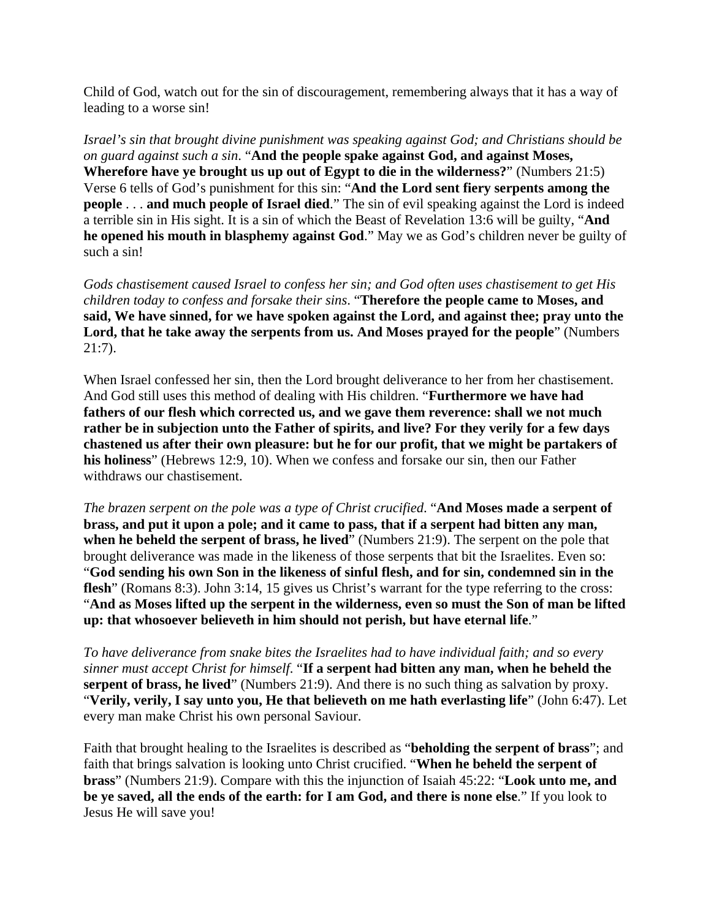Child of God, watch out for the sin of discouragement, remembering always that it has a way of leading to a worse sin!

*Israel's sin that brought divine punishment was speaking against God; and Christians should be on guard against such a sin*. "**And the people spake against God, and against Moses, Wherefore have ye brought us up out of Egypt to die in the wilderness?**" (Numbers 21:5) Verse 6 tells of God's punishment for this sin: "**And the Lord sent fiery serpents among the people** . . . **and much people of Israel died**." The sin of evil speaking against the Lord is indeed a terrible sin in His sight. It is a sin of which the Beast of Revelation 13:6 will be guilty, "**And he opened his mouth in blasphemy against God**." May we as God's children never be guilty of such a sin!

*Gods chastisement caused Israel to confess her sin; and God often uses chastisement to get His children today to confess and forsake their sins*. "**Therefore the people came to Moses, and said, We have sinned, for we have spoken against the Lord, and against thee; pray unto the Lord, that he take away the serpents from us. And Moses prayed for the people**" (Numbers 21:7).

When Israel confessed her sin, then the Lord brought deliverance to her from her chastisement. And God still uses this method of dealing with His children. "**Furthermore we have had fathers of our flesh which corrected us, and we gave them reverence: shall we not much rather be in subjection unto the Father of spirits, and live? For they verily for a few days chastened us after their own pleasure: but he for our profit, that we might be partakers of his holiness**" (Hebrews 12:9, 10). When we confess and forsake our sin, then our Father withdraws our chastisement.

*The brazen serpent on the pole was a type of Christ crucified*. "**And Moses made a serpent of brass, and put it upon a pole; and it came to pass, that if a serpent had bitten any man, when he beheld the serpent of brass, he lived**" (Numbers 21:9). The serpent on the pole that brought deliverance was made in the likeness of those serpents that bit the Israelites. Even so: "**God sending his own Son in the likeness of sinful flesh, and for sin, condemned sin in the flesh**" (Romans 8:3). John 3:14, 15 gives us Christ's warrant for the type referring to the cross: "**And as Moses lifted up the serpent in the wilderness, even so must the Son of man be lifted up: that whosoever believeth in him should not perish, but have eternal life**."

*To have deliverance from snake bites the Israelites had to have individual faith; and so every sinner must accept Christ for himself*. "**If a serpent had bitten any man, when he beheld the serpent of brass, he lived**" (Numbers 21:9). And there is no such thing as salvation by proxy. "**Verily, verily, I say unto you, He that believeth on me hath everlasting life**" (John 6:47). Let every man make Christ his own personal Saviour.

Faith that brought healing to the Israelites is described as "**beholding the serpent of brass**"; and faith that brings salvation is looking unto Christ crucified. "**When he beheld the serpent of brass**" (Numbers 21:9). Compare with this the injunction of Isaiah 45:22: "**Look unto me, and be ye saved, all the ends of the earth: for I am God, and there is none else**." If you look to Jesus He will save you!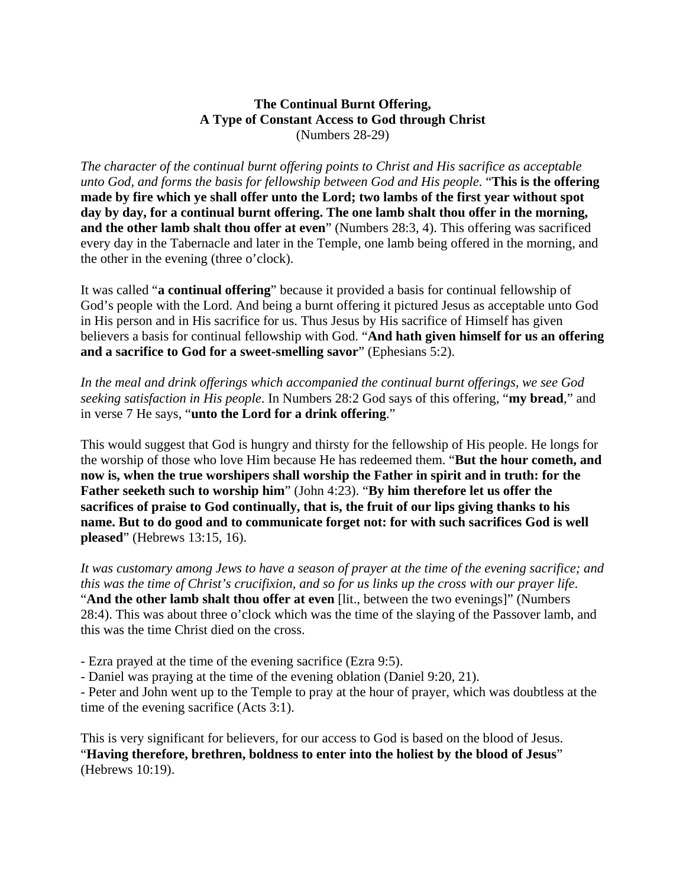**The Continual Burnt Offering,**
**A Type of Constant Access to God through Christ**
(Numbers 28-29)

*The character of the continual burnt offering points to Christ and His sacrifice as acceptable unto God, and forms the basis for fellowship between God and His people*. "**This is the offering made by fire which ye shall offer unto the Lord; two lambs of the first year without spot day by day, for a continual burnt offering. The one lamb shalt thou offer in the morning, and the other lamb shalt thou offer at even**" (Numbers 28:3, 4). This offering was sacrificed every day in the Tabernacle and later in the Temple, one lamb being offered in the morning, and the other in the evening (three o'clock).

It was called "**a continual offering**" because it provided a basis for continual fellowship of God's people with the Lord. And being a burnt offering it pictured Jesus as acceptable unto God in His person and in His sacrifice for us. Thus Jesus by His sacrifice of Himself has given believers a basis for continual fellowship with God. "**And hath given himself for us an offering and a sacrifice to God for a sweet-smelling savor**" (Ephesians 5:2).

*In the meal and drink offerings which accompanied the continual burnt offerings, we see God seeking satisfaction in His people*. In Numbers 28:2 God says of this offering, "**my bread**," and in verse 7 He says, "**unto the Lord for a drink offering**."

This would suggest that God is hungry and thirsty for the fellowship of His people. He longs for the worship of those who love Him because He has redeemed them. "**But the hour cometh, and now is, when the true worshipers shall worship the Father in spirit and in truth: for the Father seeketh such to worship him**" (John 4:23). "**By him therefore let us offer the sacrifices of praise to God continually, that is, the fruit of our lips giving thanks to his name. But to do good and to communicate forget not: for with such sacrifices God is well pleased**" (Hebrews 13:15, 16).

*It was customary among Jews to have a season of prayer at the time of the evening sacrifice; and this was the time of Christ's crucifixion, and so for us links up the cross with our prayer life*. "**And the other lamb shalt thou offer at even** [lit., between the two evenings]" (Numbers 28:4). This was about three o'clock which was the time of the slaying of the Passover lamb, and this was the time Christ died on the cross.

- Ezra prayed at the time of the evening sacrifice (Ezra 9:5).
- Daniel was praying at the time of the evening oblation (Daniel 9:20, 21).
- Peter and John went up to the Temple to pray at the hour of prayer, which was doubtless at the time of the evening sacrifice (Acts 3:1).

This is very significant for believers, for our access to God is based on the blood of Jesus. "**Having therefore, brethren, boldness to enter into the holiest by the blood of Jesus**" (Hebrews 10:19).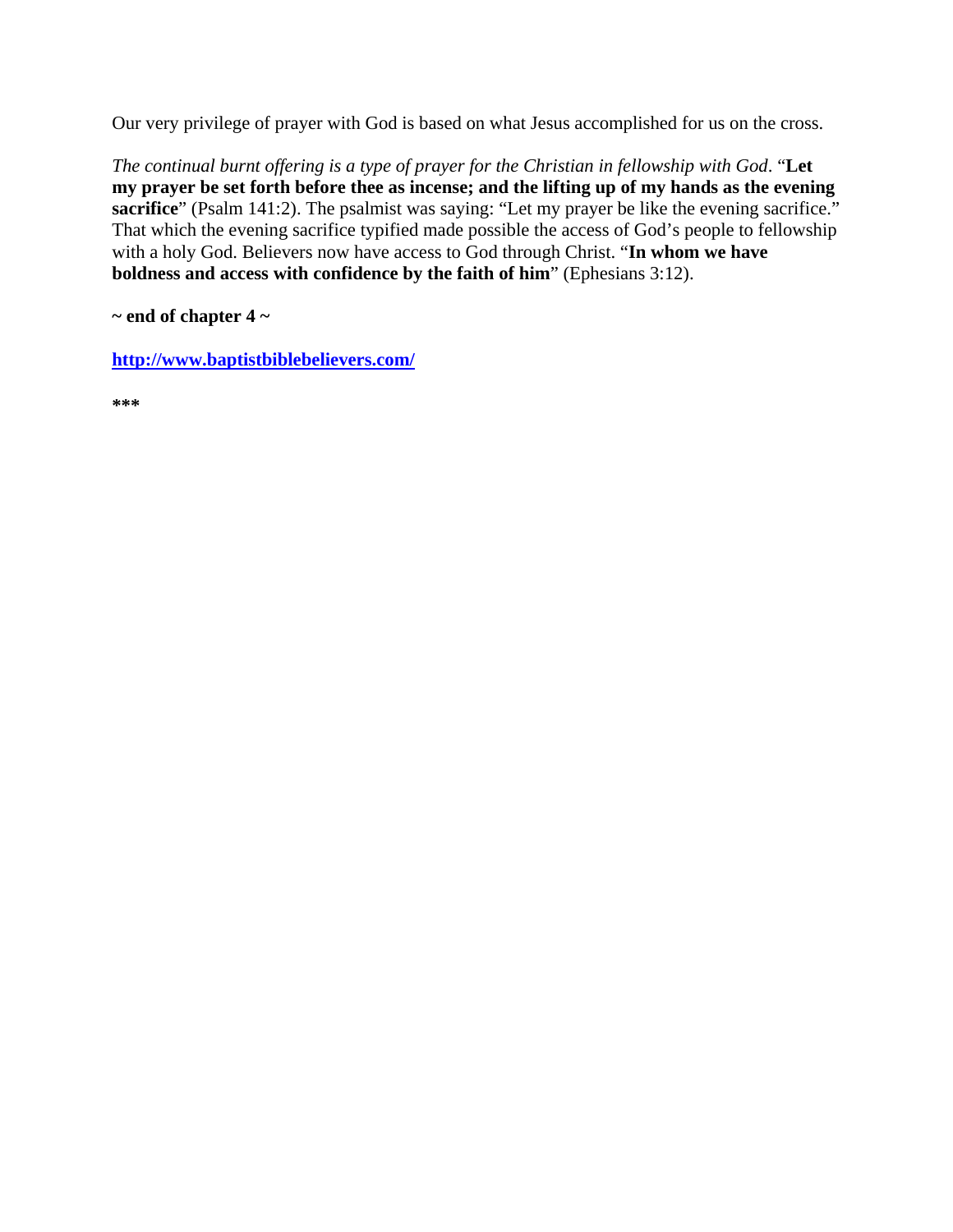Our very privilege of prayer with God is based on what Jesus accomplished for us on the cross.

*The continual burnt offering is a type of prayer for the Christian in fellowship with God*. "**Let my prayer be set forth before thee as incense; and the lifting up of my hands as the evening sacrifice**" (Psalm 141:2). The psalmist was saying: "Let my prayer be like the evening sacrifice." That which the evening sacrifice typified made possible the access of God's people to fellowship with a holy God. Believers now have access to God through Christ. "**In whom we have boldness and access with confidence by the faith of him**" (Ephesians 3:12).

**~ end of chapter 4 ~**

**http://www.baptistbiblebelievers.com/**

**\*\*\***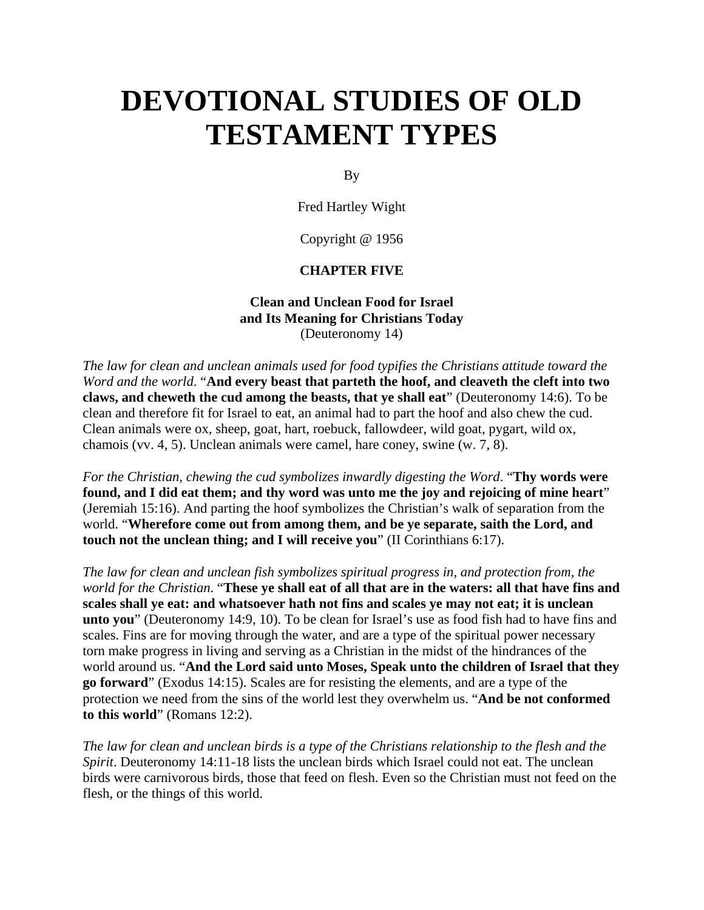# DEVOTIONAL STUDIES OF OLD TESTAMENT TYPES

By

Fred Hartley Wight

Copyright @ 1956

**CHAPTER FIVE**

**Clean and Unclean Food for Israel**
**and Its Meaning for Christians Today**
(Deuteronomy 14)

*The law for clean and unclean animals used for food typifies the Christians attitude toward the Word and the world*. "**And every beast that parteth the hoof, and cleaveth the cleft into two claws, and cheweth the cud among the beasts, that ye shall eat**" (Deuteronomy 14:6). To be clean and therefore fit for Israel to eat, an animal had to part the hoof and also chew the cud. Clean animals were ox, sheep, goat, hart, roebuck, fallowdeer, wild goat, pygart, wild ox, chamois (vv. 4, 5). Unclean animals were camel, hare coney, swine (w. 7, 8).

*For the Christian, chewing the cud symbolizes inwardly digesting the Word*. "**Thy words were found, and I did eat them; and thy word was unto me the joy and rejoicing of mine heart**" (Jeremiah 15:16). And parting the hoof symbolizes the Christian's walk of separation from the world. "**Wherefore come out from among them, and be ye separate, saith the Lord, and touch not the unclean thing; and I will receive you**" (II Corinthians 6:17).

*The law for clean and unclean fish symbolizes spiritual progress in, and protection from, the world for the Christian*. "**These ye shall eat of all that are in the waters: all that have fins and scales shall ye eat: and whatsoever hath not fins and scales ye may not eat; it is unclean unto you**" (Deuteronomy 14:9, 10). To be clean for Israel's use as food fish had to have fins and scales. Fins are for moving through the water, and are a type of the spiritual power necessary torn make progress in living and serving as a Christian in the midst of the hindrances of the world around us. "**And the Lord said unto Moses, Speak unto the children of Israel that they go forward**" (Exodus 14:15). Scales are for resisting the elements, and are a type of the protection we need from the sins of the world lest they overwhelm us. "**And be not conformed to this world**" (Romans 12:2).

*The law for clean and unclean birds is a type of the Christians relationship to the flesh and the Spirit*. Deuteronomy 14:11-18 lists the unclean birds which Israel could not eat. The unclean birds were carnivorous birds, those that feed on flesh. Even so the Christian must not feed on the flesh, or the things of this world.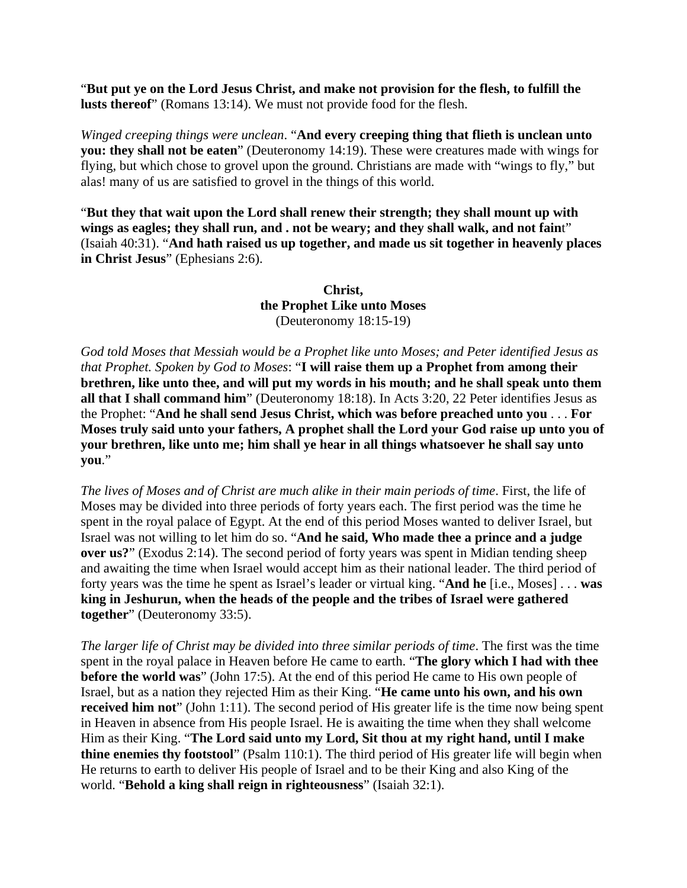"**But put ye on the Lord Jesus Christ, and make not provision for the flesh, to fulfill the lusts thereof**" (Romans 13:14). We must not provide food for the flesh.

*Winged creeping things were unclean*. "**And every creeping thing that flieth is unclean unto you: they shall not be eaten**" (Deuteronomy 14:19). These were creatures made with wings for flying, but which chose to grovel upon the ground. Christians are made with "wings to fly," but alas! many of us are satisfied to grovel in the things of this world.

"**But they that wait upon the Lord shall renew their strength; they shall mount up with wings as eagles; they shall run, and . not be weary; and they shall walk, and not fain**t" (Isaiah 40:31). "**And hath raised us up together, and made us sit together in heavenly places in Christ Jesus**" (Ephesians 2:6).

### Christ, the Prophet Like unto Moses
(Deuteronomy 18:15-19)

*God told Moses that Messiah would be a Prophet like unto Moses; and Peter identified Jesus as that Prophet. Spoken by God to Moses*: "**I will raise them up a Prophet from among their brethren, like unto thee, and will put my words in his mouth; and he shall speak unto them all that I shall command him**" (Deuteronomy 18:18). In Acts 3:20, 22 Peter identifies Jesus as the Prophet: "**And he shall send Jesus Christ, which was before preached unto you** . . . **For Moses truly said unto your fathers, A prophet shall the Lord your God raise up unto you of your brethren, like unto me; him shall ye hear in all things whatsoever he shall say unto you**."

*The lives of Moses and of Christ are much alike in their main periods of time*. First, the life of Moses may be divided into three periods of forty years each. The first period was the time he spent in the royal palace of Egypt. At the end of this period Moses wanted to deliver Israel, but Israel was not willing to let him do so. "**And he said, Who made thee a prince and a judge over us?**" (Exodus 2:14). The second period of forty years was spent in Midian tending sheep and awaiting the time when Israel would accept him as their national leader. The third period of forty years was the time he spent as Israel's leader or virtual king. "**And he** [i.e., Moses] . . . **was king in Jeshurun, when the heads of the people and the tribes of Israel were gathered together**" (Deuteronomy 33:5).

*The larger life of Christ may be divided into three similar periods of time*. The first was the time spent in the royal palace in Heaven before He came to earth. "**The glory which I had with thee before the world was**" (John 17:5). At the end of this period He came to His own people of Israel, but as a nation they rejected Him as their King. "**He came unto his own, and his own received him not**" (John 1:11). The second period of His greater life is the time now being spent in Heaven in absence from His people Israel. He is awaiting the time when they shall welcome Him as their King. "**The Lord said unto my Lord, Sit thou at my right hand, until I make thine enemies thy footstool**" (Psalm 110:1). The third period of His greater life will begin when He returns to earth to deliver His people of Israel and to be their King and also King of the world. "**Behold a king shall reign in righteousness**" (Isaiah 32:1).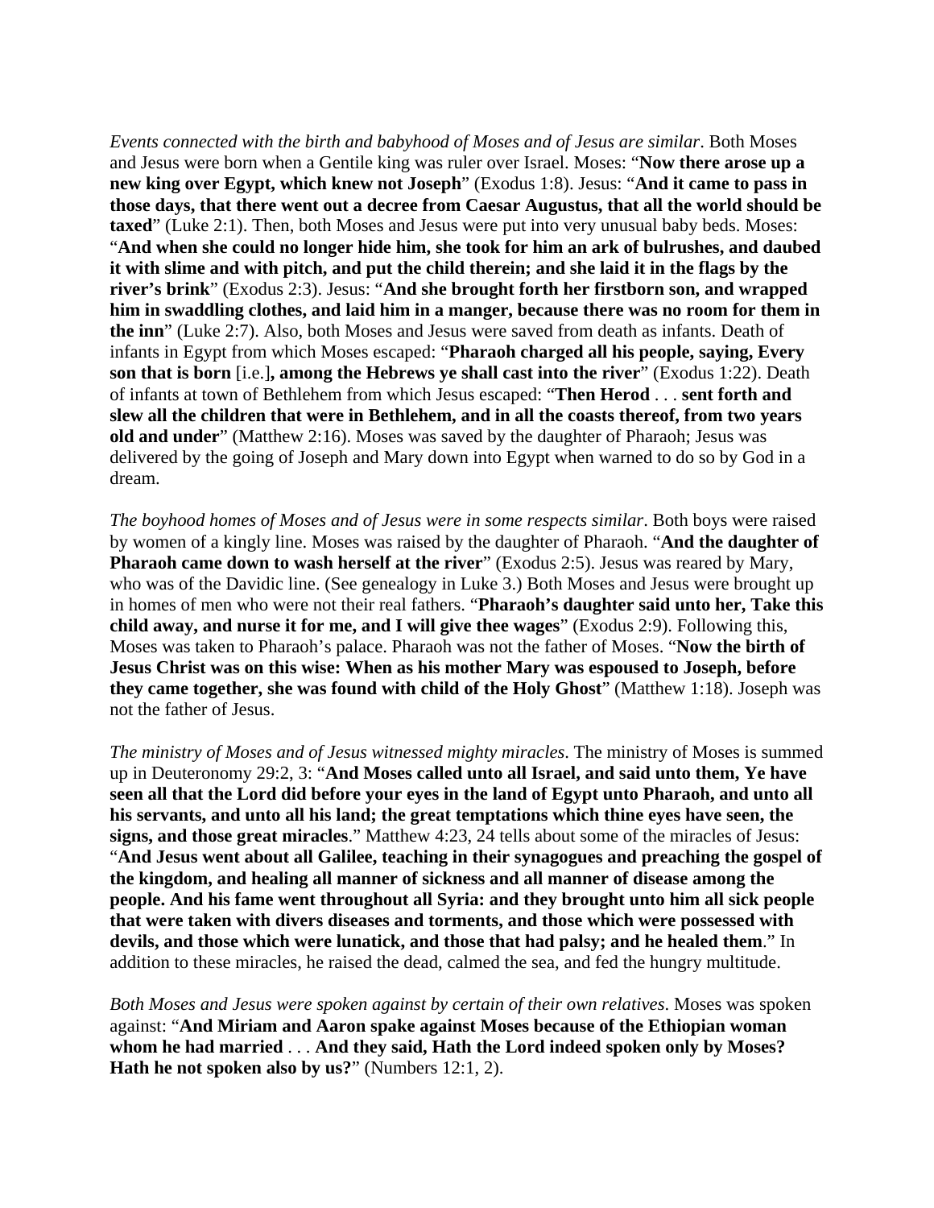*Events connected with the birth and babyhood of Moses and of Jesus are similar*. Both Moses and Jesus were born when a Gentile king was ruler over Israel. Moses: "**Now there arose up a new king over Egypt, which knew not Joseph**" (Exodus 1:8). Jesus: "**And it came to pass in those days, that there went out a decree from Caesar Augustus, that all the world should be taxed**" (Luke 2:1). Then, both Moses and Jesus were put into very unusual baby beds. Moses: "**And when she could no longer hide him, she took for him an ark of bulrushes, and daubed it with slime and with pitch, and put the child therein; and she laid it in the flags by the river's brink**" (Exodus 2:3). Jesus: "**And she brought forth her firstborn son, and wrapped him in swaddling clothes, and laid him in a manger, because there was no room for them in the inn**" (Luke 2:7). Also, both Moses and Jesus were saved from death as infants. Death of infants in Egypt from which Moses escaped: "**Pharaoh charged all his people, saying, Every son that is born** [i.e.]**, among the Hebrews ye shall cast into the river**" (Exodus 1:22). Death of infants at town of Bethlehem from which Jesus escaped: "**Then Herod** . . . **sent forth and slew all the children that were in Bethlehem, and in all the coasts thereof, from two years old and under**" (Matthew 2:16). Moses was saved by the daughter of Pharaoh; Jesus was delivered by the going of Joseph and Mary down into Egypt when warned to do so by God in a dream.

*The boyhood homes of Moses and of Jesus were in some respects similar*. Both boys were raised by women of a kingly line. Moses was raised by the daughter of Pharaoh. "**And the daughter of Pharaoh came down to wash herself at the river**" (Exodus 2:5). Jesus was reared by Mary, who was of the Davidic line. (See genealogy in Luke 3.) Both Moses and Jesus were brought up in homes of men who were not their real fathers. "**Pharaoh's daughter said unto her, Take this child away, and nurse it for me, and I will give thee wages**" (Exodus 2:9). Following this, Moses was taken to Pharaoh's palace. Pharaoh was not the father of Moses. "**Now the birth of Jesus Christ was on this wise: When as his mother Mary was espoused to Joseph, before they came together, she was found with child of the Holy Ghost**" (Matthew 1:18). Joseph was not the father of Jesus.

*The ministry of Moses and of Jesus witnessed mighty miracles*. The ministry of Moses is summed up in Deuteronomy 29:2, 3: "**And Moses called unto all Israel, and said unto them, Ye have seen all that the Lord did before your eyes in the land of Egypt unto Pharaoh, and unto all his servants, and unto all his land; the great temptations which thine eyes have seen, the signs, and those great miracles**." Matthew 4:23, 24 tells about some of the miracles of Jesus: "**And Jesus went about all Galilee, teaching in their synagogues and preaching the gospel of the kingdom, and healing all manner of sickness and all manner of disease among the people. And his fame went throughout all Syria: and they brought unto him all sick people that were taken with divers diseases and torments, and those which were possessed with devils, and those which were lunatick, and those that had palsy; and he healed them**." In addition to these miracles, he raised the dead, calmed the sea, and fed the hungry multitude.

*Both Moses and Jesus were spoken against by certain of their own relatives*. Moses was spoken against: "**And Miriam and Aaron spake against Moses because of the Ethiopian woman whom he had married** . . . **And they said, Hath the Lord indeed spoken only by Moses? Hath he not spoken also by us?**" (Numbers 12:1, 2).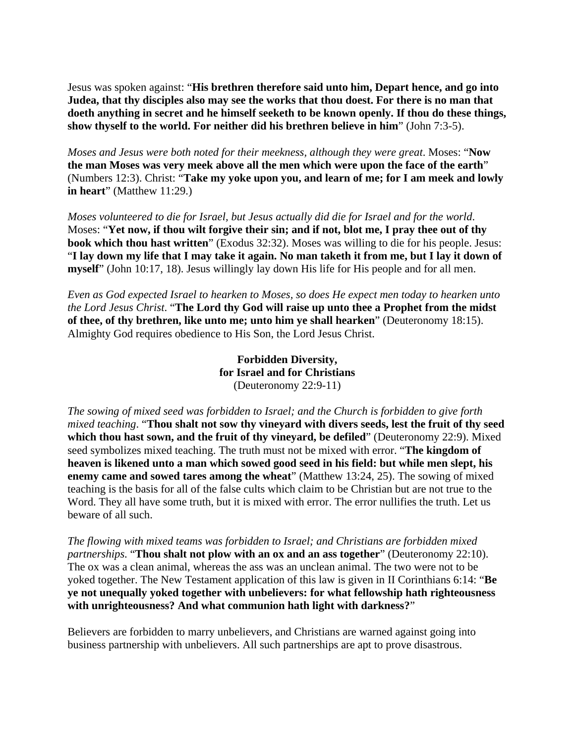Jesus was spoken against: “**His brethren therefore said unto him, Depart hence, and go into Judea, that thy disciples also may see the works that thou doest. For there is no man that doeth anything in secret and he himself seeketh to be known openly. If thou do these things, show thyself to the world. For neither did his brethren believe in him**” (John 7:3-5).

*Moses and Jesus were both noted for their meekness, although they were great*. Moses: “**Now the man Moses was very meek above all the men which were upon the face of the earth**” (Numbers 12:3). Christ: “**Take my yoke upon you, and learn of me; for I am meek and lowly in heart**” (Matthew 11:29.)

*Moses volunteered to die for Israel, but Jesus actually did die for Israel and for the world.* Moses: “**Yet now, if thou wilt forgive their sin; and if not, blot me, I pray thee out of thy book which thou hast written**” (Exodus 32:32). Moses was willing to die for his people. Jesus: “**I lay down my life that I may take it again. No man taketh it from me, but I lay it down of myself**” (John 10:17, 18). Jesus willingly lay down His life for His people and for all men.

*Even as God expected Israel to hearken to Moses, so does He expect men today to hearken unto the Lord Jesus Christ*. “**The Lord thy God will raise up unto thee a Prophet from the midst of thee, of thy brethren, like unto me; unto him ye shall hearken**” (Deuteronomy 18:15). Almighty God requires obedience to His Son, the Lord Jesus Christ.

## Forbidden Diversity, for Israel and for Christians

(Deuteronomy 22:9-11)

*The sowing of mixed seed was forbidden to Israel; and the Church is forbidden to give forth mixed teaching*. “**Thou shalt not sow thy vineyard with divers seeds, lest the fruit of thy seed which thou hast sown, and the fruit of thy vineyard, be defiled**” (Deuteronomy 22:9). Mixed seed symbolizes mixed teaching. The truth must not be mixed with error. “**The kingdom of heaven is likened unto a man which sowed good seed in his field: but while men slept, his enemy came and sowed tares among the wheat**” (Matthew 13:24, 25). The sowing of mixed teaching is the basis for all of the false cults which claim to be Christian but are not true to the Word. They all have some truth, but it is mixed with error. The error nullifies the truth. Let us beware of all such.

*The flowing with mixed teams was forbidden to Israel; and Christians are forbidden mixed partnerships.* “**Thou shalt not plow with an ox and an ass together**” (Deuteronomy 22:10). The ox was a clean animal, whereas the ass was an unclean animal. The two were not to be yoked together. The New Testament application of this law is given in II Corinthians 6:14: “**Be ye not unequally yoked together with unbelievers: for what fellowship hath righteousness with unrighteousness? And what communion hath light with darkness?**”

Believers are forbidden to marry unbelievers, and Christians are warned against going into business partnership with unbelievers. All such partnerships are apt to prove disastrous.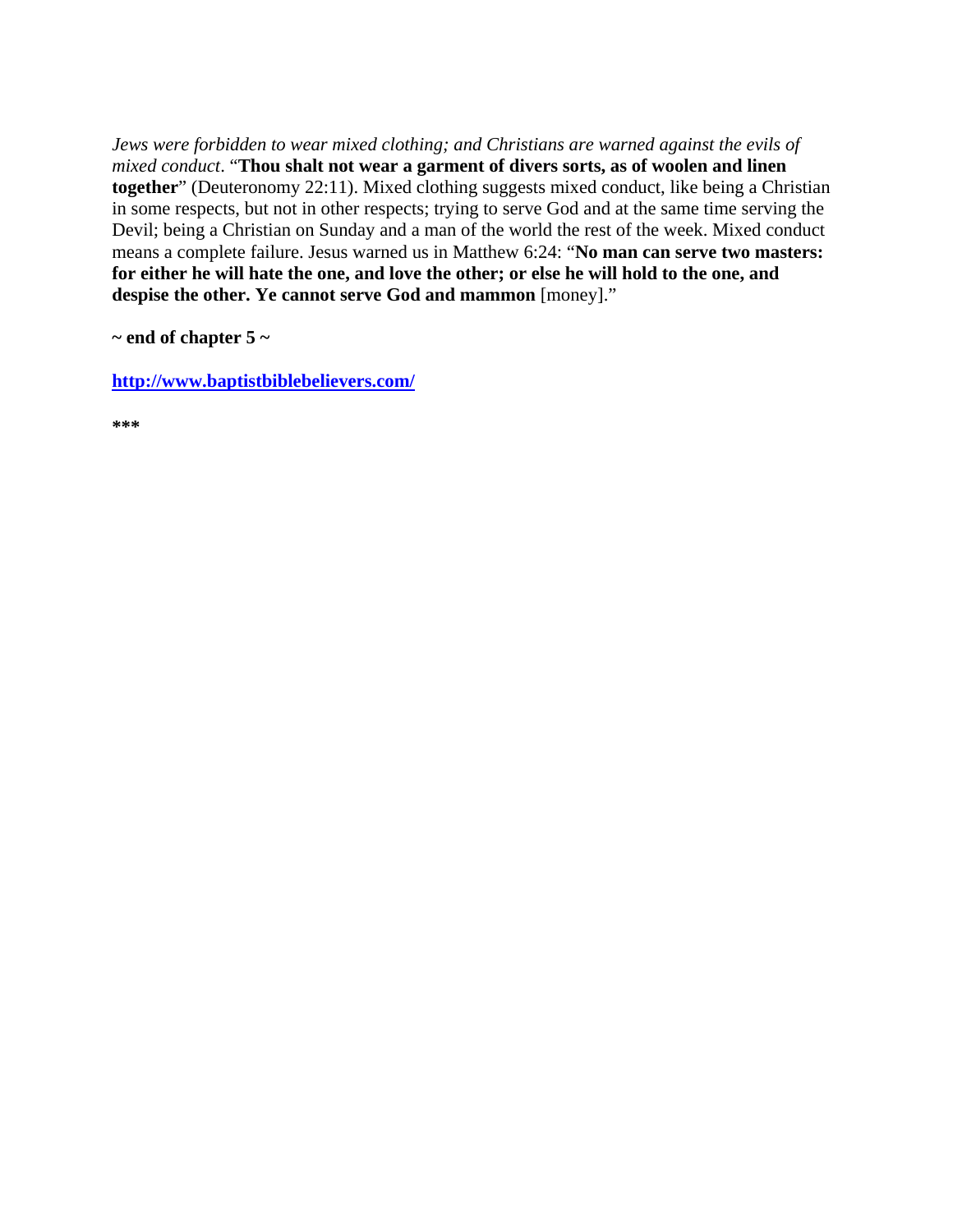*Jews were forbidden to wear mixed clothing; and Christians are warned against the evils of mixed conduct*. "**Thou shalt not wear a garment of divers sorts, as of woolen and linen together**" (Deuteronomy 22:11). Mixed clothing suggests mixed conduct, like being a Christian in some respects, but not in other respects; trying to serve God and at the same time serving the Devil; being a Christian on Sunday and a man of the world the rest of the week. Mixed conduct means a complete failure. Jesus warned us in Matthew 6:24: "**No man can serve two masters: for either he will hate the one, and love the other; or else he will hold to the one, and despise the other. Ye cannot serve God and mammon** [money]."

**~ end of chapter 5 ~**

**http://www.baptistbiblebelievers.com/**

**\*\*\***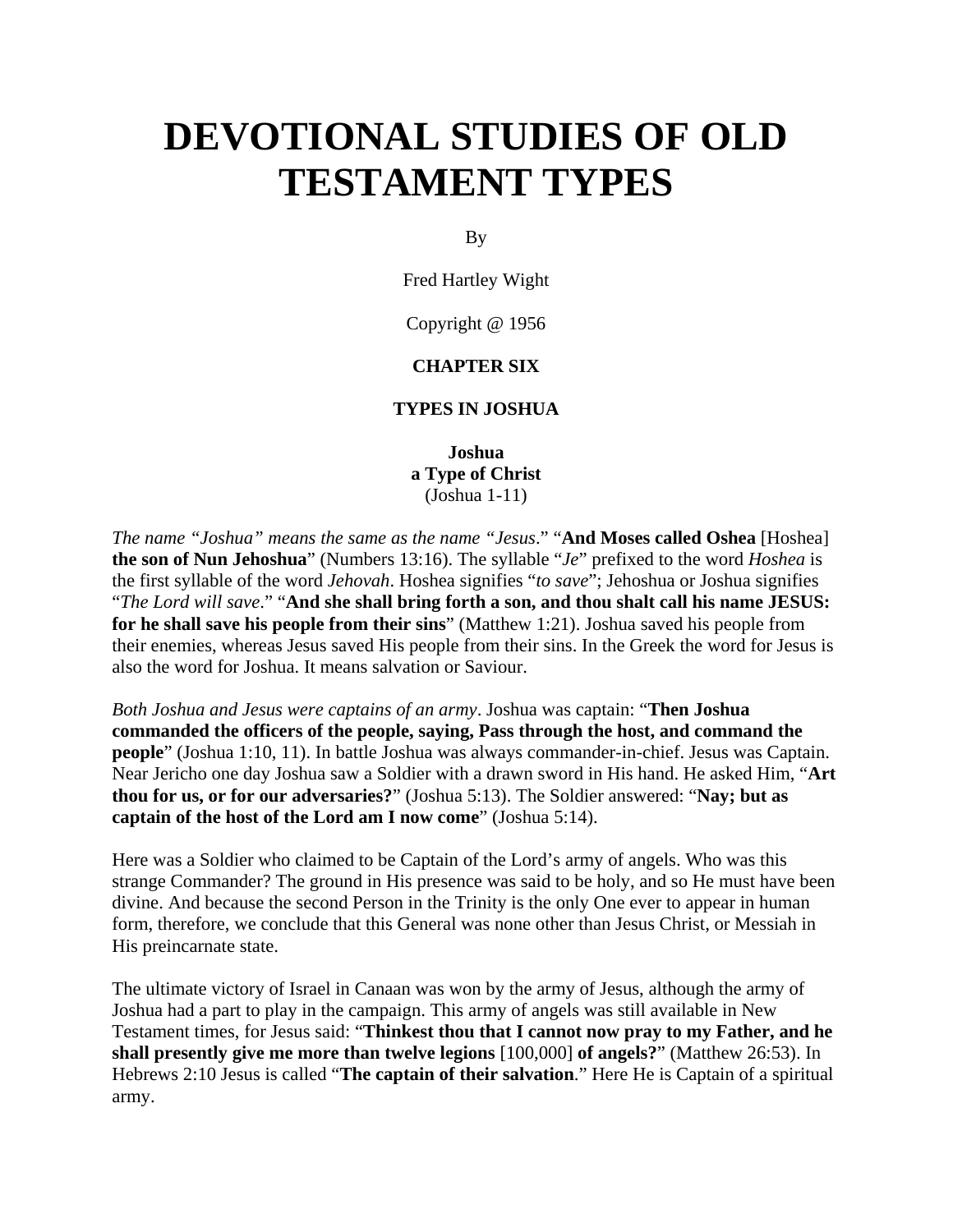# DEVOTIONAL STUDIES OF OLD TESTAMENT TYPES

By

Fred Hartley Wight

Copyright @ 1956

**CHAPTER SIX**

**TYPES IN JOSHUA**

**Joshua**
**a Type of Christ**
(Joshua 1-11)

*The name "Joshua" means the same as the name "Jesus*." "**And Moses called Oshea** [Hoshea] **the son of Nun Jehoshua**" (Numbers 13:16). The syllable "*Je*" prefixed to the word *Hoshea* is the first syllable of the word *Jehovah*. Hoshea signifies "*to save*"; Jehoshua or Joshua signifies "*The Lord will save*." "**And she shall bring forth a son, and thou shalt call his name JESUS: for he shall save his people from their sins**" (Matthew 1:21). Joshua saved his people from their enemies, whereas Jesus saved His people from their sins. In the Greek the word for Jesus is also the word for Joshua. It means salvation or Saviour.

*Both Joshua and Jesus were captains of an army*. Joshua was captain: "**Then Joshua commanded the officers of the people, saying, Pass through the host, and command the people**" (Joshua 1:10, 11). In battle Joshua was always commander-in-chief. Jesus was Captain. Near Jericho one day Joshua saw a Soldier with a drawn sword in His hand. He asked Him, "**Art thou for us, or for our adversaries?**" (Joshua 5:13). The Soldier answered: "**Nay; but as captain of the host of the Lord am I now come**" (Joshua 5:14).

Here was a Soldier who claimed to be Captain of the Lord's army of angels. Who was this strange Commander? The ground in His presence was said to be holy, and so He must have been divine. And because the second Person in the Trinity is the only One ever to appear in human form, therefore, we conclude that this General was none other than Jesus Christ, or Messiah in His preincarnate state.

The ultimate victory of Israel in Canaan was won by the army of Jesus, although the army of Joshua had a part to play in the campaign. This army of angels was still available in New Testament times, for Jesus said: "**Thinkest thou that I cannot now pray to my Father, and he shall presently give me more than twelve legions** [100,000] **of angels?**" (Matthew 26:53). In Hebrews 2:10 Jesus is called "**The captain of their salvation**." Here He is Captain of a spiritual army.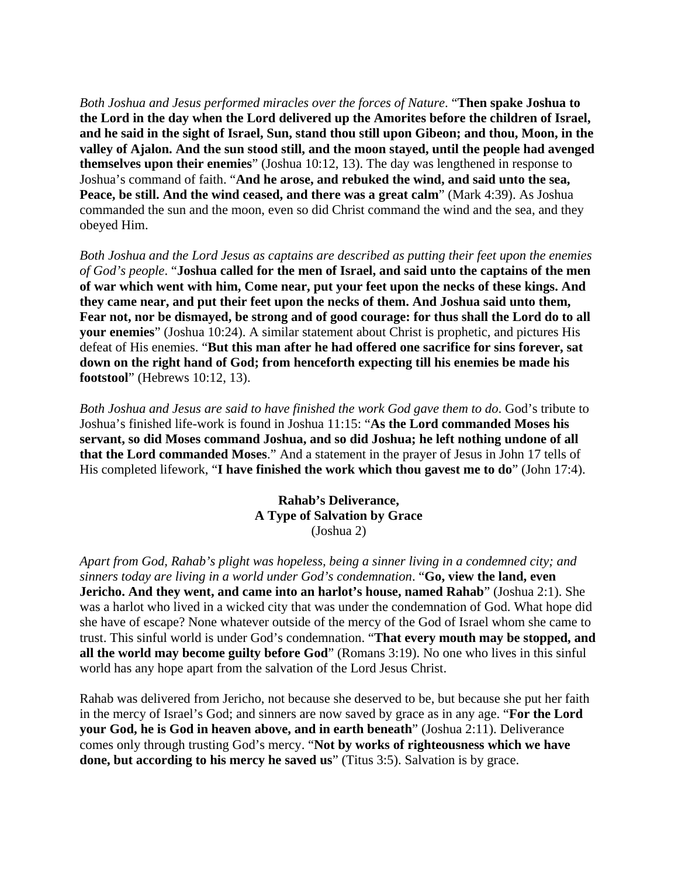*Both Joshua and Jesus performed miracles over the forces of Nature*. "**Then spake Joshua to the Lord in the day when the Lord delivered up the Amorites before the children of Israel, and he said in the sight of Israel, Sun, stand thou still upon Gibeon; and thou, Moon, in the valley of Ajalon. And the sun stood still, and the moon stayed, until the people had avenged themselves upon their enemies**" (Joshua 10:12, 13). The day was lengthened in response to Joshua's command of faith. "**And he arose, and rebuked the wind, and said unto the sea, Peace, be still. And the wind ceased, and there was a great calm**" (Mark 4:39). As Joshua commanded the sun and the moon, even so did Christ command the wind and the sea, and they obeyed Him.

*Both Joshua and the Lord Jesus as captains are described as putting their feet upon the enemies of God's people*. "**Joshua called for the men of Israel, and said unto the captains of the men of war which went with him, Come near, put your feet upon the necks of these kings. And they came near, and put their feet upon the necks of them. And Joshua said unto them, Fear not, nor be dismayed, be strong and of good courage: for thus shall the Lord do to all your enemies**" (Joshua 10:24). A similar statement about Christ is prophetic, and pictures His defeat of His enemies. "**But this man after he had offered one sacrifice for sins forever, sat down on the right hand of God; from henceforth expecting till his enemies be made his footstool**" (Hebrews 10:12, 13).

*Both Joshua and Jesus are said to have finished the work God gave them to do*. God's tribute to Joshua's finished life-work is found in Joshua 11:15: "**As the Lord commanded Moses his servant, so did Moses command Joshua, and so did Joshua; he left nothing undone of all that the Lord commanded Moses**." And a statement in the prayer of Jesus in John 17 tells of His completed lifework, "**I have finished the work which thou gavest me to do**" (John 17:4).

### Rahab's Deliverance, A Type of Salvation by Grace

(Joshua 2)

*Apart from God, Rahab's plight was hopeless, being a sinner living in a condemned city; and sinners today are living in a world under God's condemnation*. "**Go, view the land, even Jericho. And they went, and came into an harlot's house, named Rahab**" (Joshua 2:1). She was a harlot who lived in a wicked city that was under the condemnation of God. What hope did she have of escape? None whatever outside of the mercy of the God of Israel whom she came to trust. This sinful world is under God's condemnation. "**That every mouth may be stopped, and all the world may become guilty before God**" (Romans 3:19). No one who lives in this sinful world has any hope apart from the salvation of the Lord Jesus Christ.

Rahab was delivered from Jericho, not because she deserved to be, but because she put her faith in the mercy of Israel's God; and sinners are now saved by grace as in any age. "**For the Lord your God, he is God in heaven above, and in earth beneath**" (Joshua 2:11). Deliverance comes only through trusting God's mercy. "**Not by works of righteousness which we have done, but according to his mercy he saved us**" (Titus 3:5). Salvation is by grace.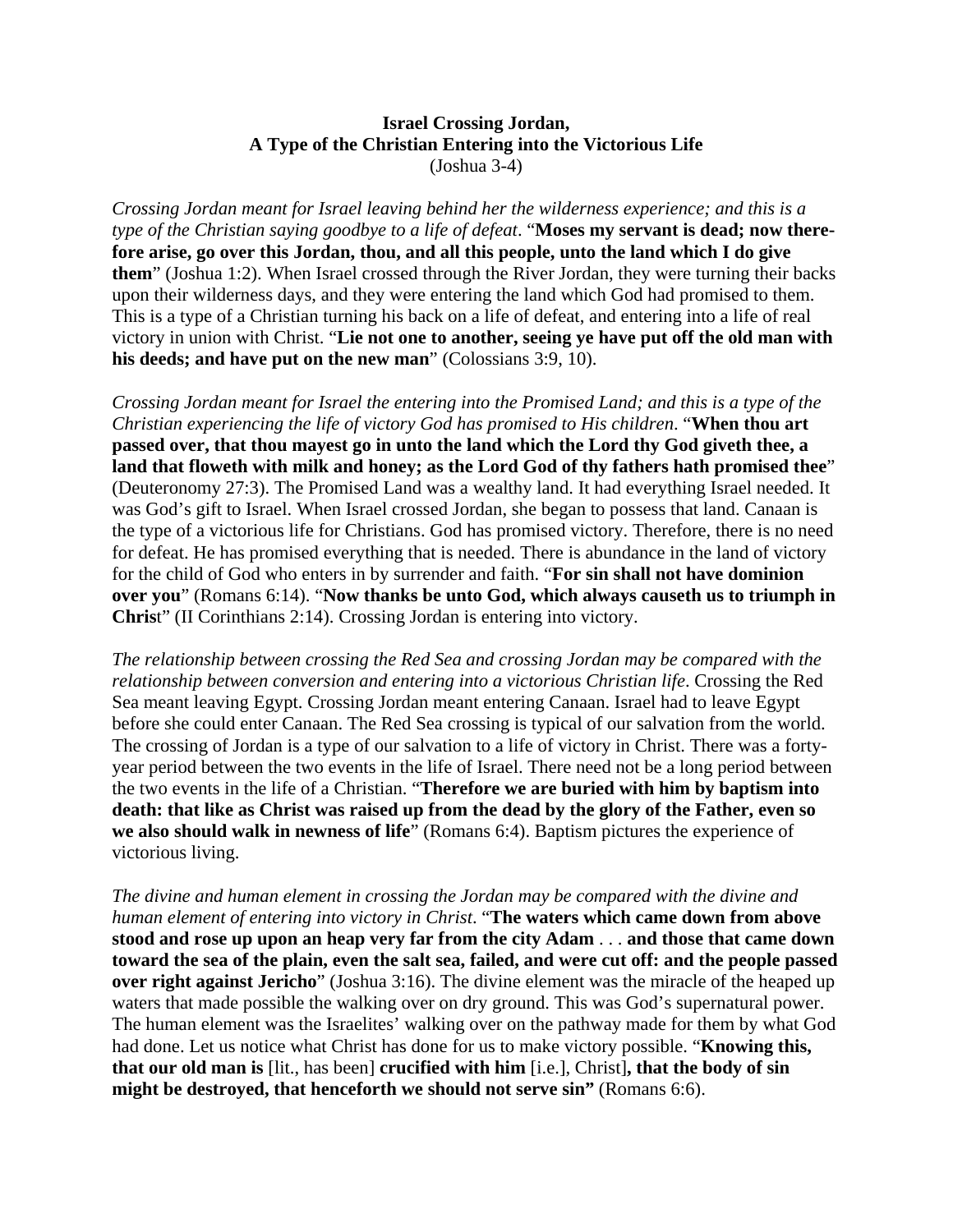**Israel Crossing Jordan,**
**A Type of the Christian Entering into the Victorious Life**
(Joshua 3-4)

*Crossing Jordan meant for Israel leaving behind her the wilderness experience; and this is a type of the Christian saying goodbye to a life of defeat*. "**Moses my servant is dead; now therefore arise, go over this Jordan, thou, and all this people, unto the land which I do give them**" (Joshua 1:2). When Israel crossed through the River Jordan, they were turning their backs upon their wilderness days, and they were entering the land which God had promised to them. This is a type of a Christian turning his back on a life of defeat, and entering into a life of real victory in union with Christ. "**Lie not one to another, seeing ye have put off the old man with his deeds; and have put on the new man**" (Colossians 3:9, 10).

*Crossing Jordan meant for Israel the entering into the Promised Land; and this is a type of the Christian experiencing the life of victory God has promised to His children*. "**When thou art passed over, that thou mayest go in unto the land which the Lord thy God giveth thee, a land that floweth with milk and honey; as the Lord God of thy fathers hath promised thee**" (Deuteronomy 27:3). The Promised Land was a wealthy land. It had everything Israel needed. It was God's gift to Israel. When Israel crossed Jordan, she began to possess that land. Canaan is the type of a victorious life for Christians. God has promised victory. Therefore, there is no need for defeat. He has promised everything that is needed. There is abundance in the land of victory for the child of God who enters in by surrender and faith. "**For sin shall not have dominion over you**" (Romans 6:14). "**Now thanks be unto God, which always causeth us to triumph in Chris**t" (II Corinthians 2:14). Crossing Jordan is entering into victory.

*The relationship between crossing the Red Sea and crossing Jordan may be compared with the relationship between conversion and entering into a victorious Christian life*. Crossing the Red Sea meant leaving Egypt. Crossing Jordan meant entering Canaan. Israel had to leave Egypt before she could enter Canaan. The Red Sea crossing is typical of our salvation from the world. The crossing of Jordan is a type of our salvation to a life of victory in Christ. There was a forty-year period between the two events in the life of Israel. There need not be a long period between the two events in the life of a Christian. "**Therefore we are buried with him by baptism into death: that like as Christ was raised up from the dead by the glory of the Father, even so we also should walk in newness of life**" (Romans 6:4). Baptism pictures the experience of victorious living.

*The divine and human element in crossing the Jordan may be compared with the divine and human element of entering into victory in Christ*. "**The waters which came down from above stood and rose up upon an heap very far from the city Adam** . . . **and those that came down toward the sea of the plain, even the salt sea, failed, and were cut off: and the people passed over right against Jericho**" (Joshua 3:16). The divine element was the miracle of the heaped up waters that made possible the walking over on dry ground. This was God's supernatural power. The human element was the Israelites' walking over on the pathway made for them by what God had done. Let us notice what Christ has done for us to make victory possible. "**Knowing this, that our old man is** [lit., has been] **crucified with him** [i.e.], Christ]**, that the body of sin might be destroyed, that henceforth we should not serve sin"** (Romans 6:6).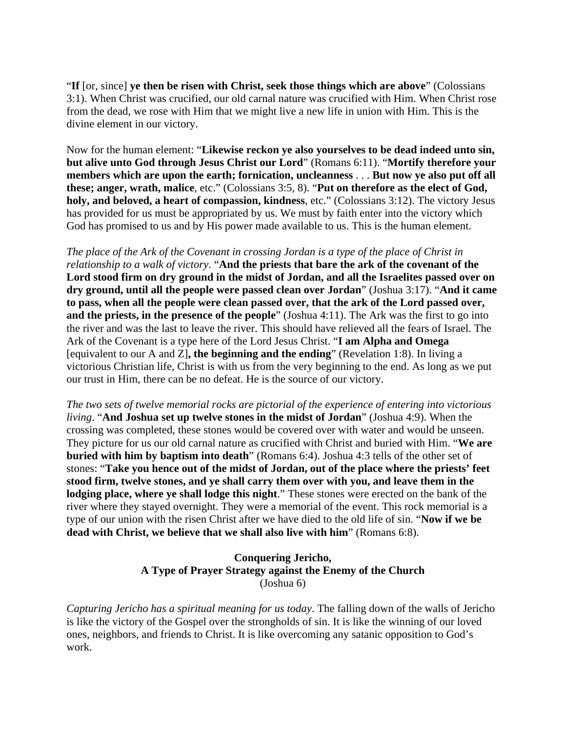"**If** [or, since] **ye then be risen with Christ, seek those things which are above**" (Colossians 3:1). When Christ was crucified, our old carnal nature was crucified with Him. When Christ rose from the dead, we rose with Him that we might live a new life in union with Him. This is the divine element in our victory.

Now for the human element: "**Likewise reckon ye also yourselves to be dead indeed unto sin, but alive unto God through Jesus Christ our Lord**" (Romans 6:11). "**Mortify therefore your members which are upon the earth; fornication, uncleanness** . . . **But now ye also put off all these; anger, wrath, malice**, etc." (Colossians 3:5, 8). "**Put on therefore as the elect of God, holy, and beloved, a heart of compassion, kindness**, etc." (Colossians 3:12). The victory Jesus has provided for us must be appropriated by us. We must by faith enter into the victory which God has promised to us and by His power made available to us. This is the human element.

*The place of the Ark of the Covenant in crossing Jordan is a type of the place of Christ in relationship to a walk of victory*. "**And the priests that bare the ark of the covenant of the Lord stood firm on dry ground in the midst of Jordan, and all the Israelites passed over on dry ground, until all the people were passed clean over Jordan**" (Joshua 3:17). "**And it came to pass, when all the people were clean passed over, that the ark of the Lord passed over, and the priests, in the presence of the people**" (Joshua 4:11). The Ark was the first to go into the river and was the last to leave the river. This should have relieved all the fears of Israel. The Ark of the Covenant is a type here of the Lord Jesus Christ. "**I am Alpha and Omega** [equivalent to our A and Z]**, the beginning and the ending**" (Revelation 1:8). In living a victorious Christian life, Christ is with us from the very beginning to the end. As long as we put our trust in Him, there can be no defeat. He is the source of our victory.

*The two sets of twelve memorial rocks are pictorial of the experience of entering into victorious living*. "**And Joshua set up twelve stones in the midst of Jordan**" (Joshua 4:9). When the crossing was completed, these stones would be covered over with water and would be unseen. They picture for us our old carnal nature as crucified with Christ and buried with Him. "**We are buried with him by baptism into death**" (Romans 6:4). Joshua 4:3 tells of the other set of stones: "**Take you hence out of the midst of Jordan, out of the place where the priests' feet stood firm, twelve stones, and ye shall carry them over with you, and leave them in the lodging place, where ye shall lodge this night**." These stones were erected on the bank of the river where they stayed overnight. They were a memorial of the event. This rock memorial is a type of our union with the risen Christ after we have died to the old life of sin. "**Now if we be dead with Christ, we believe that we shall also live with him**" (Romans 6:8).

### Conquering Jericho, A Type of Prayer Strategy against the Enemy of the Church

(Joshua 6)

*Capturing Jericho has a spiritual meaning for us today*. The falling down of the walls of Jericho is like the victory of the Gospel over the strongholds of sin. It is like the winning of our loved ones, neighbors, and friends to Christ. It is like overcoming any satanic opposition to God's work.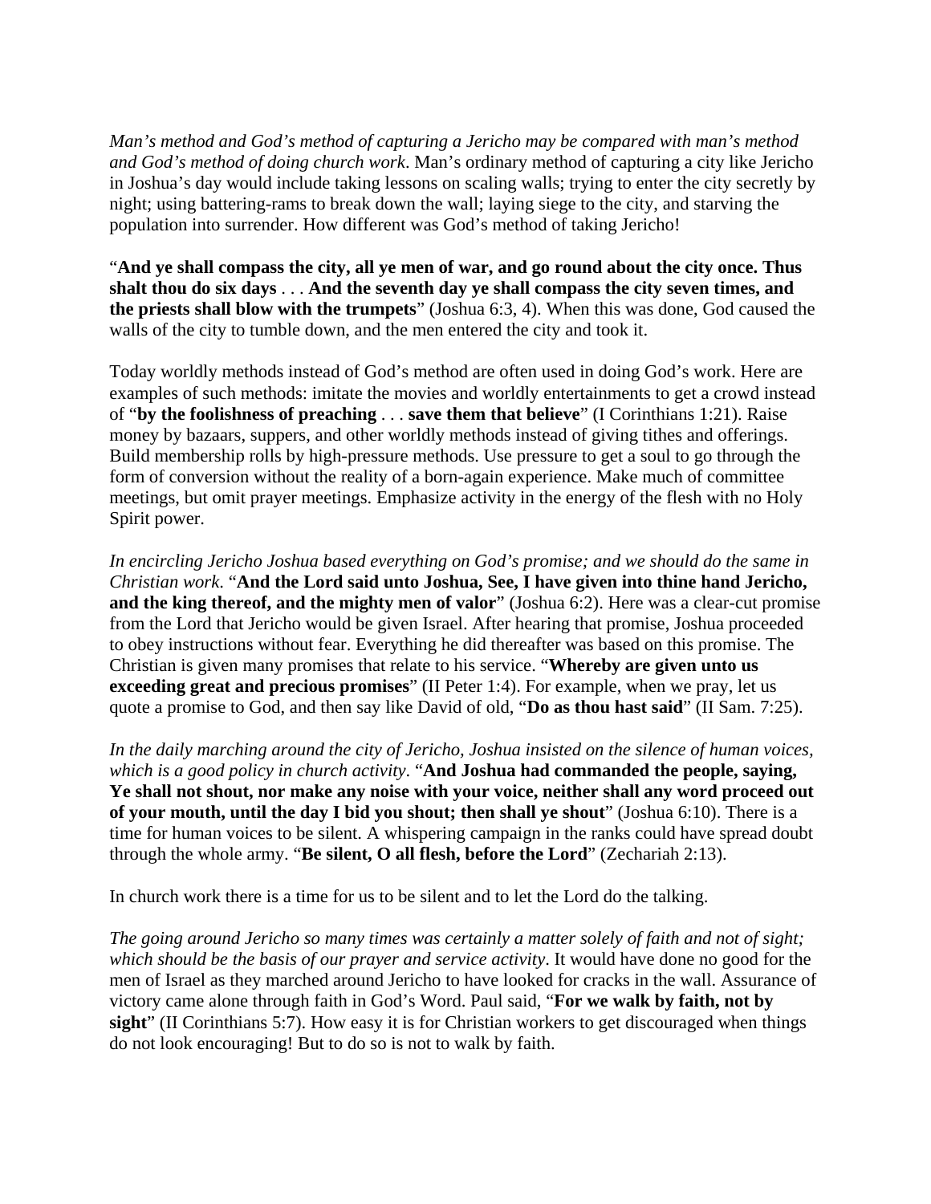*Man's method and God's method of capturing a Jericho may be compared with man's method and God's method of doing church work*. Man's ordinary method of capturing a city like Jericho in Joshua's day would include taking lessons on scaling walls; trying to enter the city secretly by night; using battering-rams to break down the wall; laying siege to the city, and starving the population into surrender. How different was God's method of taking Jericho!

"**And ye shall compass the city, all ye men of war, and go round about the city once. Thus shalt thou do six days** . . . **And the seventh day ye shall compass the city seven times, and the priests shall blow with the trumpets**" (Joshua 6:3, 4). When this was done, God caused the walls of the city to tumble down, and the men entered the city and took it.

Today worldly methods instead of God's method are often used in doing God's work. Here are examples of such methods: imitate the movies and worldly entertainments to get a crowd instead of "**by the foolishness of preaching** . . . **save them that believe**" (I Corinthians 1:21). Raise money by bazaars, suppers, and other worldly methods instead of giving tithes and offerings. Build membership rolls by high-pressure methods. Use pressure to get a soul to go through the form of conversion without the reality of a born-again experience. Make much of committee meetings, but omit prayer meetings. Emphasize activity in the energy of the flesh with no Holy Spirit power.

*In encircling Jericho Joshua based everything on God's promise; and we should do the same in Christian work*. "**And the Lord said unto Joshua, See, I have given into thine hand Jericho, and the king thereof, and the mighty men of valor**" (Joshua 6:2). Here was a clear-cut promise from the Lord that Jericho would be given Israel. After hearing that promise, Joshua proceeded to obey instructions without fear. Everything he did thereafter was based on this promise. The Christian is given many promises that relate to his service. "**Whereby are given unto us exceeding great and precious promises**" (II Peter 1:4). For example, when we pray, let us quote a promise to God, and then say like David of old, "**Do as thou hast said**" (II Sam. 7:25).

*In the daily marching around the city of Jericho, Joshua insisted on the silence of human voices, which is a good policy in church activity*. "**And Joshua had commanded the people, saying, Ye shall not shout, nor make any noise with your voice, neither shall any word proceed out of your mouth, until the day I bid you shout; then shall ye shout**" (Joshua 6:10). There is a time for human voices to be silent. A whispering campaign in the ranks could have spread doubt through the whole army. "**Be silent, O all flesh, before the Lord**" (Zechariah 2:13).

In church work there is a time for us to be silent and to let the Lord do the talking.

*The going around Jericho so many times was certainly a matter solely of faith and not of sight; which should be the basis of our prayer and service activity*. It would have done no good for the men of Israel as they marched around Jericho to have looked for cracks in the wall. Assurance of victory came alone through faith in God's Word. Paul said, "**For we walk by faith, not by sight**" (II Corinthians 5:7). How easy it is for Christian workers to get discouraged when things do not look encouraging! But to do so is not to walk by faith.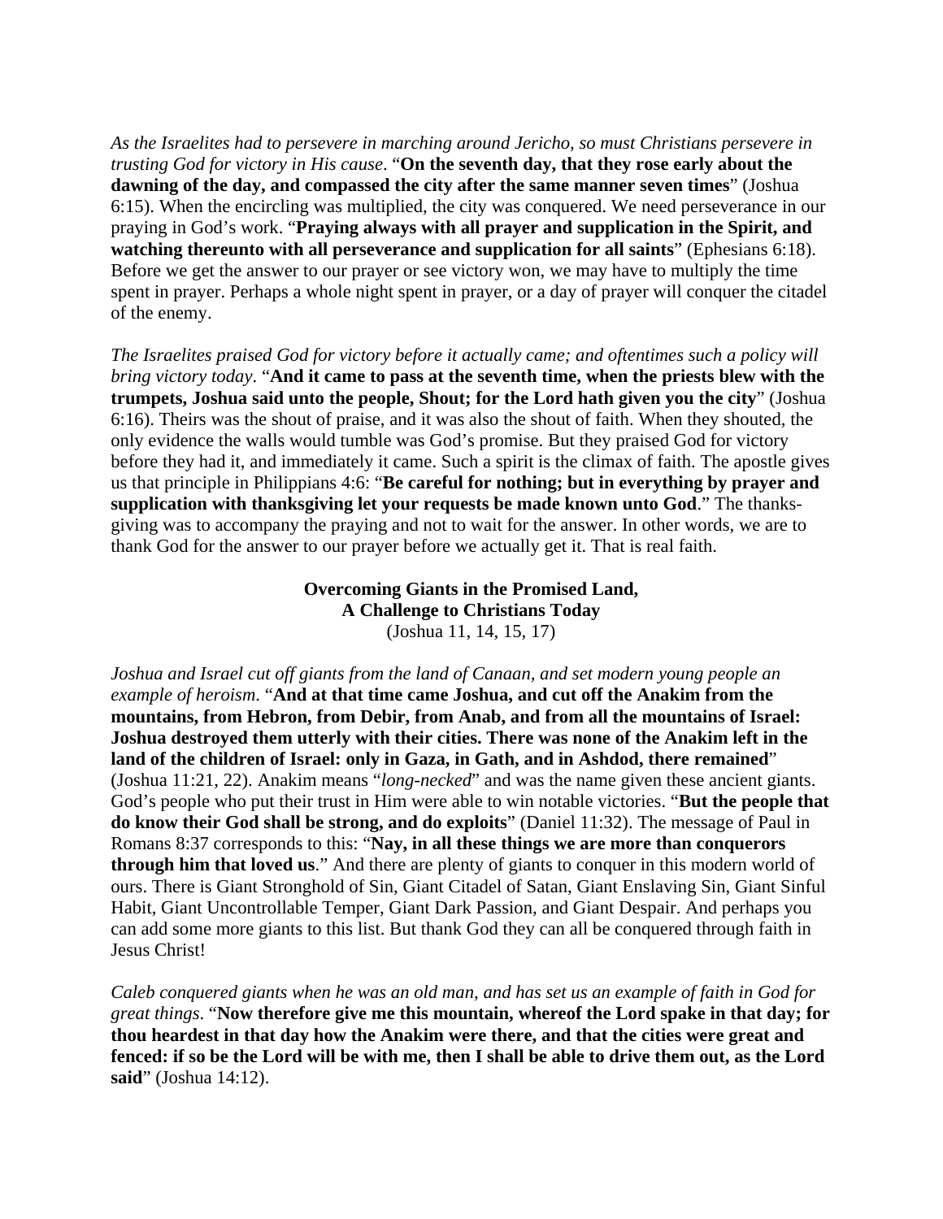*As the Israelites had to persevere in marching around Jericho, so must Christians persevere in trusting God for victory in His cause*. "**On the seventh day, that they rose early about the dawning of the day, and compassed the city after the same manner seven times**" (Joshua 6:15). When the encircling was multiplied, the city was conquered. We need perseverance in our praying in God's work. "**Praying always with all prayer and supplication in the Spirit, and watching thereunto with all perseverance and supplication for all saints**" (Ephesians 6:18). Before we get the answer to our prayer or see victory won, we may have to multiply the time spent in prayer. Perhaps a whole night spent in prayer, or a day of prayer will conquer the citadel of the enemy.

*The Israelites praised God for victory before it actually came; and oftentimes such a policy will bring victory today*. "**And it came to pass at the seventh time, when the priests blew with the trumpets, Joshua said unto the people, Shout; for the Lord hath given you the city**" (Joshua 6:16). Theirs was the shout of praise, and it was also the shout of faith. When they shouted, the only evidence the walls would tumble was God's promise. But they praised God for victory before they had it, and immediately it came. Such a spirit is the climax of faith. The apostle gives us that principle in Philippians 4:6: "**Be careful for nothing; but in everything by prayer and supplication with thanksgiving let your requests be made known unto God**." The thanks-giving was to accompany the praying and not to wait for the answer. In other words, we are to thank God for the answer to our prayer before we actually get it. That is real faith.

## Overcoming Giants in the Promised Land, A Challenge to Christians Today

(Joshua 11, 14, 15, 17)

*Joshua and Israel cut off giants from the land of Canaan, and set modern young people an example of heroism*. "**And at that time came Joshua, and cut off the Anakim from the mountains, from Hebron, from Debir, from Anab, and from all the mountains of Israel: Joshua destroyed them utterly with their cities. There was none of the Anakim left in the land of the children of Israel: only in Gaza, in Gath, and in Ashdod, there remained**" (Joshua 11:21, 22). Anakim means "*long-necked*" and was the name given these ancient giants. God's people who put their trust in Him were able to win notable victories. "**But the people that do know their God shall be strong, and do exploits**" (Daniel 11:32). The message of Paul in Romans 8:37 corresponds to this: "**Nay, in all these things we are more than conquerors through him that loved us**." And there are plenty of giants to conquer in this modern world of ours. There is Giant Stronghold of Sin, Giant Citadel of Satan, Giant Enslaving Sin, Giant Sinful Habit, Giant Uncontrollable Temper, Giant Dark Passion, and Giant Despair. And perhaps you can add some more giants to this list. But thank God they can all be conquered through faith in Jesus Christ!

*Caleb conquered giants when he was an old man, and has set us an example of faith in God for great things*. "**Now therefore give me this mountain, whereof the Lord spake in that day; for thou heardest in that day how the Anakim were there, and that the cities were great and fenced: if so be the Lord will be with me, then I shall be able to drive them out, as the Lord said**" (Joshua 14:12).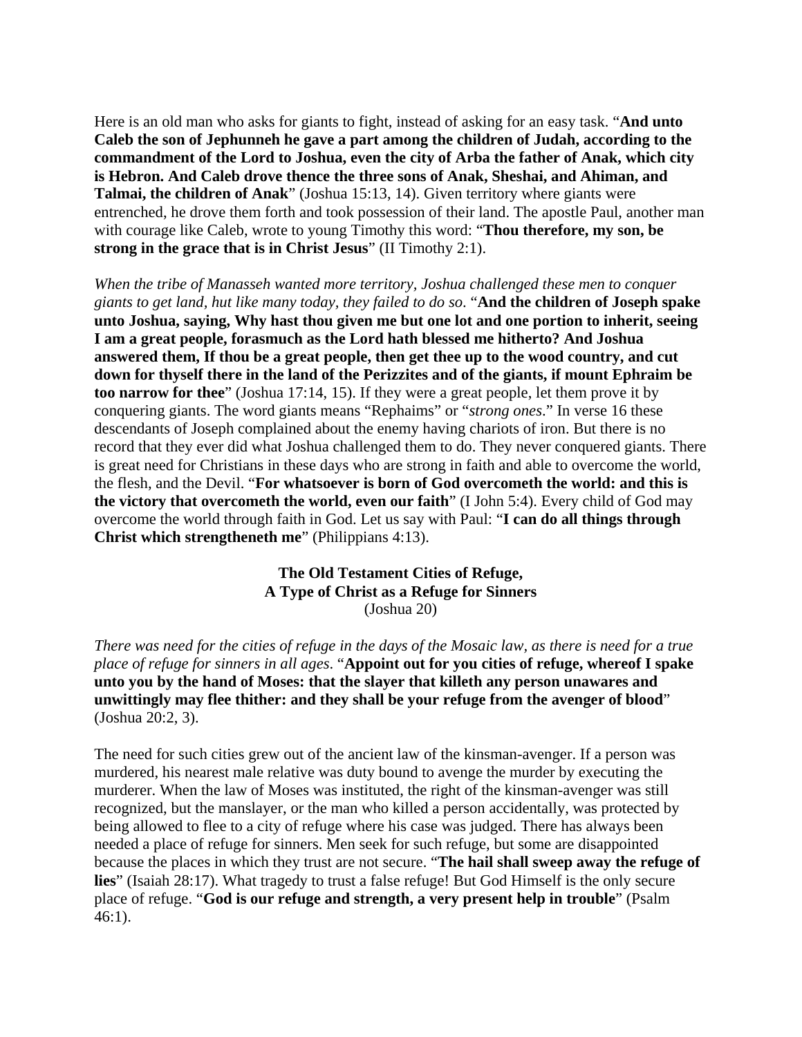Here is an old man who asks for giants to fight, instead of asking for an easy task. "**And unto Caleb the son of Jephunneh he gave a part among the children of Judah, according to the commandment of the Lord to Joshua, even the city of Arba the father of Anak, which city is Hebron. And Caleb drove thence the three sons of Anak, Sheshai, and Ahiman, and Talmai, the children of Anak**" (Joshua 15:13, 14). Given territory where giants were entrenched, he drove them forth and took possession of their land. The apostle Paul, another man with courage like Caleb, wrote to young Timothy this word: "**Thou therefore, my son, be strong in the grace that is in Christ Jesus**" (II Timothy 2:1).

*When the tribe of Manasseh wanted more territory, Joshua challenged these men to conquer giants to get land, hut like many today, they failed to do so.* "**And the children of Joseph spake unto Joshua, saying, Why hast thou given me but one lot and one portion to inherit, seeing I am a great people, forasmuch as the Lord hath blessed me hitherto? And Joshua answered them, If thou be a great people, then get thee up to the wood country, and cut down for thyself there in the land of the Perizzites and of the giants, if mount Ephraim be too narrow for thee**" (Joshua 17:14, 15). If they were a great people, let them prove it by conquering giants. The word giants means "Rephaims" or "*strong ones*." In verse 16 these descendants of Joseph complained about the enemy having chariots of iron. But there is no record that they ever did what Joshua challenged them to do. They never conquered giants. There is great need for Christians in these days who are strong in faith and able to overcome the world, the flesh, and the Devil. "**For whatsoever is born of God overcometh the world: and this is the victory that overcometh the world, even our faith**" (I John 5:4). Every child of God may overcome the world through faith in God. Let us say with Paul: "**I can do all things through Christ which strengtheneth me**" (Philippians 4:13).

## The Old Testament Cities of Refuge, A Type of Christ as a Refuge for Sinners

(Joshua 20)

*There was need for the cities of refuge in the days of the Mosaic law, as there is need for a true place of refuge for sinners in all ages.* "**Appoint out for you cities of refuge, whereof I spake unto you by the hand of Moses: that the slayer that killeth any person unawares and unwittingly may flee thither: and they shall be your refuge from the avenger of blood**" (Joshua 20:2, 3).

The need for such cities grew out of the ancient law of the kinsman-avenger. If a person was murdered, his nearest male relative was duty bound to avenge the murder by executing the murderer. When the law of Moses was instituted, the right of the kinsman-avenger was still recognized, but the manslayer, or the man who killed a person accidentally, was protected by being allowed to flee to a city of refuge where his case was judged. There has always been needed a place of refuge for sinners. Men seek for such refuge, but some are disappointed because the places in which they trust are not secure. "**The hail shall sweep away the refuge of lies**" (Isaiah 28:17). What tragedy to trust a false refuge! But God Himself is the only secure place of refuge. "**God is our refuge and strength, a very present help in trouble**" (Psalm 46:1).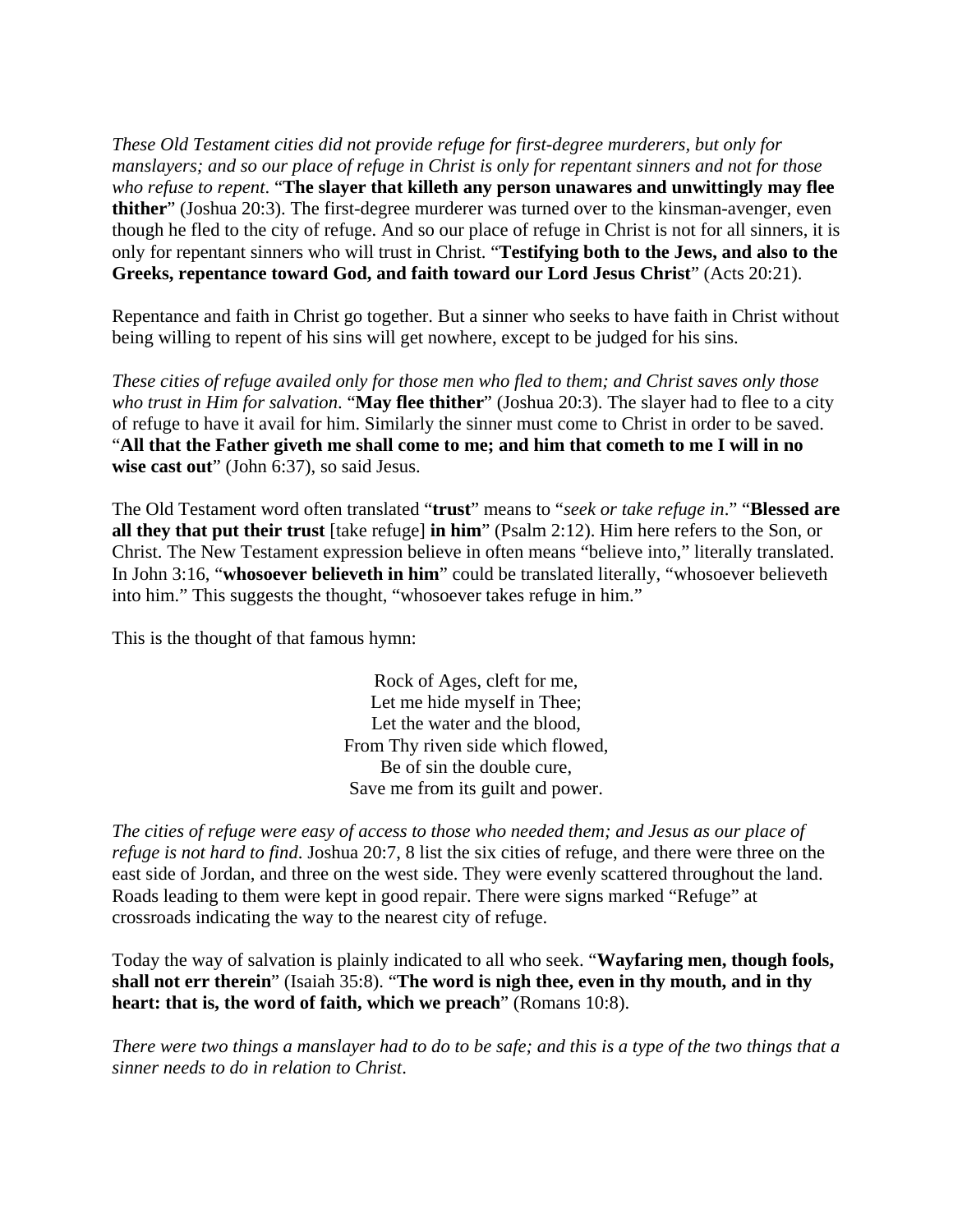*These Old Testament cities did not provide refuge for first-degree murderers, but only for manslayers; and so our place of refuge in Christ is only for repentant sinners and not for those who refuse to repent*. "**The slayer that killeth any person unawares and unwittingly may flee thither**" (Joshua 20:3). The first-degree murderer was turned over to the kinsman-avenger, even though he fled to the city of refuge. And so our place of refuge in Christ is not for all sinners, it is only for repentant sinners who will trust in Christ. "**Testifying both to the Jews, and also to the Greeks, repentance toward God, and faith toward our Lord Jesus Christ**" (Acts 20:21).

Repentance and faith in Christ go together. But a sinner who seeks to have faith in Christ without being willing to repent of his sins will get nowhere, except to be judged for his sins.

*These cities of refuge availed only for those men who fled to them; and Christ saves only those who trust in Him for salvation*. "**May flee thither**" (Joshua 20:3). The slayer had to flee to a city of refuge to have it avail for him. Similarly the sinner must come to Christ in order to be saved. "**All that the Father giveth me shall come to me; and him that cometh to me I will in no wise cast out**" (John 6:37), so said Jesus.

The Old Testament word often translated "**trust**" means to "*seek or take refuge in*." "**Blessed are all they that put their trust** [take refuge] **in him**" (Psalm 2:12). Him here refers to the Son, or Christ. The New Testament expression believe in often means "believe into," literally translated. In John 3:16, "**whosoever believeth in him**" could be translated literally, "whosoever believeth into him." This suggests the thought, "whosoever takes refuge in him."

This is the thought of that famous hymn:

Rock of Ages, cleft for me,  
Let me hide myself in Thee;  
Let the water and the blood,  
From Thy riven side which flowed,  
Be of sin the double cure,  
Save me from its guilt and power.

*The cities of refuge were easy of access to those who needed them; and Jesus as our place of refuge is not hard to find*. Joshua 20:7, 8 list the six cities of refuge, and there were three on the east side of Jordan, and three on the west side. They were evenly scattered throughout the land. Roads leading to them were kept in good repair. There were signs marked "Refuge" at crossroads indicating the way to the nearest city of refuge.

Today the way of salvation is plainly indicated to all who seek. "**Wayfaring men, though fools, shall not err therein**" (Isaiah 35:8). "**The word is nigh thee, even in thy mouth, and in thy heart: that is, the word of faith, which we preach**" (Romans 10:8).

*There were two things a manslayer had to do to be safe; and this is a type of the two things that a sinner needs to do in relation to Christ*.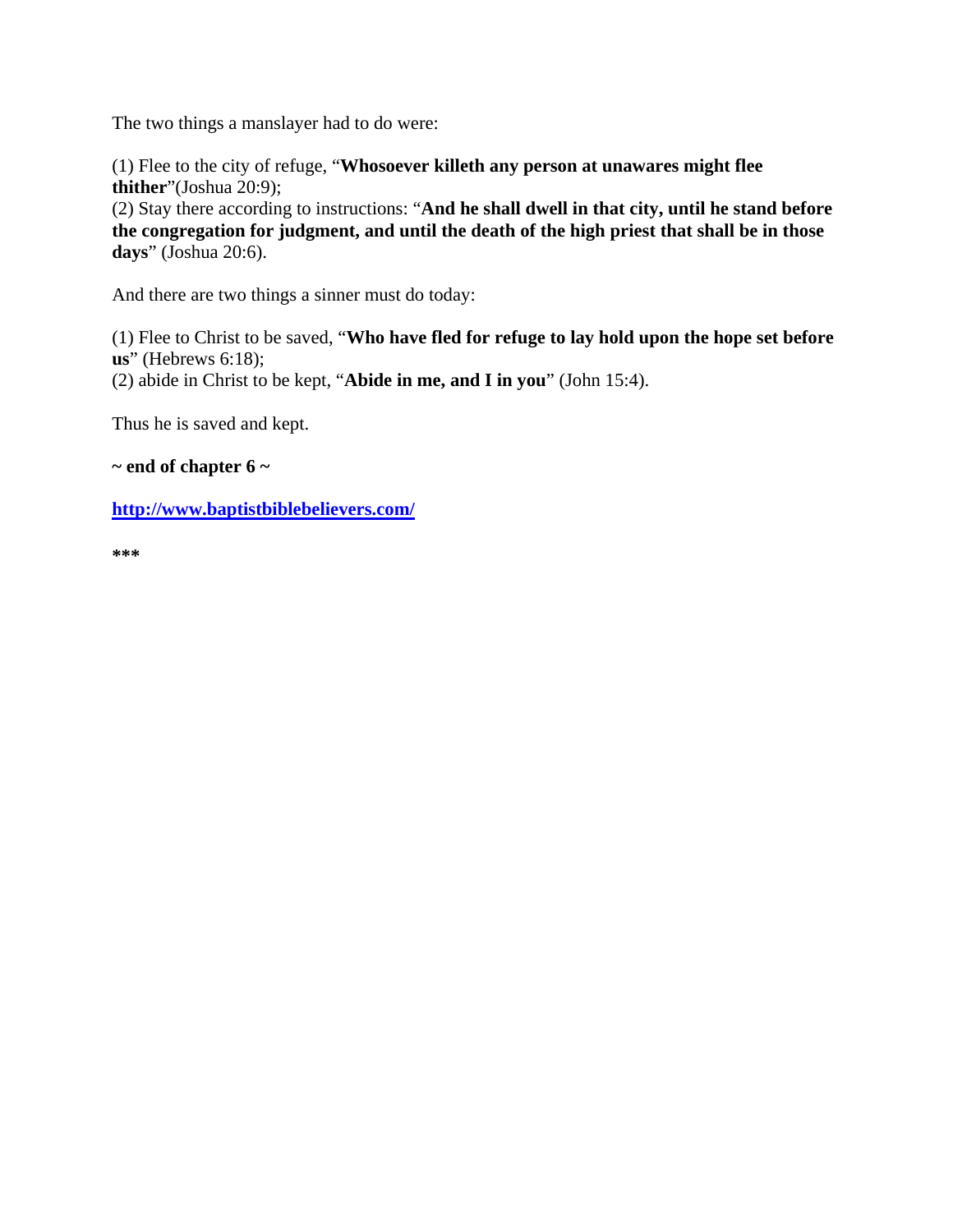The two things a manslayer had to do were:

(1) Flee to the city of refuge, "**Whosoever killeth any person at unawares might flee thither**"(Joshua 20:9);
(2) Stay there according to instructions: "**And he shall dwell in that city, until he stand before the congregation for judgment, and until the death of the high priest that shall be in those days**" (Joshua 20:6).

And there are two things a sinner must do today:

(1) Flee to Christ to be saved, "**Who have fled for refuge to lay hold upon the hope set before us**" (Hebrews 6:18);
(2) abide in Christ to be kept, "**Abide in me, and I in you**" (John 15:4).

Thus he is saved and kept.

**~ end of chapter 6 ~**

**http://www.baptistbiblebelievers.com/**

*****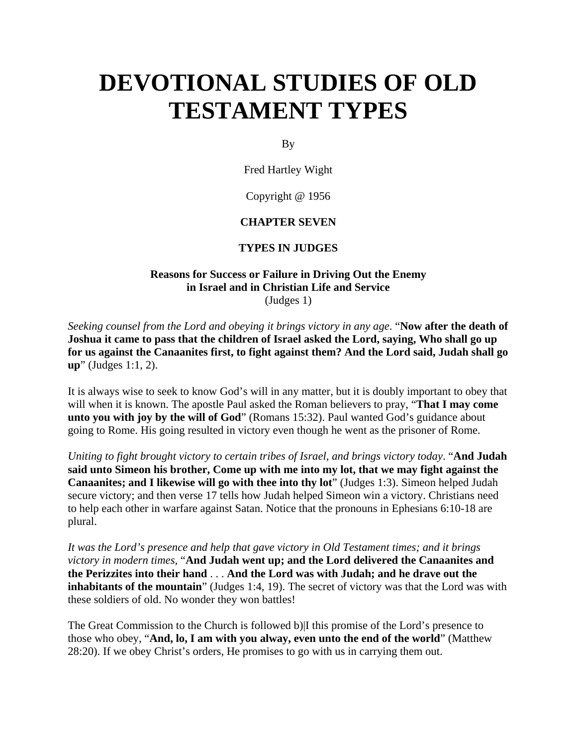# DEVOTIONAL STUDIES OF OLD TESTAMENT TYPES

By

Fred Hartley Wight

Copyright @ 1956

**CHAPTER SEVEN**

**TYPES IN JUDGES**

**Reasons for Success or Failure in Driving Out the Enemy in Israel and in Christian Life and Service**
(Judges 1)

*Seeking counsel from the Lord and obeying it brings victory in any age*. "**Now after the death of Joshua it came to pass that the children of Israel asked the Lord, saying, Who shall go up for us against the Canaanites first, to fight against them? And the Lord said, Judah shall go up**" (Judges 1:1, 2).

It is always wise to seek to know God's will in any matter, but it is doubly important to obey that will when it is known. The apostle Paul asked the Roman believers to pray, "**That I may come unto you with joy by the will of God**" (Romans 15:32). Paul wanted God's guidance about going to Rome. His going resulted in victory even though he went as the prisoner of Rome.

*Uniting to fight brought victory to certain tribes of Israel, and brings victory today*. "**And Judah said unto Simeon his brother, Come up with me into my lot, that we may fight against the Canaanites; and I likewise will go with thee into thy lot**" (Judges 1:3). Simeon helped Judah secure victory; and then verse 17 tells how Judah helped Simeon win a victory. Christians need to help each other in warfare against Satan. Notice that the pronouns in Ephesians 6:10-18 are plural.

*It was the Lord's presence and help that gave victory in Old Testament times; and it brings victory in modern times*, "**And Judah went up; and the Lord delivered the Canaanites and the Perizzites into their hand** . . . **And the Lord was with Judah; and he drave out the inhabitants of the mountain**" (Judges 1:4, 19). The secret of victory was that the Lord was with these soldiers of old. No wonder they won battles!

The Great Commission to the Church is followed b)|I this promise of the Lord's presence to those who obey, "**And, lo, I am with you alway, even unto the end of the world**" (Matthew 28:20). If we obey Christ's orders, He promises to go with us in carrying them out.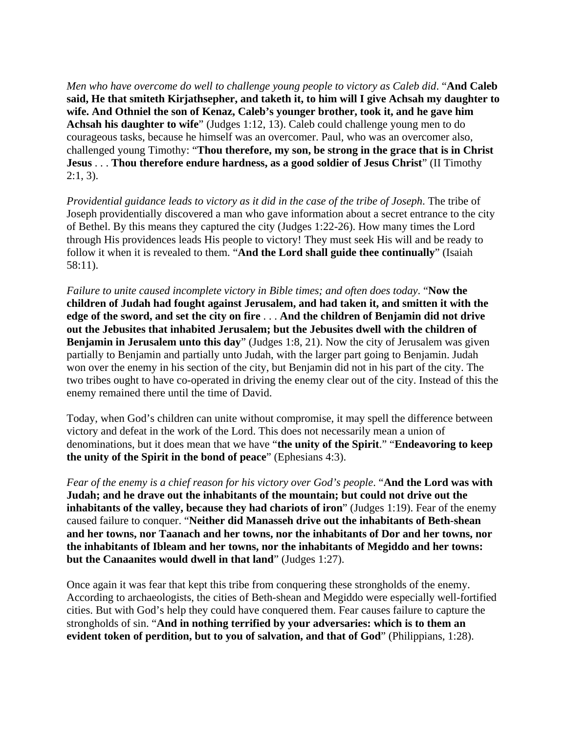*Men who have overcome do well to challenge young people to victory as Caleb did*. "**And Caleb said, He that smiteth Kirjathsepher, and taketh it, to him will I give Achsah my daughter to wife. And Othniel the son of Kenaz, Caleb's younger brother, took it, and he gave him Achsah his daughter to wife**" (Judges 1:12, 13). Caleb could challenge young men to do courageous tasks, because he himself was an overcomer. Paul, who was an overcomer also, challenged young Timothy: "**Thou therefore, my son, be strong in the grace that is in Christ Jesus** . . . **Thou therefore endure hardness, as a good soldier of Jesus Christ**" (II Timothy 2:1, 3).

*Providential guidance leads to victory as it did in the case of the tribe of Joseph*. The tribe of Joseph providentially discovered a man who gave information about a secret entrance to the city of Bethel. By this means they captured the city (Judges 1:22-26). How many times the Lord through His providences leads His people to victory! They must seek His will and be ready to follow it when it is revealed to them. "**And the Lord shall guide thee continually**" (Isaiah 58:11).

*Failure to unite caused incomplete victory in Bible times; and often does today*. "**Now the children of Judah had fought against Jerusalem, and had taken it, and smitten it with the edge of the sword, and set the city on fire** . . . **And the children of Benjamin did not drive out the Jebusites that inhabited Jerusalem; but the Jebusites dwell with the children of Benjamin in Jerusalem unto this day**" (Judges 1:8, 21). Now the city of Jerusalem was given partially to Benjamin and partially unto Judah, with the larger part going to Benjamin. Judah won over the enemy in his section of the city, but Benjamin did not in his part of the city. The two tribes ought to have co-operated in driving the enemy clear out of the city. Instead of this the enemy remained there until the time of David.

Today, when God's children can unite without compromise, it may spell the difference between victory and defeat in the work of the Lord. This does not necessarily mean a union of denominations, but it does mean that we have "**the unity of the Spirit**." "**Endeavoring to keep the unity of the Spirit in the bond of peace**" (Ephesians 4:3).

*Fear of the enemy is a chief reason for his victory over God's people*. "**And the Lord was with Judah; and he drave out the inhabitants of the mountain; but could not drive out the inhabitants of the valley, because they had chariots of iron**" (Judges 1:19). Fear of the enemy caused failure to conquer. "**Neither did Manasseh drive out the inhabitants of Beth-shean and her towns, nor Taanach and her towns, nor the inhabitants of Dor and her towns, nor the inhabitants of Ibleam and her towns, nor the inhabitants of Megiddo and her towns: but the Canaanites would dwell in that land**" (Judges 1:27).

Once again it was fear that kept this tribe from conquering these strongholds of the enemy. According to archaeologists, the cities of Beth-shean and Megiddo were especially well-fortified cities. But with God's help they could have conquered them. Fear causes failure to capture the strongholds of sin. "**And in nothing terrified by your adversaries: which is to them an evident token of perdition, but to you of salvation, and that of God**" (Philippians, 1:28).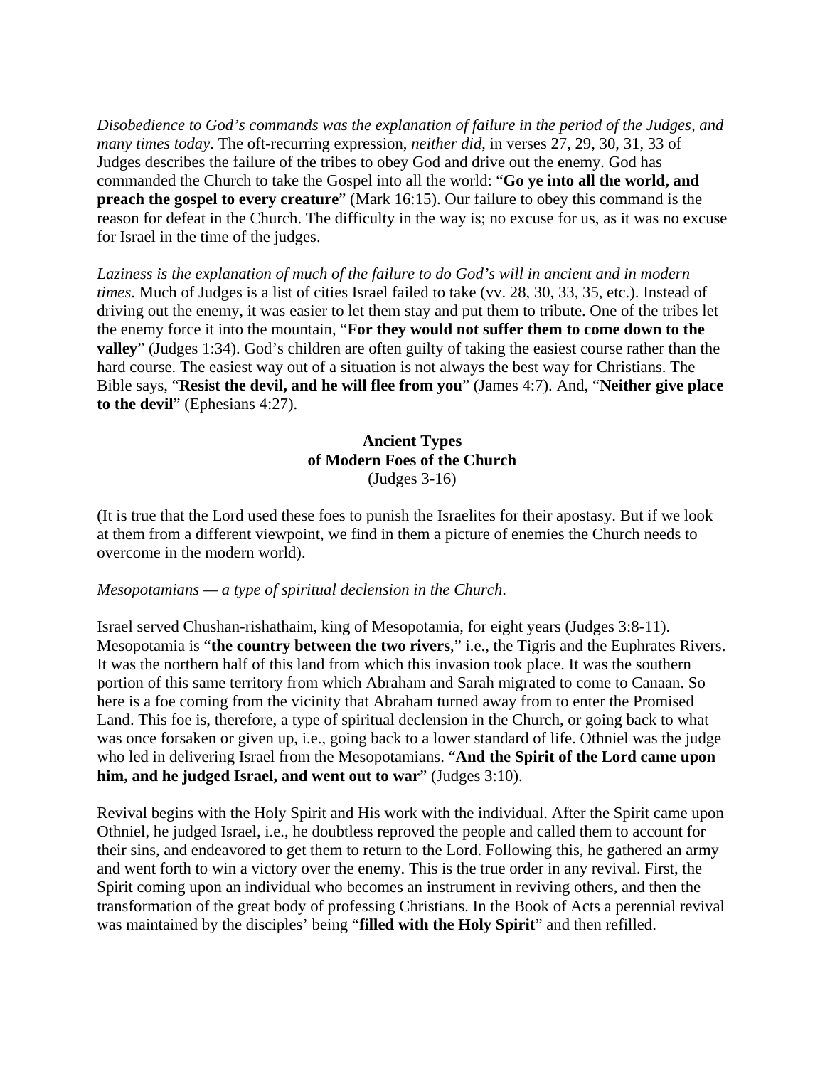*Disobedience to God's commands was the explanation of failure in the period of the Judges, and many times today*. The oft-recurring expression, *neither did*, in verses 27, 29, 30, 31, 33 of Judges describes the failure of the tribes to obey God and drive out the enemy. God has commanded the Church to take the Gospel into all the world: "**Go ye into all the world, and preach the gospel to every creature**" (Mark 16:15). Our failure to obey this command is the reason for defeat in the Church. The difficulty in the way is; no excuse for us, as it was no excuse for Israel in the time of the judges.

*Laziness is the explanation of much of the failure to do God's will in ancient and in modern times*. Much of Judges is a list of cities Israel failed to take (vv. 28, 30, 33, 35, etc.). Instead of driving out the enemy, it was easier to let them stay and put them to tribute. One of the tribes let the enemy force it into the mountain, "**For they would not suffer them to come down to the valley**" (Judges 1:34). God's children are often guilty of taking the easiest course rather than the hard course. The easiest way out of a situation is not always the best way for Christians. The Bible says, "**Resist the devil, and he will flee from you**" (James 4:7). And, "**Neither give place to the devil**" (Ephesians 4:27).

**Ancient Types of Modern Foes of the Church**
(Judges 3-16)

(It is true that the Lord used these foes to punish the Israelites for their apostasy. But if we look at them from a different viewpoint, we find in them a picture of enemies the Church needs to overcome in the modern world).

*Mesopotamians — a type of spiritual declension in the Church*.

Israel served Chushan-rishathaim, king of Mesopotamia, for eight years (Judges 3:8-11). Mesopotamia is "**the country between the two rivers**," i.e., the Tigris and the Euphrates Rivers. It was the northern half of this land from which this invasion took place. It was the southern portion of this same territory from which Abraham and Sarah migrated to come to Canaan. So here is a foe coming from the vicinity that Abraham turned away from to enter the Promised Land. This foe is, therefore, a type of spiritual declension in the Church, or going back to what was once forsaken or given up, i.e., going back to a lower standard of life. Othniel was the judge who led in delivering Israel from the Mesopotamians. "**And the Spirit of the Lord came upon him, and he judged Israel, and went out to war**" (Judges 3:10).

Revival begins with the Holy Spirit and His work with the individual. After the Spirit came upon Othniel, he judged Israel, i.e., he doubtless reproved the people and called them to account for their sins, and endeavored to get them to return to the Lord. Following this, he gathered an army and went forth to win a victory over the enemy. This is the true order in any revival. First, the Spirit coming upon an individual who becomes an instrument in reviving others, and then the transformation of the great body of professing Christians. In the Book of Acts a perennial revival was maintained by the disciples' being "**filled with the Holy Spirit**" and then refilled.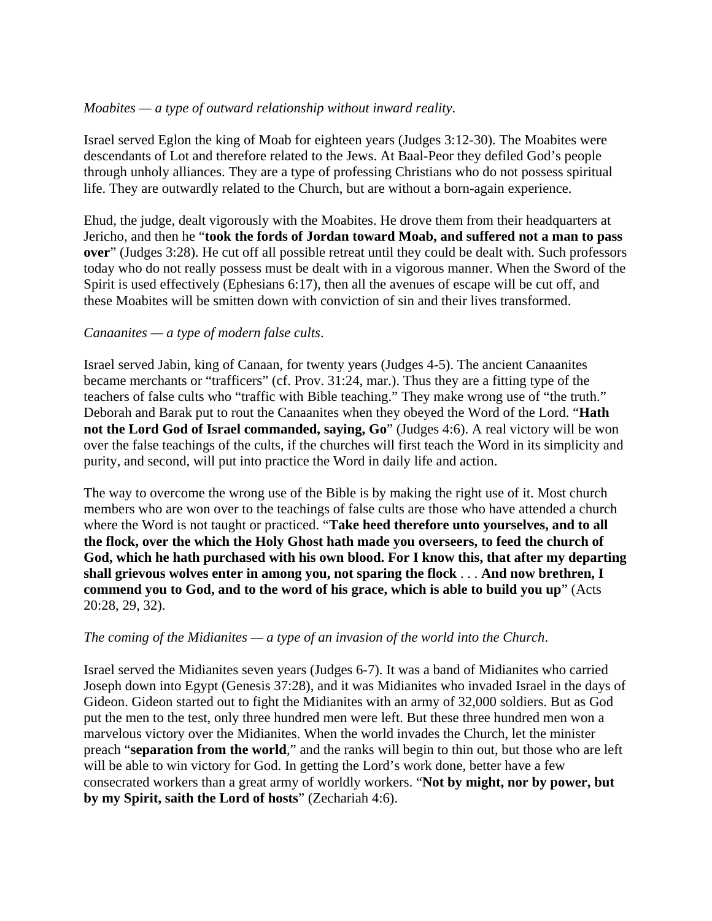*Moabites — a type of outward relationship without inward reality*.

Israel served Eglon the king of Moab for eighteen years (Judges 3:12-30). The Moabites were descendants of Lot and therefore related to the Jews. At Baal-Peor they defiled God's people through unholy alliances. They are a type of professing Christians who do not possess spiritual life. They are outwardly related to the Church, but are without a born-again experience.

Ehud, the judge, dealt vigorously with the Moabites. He drove them from their headquarters at Jericho, and then he "**took the fords of Jordan toward Moab, and suffered not a man to pass over**" (Judges 3:28). He cut off all possible retreat until they could be dealt with. Such professors today who do not really possess must be dealt with in a vigorous manner. When the Sword of the Spirit is used effectively (Ephesians 6:17), then all the avenues of escape will be cut off, and these Moabites will be smitten down with conviction of sin and their lives transformed.

*Canaanites — a type of modern false cults*.

Israel served Jabin, king of Canaan, for twenty years (Judges 4-5). The ancient Canaanites became merchants or "trafficers" (cf. Prov. 31:24, mar.). Thus they are a fitting type of the teachers of false cults who "traffic with Bible teaching." They make wrong use of "the truth." Deborah and Barak put to rout the Canaanites when they obeyed the Word of the Lord. "**Hath not the Lord God of Israel commanded, saying, Go**" (Judges 4:6). A real victory will be won over the false teachings of the cults, if the churches will first teach the Word in its simplicity and purity, and second, will put into practice the Word in daily life and action.

The way to overcome the wrong use of the Bible is by making the right use of it. Most church members who are won over to the teachings of false cults are those who have attended a church where the Word is not taught or practiced. "**Take heed therefore unto yourselves, and to all the flock, over the which the Holy Ghost hath made you overseers, to feed the church of God, which he hath purchased with his own blood. For I know this, that after my departing shall grievous wolves enter in among you, not sparing the flock** . . . **And now brethren, I commend you to God, and to the word of his grace, which is able to build you up**" (Acts 20:28, 29, 32).

*The coming of the Midianites — a type of an invasion of the world into the Church*.

Israel served the Midianites seven years (Judges 6-7). It was a band of Midianites who carried Joseph down into Egypt (Genesis 37:28), and it was Midianites who invaded Israel in the days of Gideon. Gideon started out to fight the Midianites with an army of 32,000 soldiers. But as God put the men to the test, only three hundred men were left. But these three hundred men won a marvelous victory over the Midianites. When the world invades the Church, let the minister preach "**separation from the world**," and the ranks will begin to thin out, but those who are left will be able to win victory for God. In getting the Lord's work done, better have a few consecrated workers than a great army of worldly workers. "**Not by might, nor by power, but by my Spirit, saith the Lord of hosts**" (Zechariah 4:6).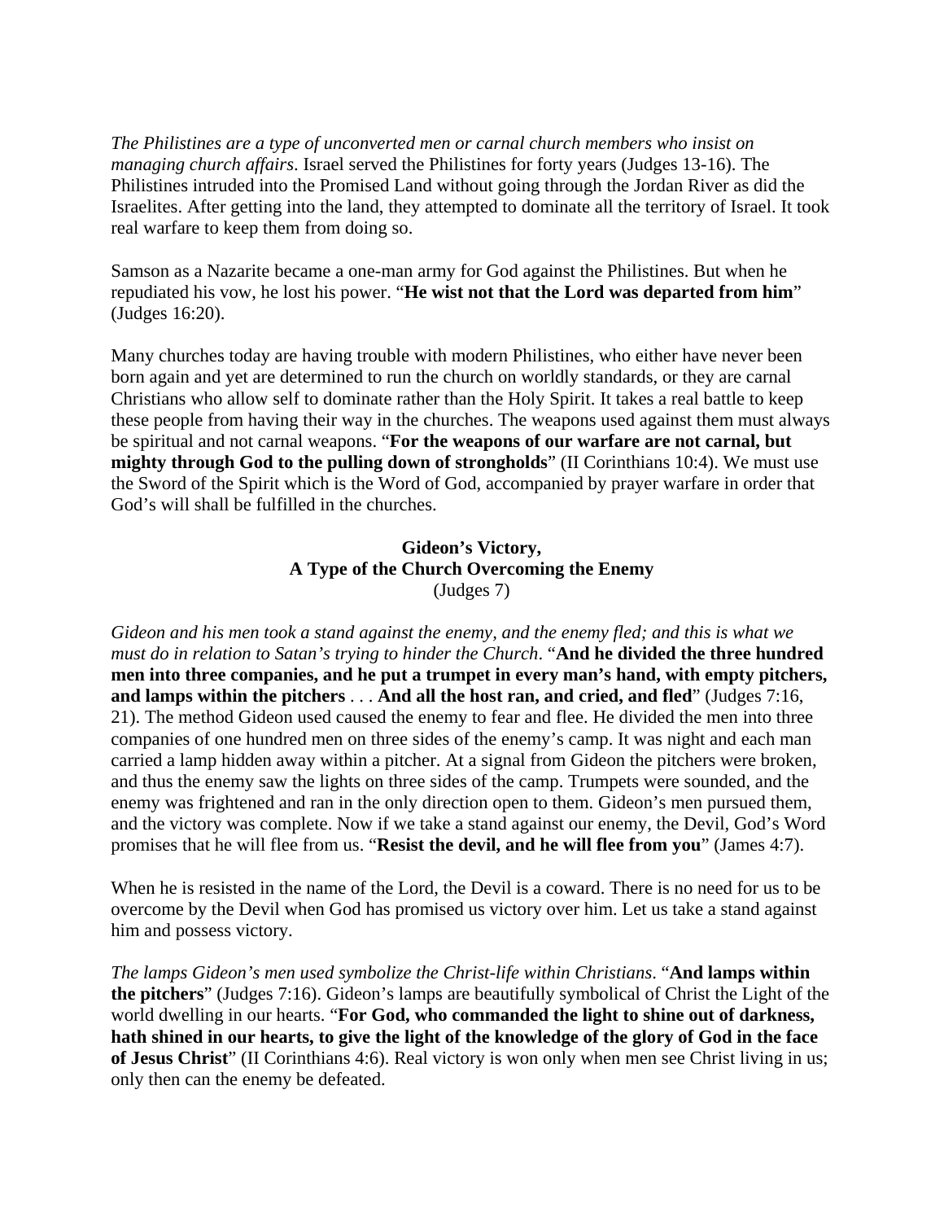*The Philistines are a type of unconverted men or carnal church members who insist on managing church affairs*. Israel served the Philistines for forty years (Judges 13-16). The Philistines intruded into the Promised Land without going through the Jordan River as did the Israelites. After getting into the land, they attempted to dominate all the territory of Israel. It took real warfare to keep them from doing so.

Samson as a Nazarite became a one-man army for God against the Philistines. But when he repudiated his vow, he lost his power. "**He wist not that the Lord was departed from him**" (Judges 16:20).

Many churches today are having trouble with modern Philistines, who either have never been born again and yet are determined to run the church on worldly standards, or they are carnal Christians who allow self to dominate rather than the Holy Spirit. It takes a real battle to keep these people from having their way in the churches. The weapons used against them must always be spiritual and not carnal weapons. "**For the weapons of our warfare are not carnal, but mighty through God to the pulling down of strongholds**" (II Corinthians 10:4). We must use the Sword of the Spirit which is the Word of God, accompanied by prayer warfare in order that God's will shall be fulfilled in the churches.

### Gideon's Victory, A Type of the Church Overcoming the Enemy
(Judges 7)

*Gideon and his men took a stand against the enemy, and the enemy fled; and this is what we must do in relation to Satan's trying to hinder the Church*. "**And he divided the three hundred men into three companies, and he put a trumpet in every man's hand, with empty pitchers, and lamps within the pitchers** . . . **And all the host ran, and cried, and fled**" (Judges 7:16, 21). The method Gideon used caused the enemy to fear and flee. He divided the men into three companies of one hundred men on three sides of the enemy's camp. It was night and each man carried a lamp hidden away within a pitcher. At a signal from Gideon the pitchers were broken, and thus the enemy saw the lights on three sides of the camp. Trumpets were sounded, and the enemy was frightened and ran in the only direction open to them. Gideon's men pursued them, and the victory was complete. Now if we take a stand against our enemy, the Devil, God's Word promises that he will flee from us. "**Resist the devil, and he will flee from you**" (James 4:7).

When he is resisted in the name of the Lord, the Devil is a coward. There is no need for us to be overcome by the Devil when God has promised us victory over him. Let us take a stand against him and possess victory.

*The lamps Gideon's men used symbolize the Christ-life within Christians*. "**And lamps within the pitchers**" (Judges 7:16). Gideon's lamps are beautifully symbolical of Christ the Light of the world dwelling in our hearts. "**For God, who commanded the light to shine out of darkness, hath shined in our hearts, to give the light of the knowledge of the glory of God in the face of Jesus Christ**" (II Corinthians 4:6). Real victory is won only when men see Christ living in us; only then can the enemy be defeated.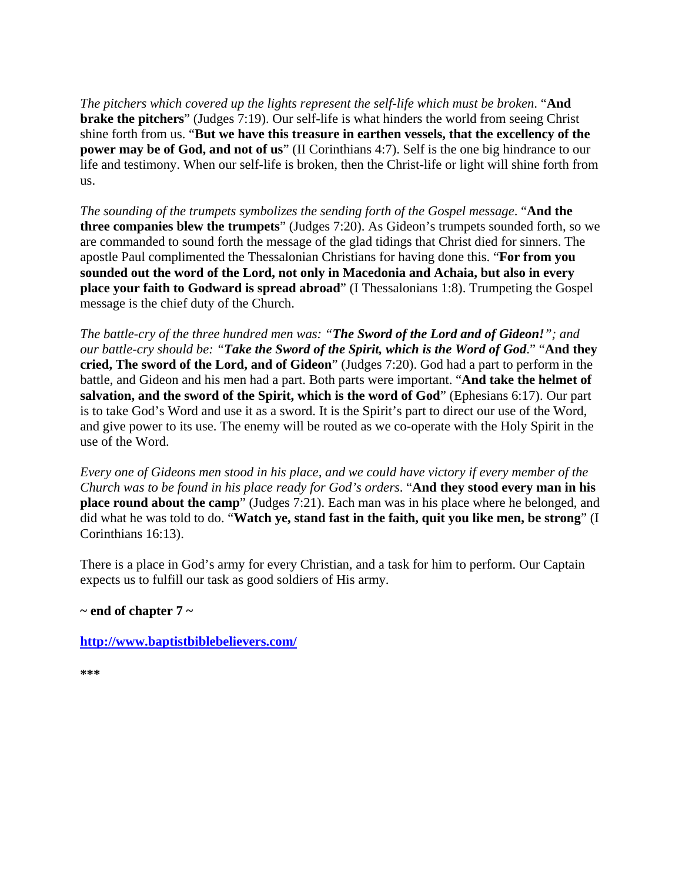*The pitchers which covered up the lights represent the self-life which must be broken*. "**And brake the pitchers**" (Judges 7:19). Our self-life is what hinders the world from seeing Christ shine forth from us. "**But we have this treasure in earthen vessels, that the excellency of the power may be of God, and not of us**" (II Corinthians 4:7). Self is the one big hindrance to our life and testimony. When our self-life is broken, then the Christ-life or light will shine forth from us.

*The sounding of the trumpets symbolizes the sending forth of the Gospel message*. "**And the three companies blew the trumpets**" (Judges 7:20). As Gideon's trumpets sounded forth, so we are commanded to sound forth the message of the glad tidings that Christ died for sinners. The apostle Paul complimented the Thessalonian Christians for having done this. "**For from you sounded out the word of the Lord, not only in Macedonia and Achaia, but also in every place your faith to Godward is spread abroad**" (I Thessalonians 1:8). Trumpeting the Gospel message is the chief duty of the Church.

*The battle-cry of the three hundred men was: "**The Sword of the Lord and of Gideon!**"; and our battle-cry should be: "**Take the Sword of the Spirit, which is the Word of God**."* "**And they cried, The sword of the Lord, and of Gideon**" (Judges 7:20). God had a part to perform in the battle, and Gideon and his men had a part. Both parts were important. "**And take the helmet of salvation, and the sword of the Spirit, which is the word of God**" (Ephesians 6:17). Our part is to take God's Word and use it as a sword. It is the Spirit's part to direct our use of the Word, and give power to its use. The enemy will be routed as we co-operate with the Holy Spirit in the use of the Word.

*Every one of Gideons men stood in his place, and we could have victory if every member of the Church was to be found in his place ready for God's orders*. "**And they stood every man in his place round about the camp**" (Judges 7:21). Each man was in his place where he belonged, and did what he was told to do. "**Watch ye, stand fast in the faith, quit you like men, be strong**" (I Corinthians 16:13).

There is a place in God's army for every Christian, and a task for him to perform. Our Captain expects us to fulfill our task as good soldiers of His army.

**~ end of chapter 7 ~**

**http://www.baptistbiblebelievers.com/**

***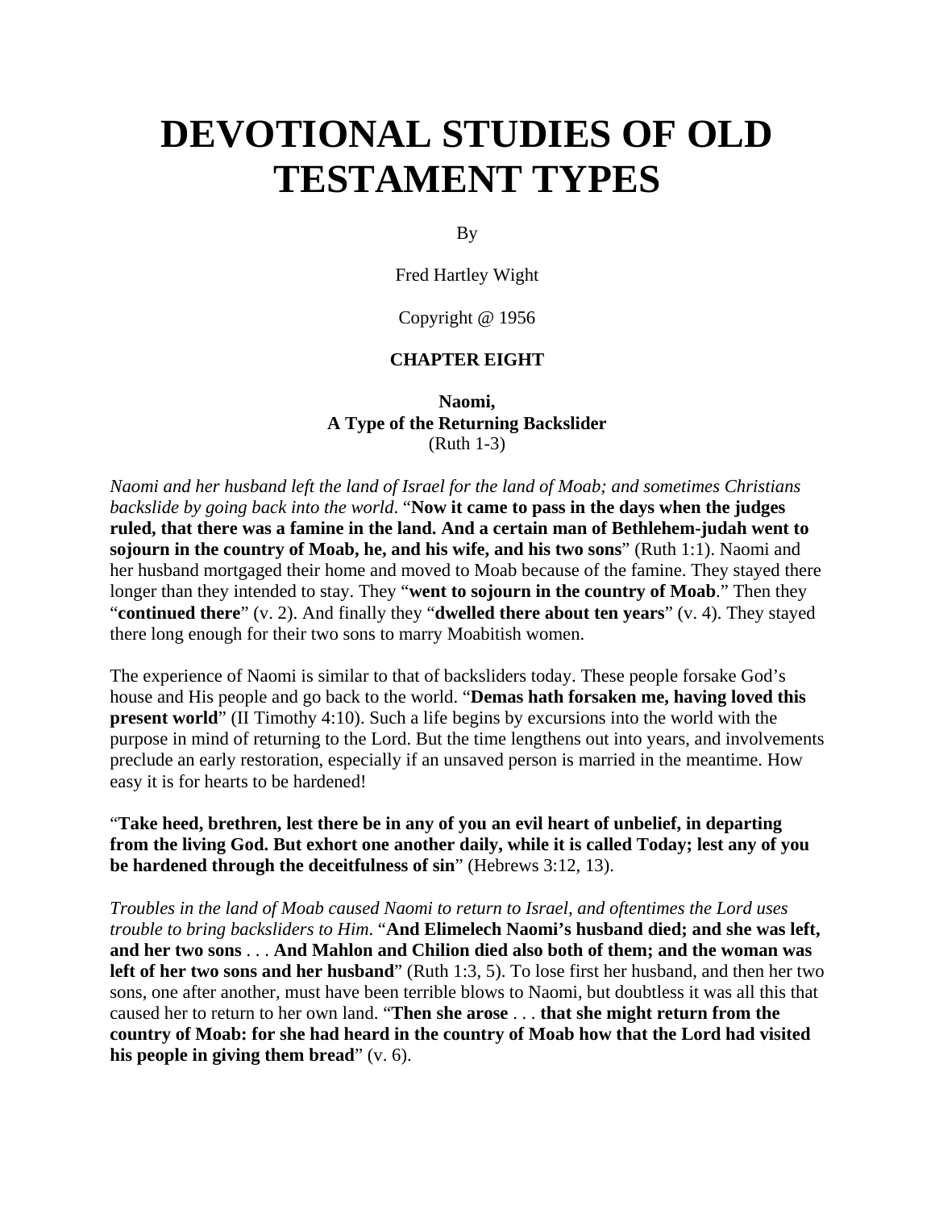# DEVOTIONAL STUDIES OF OLD TESTAMENT TYPES

By

Fred Hartley Wight

Copyright @ 1956

**CHAPTER EIGHT**

**Naomi,**
**A Type of the Returning Backslider**
(Ruth 1-3)

*Naomi and her husband left the land of Israel for the land of Moab; and sometimes Christians backslide by going back into the world.* "**Now it came to pass in the days when the judges ruled, that there was a famine in the land. And a certain man of Bethlehem-judah went to sojourn in the country of Moab, he, and his wife, and his two sons**" (Ruth 1:1). Naomi and her husband mortgaged their home and moved to Moab because of the famine. They stayed there longer than they intended to stay. They "**went to sojourn in the country of Moab**." Then they "**continued there**" (v. 2). And finally they "**dwelled there about ten years**" (v. 4). They stayed there long enough for their two sons to marry Moabitish women.

The experience of Naomi is similar to that of backsliders today. These people forsake God's house and His people and go back to the world. "**Demas hath forsaken me, having loved this present world**" (II Timothy 4:10). Such a life begins by excursions into the world with the purpose in mind of returning to the Lord. But the time lengthens out into years, and involvements preclude an early restoration, especially if an unsaved person is married in the meantime. How easy it is for hearts to be hardened!

"**Take heed, brethren, lest there be in any of you an evil heart of unbelief, in departing from the living God. But exhort one another daily, while it is called Today; lest any of you be hardened through the deceitfulness of sin**" (Hebrews 3:12, 13).

*Troubles in the land of Moab caused Naomi to return to Israel, and oftentimes the Lord uses trouble to bring backsliders to Him*. "**And Elimelech Naomi's husband died; and she was left, and her two sons** . . . **And Mahlon and Chilion died also both of them; and the woman was left of her two sons and her husband**" (Ruth 1:3, 5). To lose first her husband, and then her two sons, one after another, must have been terrible blows to Naomi, but doubtless it was all this that caused her to return to her own land. "**Then she arose** . . . **that she might return from the country of Moab: for she had heard in the country of Moab how that the Lord had visited his people in giving them bread**" (v. 6).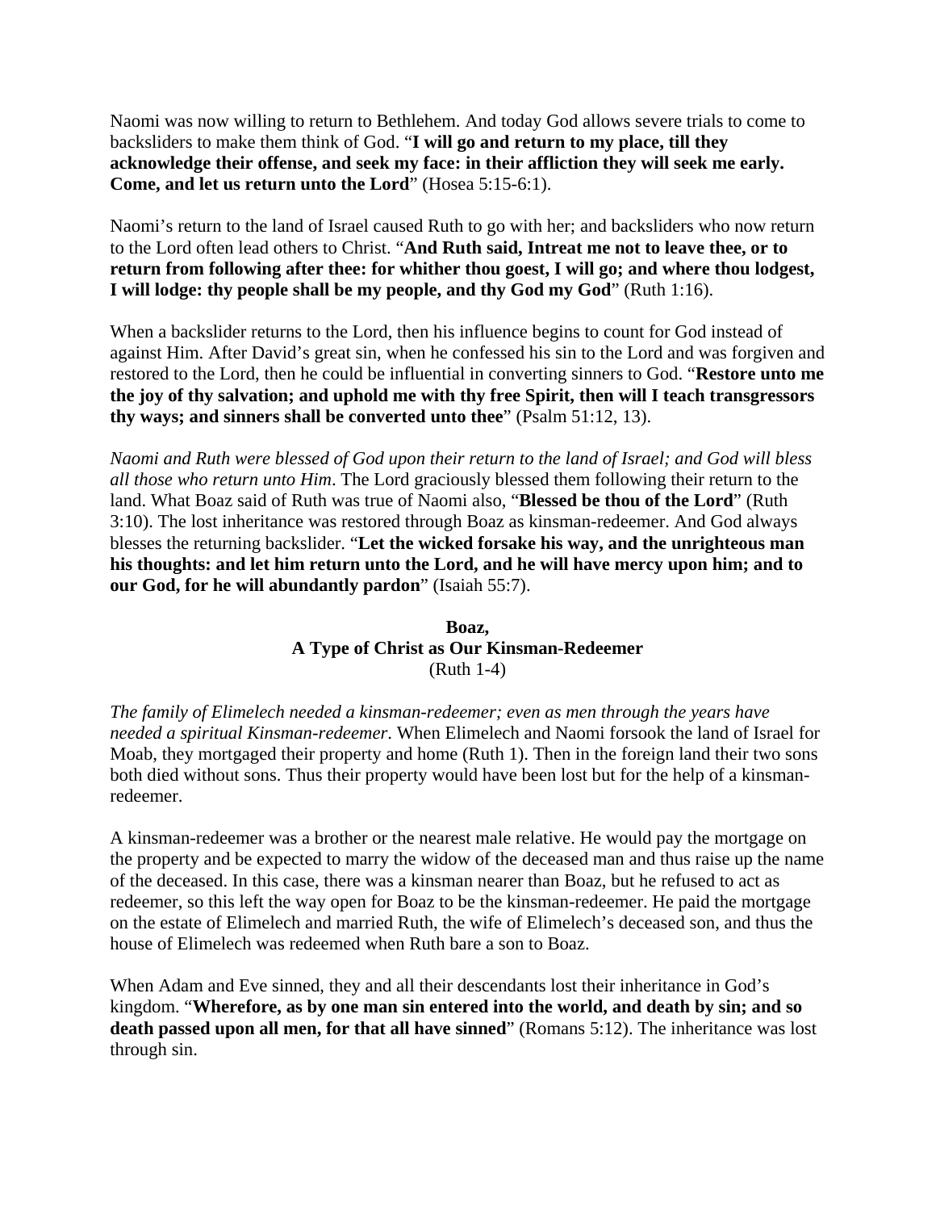Naomi was now willing to return to Bethlehem. And today God allows severe trials to come to backsliders to make them think of God. "**I will go and return to my place, till they acknowledge their offense, and seek my face: in their affliction they will seek me early. Come, and let us return unto the Lord**" (Hosea 5:15-6:1).

Naomi's return to the land of Israel caused Ruth to go with her; and backsliders who now return to the Lord often lead others to Christ. "**And Ruth said, Intreat me not to leave thee, or to return from following after thee: for whither thou goest, I will go; and where thou lodgest, I will lodge: thy people shall be my people, and thy God my God**" (Ruth 1:16).

When a backslider returns to the Lord, then his influence begins to count for God instead of against Him. After David's great sin, when he confessed his sin to the Lord and was forgiven and restored to the Lord, then he could be influential in converting sinners to God. "**Restore unto me the joy of thy salvation; and uphold me with thy free Spirit, then will I teach transgressors thy ways; and sinners shall be converted unto thee**" (Psalm 51:12, 13).

*Naomi and Ruth were blessed of God upon their return to the land of Israel; and God will bless all those who return unto Him*. The Lord graciously blessed them following their return to the land. What Boaz said of Ruth was true of Naomi also, "**Blessed be thou of the Lord**" (Ruth 3:10). The lost inheritance was restored through Boaz as kinsman-redeemer. And God always blesses the returning backslider. "**Let the wicked forsake his way, and the unrighteous man his thoughts: and let him return unto the Lord, and he will have mercy upon him; and to our God, for he will abundantly pardon**" (Isaiah 55:7).

## Boaz, A Type of Christ as Our Kinsman-Redeemer

(Ruth 1-4)

*The family of Elimelech needed a kinsman-redeemer; even as men through the years have needed a spiritual Kinsman-redeemer*. When Elimelech and Naomi forsook the land of Israel for Moab, they mortgaged their property and home (Ruth 1). Then in the foreign land their two sons both died without sons. Thus their property would have been lost but for the help of a kinsman-redeemer.

A kinsman-redeemer was a brother or the nearest male relative. He would pay the mortgage on the property and be expected to marry the widow of the deceased man and thus raise up the name of the deceased. In this case, there was a kinsman nearer than Boaz, but he refused to act as redeemer, so this left the way open for Boaz to be the kinsman-redeemer. He paid the mortgage on the estate of Elimelech and married Ruth, the wife of Elimelech's deceased son, and thus the house of Elimelech was redeemed when Ruth bare a son to Boaz.

When Adam and Eve sinned, they and all their descendants lost their inheritance in God's kingdom. "**Wherefore, as by one man sin entered into the world, and death by sin; and so death passed upon all men, for that all have sinned**" (Romans 5:12). The inheritance was lost through sin.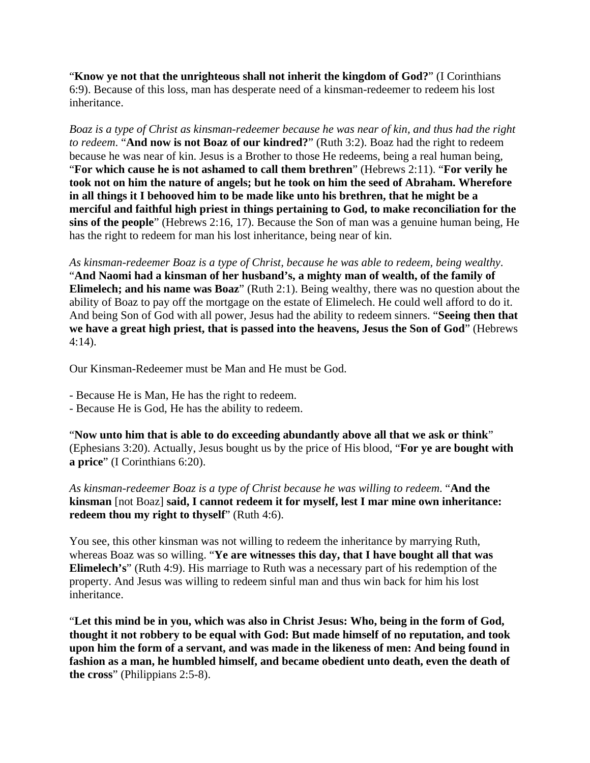"**Know ye not that the unrighteous shall not inherit the kingdom of God?**" (I Corinthians 6:9). Because of this loss, man has desperate need of a kinsman-redeemer to redeem his lost inheritance.

*Boaz is a type of Christ as kinsman-redeemer because he was near of kin, and thus had the right to redeem*. "**And now is not Boaz of our kindred?**" (Ruth 3:2). Boaz had the right to redeem because he was near of kin. Jesus is a Brother to those He redeems, being a real human being, "**For which cause he is not ashamed to call them brethren**" (Hebrews 2:11). "**For verily he took not on him the nature of angels; but he took on him the seed of Abraham. Wherefore in all things it I behooved him to be made like unto his brethren, that he might be a merciful and faithful high priest in things pertaining to God, to make reconciliation for the sins of the people**" (Hebrews 2:16, 17). Because the Son of man was a genuine human being, He has the right to redeem for man his lost inheritance, being near of kin.

*As kinsman-redeemer Boaz is a type of Christ, because he was able to redeem, being wealthy*. "**And Naomi had a kinsman of her husband's, a mighty man of wealth, of the family of Elimelech; and his name was Boaz**" (Ruth 2:1). Being wealthy, there was no question about the ability of Boaz to pay off the mortgage on the estate of Elimelech. He could well afford to do it. And being Son of God with all power, Jesus had the ability to redeem sinners. "**Seeing then that we have a great high priest, that is passed into the heavens, Jesus the Son of God**" (Hebrews 4:14).

Our Kinsman-Redeemer must be Man and He must be God.

- Because He is Man, He has the right to redeem.
- Because He is God, He has the ability to redeem.

"**Now unto him that is able to do exceeding abundantly above all that we ask or think**" (Ephesians 3:20). Actually, Jesus bought us by the price of His blood, "**For ye are bought with a price**" (I Corinthians 6:20).

*As kinsman-redeemer Boaz is a type of Christ because he was willing to redeem*. "**And the kinsman** [not Boaz] **said, I cannot redeem it for myself, lest I mar mine own inheritance: redeem thou my right to thyself**" (Ruth 4:6).

You see, this other kinsman was not willing to redeem the inheritance by marrying Ruth, whereas Boaz was so willing. "**Ye are witnesses this day, that I have bought all that was Elimelech's**" (Ruth 4:9). His marriage to Ruth was a necessary part of his redemption of the property. And Jesus was willing to redeem sinful man and thus win back for him his lost inheritance.

"**Let this mind be in you, which was also in Christ Jesus: Who, being in the form of God, thought it not robbery to be equal with God: But made himself of no reputation, and took upon him the form of a servant, and was made in the likeness of men: And being found in fashion as a man, he humbled himself, and became obedient unto death, even the death of the cross**" (Philippians 2:5-8).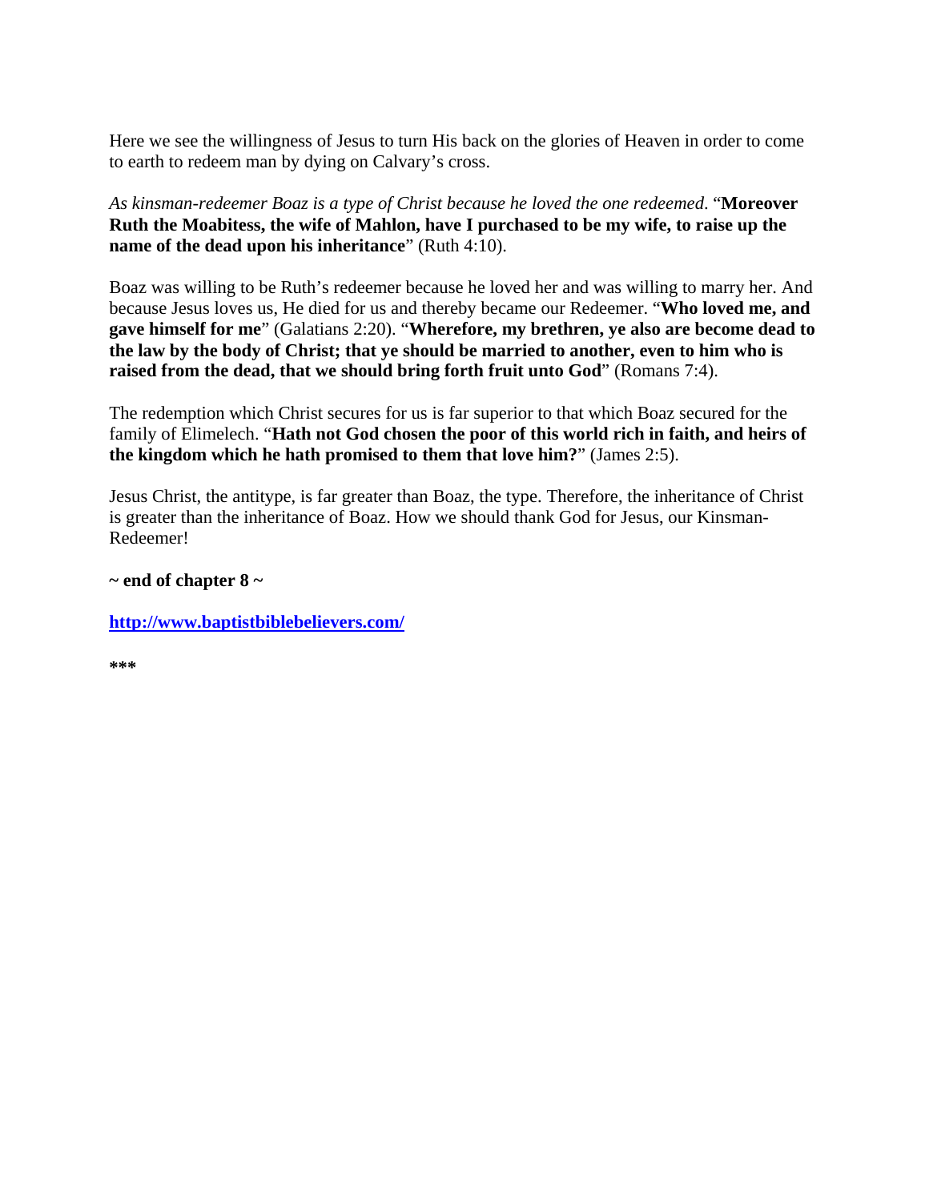Here we see the willingness of Jesus to turn His back on the glories of Heaven in order to come to earth to redeem man by dying on Calvary's cross.

*As kinsman-redeemer Boaz is a type of Christ because he loved the one redeemed*. "**Moreover Ruth the Moabitess, the wife of Mahlon, have I purchased to be my wife, to raise up the name of the dead upon his inheritance**" (Ruth 4:10).

Boaz was willing to be Ruth's redeemer because he loved her and was willing to marry her. And because Jesus loves us, He died for us and thereby became our Redeemer. "**Who loved me, and gave himself for me**" (Galatians 2:20). "**Wherefore, my brethren, ye also are become dead to the law by the body of Christ; that ye should be married to another, even to him who is raised from the dead, that we should bring forth fruit unto God**" (Romans 7:4).

The redemption which Christ secures for us is far superior to that which Boaz secured for the family of Elimelech. "**Hath not God chosen the poor of this world rich in faith, and heirs of the kingdom which he hath promised to them that love him?**" (James 2:5).

Jesus Christ, the antitype, is far greater than Boaz, the type. Therefore, the inheritance of Christ is greater than the inheritance of Boaz. How we should thank God for Jesus, our Kinsman-Redeemer!

**~ end of chapter 8 ~**

**http://www.baptistbiblebelievers.com/**

**\*\*\***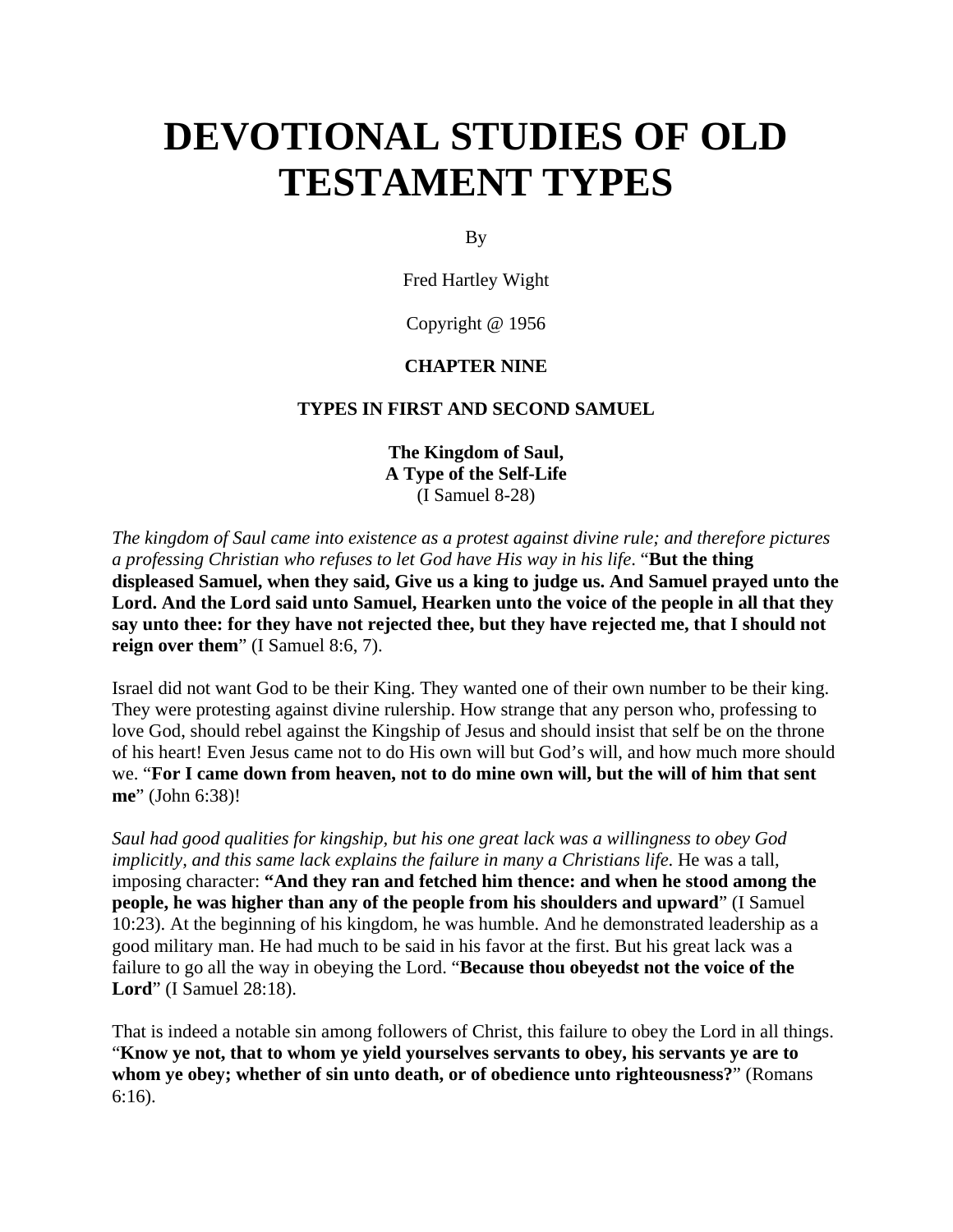# DEVOTIONAL STUDIES OF OLD TESTAMENT TYPES

By

Fred Hartley Wight

Copyright @ 1956

**CHAPTER NINE**

## TYPES IN FIRST AND SECOND SAMUEL

**The Kingdom of Saul,**
**A Type of the Self-Life**
(I Samuel 8-28)

*The kingdom of Saul came into existence as a protest against divine rule; and therefore pictures a professing Christian who refuses to let God have His way in his life*. "**But the thing displeased Samuel, when they said, Give us a king to judge us. And Samuel prayed unto the Lord. And the Lord said unto Samuel, Hearken unto the voice of the people in all that they say unto thee: for they have not rejected thee, but they have rejected me, that I should not reign over them**" (I Samuel 8:6, 7).

Israel did not want God to be their King. They wanted one of their own number to be their king. They were protesting against divine rulership. How strange that any person who, professing to love God, should rebel against the Kingship of Jesus and should insist that self be on the throne of his heart! Even Jesus came not to do His own will but God's will, and how much more should we. "**For I came down from heaven, not to do mine own will, but the will of him that sent me**" (John 6:38)!

*Saul had good qualities for kingship, but his one great lack was a willingness to obey God implicitly, and this same lack explains the failure in many a Christians life*. He was a tall, imposing character: **"And they ran and fetched him thence: and when he stood among the people, he was higher than any of the people from his shoulders and upward**" (I Samuel 10:23). At the beginning of his kingdom, he was humble. And he demonstrated leadership as a good military man. He had much to be said in his favor at the first. But his great lack was a failure to go all the way in obeying the Lord. "**Because thou obeyedst not the voice of the Lord**" (I Samuel 28:18).

That is indeed a notable sin among followers of Christ, this failure to obey the Lord in all things. "**Know ye not, that to whom ye yield yourselves servants to obey, his servants ye are to whom ye obey; whether of sin unto death, or of obedience unto righteousness?**" (Romans 6:16).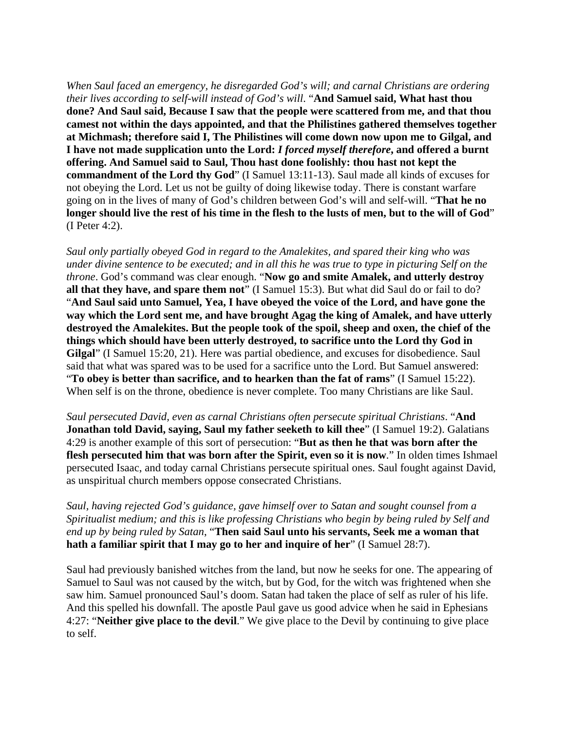*When Saul faced an emergency, he disregarded God's will; and carnal Christians are ordering their lives according to self-will instead of God's will*. "**And Samuel said, What hast thou done? And Saul said, Because I saw that the people were scattered from me, and that thou camest not within the days appointed, and that the Philistines gathered themselves together at Michmash; therefore said I, The Philistines will come down now upon me to Gilgal, and I have not made supplication unto the Lord: *I forced myself therefore*, and offered a burnt offering. And Samuel said to Saul, Thou hast done foolishly: thou hast not kept the commandment of the Lord thy God**" (I Samuel 13:11-13). Saul made all kinds of excuses for not obeying the Lord. Let us not be guilty of doing likewise today. There is constant warfare going on in the lives of many of God's children between God's will and self-will. "**That he no longer should live the rest of his time in the flesh to the lusts of men, but to the will of God**" (I Peter 4:2).

*Saul only partially obeyed God in regard to the Amalekites, and spared their king who was under divine sentence to be executed; and in all this he was true to type in picturing Self on the throne*. God's command was clear enough. "**Now go and smite Amalek, and utterly destroy all that they have, and spare them not**" (I Samuel 15:3). But what did Saul do or fail to do? "**And Saul said unto Samuel, Yea, I have obeyed the voice of the Lord, and have gone the way which the Lord sent me, and have brought Agag the king of Amalek, and have utterly destroyed the Amalekites. But the people took of the spoil, sheep and oxen, the chief of the things which should have been utterly destroyed, to sacrifice unto the Lord thy God in Gilgal**" (I Samuel 15:20, 21). Here was partial obedience, and excuses for disobedience. Saul said that what was spared was to be used for a sacrifice unto the Lord. But Samuel answered: "**To obey is better than sacrifice, and to hearken than the fat of rams**" (I Samuel 15:22). When self is on the throne, obedience is never complete. Too many Christians are like Saul.

*Saul persecuted David, even as carnal Christians often persecute spiritual Christians*. "**And Jonathan told David, saying, Saul my father seeketh to kill thee**" (I Samuel 19:2). Galatians 4:29 is another example of this sort of persecution: "**But as then he that was born after the flesh persecuted him that was born after the Spirit, even so it is now**." In olden times Ishmael persecuted Isaac, and today carnal Christians persecute spiritual ones. Saul fought against David, as unspiritual church members oppose consecrated Christians.

*Saul, having rejected God's guidance, gave himself over to Satan and sought counsel from a Spiritualist medium; and this is like professing Christians who begin by being ruled by Self and end up by being ruled by Satan*, "**Then said Saul unto his servants, Seek me a woman that hath a familiar spirit that I may go to her and inquire of her**" (I Samuel 28:7).

Saul had previously banished witches from the land, but now he seeks for one. The appearing of Samuel to Saul was not caused by the witch, but by God, for the witch was frightened when she saw him. Samuel pronounced Saul's doom. Satan had taken the place of self as ruler of his life. And this spelled his downfall. The apostle Paul gave us good advice when he said in Ephesians 4:27: "**Neither give place to the devil**." We give place to the Devil by continuing to give place to self.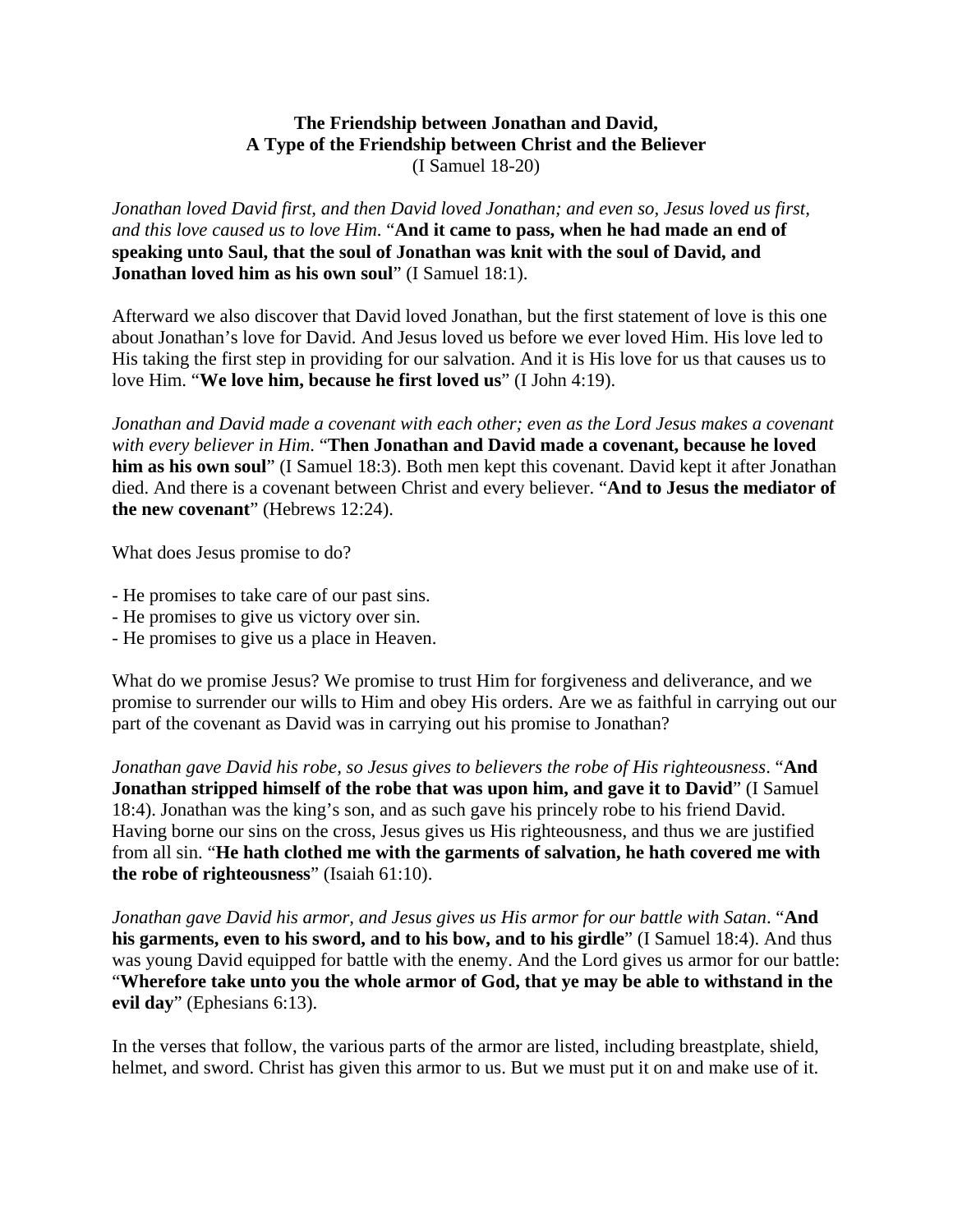## The Friendship between Jonathan and David,
## A Type of the Friendship between Christ and the Believer

(I Samuel 18-20)

*Jonathan loved David first, and then David loved Jonathan; and even so, Jesus loved us first, and this love caused us to love Him*. "**And it came to pass, when he had made an end of speaking unto Saul, that the soul of Jonathan was knit with the soul of David, and Jonathan loved him as his own soul**" (I Samuel 18:1).

Afterward we also discover that David loved Jonathan, but the first statement of love is this one about Jonathan's love for David. And Jesus loved us before we ever loved Him. His love led to His taking the first step in providing for our salvation. And it is His love for us that causes us to love Him. "**We love him, because he first loved us**" (I John 4:19).

*Jonathan and David made a covenant with each other; even as the Lord Jesus makes a covenant with every believer in Him*. "**Then Jonathan and David made a covenant, because he loved him as his own soul**" (I Samuel 18:3). Both men kept this covenant. David kept it after Jonathan died. And there is a covenant between Christ and every believer. "**And to Jesus the mediator of the new covenant**" (Hebrews 12:24).

What does Jesus promise to do?

- He promises to take care of our past sins.
- He promises to give us victory over sin.
- He promises to give us a place in Heaven.

What do we promise Jesus? We promise to trust Him for forgiveness and deliverance, and we promise to surrender our wills to Him and obey His orders. Are we as faithful in carrying out our part of the covenant as David was in carrying out his promise to Jonathan?

*Jonathan gave David his robe, so Jesus gives to believers the robe of His righteousness*. "**And Jonathan stripped himself of the robe that was upon him, and gave it to David**" (I Samuel 18:4). Jonathan was the king's son, and as such gave his princely robe to his friend David. Having borne our sins on the cross, Jesus gives us His righteousness, and thus we are justified from all sin. "**He hath clothed me with the garments of salvation, he hath covered me with the robe of righteousness**" (Isaiah 61:10).

*Jonathan gave David his armor, and Jesus gives us His armor for our battle with Satan*. "**And his garments, even to his sword, and to his bow, and to his girdle**" (I Samuel 18:4). And thus was young David equipped for battle with the enemy. And the Lord gives us armor for our battle: "**Wherefore take unto you the whole armor of God, that ye may be able to withstand in the evil day**" (Ephesians 6:13).

In the verses that follow, the various parts of the armor are listed, including breastplate, shield, helmet, and sword. Christ has given this armor to us. But we must put it on and make use of it.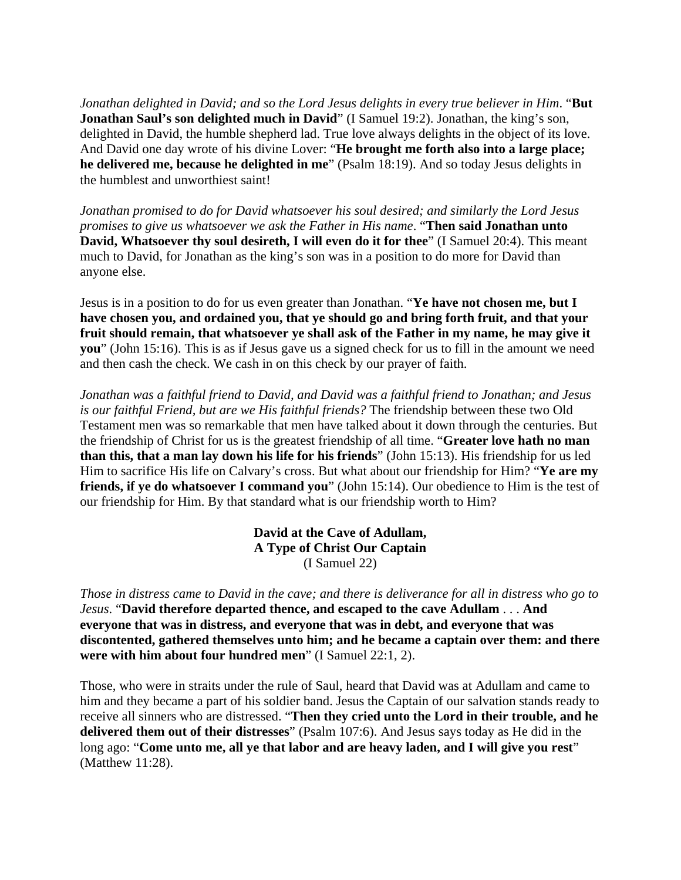*Jonathan delighted in David; and so the Lord Jesus delights in every true believer in Him*. "**But Jonathan Saul's son delighted much in David**" (I Samuel 19:2). Jonathan, the king's son, delighted in David, the humble shepherd lad. True love always delights in the object of its love. And David one day wrote of his divine Lover: "**He brought me forth also into a large place; he delivered me, because he delighted in me**" (Psalm 18:19). And so today Jesus delights in the humblest and unworthiest saint!

*Jonathan promised to do for David whatsoever his soul desired; and similarly the Lord Jesus promises to give us whatsoever we ask the Father in His name*. "**Then said Jonathan unto David, Whatsoever thy soul desireth, I will even do it for thee**" (I Samuel 20:4). This meant much to David, for Jonathan as the king's son was in a position to do more for David than anyone else.

Jesus is in a position to do for us even greater than Jonathan. "**Ye have not chosen me, but I have chosen you, and ordained you, that ye should go and bring forth fruit, and that your fruit should remain, that whatsoever ye shall ask of the Father in my name, he may give it you**" (John 15:16). This is as if Jesus gave us a signed check for us to fill in the amount we need and then cash the check. We cash in on this check by our prayer of faith.

*Jonathan was a faithful friend to David, and David was a faithful friend to Jonathan; and Jesus is our faithful Friend, but are we His faithful friends?* The friendship between these two Old Testament men was so remarkable that men have talked about it down through the centuries. But the friendship of Christ for us is the greatest friendship of all time. "**Greater love hath no man than this, that a man lay down his life for his friends**" (John 15:13). His friendship for us led Him to sacrifice His life on Calvary's cross. But what about our friendship for Him? "**Ye are my friends, if ye do whatsoever I command you**" (John 15:14). Our obedience to Him is the test of our friendship for Him. By that standard what is our friendship worth to Him?

### David at the Cave of Adullam, A Type of Christ Our Captain

(I Samuel 22)

*Those in distress came to David in the cave; and there is deliverance for all in distress who go to Jesus*. "**David therefore departed thence, and escaped to the cave Adullam** . . . **And everyone that was in distress, and everyone that was in debt, and everyone that was discontented, gathered themselves unto him; and he became a captain over them: and there were with him about four hundred men**" (I Samuel 22:1, 2).

Those, who were in straits under the rule of Saul, heard that David was at Adullam and came to him and they became a part of his soldier band. Jesus the Captain of our salvation stands ready to receive all sinners who are distressed. "**Then they cried unto the Lord in their trouble, and he delivered them out of their distresses**" (Psalm 107:6). And Jesus says today as He did in the long ago: "**Come unto me, all ye that labor and are heavy laden, and I will give you rest**" (Matthew 11:28).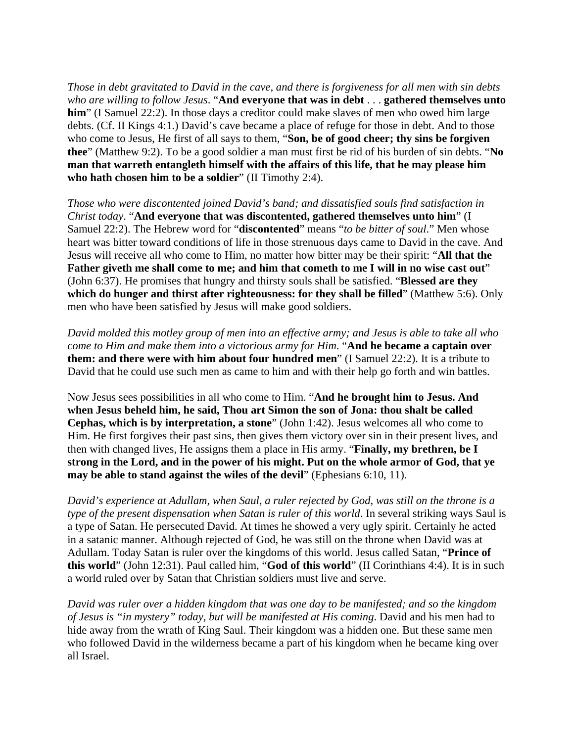*Those in debt gravitated to David in the cave, and there is forgiveness for all men with sin debts who are willing to follow Jesus*. "**And everyone that was in debt** . . . **gathered themselves unto him**" (I Samuel 22:2). In those days a creditor could make slaves of men who owed him large debts. (Cf. II Kings 4:1.) David's cave became a place of refuge for those in debt. And to those who come to Jesus, He first of all says to them, "**Son, be of good cheer; thy sins be forgiven thee**" (Matthew 9:2). To be a good soldier a man must first be rid of his burden of sin debts. "**No man that warreth entangleth himself with the affairs of this life, that he may please him who hath chosen him to be a soldier**" (II Timothy 2:4).

*Those who were discontented joined David's band; and dissatisfied souls find satisfaction in Christ today*. "**And everyone that was discontented, gathered themselves unto him**" (I Samuel 22:2). The Hebrew word for "**discontented**" means "*to be bitter of soul*." Men whose heart was bitter toward conditions of life in those strenuous days came to David in the cave. And Jesus will receive all who come to Him, no matter how bitter may be their spirit: "**All that the Father giveth me shall come to me; and him that cometh to me I will in no wise cast out**" (John 6:37). He promises that hungry and thirsty souls shall be satisfied. "**Blessed are they which do hunger and thirst after righteousness: for they shall be filled**" (Matthew 5:6). Only men who have been satisfied by Jesus will make good soldiers.

*David molded this motley group of men into an effective army; and Jesus is able to take all who come to Him and make them into a victorious army for Him*. "**And he became a captain over them: and there were with him about four hundred men**" (I Samuel 22:2). It is a tribute to David that he could use such men as came to him and with their help go forth and win battles.

Now Jesus sees possibilities in all who come to Him. "**And he brought him to Jesus. And when Jesus beheld him, he said, Thou art Simon the son of Jona: thou shalt be called Cephas, which is by interpretation, a stone**" (John 1:42). Jesus welcomes all who come to Him. He first forgives their past sins, then gives them victory over sin in their present lives, and then with changed lives, He assigns them a place in His army. "**Finally, my brethren, be I strong in the Lord, and in the power of his might. Put on the whole armor of God, that ye may be able to stand against the wiles of the devil**" (Ephesians 6:10, 11).

*David's experience at Adullam, when Saul, a ruler rejected by God, was still on the throne is a type of the present dispensation when Satan is ruler of this world*. In several striking ways Saul is a type of Satan. He persecuted David. At times he showed a very ugly spirit. Certainly he acted in a satanic manner. Although rejected of God, he was still on the throne when David was at Adullam. Today Satan is ruler over the kingdoms of this world. Jesus called Satan, "**Prince of this world**" (John 12:31). Paul called him, "**God of this world**" (II Corinthians 4:4). It is in such a world ruled over by Satan that Christian soldiers must live and serve.

*David was ruler over a hidden kingdom that was one day to be manifested; and so the kingdom of Jesus is "in mystery" today, but will be manifested at His coming*. David and his men had to hide away from the wrath of King Saul. Their kingdom was a hidden one. But these same men who followed David in the wilderness became a part of his kingdom when he became king over all Israel.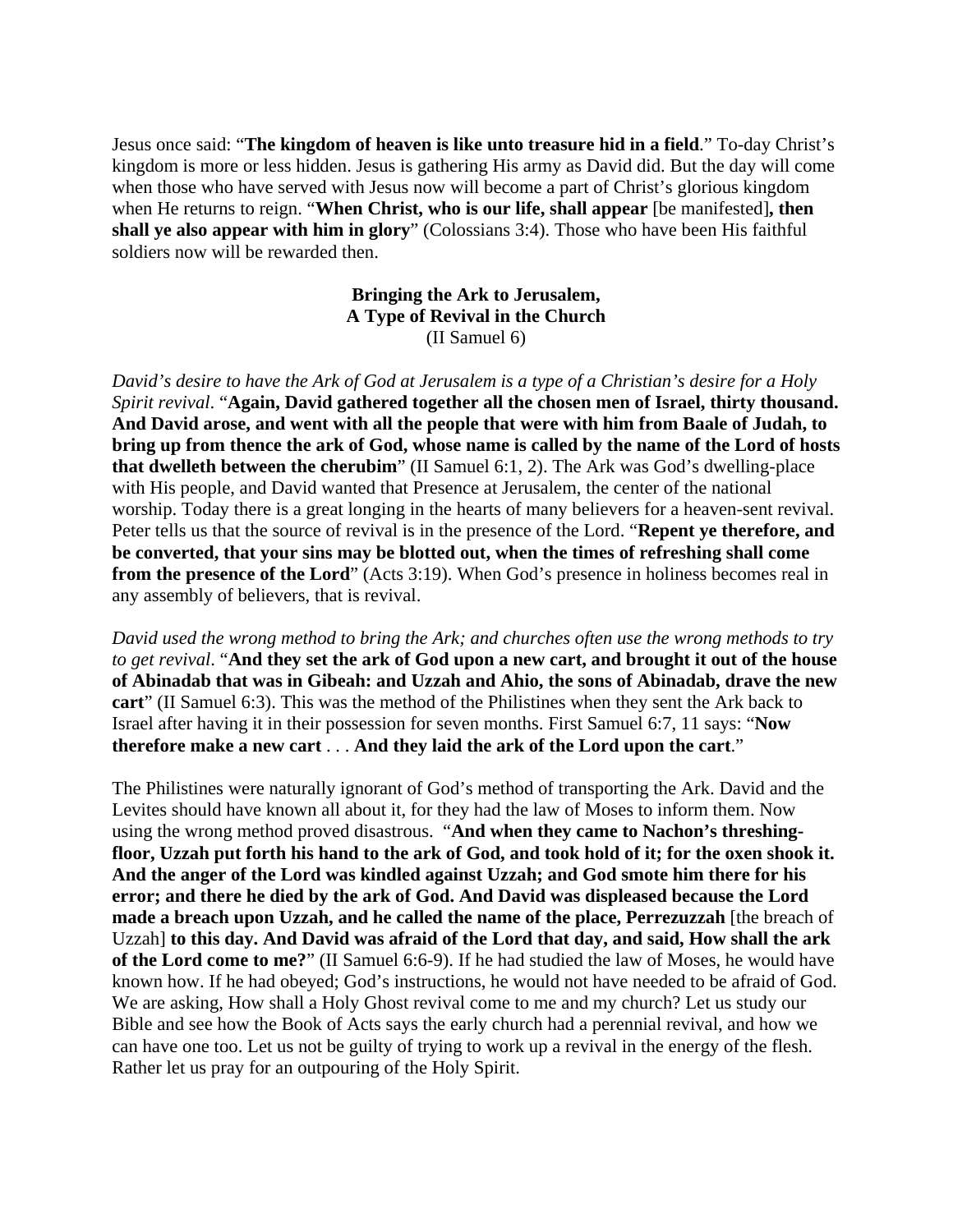Jesus once said: “**The kingdom of heaven is like unto treasure hid in a field**.” To-day Christ’s kingdom is more or less hidden. Jesus is gathering His army as David did. But the day will come when those who have served with Jesus now will become a part of Christ’s glorious kingdom when He returns to reign. “**When Christ, who is our life, shall appear** [be manifested]**, then shall ye also appear with him in glory**” (Colossians 3:4). Those who have been His faithful soldiers now will be rewarded then.

### Bringing the Ark to Jerusalem, A Type of Revival in the Church

(II Samuel 6)

*David’s desire to have the Ark of God at Jerusalem is a type of a Christian’s desire for a Holy Spirit revival*. “**Again, David gathered together all the chosen men of Israel, thirty thousand. And David arose, and went with all the people that were with him from Baale of Judah, to bring up from thence the ark of God, whose name is called by the name of the Lord of hosts that dwelleth between the cherubim**” (II Samuel 6:1, 2). The Ark was God’s dwelling-place with His people, and David wanted that Presence at Jerusalem, the center of the national worship. Today there is a great longing in the hearts of many believers for a heaven-sent revival. Peter tells us that the source of revival is in the presence of the Lord. “**Repent ye therefore, and be converted, that your sins may be blotted out, when the times of refreshing shall come from the presence of the Lord**” (Acts 3:19). When God’s presence in holiness becomes real in any assembly of believers, that is revival.

*David used the wrong method to bring the Ark; and churches often use the wrong methods to try to get revival*. “**And they set the ark of God upon a new cart, and brought it out of the house of Abinadab that was in Gibeah: and Uzzah and Ahio, the sons of Abinadab, drave the new cart**” (II Samuel 6:3). This was the method of the Philistines when they sent the Ark back to Israel after having it in their possession for seven months. First Samuel 6:7, 11 says: “**Now therefore make a new cart** . . . **And they laid the ark of the Lord upon the cart**.”

The Philistines were naturally ignorant of God’s method of transporting the Ark. David and the Levites should have known all about it, for they had the law of Moses to inform them. Now using the wrong method proved disastrous. “**And when they came to Nachon’s threshing-floor, Uzzah put forth his hand to the ark of God, and took hold of it; for the oxen shook it. And the anger of the Lord was kindled against Uzzah; and God smote him there for his error; and there he died by the ark of God. And David was displeased because the Lord made a breach upon Uzzah, and he called the name of the place, Perrezuzzah** [the breach of Uzzah] **to this day. And David was afraid of the Lord that day, and said, How shall the ark of the Lord come to me?**” (II Samuel 6:6-9). If he had studied the law of Moses, he would have known how. If he had obeyed; God’s instructions, he would not have needed to be afraid of God. We are asking, How shall a Holy Ghost revival come to me and my church? Let us study our Bible and see how the Book of Acts says the early church had a perennial revival, and how we can have one too. Let us not be guilty of trying to work up a revival in the energy of the flesh. Rather let us pray for an outpouring of the Holy Spirit.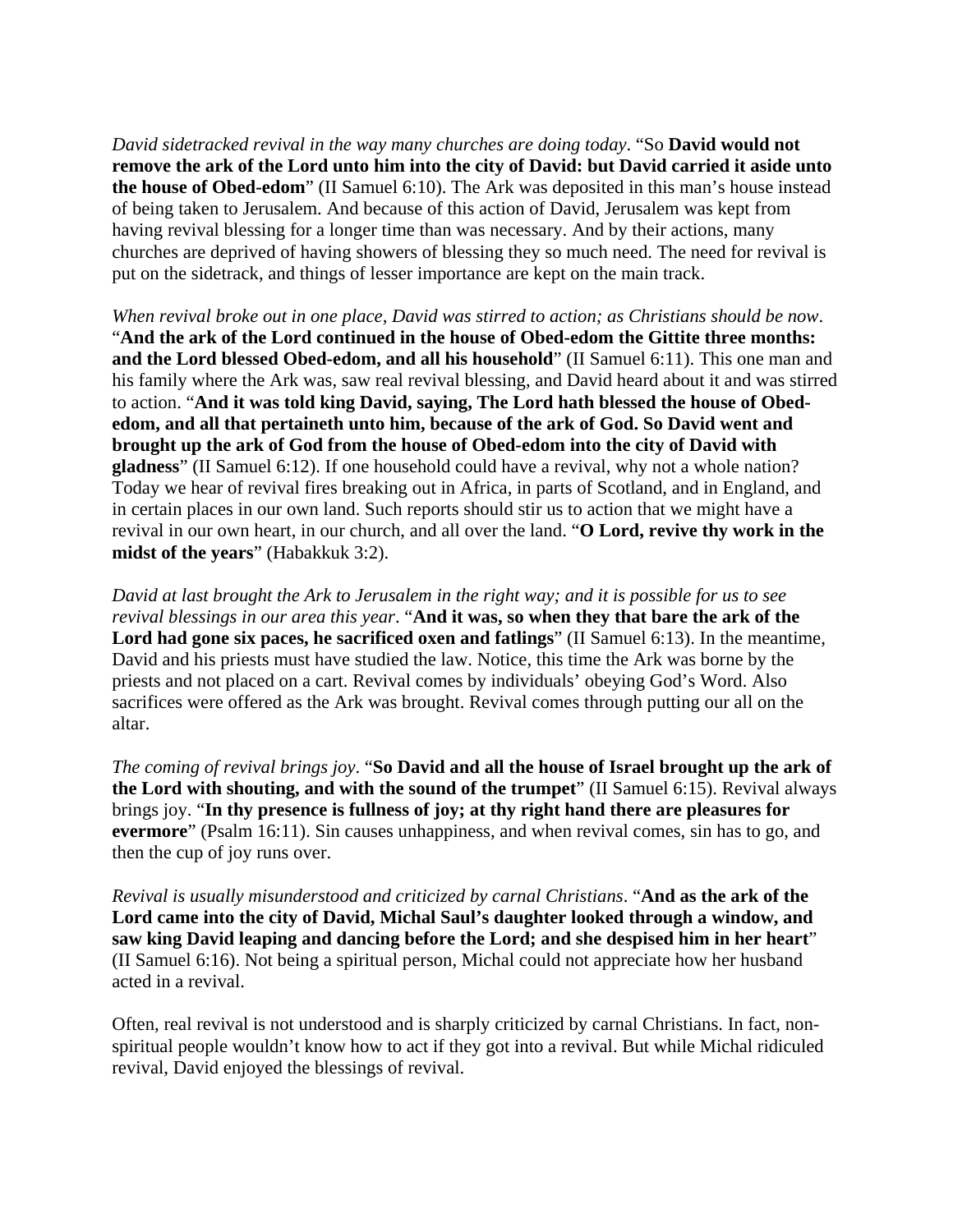*David sidetracked revival in the way many churches are doing today*. "So **David would not remove the ark of the Lord unto him into the city of David: but David carried it aside unto the house of Obed-edom**" (II Samuel 6:10). The Ark was deposited in this man's house instead of being taken to Jerusalem. And because of this action of David, Jerusalem was kept from having revival blessing for a longer time than was necessary. And by their actions, many churches are deprived of having showers of blessing they so much need. The need for revival is put on the sidetrack, and things of lesser importance are kept on the main track.

*When revival broke out in one place, David was stirred to action; as Christians should be now*. "**And the ark of the Lord continued in the house of Obed-edom the Gittite three months: and the Lord blessed Obed-edom, and all his household**" (II Samuel 6:11). This one man and his family where the Ark was, saw real revival blessing, and David heard about it and was stirred to action. "**And it was told king David, saying, The Lord hath blessed the house of Obed-edom, and all that pertaineth unto him, because of the ark of God. So David went and brought up the ark of God from the house of Obed-edom into the city of David with gladness**" (II Samuel 6:12). If one household could have a revival, why not a whole nation? Today we hear of revival fires breaking out in Africa, in parts of Scotland, and in England, and in certain places in our own land. Such reports should stir us to action that we might have a revival in our own heart, in our church, and all over the land. "**O Lord, revive thy work in the midst of the years**" (Habakkuk 3:2).

*David at last brought the Ark to Jerusalem in the right way; and it is possible for us to see revival blessings in our area this year*. "**And it was, so when they that bare the ark of the Lord had gone six paces, he sacrificed oxen and fatlings**" (II Samuel 6:13). In the meantime, David and his priests must have studied the law. Notice, this time the Ark was borne by the priests and not placed on a cart. Revival comes by individuals' obeying God's Word. Also sacrifices were offered as the Ark was brought. Revival comes through putting our all on the altar.

*The coming of revival brings joy*. "**So David and all the house of Israel brought up the ark of the Lord with shouting, and with the sound of the trumpet**" (II Samuel 6:15). Revival always brings joy. "**In thy presence is fullness of joy; at thy right hand there are pleasures for evermore**" (Psalm 16:11). Sin causes unhappiness, and when revival comes, sin has to go, and then the cup of joy runs over.

*Revival is usually misunderstood and criticized by carnal Christians*. "**And as the ark of the Lord came into the city of David, Michal Saul's daughter looked through a window, and saw king David leaping and dancing before the Lord; and she despised him in her heart**" (II Samuel 6:16). Not being a spiritual person, Michal could not appreciate how her husband acted in a revival.

Often, real revival is not understood and is sharply criticized by carnal Christians. In fact, non-spiritual people wouldn't know how to act if they got into a revival. But while Michal ridiculed revival, David enjoyed the blessings of revival.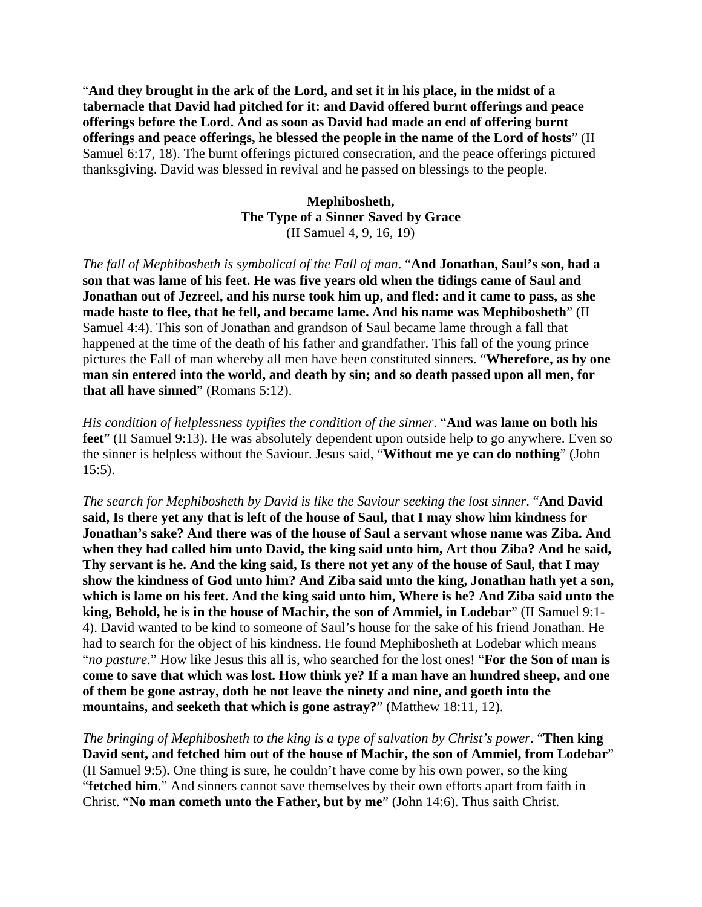"**And they brought in the ark of the Lord, and set it in his place, in the midst of a tabernacle that David had pitched for it: and David offered burnt offerings and peace offerings before the Lord. And as soon as David had made an end of offering burnt offerings and peace offerings, he blessed the people in the name of the Lord of hosts**" (II Samuel 6:17, 18). The burnt offerings pictured consecration, and the peace offerings pictured thanksgiving. David was blessed in revival and he passed on blessings to the people.

**Mephibosheth,**
**The Type of a Sinner Saved by Grace**
(II Samuel 4, 9, 16, 19)

*The fall of Mephibosheth is symbolical of the Fall of man*. "**And Jonathan, Saul's son, had a son that was lame of his feet. He was five years old when the tidings came of Saul and Jonathan out of Jezreel, and his nurse took him up, and fled: and it came to pass, as she made haste to flee, that he fell, and became lame. And his name was Mephibosheth**" (II Samuel 4:4). This son of Jonathan and grandson of Saul became lame through a fall that happened at the time of the death of his father and grandfather. This fall of the young prince pictures the Fall of man whereby all men have been constituted sinners. "**Wherefore, as by one man sin entered into the world, and death by sin; and so death passed upon all men, for that all have sinned**" (Romans 5:12).

*His condition of helplessness typifies the condition of the sinner*. "**And was lame on both his feet**" (II Samuel 9:13). He was absolutely dependent upon outside help to go anywhere. Even so the sinner is helpless without the Saviour. Jesus said, "**Without me ye can do nothing**" (John 15:5).

*The search for Mephibosheth by David is like the Saviour seeking the lost sinner*. "**And David said, Is there yet any that is left of the house of Saul, that I may show him kindness for Jonathan's sake? And there was of the house of Saul a servant whose name was Ziba. And when they had called him unto David, the king said unto him, Art thou Ziba? And he said, Thy servant is he. And the king said, Is there not yet any of the house of Saul, that I may show the kindness of God unto him? And Ziba said unto the king, Jonathan hath yet a son, which is lame on his feet. And the king said unto him, Where is he? And Ziba said unto the king, Behold, he is in the house of Machir, the son of Ammiel, in Lodebar**" (II Samuel 9:1-4). David wanted to be kind to someone of Saul's house for the sake of his friend Jonathan. He had to search for the object of his kindness. He found Mephibosheth at Lodebar which means "*no pasture*." How like Jesus this all is, who searched for the lost ones! "**For the Son of man is come to save that which was lost. How think ye? If a man have an hundred sheep, and one of them be gone astray, doth he not leave the ninety and nine, and goeth into the mountains, and seeketh that which is gone astray?**" (Matthew 18:11, 12).

*The bringing of Mephibosheth to the king is a type of salvation by Christ's power*. "**Then king David sent, and fetched him out of the house of Machir, the son of Ammiel, from Lodebar**" (II Samuel 9:5). One thing is sure, he couldn't have come by his own power, so the king "**fetched him**." And sinners cannot save themselves by their own efforts apart from faith in Christ. "**No man cometh unto the Father, but by me**" (John 14:6). Thus saith Christ.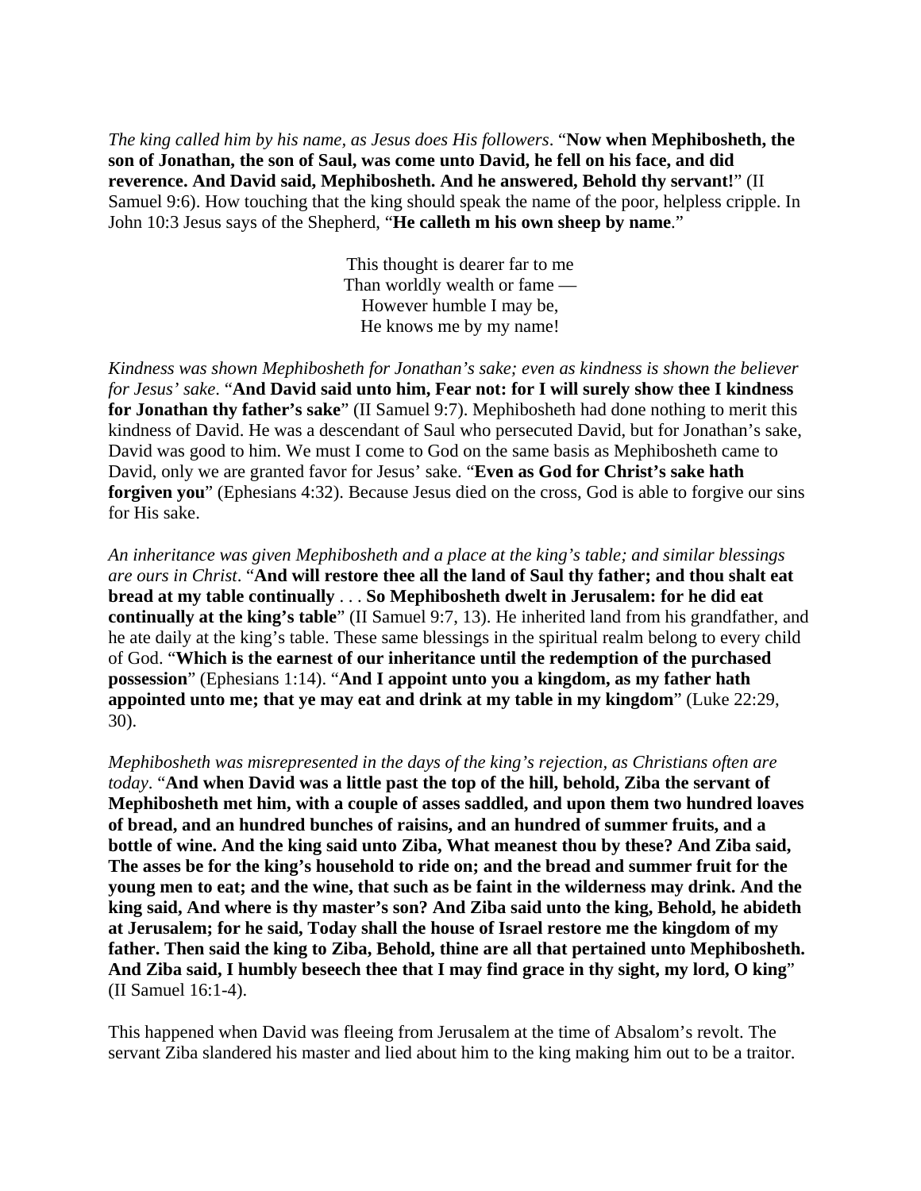*The king called him by his name, as Jesus does His followers*. "**Now when Mephibosheth, the son of Jonathan, the son of Saul, was come unto David, he fell on his face, and did reverence. And David said, Mephibosheth. And he answered, Behold thy servant!**" (II Samuel 9:6). How touching that the king should speak the name of the poor, helpless cripple. In John 10:3 Jesus says of the Shepherd, "**He calleth m his own sheep by name**."

This thought is dearer far to me  
Than worldly wealth or fame —  
However humble I may be,  
He knows me by my name!

*Kindness was shown Mephibosheth for Jonathan's sake; even as kindness is shown the believer for Jesus' sake*. "**And David said unto him, Fear not: for I will surely show thee I kindness for Jonathan thy father's sake**" (II Samuel 9:7). Mephibosheth had done nothing to merit this kindness of David. He was a descendant of Saul who persecuted David, but for Jonathan's sake, David was good to him. We must I come to God on the same basis as Mephibosheth came to David, only we are granted favor for Jesus' sake. "**Even as God for Christ's sake hath forgiven you**" (Ephesians 4:32). Because Jesus died on the cross, God is able to forgive our sins for His sake.

*An inheritance was given Mephibosheth and a place at the king's table; and similar blessings are ours in Christ*. "**And will restore thee all the land of Saul thy father; and thou shalt eat bread at my table continually** . . . **So Mephibosheth dwelt in Jerusalem: for he did eat continually at the king's table**" (II Samuel 9:7, 13). He inherited land from his grandfather, and he ate daily at the king's table. These same blessings in the spiritual realm belong to every child of God. "**Which is the earnest of our inheritance until the redemption of the purchased possession**" (Ephesians 1:14). "**And I appoint unto you a kingdom, as my father hath appointed unto me; that ye may eat and drink at my table in my kingdom**" (Luke 22:29, 30).

*Mephibosheth was misrepresented in the days of the king's rejection, as Christians often are today*. "**And when David was a little past the top of the hill, behold, Ziba the servant of Mephibosheth met him, with a couple of asses saddled, and upon them two hundred loaves of bread, and an hundred bunches of raisins, and an hundred of summer fruits, and a bottle of wine. And the king said unto Ziba, What meanest thou by these? And Ziba said, The asses be for the king's household to ride on; and the bread and summer fruit for the young men to eat; and the wine, that such as be faint in the wilderness may drink. And the king said, And where is thy master's son? And Ziba said unto the king, Behold, he abideth at Jerusalem; for he said, Today shall the house of Israel restore me the kingdom of my father. Then said the king to Ziba, Behold, thine are all that pertained unto Mephibosheth. And Ziba said, I humbly beseech thee that I may find grace in thy sight, my lord, O king**" (II Samuel 16:1-4).

This happened when David was fleeing from Jerusalem at the time of Absalom's revolt. The servant Ziba slandered his master and lied about him to the king making him out to be a traitor.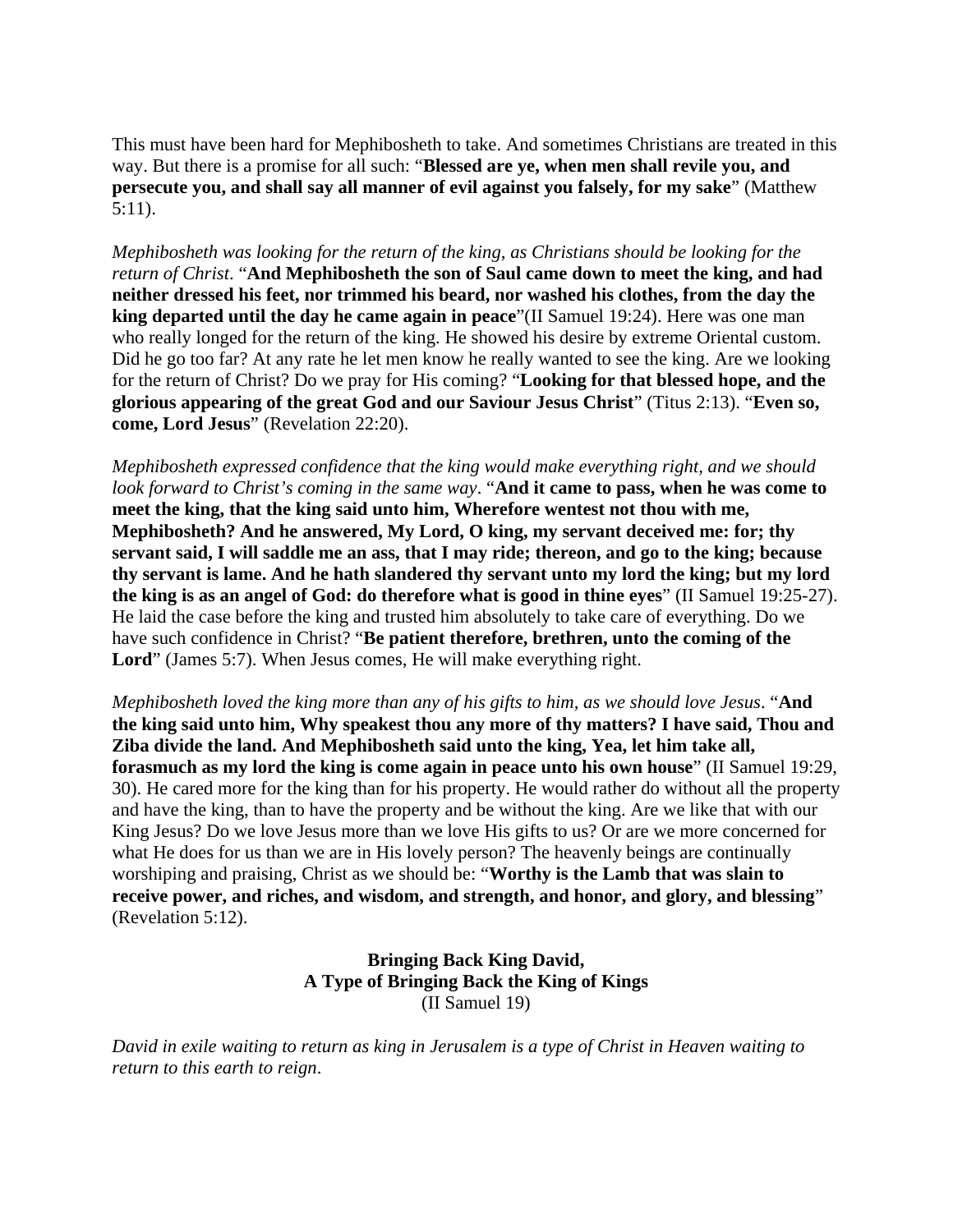This must have been hard for Mephibosheth to take. And sometimes Christians are treated in this way. But there is a promise for all such: "**Blessed are ye, when men shall revile you, and persecute you, and shall say all manner of evil against you falsely, for my sake**" (Matthew 5:11).

*Mephibosheth was looking for the return of the king, as Christians should be looking for the return of Christ*. "**And Mephibosheth the son of Saul came down to meet the king, and had neither dressed his feet, nor trimmed his beard, nor washed his clothes, from the day the king departed until the day he came again in peace**"(II Samuel 19:24). Here was one man who really longed for the return of the king. He showed his desire by extreme Oriental custom. Did he go too far? At any rate he let men know he really wanted to see the king. Are we looking for the return of Christ? Do we pray for His coming? "**Looking for that blessed hope, and the glorious appearing of the great God and our Saviour Jesus Christ**" (Titus 2:13). "**Even so, come, Lord Jesus**" (Revelation 22:20).

*Mephibosheth expressed confidence that the king would make everything right, and we should look forward to Christ's coming in the same way*. "**And it came to pass, when he was come to meet the king, that the king said unto him, Wherefore wentest not thou with me, Mephibosheth? And he answered, My Lord, O king, my servant deceived me: for; thy servant said, I will saddle me an ass, that I may ride; thereon, and go to the king; because thy servant is lame. And he hath slandered thy servant unto my lord the king; but my lord the king is as an angel of God: do therefore what is good in thine eyes**" (II Samuel 19:25-27). He laid the case before the king and trusted him absolutely to take care of everything. Do we have such confidence in Christ? "**Be patient therefore, brethren, unto the coming of the Lord**" (James 5:7). When Jesus comes, He will make everything right.

*Mephibosheth loved the king more than any of his gifts to him, as we should love Jesus*. "**And the king said unto him, Why speakest thou any more of thy matters? I have said, Thou and Ziba divide the land. And Mephibosheth said unto the king, Yea, let him take all, forasmuch as my lord the king is come again in peace unto his own house**" (II Samuel 19:29, 30). He cared more for the king than for his property. He would rather do without all the property and have the king, than to have the property and be without the king. Are we like that with our King Jesus? Do we love Jesus more than we love His gifts to us? Or are we more concerned for what He does for us than we are in His lovely person? The heavenly beings are continually worshiping and praising, Christ as we should be: "**Worthy is the Lamb that was slain to receive power, and riches, and wisdom, and strength, and honor, and glory, and blessing**" (Revelation 5:12).

## Bringing Back King David, A Type of Bringing Back the King of Kings

(II Samuel 19)

*David in exile waiting to return as king in Jerusalem is a type of Christ in Heaven waiting to return to this earth to reign*.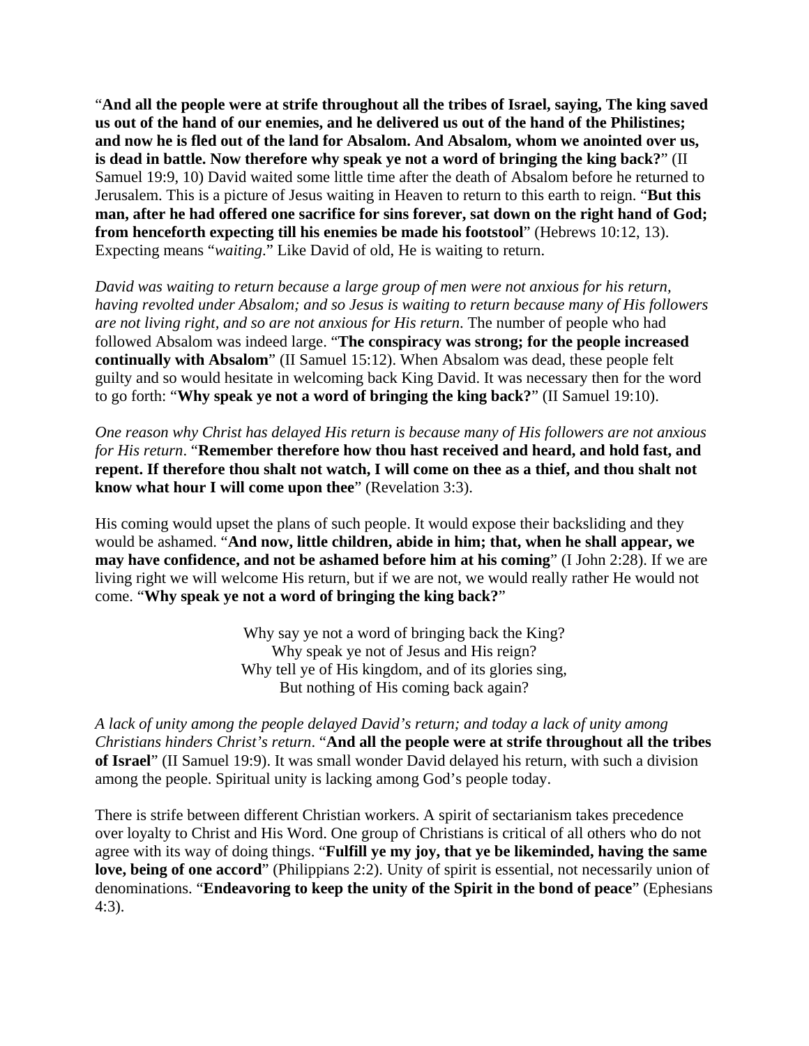"**And all the people were at strife throughout all the tribes of Israel, saying, The king saved us out of the hand of our enemies, and he delivered us out of the hand of the Philistines; and now he is fled out of the land for Absalom. And Absalom, whom we anointed over us, is dead in battle. Now therefore why speak ye not a word of bringing the king back?**" (II Samuel 19:9, 10) David waited some little time after the death of Absalom before he returned to Jerusalem. This is a picture of Jesus waiting in Heaven to return to this earth to reign. "**But this man, after he had offered one sacrifice for sins forever, sat down on the right hand of God; from henceforth expecting till his enemies be made his footstool**" (Hebrews 10:12, 13). Expecting means "*waiting*." Like David of old, He is waiting to return.

*David was waiting to return because a large group of men were not anxious for his return, having revolted under Absalom; and so Jesus is waiting to return because many of His followers are not living right, and so are not anxious for His return*. The number of people who had followed Absalom was indeed large. "**The conspiracy was strong; for the people increased continually with Absalom**" (II Samuel 15:12). When Absalom was dead, these people felt guilty and so would hesitate in welcoming back King David. It was necessary then for the word to go forth: "**Why speak ye not a word of bringing the king back?**" (II Samuel 19:10).

*One reason why Christ has delayed His return is because many of His followers are not anxious for His return*. "**Remember therefore how thou hast received and heard, and hold fast, and repent. If therefore thou shalt not watch, I will come on thee as a thief, and thou shalt not know what hour I will come upon thee**" (Revelation 3:3).

His coming would upset the plans of such people. It would expose their backsliding and they would be ashamed. "**And now, little children, abide in him; that, when he shall appear, we may have confidence, and not be ashamed before him at his coming**" (I John 2:28). If we are living right we will welcome His return, but if we are not, we would really rather He would not come. "**Why speak ye not a word of bringing the king back?**"

Why say ye not a word of bringing back the King?
Why speak ye not of Jesus and His reign?
Why tell ye of His kingdom, and of its glories sing,
But nothing of His coming back again?

*A lack of unity among the people delayed David's return; and today a lack of unity among Christians hinders Christ's return*. "**And all the people were at strife throughout all the tribes of Israel**" (II Samuel 19:9). It was small wonder David delayed his return, with such a division among the people. Spiritual unity is lacking among God's people today.

There is strife between different Christian workers. A spirit of sectarianism takes precedence over loyalty to Christ and His Word. One group of Christians is critical of all others who do not agree with its way of doing things. "**Fulfill ye my joy, that ye be likeminded, having the same love, being of one accord**" (Philippians 2:2). Unity of spirit is essential, not necessarily union of denominations. "**Endeavoring to keep the unity of the Spirit in the bond of peace**" (Ephesians 4:3).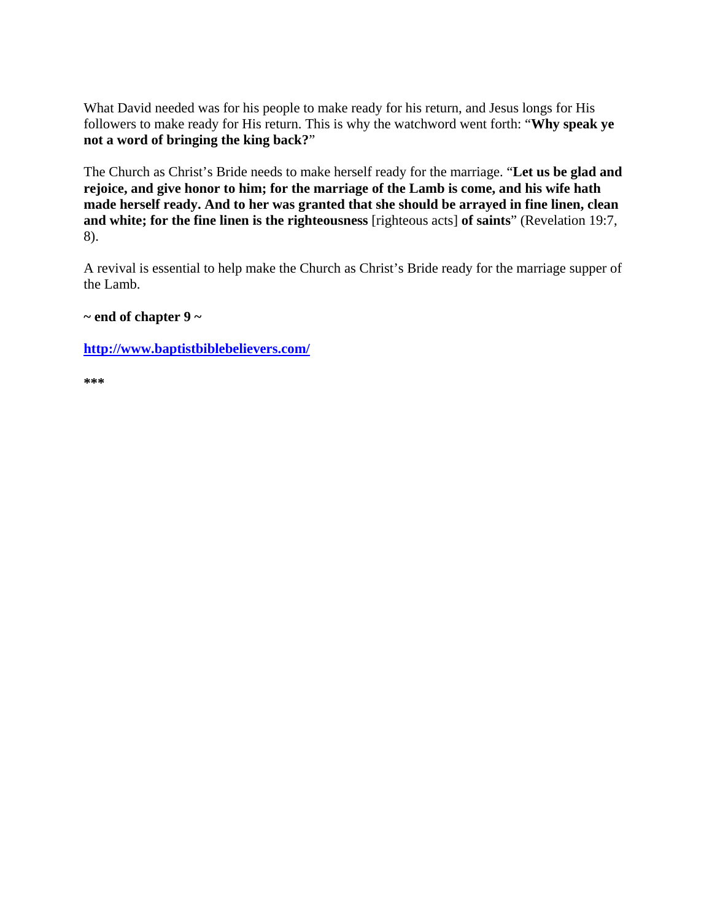What David needed was for his people to make ready for his return, and Jesus longs for His followers to make ready for His return. This is why the watchword went forth: "**Why speak ye not a word of bringing the king back?**"

The Church as Christ's Bride needs to make herself ready for the marriage. "**Let us be glad and rejoice, and give honor to him; for the marriage of the Lamb is come, and his wife hath made herself ready. And to her was granted that she should be arrayed in fine linen, clean and white; for the fine linen is the righteousness** [righteous acts] **of saints**" (Revelation 19:7, 8).

A revival is essential to help make the Church as Christ's Bride ready for the marriage supper of the Lamb.

**~ end of chapter 9 ~**

**http://www.baptistbiblebelievers.com/**

*****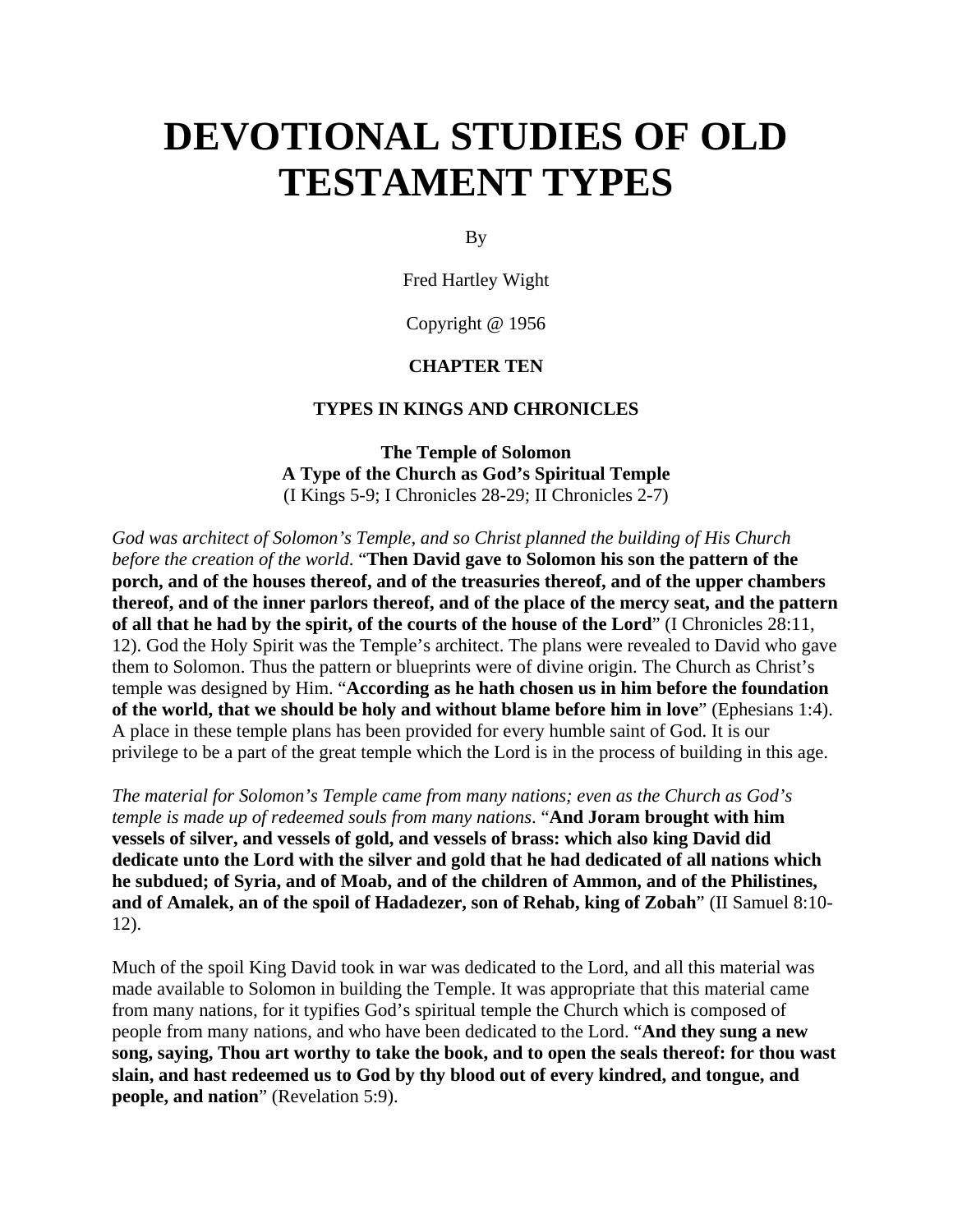# DEVOTIONAL STUDIES OF OLD TESTAMENT TYPES

By

Fred Hartley Wight

Copyright @ 1956

**CHAPTER TEN**

**TYPES IN KINGS AND CHRONICLES**

**The Temple of Solomon**
**A Type of the Church as God's Spiritual Temple**
(I Kings 5-9; I Chronicles 28-29; II Chronicles 2-7)

*God was architect of Solomon's Temple, and so Christ planned the building of His Church before the creation of the world*. "**Then David gave to Solomon his son the pattern of the porch, and of the houses thereof, and of the treasuries thereof, and of the upper chambers thereof, and of the inner parlors thereof, and of the place of the mercy seat, and the pattern of all that he had by the spirit, of the courts of the house of the Lord**" (I Chronicles 28:11, 12). God the Holy Spirit was the Temple's architect. The plans were revealed to David who gave them to Solomon. Thus the pattern or blueprints were of divine origin. The Church as Christ's temple was designed by Him. "**According as he hath chosen us in him before the foundation of the world, that we should be holy and without blame before him in love**" (Ephesians 1:4). A place in these temple plans has been provided for every humble saint of God. It is our privilege to be a part of the great temple which the Lord is in the process of building in this age.

*The material for Solomon's Temple came from many nations; even as the Church as God's temple is made up of redeemed souls from many nations*. "**And Joram brought with him vessels of silver, and vessels of gold, and vessels of brass: which also king David did dedicate unto the Lord with the silver and gold that he had dedicated of all nations which he subdued; of Syria, and of Moab, and of the children of Ammon, and of the Philistines, and of Amalek, an of the spoil of Hadadezer, son of Rehab, king of Zobah**" (II Samuel 8:10-12).

Much of the spoil King David took in war was dedicated to the Lord, and all this material was made available to Solomon in building the Temple. It was appropriate that this material came from many nations, for it typifies God's spiritual temple the Church which is composed of people from many nations, and who have been dedicated to the Lord. "**And they sung a new song, saying, Thou art worthy to take the book, and to open the seals thereof: for thou wast slain, and hast redeemed us to God by thy blood out of every kindred, and tongue, and people, and nation**" (Revelation 5:9).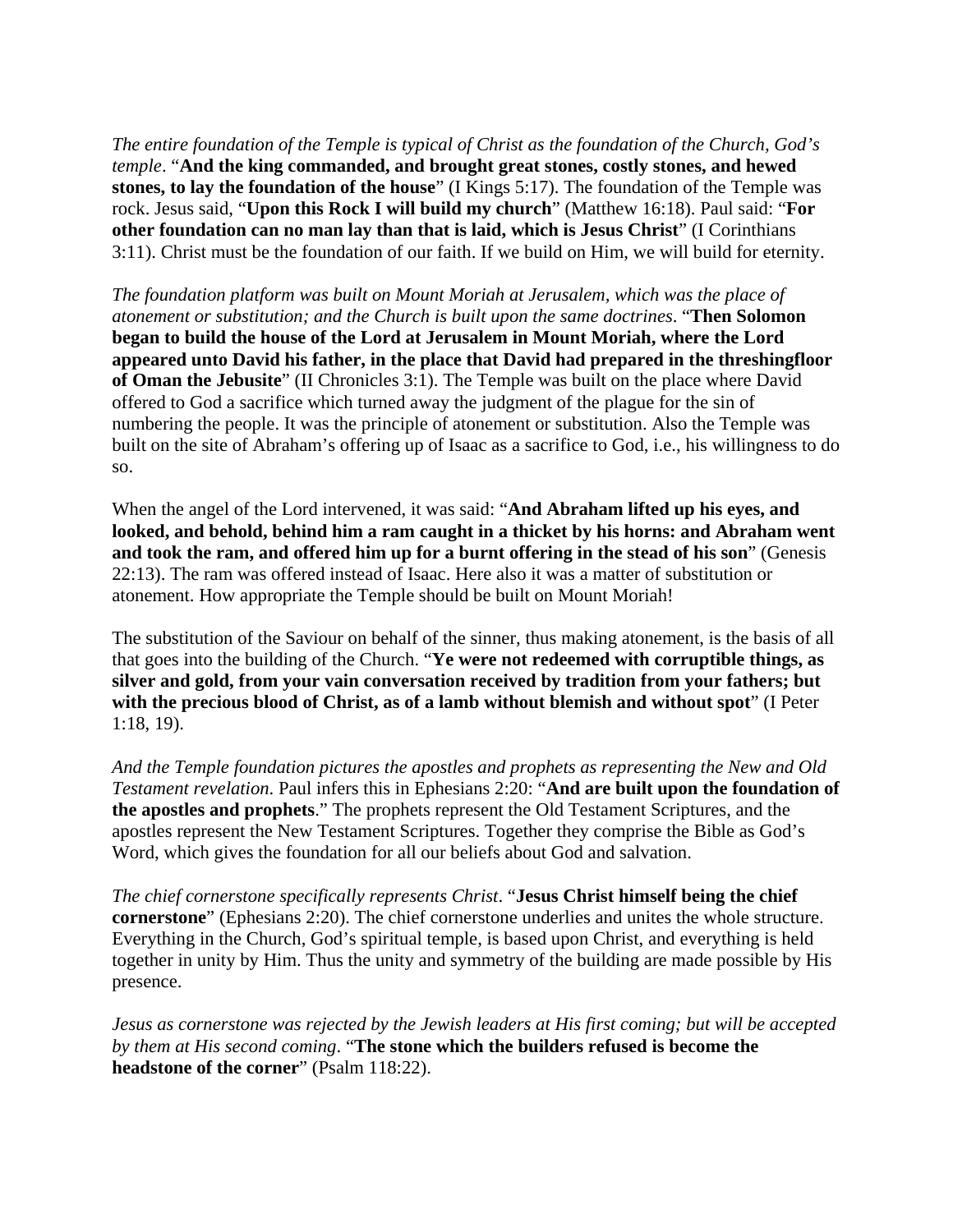*The entire foundation of the Temple is typical of Christ as the foundation of the Church, God's temple*. "**And the king commanded, and brought great stones, costly stones, and hewed stones, to lay the foundation of the house**" (I Kings 5:17). The foundation of the Temple was rock. Jesus said, "**Upon this Rock I will build my church**" (Matthew 16:18). Paul said: "**For other foundation can no man lay than that is laid, which is Jesus Christ**" (I Corinthians 3:11). Christ must be the foundation of our faith. If we build on Him, we will build for eternity.

*The foundation platform was built on Mount Moriah at Jerusalem, which was the place of atonement or substitution; and the Church is built upon the same doctrines*. "**Then Solomon began to build the house of the Lord at Jerusalem in Mount Moriah, where the Lord appeared unto David his father, in the place that David had prepared in the threshingfloor of Oman the Jebusite**" (II Chronicles 3:1). The Temple was built on the place where David offered to God a sacrifice which turned away the judgment of the plague for the sin of numbering the people. It was the principle of atonement or substitution. Also the Temple was built on the site of Abraham's offering up of Isaac as a sacrifice to God, i.e., his willingness to do so.

When the angel of the Lord intervened, it was said: "**And Abraham lifted up his eyes, and looked, and behold, behind him a ram caught in a thicket by his horns: and Abraham went and took the ram, and offered him up for a burnt offering in the stead of his son**" (Genesis 22:13). The ram was offered instead of Isaac. Here also it was a matter of substitution or atonement. How appropriate the Temple should be built on Mount Moriah!

The substitution of the Saviour on behalf of the sinner, thus making atonement, is the basis of all that goes into the building of the Church. "**Ye were not redeemed with corruptible things, as silver and gold, from your vain conversation received by tradition from your fathers; but with the precious blood of Christ, as of a lamb without blemish and without spot**" (I Peter 1:18, 19).

*And the Temple foundation pictures the apostles and prophets as representing the New and Old Testament revelation*. Paul infers this in Ephesians 2:20: "**And are built upon the foundation of the apostles and prophets**." The prophets represent the Old Testament Scriptures, and the apostles represent the New Testament Scriptures. Together they comprise the Bible as God's Word, which gives the foundation for all our beliefs about God and salvation.

*The chief cornerstone specifically represents Christ*. "**Jesus Christ himself being the chief cornerstone**" (Ephesians 2:20). The chief cornerstone underlies and unites the whole structure. Everything in the Church, God's spiritual temple, is based upon Christ, and everything is held together in unity by Him. Thus the unity and symmetry of the building are made possible by His presence.

*Jesus as cornerstone was rejected by the Jewish leaders at His first coming; but will be accepted by them at His second coming*. "**The stone which the builders refused is become the headstone of the corner**" (Psalm 118:22).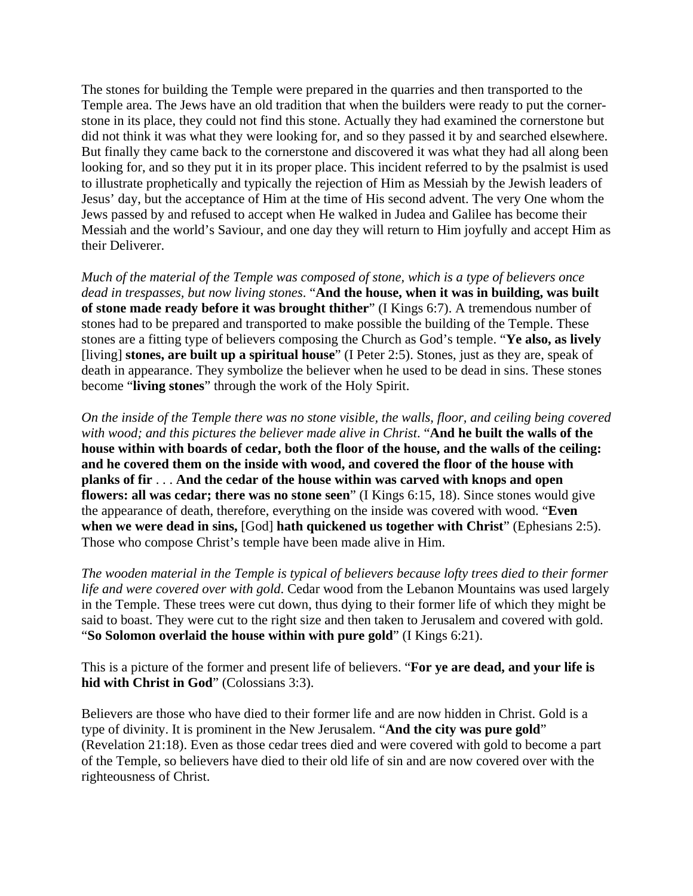The stones for building the Temple were prepared in the quarries and then transported to the Temple area. The Jews have an old tradition that when the builders were ready to put the cornerstone in its place, they could not find this stone. Actually they had examined the cornerstone but did not think it was what they were looking for, and so they passed it by and searched elsewhere. But finally they came back to the cornerstone and discovered it was what they had all along been looking for, and so they put it in its proper place. This incident referred to by the psalmist is used to illustrate prophetically and typically the rejection of Him as Messiah by the Jewish leaders of Jesus' day, but the acceptance of Him at the time of His second advent. The very One whom the Jews passed by and refused to accept when He walked in Judea and Galilee has become their Messiah and the world's Saviour, and one day they will return to Him joyfully and accept Him as their Deliverer.

*Much of the material of the Temple was composed of stone, which is a type of believers once dead in trespasses, but now living stones*. "**And the house, when it was in building, was built of stone made ready before it was brought thither**" (I Kings 6:7). A tremendous number of stones had to be prepared and transported to make possible the building of the Temple. These stones are a fitting type of believers composing the Church as God's temple. "**Ye also, as lively** [living] **stones, are built up a spiritual house**" (I Peter 2:5). Stones, just as they are, speak of death in appearance. They symbolize the believer when he used to be dead in sins. These stones become "**living stones**" through the work of the Holy Spirit.

*On the inside of the Temple there was no stone visible, the walls, floor, and ceiling being covered with wood; and this pictures the believer made alive in Christ*. "**And he built the walls of the house within with boards of cedar, both the floor of the house, and the walls of the ceiling: and he covered them on the inside with wood, and covered the floor of the house with planks of fir** . . . **And the cedar of the house within was carved with knops and open flowers: all was cedar; there was no stone seen**" (I Kings 6:15, 18). Since stones would give the appearance of death, therefore, everything on the inside was covered with wood. "**Even when we were dead in sins,** [God] **hath quickened us together with Christ**" (Ephesians 2:5). Those who compose Christ's temple have been made alive in Him.

*The wooden material in the Temple is typical of believers because lofty trees died to their former life and were covered over with gold*. Cedar wood from the Lebanon Mountains was used largely in the Temple. These trees were cut down, thus dying to their former life of which they might be said to boast. They were cut to the right size and then taken to Jerusalem and covered with gold. "**So Solomon overlaid the house within with pure gold**" (I Kings 6:21).

This is a picture of the former and present life of believers. "**For ye are dead, and your life is hid with Christ in God**" (Colossians 3:3).

Believers are those who have died to their former life and are now hidden in Christ. Gold is a type of divinity. It is prominent in the New Jerusalem. "**And the city was pure gold**" (Revelation 21:18). Even as those cedar trees died and were covered with gold to become a part of the Temple, so believers have died to their old life of sin and are now covered over with the righteousness of Christ.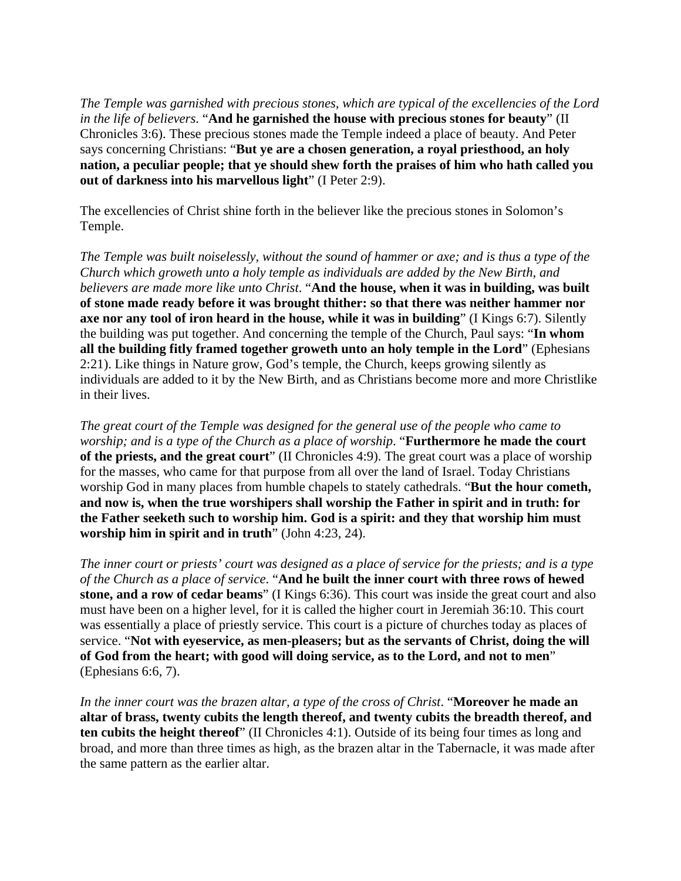*The Temple was garnished with precious stones, which are typical of the excellencies of the Lord in the life of believers*. "**And he garnished the house with precious stones for beauty**" (II Chronicles 3:6). These precious stones made the Temple indeed a place of beauty. And Peter says concerning Christians: "**But ye are a chosen generation, a royal priesthood, an holy nation, a peculiar people; that ye should shew forth the praises of him who hath called you out of darkness into his marvellous light**" (I Peter 2:9).

The excellencies of Christ shine forth in the believer like the precious stones in Solomon's Temple.

*The Temple was built noiselessly, without the sound of hammer or axe; and is thus a type of the Church which groweth unto a holy temple as individuals are added by the New Birth, and believers are made more like unto Christ*. "**And the house, when it was in building, was built of stone made ready before it was brought thither: so that there was neither hammer nor axe nor any tool of iron heard in the house, while it was in building**" (I Kings 6:7). Silently the building was put together. And concerning the temple of the Church, Paul says: "**In whom all the building fitly framed together groweth unto an holy temple in the Lord**" (Ephesians 2:21). Like things in Nature grow, God's temple, the Church, keeps growing silently as individuals are added to it by the New Birth, and as Christians become more and more Christlike in their lives.

*The great court of the Temple was designed for the general use of the people who came to worship; and is a type of the Church as a place of worship*. "**Furthermore he made the court of the priests, and the great court**" (II Chronicles 4:9). The great court was a place of worship for the masses, who came for that purpose from all over the land of Israel. Today Christians worship God in many places from humble chapels to stately cathedrals. "**But the hour cometh, and now is, when the true worshipers shall worship the Father in spirit and in truth: for the Father seeketh such to worship him. God is a spirit: and they that worship him must worship him in spirit and in truth**" (John 4:23, 24).

*The inner court or priests' court was designed as a place of service for the priests; and is a type of the Church as a place of service*. "**And he built the inner court with three rows of hewed stone, and a row of cedar beams**" (I Kings 6:36). This court was inside the great court and also must have been on a higher level, for it is called the higher court in Jeremiah 36:10. This court was essentially a place of priestly service. This court is a picture of churches today as places of service. "**Not with eyeservice, as men-pleasers; but as the servants of Christ, doing the will of God from the heart; with good will doing service, as to the Lord, and not to men**" (Ephesians 6:6, 7).

*In the inner court was the brazen altar, a type of the cross of Christ*. "**Moreover he made an altar of brass, twenty cubits the length thereof, and twenty cubits the breadth thereof, and ten cubits the height thereof**" (II Chronicles 4:1). Outside of its being four times as long and broad, and more than three times as high, as the brazen altar in the Tabernacle, it was made after the same pattern as the earlier altar.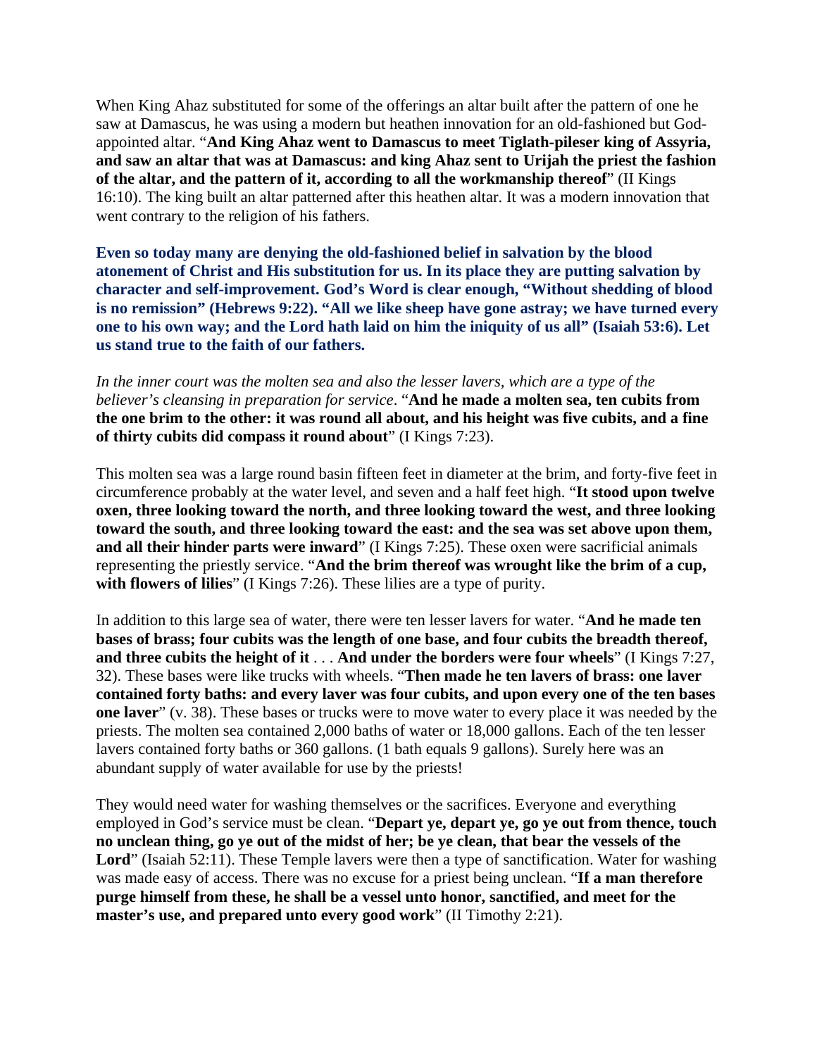When King Ahaz substituted for some of the offerings an altar built after the pattern of one he saw at Damascus, he was using a modern but heathen innovation for an old-fashioned but God-appointed altar. "**And King Ahaz went to Damascus to meet Tiglath-pileser king of Assyria, and saw an altar that was at Damascus: and king Ahaz sent to Urijah the priest the fashion of the altar, and the pattern of it, according to all the workmanship thereof**" (II Kings 16:10). The king built an altar patterned after this heathen altar. It was a modern innovation that went contrary to the religion of his fathers.

**Even so today many are denying the old-fashioned belief in salvation by the blood atonement of Christ and His substitution for us. In its place they are putting salvation by character and self-improvement. God's Word is clear enough, "Without shedding of blood is no remission" (Hebrews 9:22). "All we like sheep have gone astray; we have turned every one to his own way; and the Lord hath laid on him the iniquity of us all" (Isaiah 53:6). Let us stand true to the faith of our fathers.**

*In the inner court was the molten sea and also the lesser lavers, which are a type of the believer's cleansing in preparation for service*. "**And he made a molten sea, ten cubits from the one brim to the other: it was round all about, and his height was five cubits, and a fine of thirty cubits did compass it round about**" (I Kings 7:23).

This molten sea was a large round basin fifteen feet in diameter at the brim, and forty-five feet in circumference probably at the water level, and seven and a half feet high. "**It stood upon twelve oxen, three looking toward the north, and three looking toward the west, and three looking toward the south, and three looking toward the east: and the sea was set above upon them, and all their hinder parts were inward**" (I Kings 7:25). These oxen were sacrificial animals representing the priestly service. "**And the brim thereof was wrought like the brim of a cup, with flowers of lilies**" (I Kings 7:26). These lilies are a type of purity.

In addition to this large sea of water, there were ten lesser lavers for water. "**And he made ten bases of brass; four cubits was the length of one base, and four cubits the breadth thereof, and three cubits the height of it** . . . **And under the borders were four wheels**" (I Kings 7:27, 32). These bases were like trucks with wheels. "**Then made he ten lavers of brass: one laver contained forty baths: and every laver was four cubits, and upon every one of the ten bases one laver**" (v. 38). These bases or trucks were to move water to every place it was needed by the priests. The molten sea contained 2,000 baths of water or 18,000 gallons. Each of the ten lesser lavers contained forty baths or 360 gallons. (1 bath equals 9 gallons). Surely here was an abundant supply of water available for use by the priests!

They would need water for washing themselves or the sacrifices. Everyone and everything employed in God's service must be clean. "**Depart ye, depart ye, go ye out from thence, touch no unclean thing, go ye out of the midst of her; be ye clean, that bear the vessels of the Lord**" (Isaiah 52:11). These Temple lavers were then a type of sanctification. Water for washing was made easy of access. There was no excuse for a priest being unclean. "**If a man therefore purge himself from these, he shall be a vessel unto honor, sanctified, and meet for the master's use, and prepared unto every good work**" (II Timothy 2:21).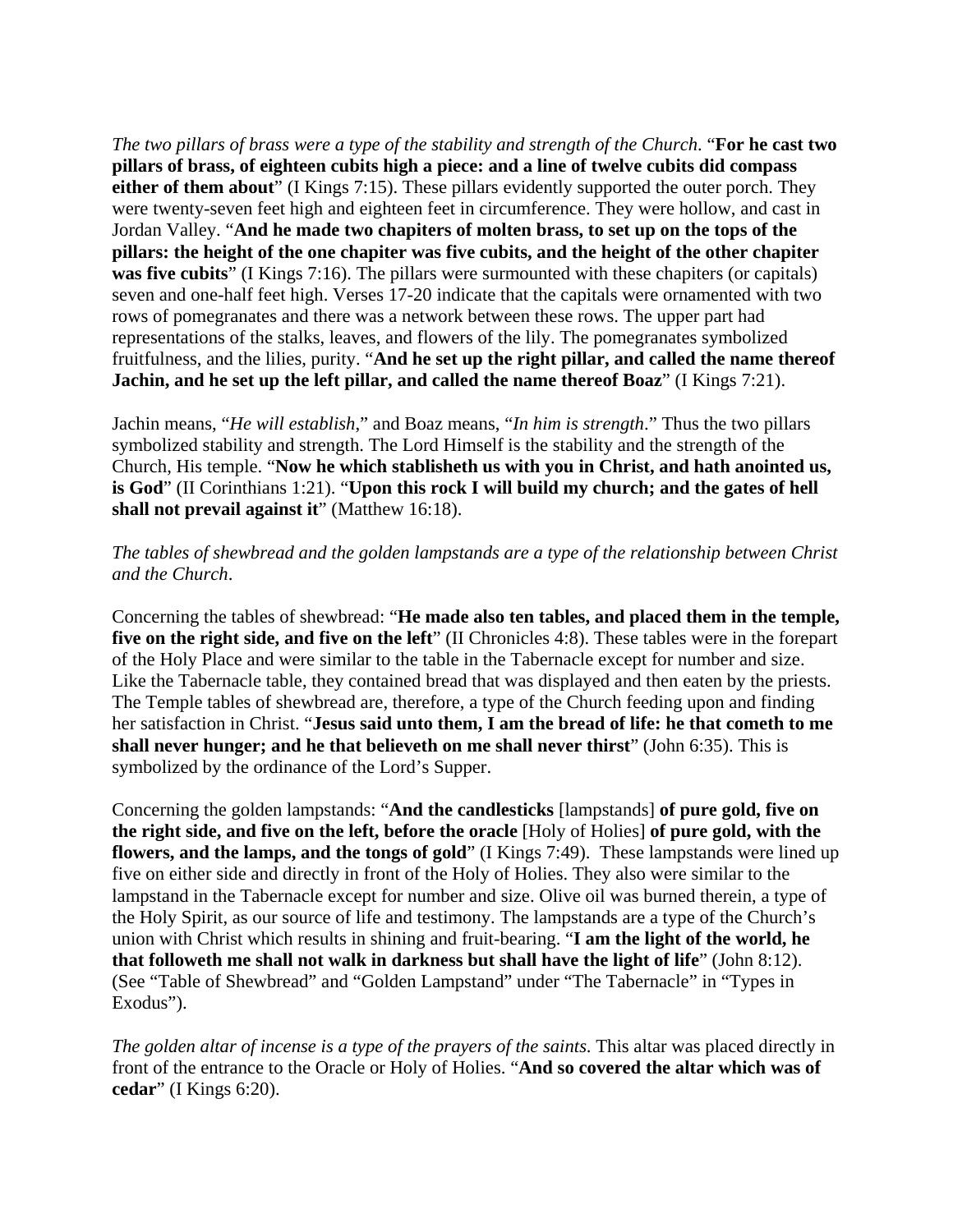*The two pillars of brass were a type of the stability and strength of the Church*. "**For he cast two pillars of brass, of eighteen cubits high a piece: and a line of twelve cubits did compass either of them about**" (I Kings 7:15). These pillars evidently supported the outer porch. They were twenty-seven feet high and eighteen feet in circumference. They were hollow, and cast in Jordan Valley. "**And he made two chapiters of molten brass, to set up on the tops of the pillars: the height of the one chapiter was five cubits, and the height of the other chapiter was five cubits**" (I Kings 7:16). The pillars were surmounted with these chapiters (or capitals) seven and one-half feet high. Verses 17-20 indicate that the capitals were ornamented with two rows of pomegranates and there was a network between these rows. The upper part had representations of the stalks, leaves, and flowers of the lily. The pomegranates symbolized fruitfulness, and the lilies, purity. "**And he set up the right pillar, and called the name thereof Jachin, and he set up the left pillar, and called the name thereof Boaz**" (I Kings 7:21).

Jachin means, "*He will establish*," and Boaz means, "*In him is strength*." Thus the two pillars symbolized stability and strength. The Lord Himself is the stability and the strength of the Church, His temple. "**Now he which stablisheth us with you in Christ, and hath anointed us, is God**" (II Corinthians 1:21). "**Upon this rock I will build my church; and the gates of hell shall not prevail against it**" (Matthew 16:18).

*The tables of shewbread and the golden lampstands are a type of the relationship between Christ and the Church*.

Concerning the tables of shewbread: "**He made also ten tables, and placed them in the temple, five on the right side, and five on the left**" (II Chronicles 4:8). These tables were in the forepart of the Holy Place and were similar to the table in the Tabernacle except for number and size. Like the Tabernacle table, they contained bread that was displayed and then eaten by the priests. The Temple tables of shewbread are, therefore, a type of the Church feeding upon and finding her satisfaction in Christ. "**Jesus said unto them, I am the bread of life: he that cometh to me shall never hunger; and he that believeth on me shall never thirst**" (John 6:35). This is symbolized by the ordinance of the Lord's Supper.

Concerning the golden lampstands: "**And the candlesticks** [lampstands] **of pure gold, five on the right side, and five on the left, before the oracle** [Holy of Holies] **of pure gold, with the flowers, and the lamps, and the tongs of gold**" (I Kings 7:49). These lampstands were lined up five on either side and directly in front of the Holy of Holies. They also were similar to the lampstand in the Tabernacle except for number and size. Olive oil was burned therein, a type of the Holy Spirit, as our source of life and testimony. The lampstands are a type of the Church's union with Christ which results in shining and fruit-bearing. "**I am the light of the world, he that followeth me shall not walk in darkness but shall have the light of life**" (John 8:12). (See "Table of Shewbread" and "Golden Lampstand" under "The Tabernacle" in "Types in Exodus").

*The golden altar of incense is a type of the prayers of the saints*. This altar was placed directly in front of the entrance to the Oracle or Holy of Holies. "**And so covered the altar which was of cedar**" (I Kings 6:20).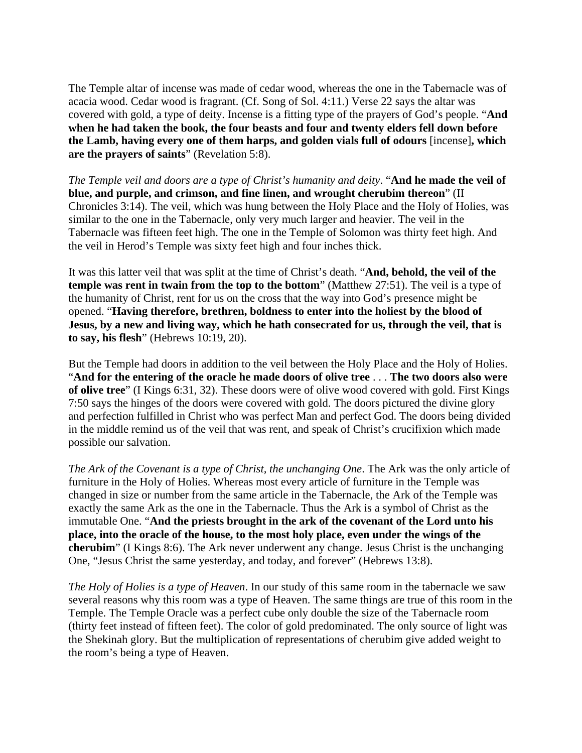The Temple altar of incense was made of cedar wood, whereas the one in the Tabernacle was of acacia wood. Cedar wood is fragrant. (Cf. Song of Sol. 4:11.) Verse 22 says the altar was covered with gold, a type of deity. Incense is a fitting type of the prayers of God's people. "**And when he had taken the book, the four beasts and four and twenty elders fell down before the Lamb, having every one of them harps, and golden vials full of odours** [incense]**, which are the prayers of saints**" (Revelation 5:8).

*The Temple veil and doors are a type of Christ's humanity and deity*. "**And he made the veil of blue, and purple, and crimson, and fine linen, and wrought cherubim thereon**" (II Chronicles 3:14). The veil, which was hung between the Holy Place and the Holy of Holies, was similar to the one in the Tabernacle, only very much larger and heavier. The veil in the Tabernacle was fifteen feet high. The one in the Temple of Solomon was thirty feet high. And the veil in Herod's Temple was sixty feet high and four inches thick.

It was this latter veil that was split at the time of Christ's death. "**And, behold, the veil of the temple was rent in twain from the top to the bottom**" (Matthew 27:51). The veil is a type of the humanity of Christ, rent for us on the cross that the way into God's presence might be opened. "**Having therefore, brethren, boldness to enter into the holiest by the blood of Jesus, by a new and living way, which he hath consecrated for us, through the veil, that is to say, his flesh**" (Hebrews 10:19, 20).

But the Temple had doors in addition to the veil between the Holy Place and the Holy of Holies. "**And for the entering of the oracle he made doors of olive tree** . . . **The two doors also were of olive tree**" (I Kings 6:31, 32). These doors were of olive wood covered with gold. First Kings 7:50 says the hinges of the doors were covered with gold. The doors pictured the divine glory and perfection fulfilled in Christ who was perfect Man and perfect God. The doors being divided in the middle remind us of the veil that was rent, and speak of Christ's crucifixion which made possible our salvation.

*The Ark of the Covenant is a type of Christ, the unchanging One*. The Ark was the only article of furniture in the Holy of Holies. Whereas most every article of furniture in the Temple was changed in size or number from the same article in the Tabernacle, the Ark of the Temple was exactly the same Ark as the one in the Tabernacle. Thus the Ark is a symbol of Christ as the immutable One. "**And the priests brought in the ark of the covenant of the Lord unto his place, into the oracle of the house, to the most holy place, even under the wings of the cherubim**" (I Kings 8:6). The Ark never underwent any change. Jesus Christ is the unchanging One, "Jesus Christ the same yesterday, and today, and forever" (Hebrews 13:8).

*The Holy of Holies is a type of Heaven*. In our study of this same room in the tabernacle we saw several reasons why this room was a type of Heaven. The same things are true of this room in the Temple. The Temple Oracle was a perfect cube only double the size of the Tabernacle room (thirty feet instead of fifteen feet). The color of gold predominated. The only source of light was the Shekinah glory. But the multiplication of representations of cherubim give added weight to the room's being a type of Heaven.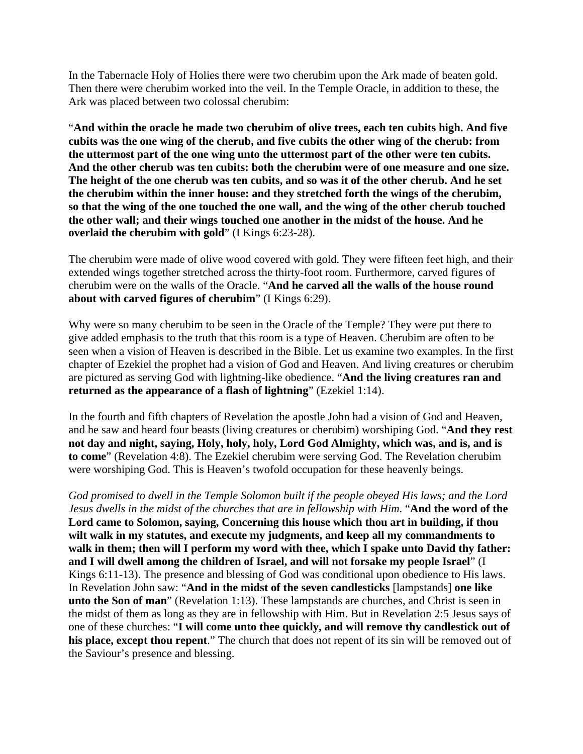In the Tabernacle Holy of Holies there were two cherubim upon the Ark made of beaten gold. Then there were cherubim worked into the veil. In the Temple Oracle, in addition to these, the Ark was placed between two colossal cherubim:

"**And within the oracle he made two cherubim of olive trees, each ten cubits high. And five cubits was the one wing of the cherub, and five cubits the other wing of the cherub: from the uttermost part of the one wing unto the uttermost part of the other were ten cubits. And the other cherub was ten cubits: both the cherubim were of one measure and one size. The height of the one cherub was ten cubits, and so was it of the other cherub. And he set the cherubim within the inner house: and they stretched forth the wings of the cherubim, so that the wing of the one touched the one wall, and the wing of the other cherub touched the other wall; and their wings touched one another in the midst of the house. And he overlaid the cherubim with gold**" (I Kings 6:23-28).

The cherubim were made of olive wood covered with gold. They were fifteen feet high, and their extended wings together stretched across the thirty-foot room. Furthermore, carved figures of cherubim were on the walls of the Oracle. "**And he carved all the walls of the house round about with carved figures of cherubim**" (I Kings 6:29).

Why were so many cherubim to be seen in the Oracle of the Temple? They were put there to give added emphasis to the truth that this room is a type of Heaven. Cherubim are often to be seen when a vision of Heaven is described in the Bible. Let us examine two examples. In the first chapter of Ezekiel the prophet had a vision of God and Heaven. And living creatures or cherubim are pictured as serving God with lightning-like obedience. "**And the living creatures ran and returned as the appearance of a flash of lightning**" (Ezekiel 1:14).

In the fourth and fifth chapters of Revelation the apostle John had a vision of God and Heaven, and he saw and heard four beasts (living creatures or cherubim) worshiping God. "**And they rest not day and night, saying, Holy, holy, holy, Lord God Almighty, which was, and is, and is to come**" (Revelation 4:8). The Ezekiel cherubim were serving God. The Revelation cherubim were worshiping God. This is Heaven's twofold occupation for these heavenly beings.

*God promised to dwell in the Temple Solomon built if the people obeyed His laws; and the Lord Jesus dwells in the midst of the churches that are in fellowship with Him*. "**And the word of the Lord came to Solomon, saying, Concerning this house which thou art in building, if thou wilt walk in my statutes, and execute my judgments, and keep all my commandments to walk in them; then will I perform my word with thee, which I spake unto David thy father: and I will dwell among the children of Israel, and will not forsake my people Israel**" (I Kings 6:11-13). The presence and blessing of God was conditional upon obedience to His laws. In Revelation John saw: "**And in the midst of the seven candlesticks** [lampstands] **one like unto the Son of man**" (Revelation 1:13). These lampstands are churches, and Christ is seen in the midst of them as long as they are in fellowship with Him. But in Revelation 2:5 Jesus says of one of these churches: "**I will come unto thee quickly, and will remove thy candlestick out of his place, except thou repent**." The church that does not repent of its sin will be removed out of the Saviour's presence and blessing.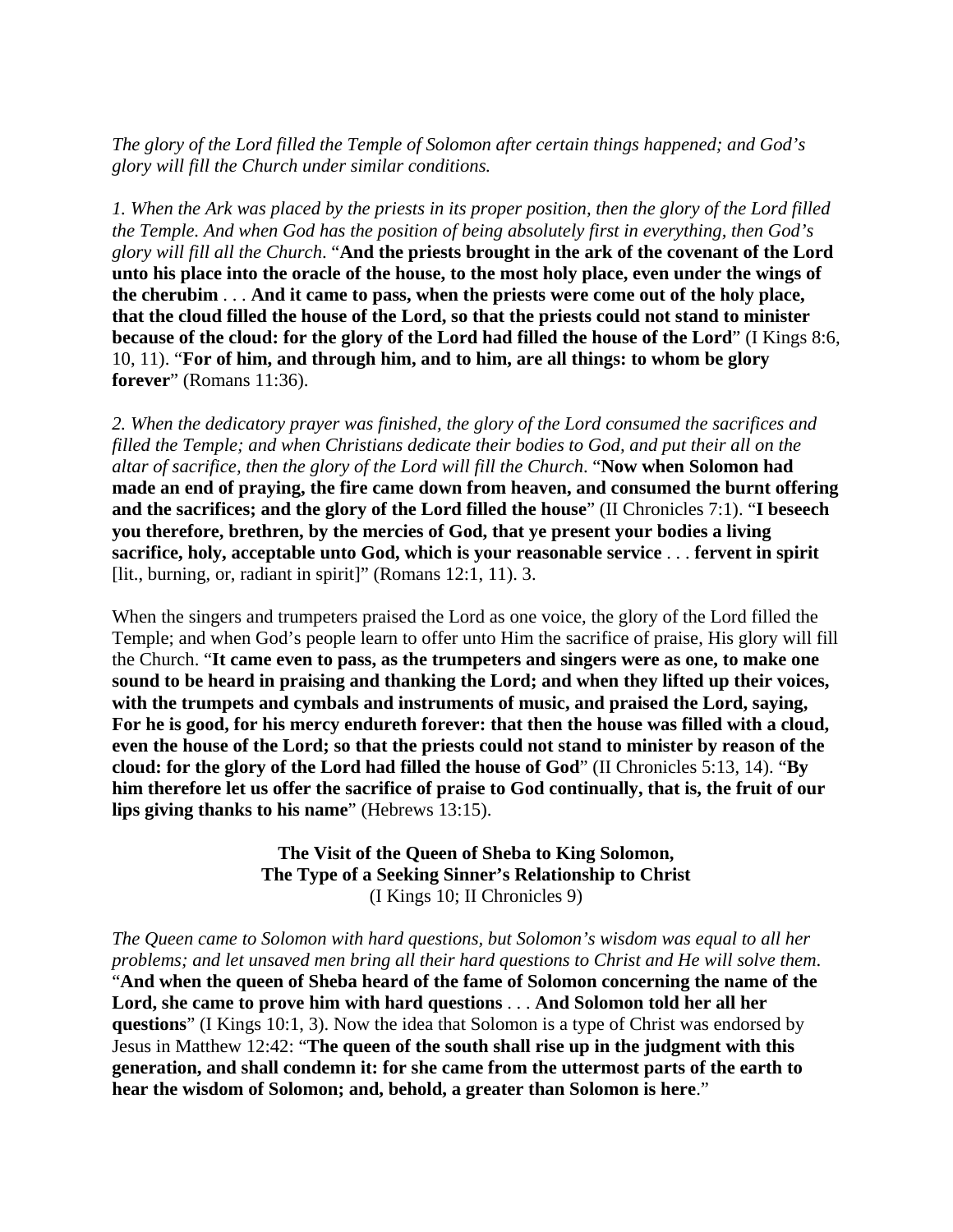*The glory of the Lord filled the Temple of Solomon after certain things happened; and God's glory will fill the Church under similar conditions.*

*1. When the Ark was placed by the priests in its proper position, then the glory of the Lord filled the Temple. And when God has the position of being absolutely first in everything, then God's glory will fill all the Church.* "**And the priests brought in the ark of the covenant of the Lord unto his place into the oracle of the house, to the most holy place, even under the wings of the cherubim** . . . **And it came to pass, when the priests were come out of the holy place, that the cloud filled the house of the Lord, so that the priests could not stand to minister because of the cloud: for the glory of the Lord had filled the house of the Lord**" (I Kings 8:6, 10, 11). "**For of him, and through him, and to him, are all things: to whom be glory forever**" (Romans 11:36).

*2. When the dedicatory prayer was finished, the glory of the Lord consumed the sacrifices and filled the Temple; and when Christians dedicate their bodies to God, and put their all on the altar of sacrifice, then the glory of the Lord will fill the Church.* "**Now when Solomon had made an end of praying, the fire came down from heaven, and consumed the burnt offering and the sacrifices; and the glory of the Lord filled the house**" (II Chronicles 7:1). "**I beseech you therefore, brethren, by the mercies of God, that ye present your bodies a living sacrifice, holy, acceptable unto God, which is your reasonable service** . . . **fervent in spirit** [lit., burning, or, radiant in spirit]" (Romans 12:1, 11). 3.

When the singers and trumpeters praised the Lord as one voice, the glory of the Lord filled the Temple; and when God's people learn to offer unto Him the sacrifice of praise, His glory will fill the Church. "**It came even to pass, as the trumpeters and singers were as one, to make one sound to be heard in praising and thanking the Lord; and when they lifted up their voices, with the trumpets and cymbals and instruments of music, and praised the Lord, saying, For he is good, for his mercy endureth forever: that then the house was filled with a cloud, even the house of the Lord; so that the priests could not stand to minister by reason of the cloud: for the glory of the Lord had filled the house of God**" (II Chronicles 5:13, 14). "**By him therefore let us offer the sacrifice of praise to God continually, that is, the fruit of our lips giving thanks to his name**" (Hebrews 13:15).

## The Visit of the Queen of Sheba to King Solomon, The Type of a Seeking Sinner's Relationship to Christ

(I Kings 10; II Chronicles 9)

*The Queen came to Solomon with hard questions, but Solomon's wisdom was equal to all her problems; and let unsaved men bring all their hard questions to Christ and He will solve them.* "**And when the queen of Sheba heard of the fame of Solomon concerning the name of the Lord, she came to prove him with hard questions** . . . **And Solomon told her all her questions**" (I Kings 10:1, 3). Now the idea that Solomon is a type of Christ was endorsed by Jesus in Matthew 12:42: "**The queen of the south shall rise up in the judgment with this generation, and shall condemn it: for she came from the uttermost parts of the earth to hear the wisdom of Solomon; and, behold, a greater than Solomon is here**."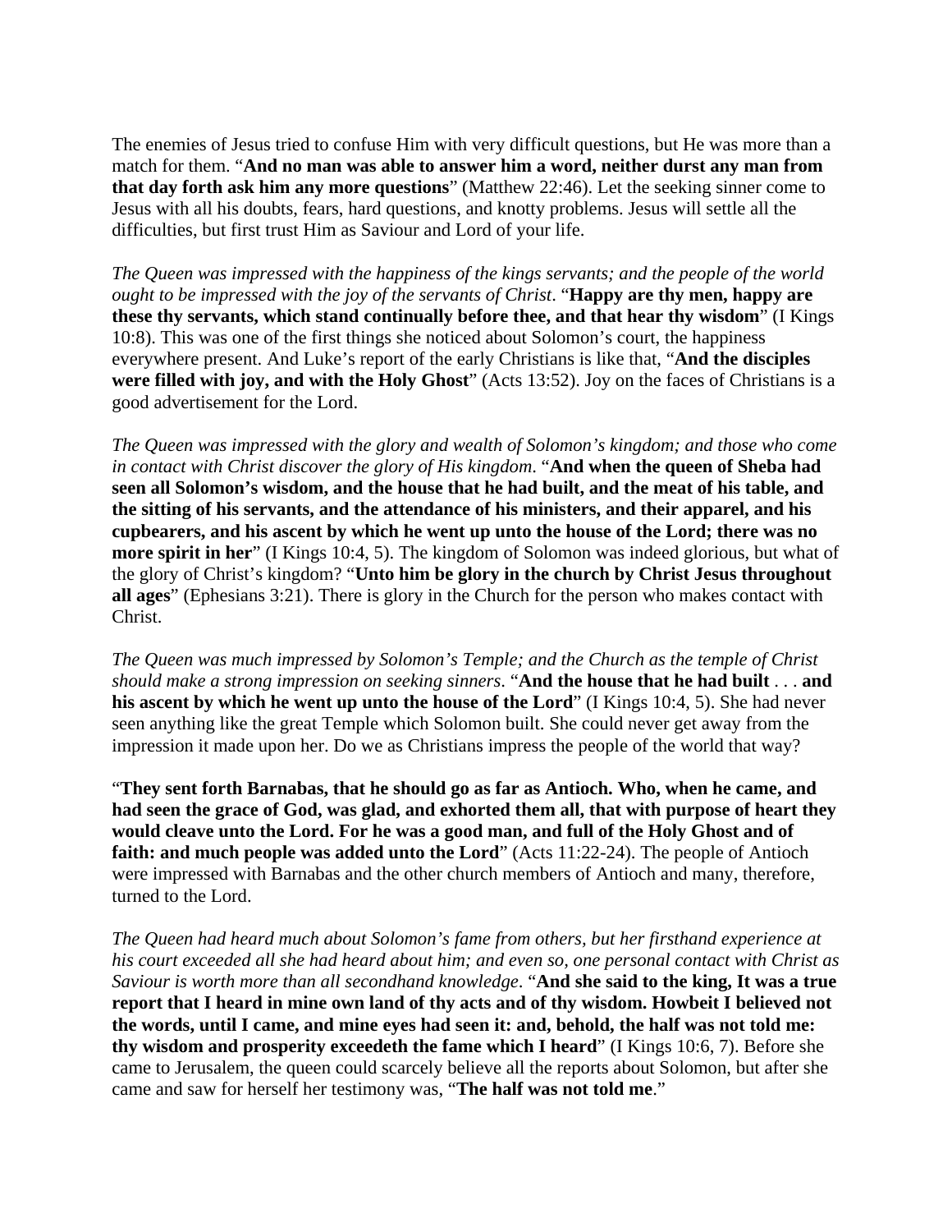The enemies of Jesus tried to confuse Him with very difficult questions, but He was more than a match for them. "**And no man was able to answer him a word, neither durst any man from that day forth ask him any more questions**" (Matthew 22:46). Let the seeking sinner come to Jesus with all his doubts, fears, hard questions, and knotty problems. Jesus will settle all the difficulties, but first trust Him as Saviour and Lord of your life.

*The Queen was impressed with the happiness of the kings servants; and the people of the world ought to be impressed with the joy of the servants of Christ*. "**Happy are thy men, happy are these thy servants, which stand continually before thee, and that hear thy wisdom**" (I Kings 10:8). This was one of the first things she noticed about Solomon's court, the happiness everywhere present. And Luke's report of the early Christians is like that, "**And the disciples were filled with joy, and with the Holy Ghost**" (Acts 13:52). Joy on the faces of Christians is a good advertisement for the Lord.

*The Queen was impressed with the glory and wealth of Solomon's kingdom; and those who come in contact with Christ discover the glory of His kingdom*. "**And when the queen of Sheba had seen all Solomon's wisdom, and the house that he had built, and the meat of his table, and the sitting of his servants, and the attendance of his ministers, and their apparel, and his cupbearers, and his ascent by which he went up unto the house of the Lord; there was no more spirit in her**" (I Kings 10:4, 5). The kingdom of Solomon was indeed glorious, but what of the glory of Christ's kingdom? "**Unto him be glory in the church by Christ Jesus throughout all ages**" (Ephesians 3:21). There is glory in the Church for the person who makes contact with Christ.

*The Queen was much impressed by Solomon's Temple; and the Church as the temple of Christ should make a strong impression on seeking sinners*. "**And the house that he had built** . . . **and his ascent by which he went up unto the house of the Lord**" (I Kings 10:4, 5). She had never seen anything like the great Temple which Solomon built. She could never get away from the impression it made upon her. Do we as Christians impress the people of the world that way?

"**They sent forth Barnabas, that he should go as far as Antioch. Who, when he came, and had seen the grace of God, was glad, and exhorted them all, that with purpose of heart they would cleave unto the Lord. For he was a good man, and full of the Holy Ghost and of faith: and much people was added unto the Lord**" (Acts 11:22-24). The people of Antioch were impressed with Barnabas and the other church members of Antioch and many, therefore, turned to the Lord.

*The Queen had heard much about Solomon's fame from others, but her firsthand experience at his court exceeded all she had heard about him; and even so, one personal contact with Christ as Saviour is worth more than all secondhand knowledge*. "**And she said to the king, It was a true report that I heard in mine own land of thy acts and of thy wisdom. Howbeit I believed not the words, until I came, and mine eyes had seen it: and, behold, the half was not told me: thy wisdom and prosperity exceedeth the fame which I heard**" (I Kings 10:6, 7). Before she came to Jerusalem, the queen could scarcely believe all the reports about Solomon, but after she came and saw for herself her testimony was, "**The half was not told me**."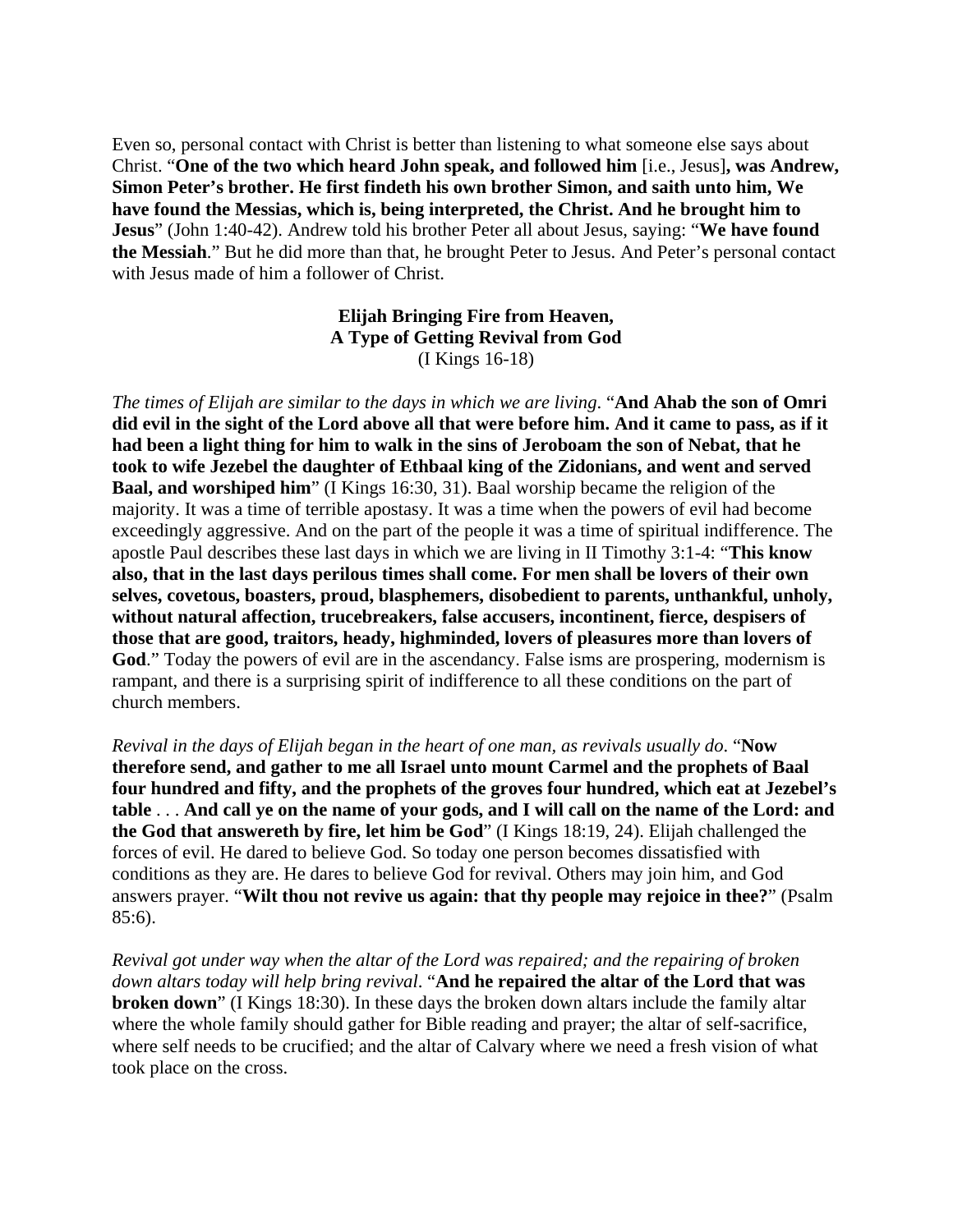Even so, personal contact with Christ is better than listening to what someone else says about Christ. "**One of the two which heard John speak, and followed him** [i.e., Jesus]**, was Andrew, Simon Peter's brother. He first findeth his own brother Simon, and saith unto him, We have found the Messias, which is, being interpreted, the Christ. And he brought him to Jesus**" (John 1:40-42). Andrew told his brother Peter all about Jesus, saying: "**We have found the Messiah**." But he did more than that, he brought Peter to Jesus. And Peter's personal contact with Jesus made of him a follower of Christ.

### Elijah Bringing Fire from Heaven, A Type of Getting Revival from God
(I Kings 16-18)

*The times of Elijah are similar to the days in which we are living*. "**And Ahab the son of Omri did evil in the sight of the Lord above all that were before him. And it came to pass, as if it had been a light thing for him to walk in the sins of Jeroboam the son of Nebat, that he took to wife Jezebel the daughter of Ethbaal king of the Zidonians, and went and served Baal, and worshiped him**" (I Kings 16:30, 31). Baal worship became the religion of the majority. It was a time of terrible apostasy. It was a time when the powers of evil had become exceedingly aggressive. And on the part of the people it was a time of spiritual indifference. The apostle Paul describes these last days in which we are living in II Timothy 3:1-4: "**This know also, that in the last days perilous times shall come. For men shall be lovers of their own selves, covetous, boasters, proud, blasphemers, disobedient to parents, unthankful, unholy, without natural affection, trucebreakers, false accusers, incontinent, fierce, despisers of those that are good, traitors, heady, highminded, lovers of pleasures more than lovers of God**." Today the powers of evil are in the ascendancy. False isms are prospering, modernism is rampant, and there is a surprising spirit of indifference to all these conditions on the part of church members.

*Revival in the days of Elijah began in the heart of one man, as revivals usually do*. "**Now therefore send, and gather to me all Israel unto mount Carmel and the prophets of Baal four hundred and fifty, and the prophets of the groves four hundred, which eat at Jezebel's table** . . . **And call ye on the name of your gods, and I will call on the name of the Lord: and the God that answereth by fire, let him be God**" (I Kings 18:19, 24). Elijah challenged the forces of evil. He dared to believe God. So today one person becomes dissatisfied with conditions as they are. He dares to believe God for revival. Others may join him, and God answers prayer. "**Wilt thou not revive us again: that thy people may rejoice in thee?**" (Psalm 85:6).

*Revival got under way when the altar of the Lord was repaired; and the repairing of broken down altars today will help bring revival*. "**And he repaired the altar of the Lord that was broken down**" (I Kings 18:30). In these days the broken down altars include the family altar where the whole family should gather for Bible reading and prayer; the altar of self-sacrifice, where self needs to be crucified; and the altar of Calvary where we need a fresh vision of what took place on the cross.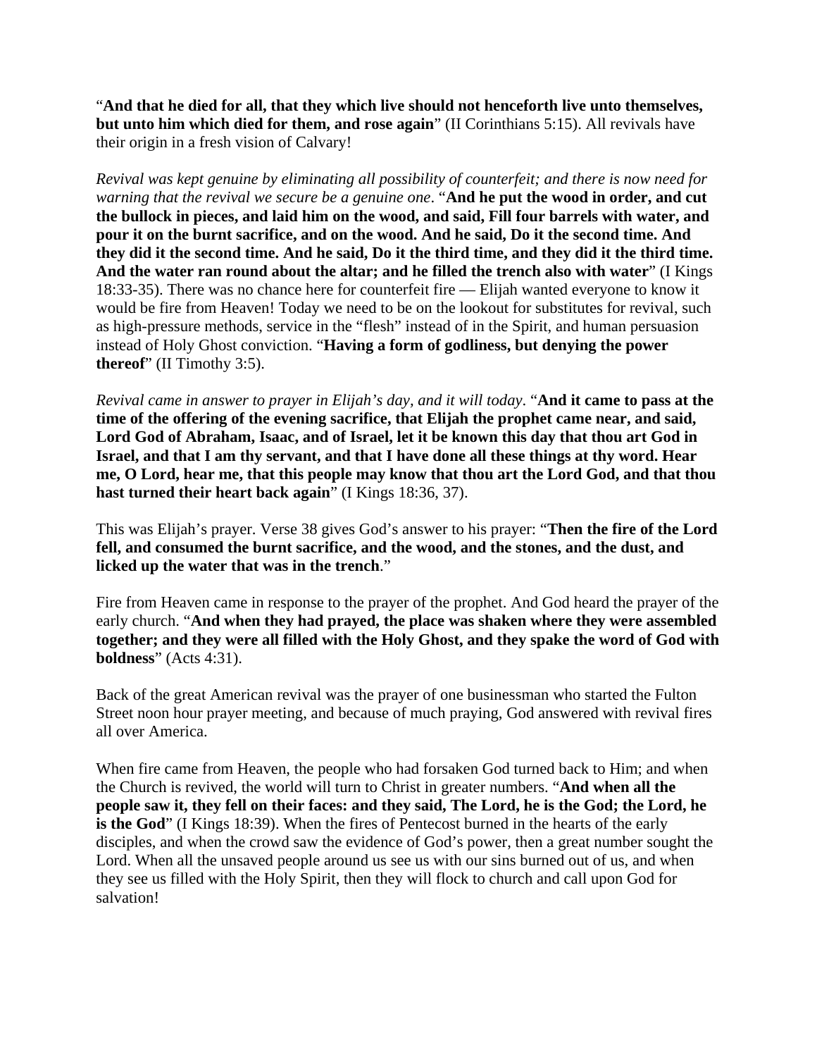“**And that he died for all, that they which live should not henceforth live unto themselves, but unto him which died for them, and rose again**” (II Corinthians 5:15). All revivals have their origin in a fresh vision of Calvary!

*Revival was kept genuine by eliminating all possibility of counterfeit; and there is now need for warning that the revival we secure be a genuine one*. “**And he put the wood in order, and cut the bullock in pieces, and laid him on the wood, and said, Fill four barrels with water, and pour it on the burnt sacrifice, and on the wood. And he said, Do it the second time. And they did it the second time. And he said, Do it the third time, and they did it the third time. And the water ran round about the altar; and he filled the trench also with water**” (I Kings 18:33-35). There was no chance here for counterfeit fire — Elijah wanted everyone to know it would be fire from Heaven! Today we need to be on the lookout for substitutes for revival, such as high-pressure methods, service in the “flesh” instead of in the Spirit, and human persuasion instead of Holy Ghost conviction. “**Having a form of godliness, but denying the power thereof**” (II Timothy 3:5).

*Revival came in answer to prayer in Elijah’s day, and it will today*. “**And it came to pass at the time of the offering of the evening sacrifice, that Elijah the prophet came near, and said, Lord God of Abraham, Isaac, and of Israel, let it be known this day that thou art God in Israel, and that I am thy servant, and that I have done all these things at thy word. Hear me, O Lord, hear me, that this people may know that thou art the Lord God, and that thou hast turned their heart back again**” (I Kings 18:36, 37).

This was Elijah’s prayer. Verse 38 gives God’s answer to his prayer: “**Then the fire of the Lord fell, and consumed the burnt sacrifice, and the wood, and the stones, and the dust, and licked up the water that was in the trench**.”

Fire from Heaven came in response to the prayer of the prophet. And God heard the prayer of the early church. “**And when they had prayed, the place was shaken where they were assembled together; and they were all filled with the Holy Ghost, and they spake the word of God with boldness**” (Acts 4:31).

Back of the great American revival was the prayer of one businessman who started the Fulton Street noon hour prayer meeting, and because of much praying, God answered with revival fires all over America.

When fire came from Heaven, the people who had forsaken God turned back to Him; and when the Church is revived, the world will turn to Christ in greater numbers. “**And when all the people saw it, they fell on their faces: and they said, The Lord, he is the God; the Lord, he is the God**” (I Kings 18:39). When the fires of Pentecost burned in the hearts of the early disciples, and when the crowd saw the evidence of God’s power, then a great number sought the Lord. When all the unsaved people around us see us with our sins burned out of us, and when they see us filled with the Holy Spirit, then they will flock to church and call upon God for salvation!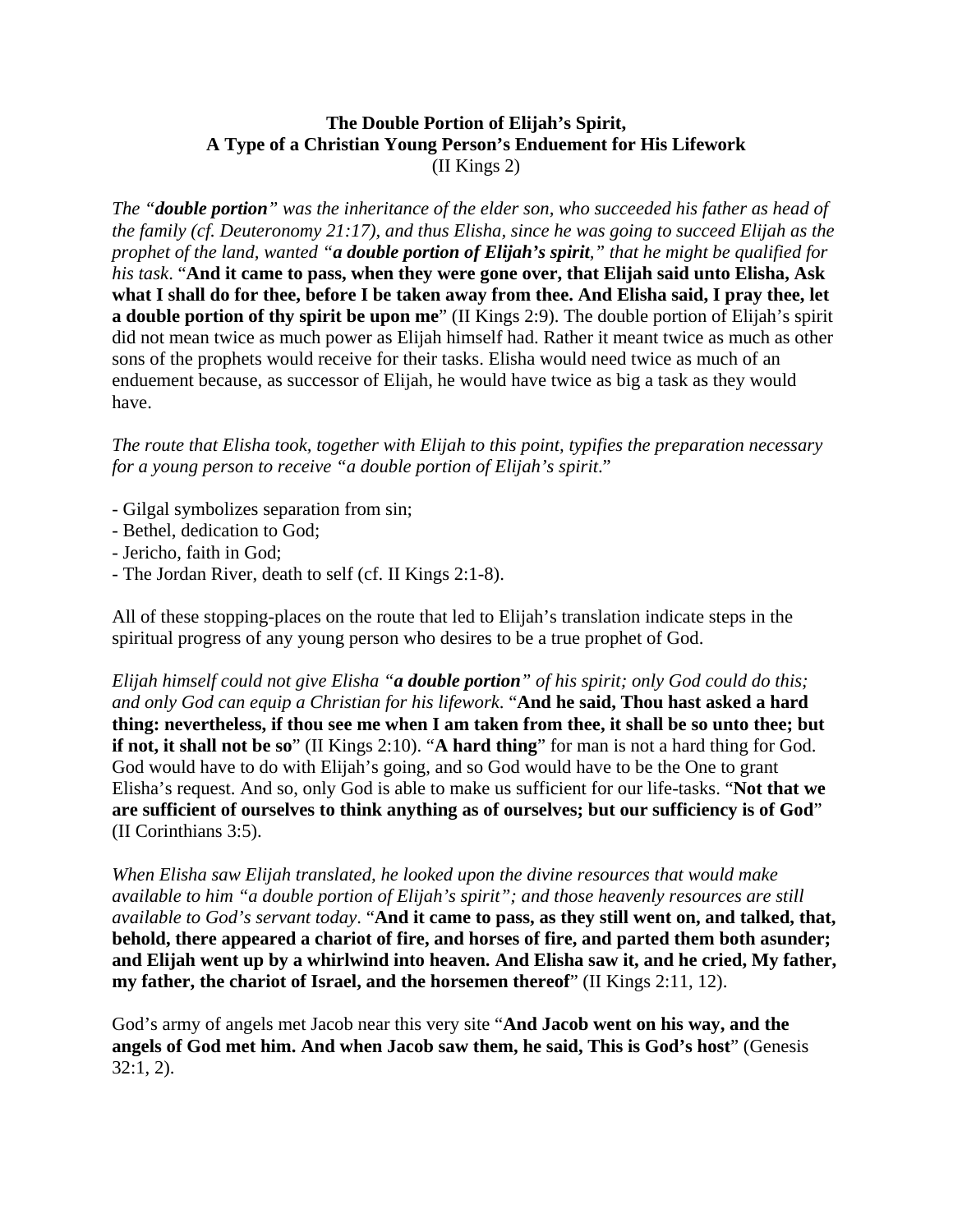**The Double Portion of Elijah's Spirit,**
**A Type of a Christian Young Person's Enduement for His Lifework**
(II Kings 2)

*The "**double portion**" was the inheritance of the elder son, who succeeded his father as head of the family (cf. Deuteronomy 21:17), and thus Elisha, since he was going to succeed Elijah as the prophet of the land, wanted "**a double portion of Elijah's spirit**," that he might be qualified for his task*. "**And it came to pass, when they were gone over, that Elijah said unto Elisha, Ask what I shall do for thee, before I be taken away from thee. And Elisha said, I pray thee, let a double portion of thy spirit be upon me**" (II Kings 2:9). The double portion of Elijah's spirit did not mean twice as much power as Elijah himself had. Rather it meant twice as much as other sons of the prophets would receive for their tasks. Elisha would need twice as much of an enduement because, as successor of Elijah, he would have twice as big a task as they would have.

*The route that Elisha took, together with Elijah to this point, typifies the preparation necessary for a young person to receive "a double portion of Elijah's spirit.*"

- Gilgal symbolizes separation from sin;
- Bethel, dedication to God;
- Jericho, faith in God;
- The Jordan River, death to self (cf. II Kings 2:1-8).

All of these stopping-places on the route that led to Elijah's translation indicate steps in the spiritual progress of any young person who desires to be a true prophet of God.

*Elijah himself could not give Elisha "**a double portion**" of his spirit; only God could do this; and only God can equip a Christian for his lifework*. "**And he said, Thou hast asked a hard thing: nevertheless, if thou see me when I am taken from thee, it shall be so unto thee; but if not, it shall not be so**" (II Kings 2:10). "**A hard thing**" for man is not a hard thing for God. God would have to do with Elijah's going, and so God would have to be the One to grant Elisha's request. And so, only God is able to make us sufficient for our life-tasks. "**Not that we are sufficient of ourselves to think anything as of ourselves; but our sufficiency is of God**" (II Corinthians 3:5).

*When Elisha saw Elijah translated, he looked upon the divine resources that would make available to him "a double portion of Elijah's spirit"; and those heavenly resources are still available to God's servant today*. "**And it came to pass, as they still went on, and talked, that, behold, there appeared a chariot of fire, and horses of fire, and parted them both asunder; and Elijah went up by a whirlwind into heaven. And Elisha saw it, and he cried, My father, my father, the chariot of Israel, and the horsemen thereof**" (II Kings 2:11, 12).

God's army of angels met Jacob near this very site "**And Jacob went on his way, and the angels of God met him. And when Jacob saw them, he said, This is God's host**" (Genesis 32:1, 2).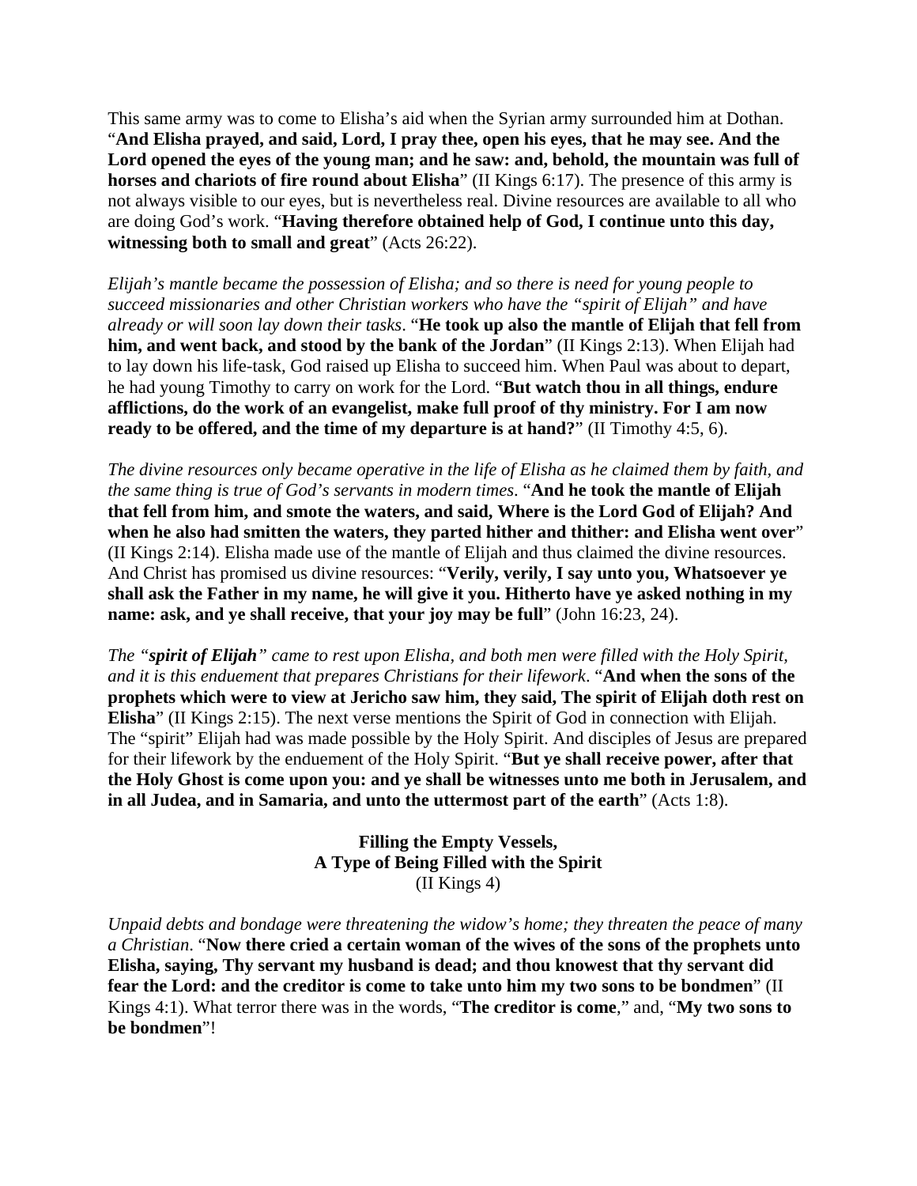This same army was to come to Elisha's aid when the Syrian army surrounded him at Dothan. "**And Elisha prayed, and said, Lord, I pray thee, open his eyes, that he may see. And the Lord opened the eyes of the young man; and he saw: and, behold, the mountain was full of horses and chariots of fire round about Elisha**" (II Kings 6:17). The presence of this army is not always visible to our eyes, but is nevertheless real. Divine resources are available to all who are doing God's work. "**Having therefore obtained help of God, I continue unto this day, witnessing both to small and great**" (Acts 26:22).

*Elijah's mantle became the possession of Elisha; and so there is need for young people to succeed missionaries and other Christian workers who have the "spirit of Elijah" and have already or will soon lay down their tasks*. "**He took up also the mantle of Elijah that fell from him, and went back, and stood by the bank of the Jordan**" (II Kings 2:13). When Elijah had to lay down his life-task, God raised up Elisha to succeed him. When Paul was about to depart, he had young Timothy to carry on work for the Lord. "**But watch thou in all things, endure afflictions, do the work of an evangelist, make full proof of thy ministry. For I am now ready to be offered, and the time of my departure is at hand?**" (II Timothy 4:5, 6).

*The divine resources only became operative in the life of Elisha as he claimed them by faith, and the same thing is true of God's servants in modern times*. "**And he took the mantle of Elijah that fell from him, and smote the waters, and said, Where is the Lord God of Elijah? And when he also had smitten the waters, they parted hither and thither: and Elisha went over**" (II Kings 2:14). Elisha made use of the mantle of Elijah and thus claimed the divine resources. And Christ has promised us divine resources: "**Verily, verily, I say unto you, Whatsoever ye shall ask the Father in my name, he will give it you. Hitherto have ye asked nothing in my name: ask, and ye shall receive, that your joy may be full**" (John 16:23, 24).

*The "**spirit of Elijah**" came to rest upon Elisha, and both men were filled with the Holy Spirit, and it is this enduement that prepares Christians for their lifework*. "**And when the sons of the prophets which were to view at Jericho saw him, they said, The spirit of Elijah doth rest on Elisha**" (II Kings 2:15). The next verse mentions the Spirit of God in connection with Elijah. The "spirit" Elijah had was made possible by the Holy Spirit. And disciples of Jesus are prepared for their lifework by the enduement of the Holy Spirit. "**But ye shall receive power, after that the Holy Ghost is come upon you: and ye shall be witnesses unto me both in Jerusalem, and in all Judea, and in Samaria, and unto the uttermost part of the earth**" (Acts 1:8).

## Filling the Empty Vessels, A Type of Being Filled with the Spirit
(II Kings 4)

*Unpaid debts and bondage were threatening the widow's home; they threaten the peace of many a Christian*. "**Now there cried a certain woman of the wives of the sons of the prophets unto Elisha, saying, Thy servant my husband is dead; and thou knowest that thy servant did fear the Lord: and the creditor is come to take unto him my two sons to be bondmen**" (II Kings 4:1). What terror there was in the words, "**The creditor is come**," and, "**My two sons to be bondmen**"!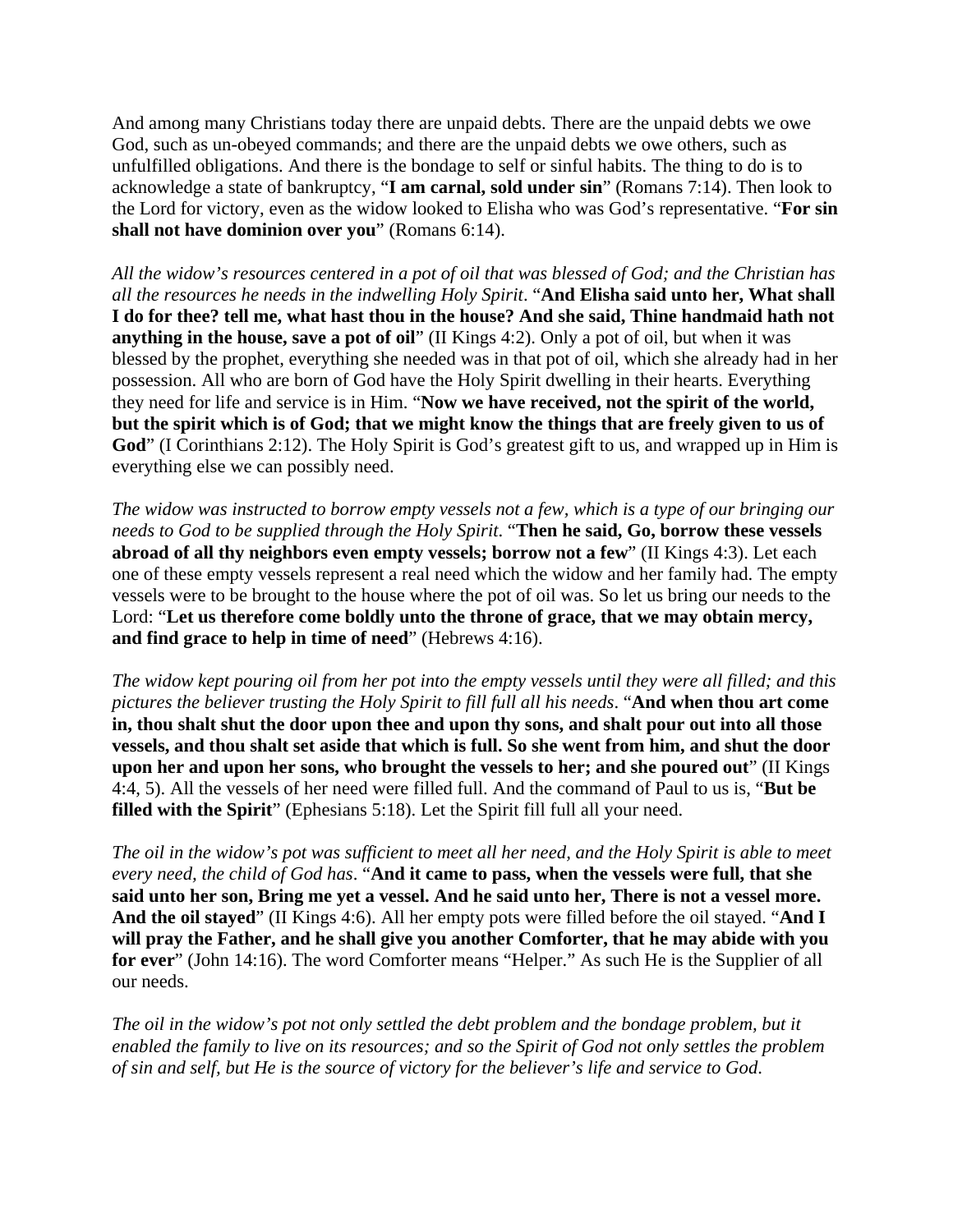And among many Christians today there are unpaid debts. There are the unpaid debts we owe God, such as un-obeyed commands; and there are the unpaid debts we owe others, such as unfulfilled obligations. And there is the bondage to self or sinful habits. The thing to do is to acknowledge a state of bankruptcy, "**I am carnal, sold under sin**" (Romans 7:14). Then look to the Lord for victory, even as the widow looked to Elisha who was God's representative. "**For sin shall not have dominion over you**" (Romans 6:14).

*All the widow's resources centered in a pot of oil that was blessed of God; and the Christian has all the resources he needs in the indwelling Holy Spirit*. "**And Elisha said unto her, What shall I do for thee? tell me, what hast thou in the house? And she said, Thine handmaid hath not anything in the house, save a pot of oil**" (II Kings 4:2). Only a pot of oil, but when it was blessed by the prophet, everything she needed was in that pot of oil, which she already had in her possession. All who are born of God have the Holy Spirit dwelling in their hearts. Everything they need for life and service is in Him. "**Now we have received, not the spirit of the world, but the spirit which is of God; that we might know the things that are freely given to us of God**" (I Corinthians 2:12). The Holy Spirit is God's greatest gift to us, and wrapped up in Him is everything else we can possibly need.

*The widow was instructed to borrow empty vessels not a few, which is a type of our bringing our needs to God to be supplied through the Holy Spirit*. "**Then he said, Go, borrow these vessels abroad of all thy neighbors even empty vessels; borrow not a few**" (II Kings 4:3). Let each one of these empty vessels represent a real need which the widow and her family had. The empty vessels were to be brought to the house where the pot of oil was. So let us bring our needs to the Lord: "**Let us therefore come boldly unto the throne of grace, that we may obtain mercy, and find grace to help in time of need**" (Hebrews 4:16).

*The widow kept pouring oil from her pot into the empty vessels until they were all filled; and this pictures the believer trusting the Holy Spirit to fill full all his needs*. "**And when thou art come in, thou shalt shut the door upon thee and upon thy sons, and shalt pour out into all those vessels, and thou shalt set aside that which is full. So she went from him, and shut the door upon her and upon her sons, who brought the vessels to her; and she poured out**" (II Kings 4:4, 5). All the vessels of her need were filled full. And the command of Paul to us is, "**But be filled with the Spirit**" (Ephesians 5:18). Let the Spirit fill full all your need.

*The oil in the widow's pot was sufficient to meet all her need, and the Holy Spirit is able to meet every need, the child of God has*. "**And it came to pass, when the vessels were full, that she said unto her son, Bring me yet a vessel. And he said unto her, There is not a vessel more. And the oil stayed**" (II Kings 4:6). All her empty pots were filled before the oil stayed. "**And I will pray the Father, and he shall give you another Comforter, that he may abide with you for ever**" (John 14:16). The word Comforter means "Helper." As such He is the Supplier of all our needs.

*The oil in the widow's pot not only settled the debt problem and the bondage problem, but it enabled the family to live on its resources; and so the Spirit of God not only settles the problem of sin and self, but He is the source of victory for the believer's life and service to God.*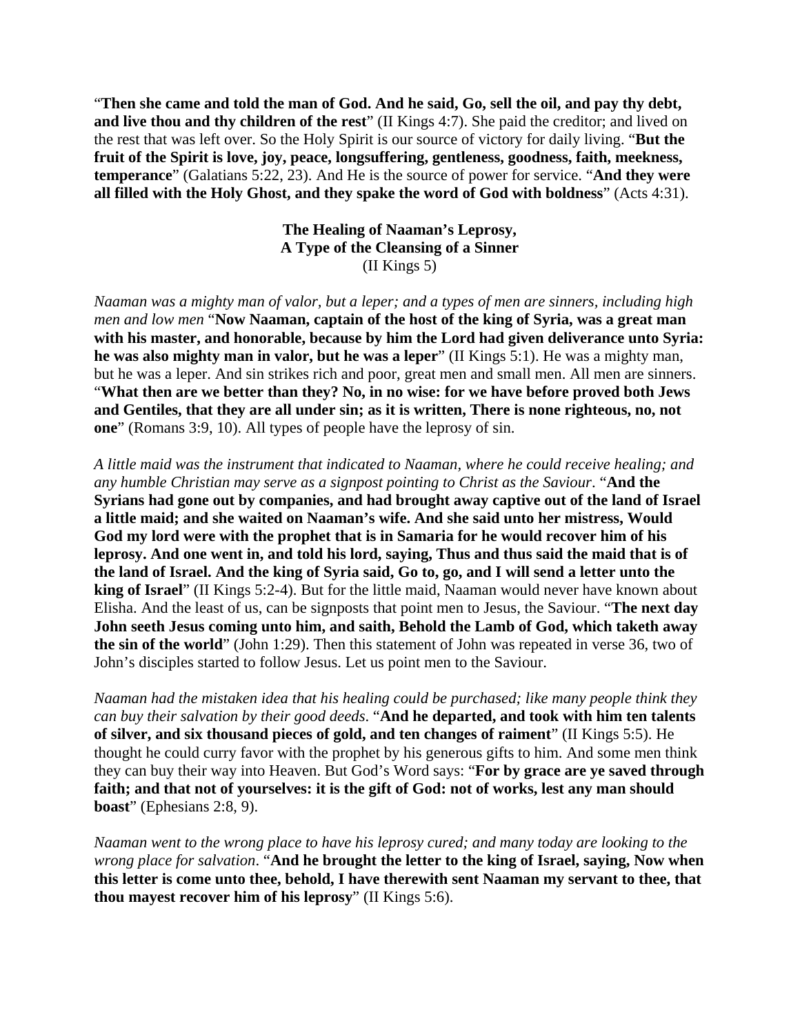“**Then she came and told the man of God. And he said, Go, sell the oil, and pay thy debt, and live thou and thy children of the rest**” (II Kings 4:7). She paid the creditor; and lived on the rest that was left over. So the Holy Spirit is our source of victory for daily living. “**But the fruit of the Spirit is love, joy, peace, longsuffering, gentleness, goodness, faith, meekness, temperance**” (Galatians 5:22, 23). And He is the source of power for service. “**And they were all filled with the Holy Ghost, and they spake the word of God with boldness**” (Acts 4:31).

**The Healing of Naaman’s Leprosy,**
**A Type of the Cleansing of a Sinner**
(II Kings 5)

*Naaman was a mighty man of valor, but a leper; and a types of men are sinners, including high men and low men* “**Now Naaman, captain of the host of the king of Syria, was a great man with his master, and honorable, because by him the Lord had given deliverance unto Syria: he was also mighty man in valor, but he was a leper**” (II Kings 5:1). He was a mighty man, but he was a leper. And sin strikes rich and poor, great men and small men. All men are sinners. “**What then are we better than they? No, in no wise: for we have before proved both Jews and Gentiles, that they are all under sin; as it is written, There is none righteous, no, not one**” (Romans 3:9, 10). All types of people have the leprosy of sin.

*A little maid was the instrument that indicated to Naaman, where he could receive healing; and any humble Christian may serve as a signpost pointing to Christ as the Saviour*. “**And the Syrians had gone out by companies, and had brought away captive out of the land of Israel a little maid; and she waited on Naaman’s wife. And she said unto her mistress, Would God my lord were with the prophet that is in Samaria for he would recover him of his leprosy. And one went in, and told his lord, saying, Thus and thus said the maid that is of the land of Israel. And the king of Syria said, Go to, go, and I will send a letter unto the king of Israel**” (II Kings 5:2-4). But for the little maid, Naaman would never have known about Elisha. And the least of us, can be signposts that point men to Jesus, the Saviour. “**The next day John seeth Jesus coming unto him, and saith, Behold the Lamb of God, which taketh away the sin of the world**” (John 1:29). Then this statement of John was repeated in verse 36, two of John’s disciples started to follow Jesus. Let us point men to the Saviour.

*Naaman had the mistaken idea that his healing could be purchased; like many people think they can buy their salvation by their good deeds*. “**And he departed, and took with him ten talents of silver, and six thousand pieces of gold, and ten changes of raiment**” (II Kings 5:5). He thought he could curry favor with the prophet by his generous gifts to him. And some men think they can buy their way into Heaven. But God’s Word says: “**For by grace are ye saved through faith; and that not of yourselves: it is the gift of God: not of works, lest any man should boast**” (Ephesians 2:8, 9).

*Naaman went to the wrong place to have his leprosy cured; and many today are looking to the wrong place for salvation*. “**And he brought the letter to the king of Israel, saying, Now when this letter is come unto thee, behold, I have therewith sent Naaman my servant to thee, that thou mayest recover him of his leprosy**” (II Kings 5:6).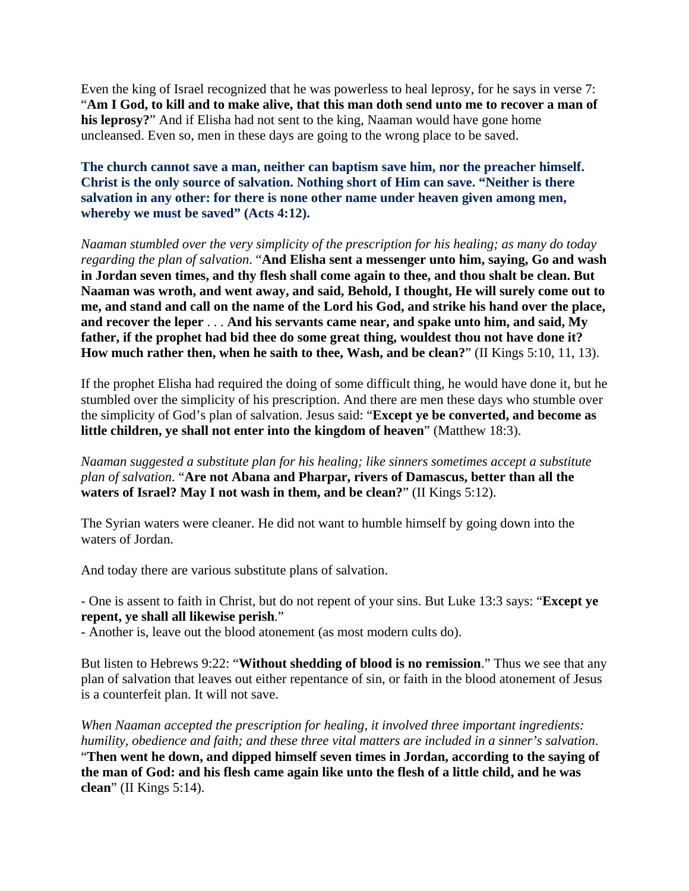Even the king of Israel recognized that he was powerless to heal leprosy, for he says in verse 7: "**Am I God, to kill and to make alive, that this man doth send unto me to recover a man of his leprosy?**" And if Elisha had not sent to the king, Naaman would have gone home uncleansed. Even so, men in these days are going to the wrong place to be saved.

**The church cannot save a man, neither can baptism save him, nor the preacher himself. Christ is the only source of salvation. Nothing short of Him can save. "Neither is there salvation in any other: for there is none other name under heaven given among men, whereby we must be saved" (Acts 4:12).**

*Naaman stumbled over the very simplicity of the prescription for his healing; as many do today regarding the plan of salvation.* "**And Elisha sent a messenger unto him, saying, Go and wash in Jordan seven times, and thy flesh shall come again to thee, and thou shalt be clean. But Naaman was wroth, and went away, and said, Behold, I thought, He will surely come out to me, and stand and call on the name of the Lord his God, and strike his hand over the place, and recover the leper** . . . **And his servants came near, and spake unto him, and said, My father, if the prophet had bid thee do some great thing, wouldest thou not have done it? How much rather then, when he saith to thee, Wash, and be clean?**" (II Kings 5:10, 11, 13).

If the prophet Elisha had required the doing of some difficult thing, he would have done it, but he stumbled over the simplicity of his prescription. And there are men these days who stumble over the simplicity of God's plan of salvation. Jesus said: "**Except ye be converted, and become as little children, ye shall not enter into the kingdom of heaven**" (Matthew 18:3).

*Naaman suggested a substitute plan for his healing; like sinners sometimes accept a substitute plan of salvation.* "**Are not Abana and Pharpar, rivers of Damascus, better than all the waters of Israel? May I not wash in them, and be clean?**" (II Kings 5:12).

The Syrian waters were cleaner. He did not want to humble himself by going down into the waters of Jordan.

And today there are various substitute plans of salvation.

- One is assent to faith in Christ, but do not repent of your sins. But Luke 13:3 says: "**Except ye repent, ye shall all likewise perish**."
- Another is, leave out the blood atonement (as most modern cults do).

But listen to Hebrews 9:22: "**Without shedding of blood is no remission**." Thus we see that any plan of salvation that leaves out either repentance of sin, or faith in the blood atonement of Jesus is a counterfeit plan. It will not save.

*When Naaman accepted the prescription for healing, it involved three important ingredients: humility, obedience and faith; and these three vital matters are included in a sinner's salvation.* "**Then went he down, and dipped himself seven times in Jordan, according to the saying of the man of God: and his flesh came again like unto the flesh of a little child, and he was clean**" (II Kings 5:14).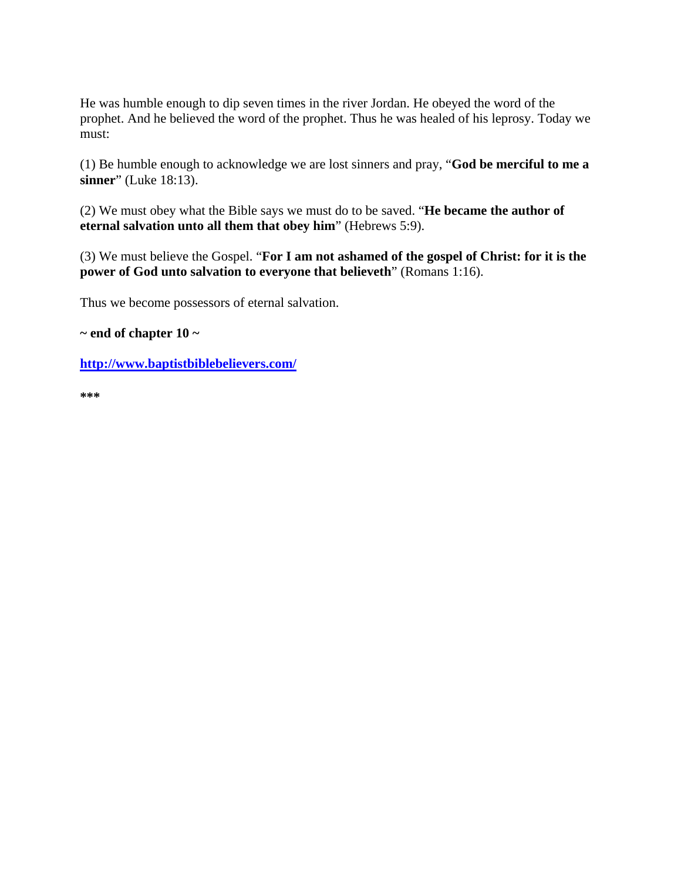He was humble enough to dip seven times in the river Jordan. He obeyed the word of the prophet. And he believed the word of the prophet. Thus he was healed of his leprosy. Today we must:

(1) Be humble enough to acknowledge we are lost sinners and pray, "**God be merciful to me a sinner**" (Luke 18:13).

(2) We must obey what the Bible says we must do to be saved. "**He became the author of eternal salvation unto all them that obey him**" (Hebrews 5:9).

(3) We must believe the Gospel. "**For I am not ashamed of the gospel of Christ: for it is the power of God unto salvation to everyone that believeth**" (Romans 1:16).

Thus we become possessors of eternal salvation.

**~ end of chapter 10 ~**

**http://www.baptistbiblebelievers.com/**

***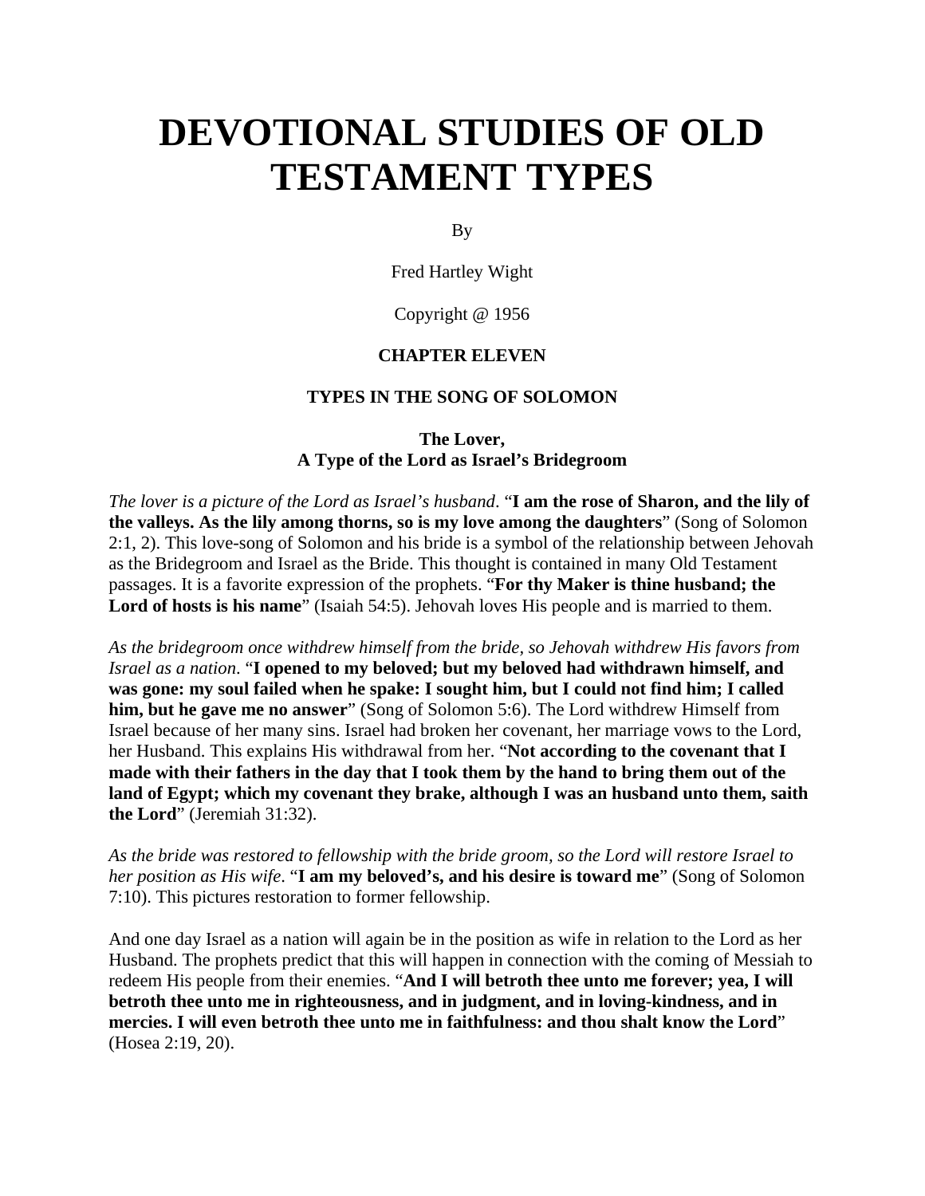# DEVOTIONAL STUDIES OF OLD TESTAMENT TYPES

By

Fred Hartley Wight

Copyright @ 1956

**CHAPTER ELEVEN**

**TYPES IN THE SONG OF SOLOMON**

**The Lover,**
**A Type of the Lord as Israel's Bridegroom**

*The lover is a picture of the Lord as Israel's husband*. "**I am the rose of Sharon, and the lily of the valleys. As the lily among thorns, so is my love among the daughters**" (Song of Solomon 2:1, 2). This love-song of Solomon and his bride is a symbol of the relationship between Jehovah as the Bridegroom and Israel as the Bride. This thought is contained in many Old Testament passages. It is a favorite expression of the prophets. "**For thy Maker is thine husband; the Lord of hosts is his name**" (Isaiah 54:5). Jehovah loves His people and is married to them.

*As the bridegroom once withdrew himself from the bride, so Jehovah withdrew His favors from Israel as a nation*. "**I opened to my beloved; but my beloved had withdrawn himself, and was gone: my soul failed when he spake: I sought him, but I could not find him; I called him, but he gave me no answer**" (Song of Solomon 5:6). The Lord withdrew Himself from Israel because of her many sins. Israel had broken her covenant, her marriage vows to the Lord, her Husband. This explains His withdrawal from her. "**Not according to the covenant that I made with their fathers in the day that I took them by the hand to bring them out of the land of Egypt; which my covenant they brake, although I was an husband unto them, saith the Lord**" (Jeremiah 31:32).

*As the bride was restored to fellowship with the bride groom, so the Lord will restore Israel to her position as His wife*. "**I am my beloved's, and his desire is toward me**" (Song of Solomon 7:10). This pictures restoration to former fellowship.

And one day Israel as a nation will again be in the position as wife in relation to the Lord as her Husband. The prophets predict that this will happen in connection with the coming of Messiah to redeem His people from their enemies. "**And I will betroth thee unto me forever; yea, I will betroth thee unto me in righteousness, and in judgment, and in loving-kindness, and in mercies. I will even betroth thee unto me in faithfulness: and thou shalt know the Lord**" (Hosea 2:19, 20).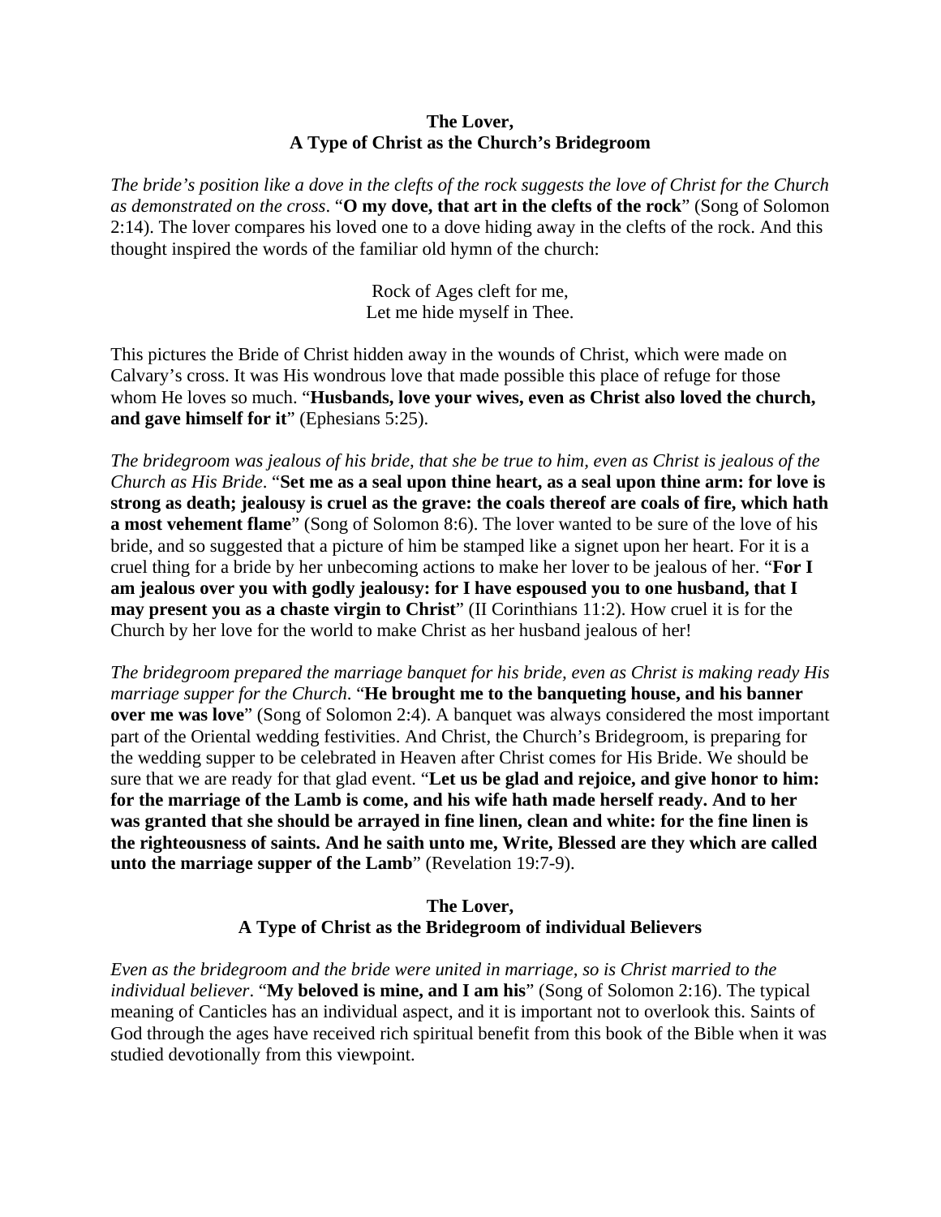**The Lover,**
**A Type of Christ as the Church's Bridegroom**

*The bride's position like a dove in the clefts of the rock suggests the love of Christ for the Church as demonstrated on the cross*. "**O my dove, that art in the clefts of the rock**" (Song of Solomon 2:14). The lover compares his loved one to a dove hiding away in the clefts of the rock. And this thought inspired the words of the familiar old hymn of the church:

Rock of Ages cleft for me,
Let me hide myself in Thee.

This pictures the Bride of Christ hidden away in the wounds of Christ, which were made on Calvary's cross. It was His wondrous love that made possible this place of refuge for those whom He loves so much. "**Husbands, love your wives, even as Christ also loved the church, and gave himself for it**" (Ephesians 5:25).

*The bridegroom was jealous of his bride, that she be true to him, even as Christ is jealous of the Church as His Bride*. "**Set me as a seal upon thine heart, as a seal upon thine arm: for love is strong as death; jealousy is cruel as the grave: the coals thereof are coals of fire, which hath a most vehement flame**" (Song of Solomon 8:6). The lover wanted to be sure of the love of his bride, and so suggested that a picture of him be stamped like a signet upon her heart. For it is a cruel thing for a bride by her unbecoming actions to make her lover to be jealous of her. "**For I am jealous over you with godly jealousy: for I have espoused you to one husband, that I may present you as a chaste virgin to Christ**" (II Corinthians 11:2). How cruel it is for the Church by her love for the world to make Christ as her husband jealous of her!

*The bridegroom prepared the marriage banquet for his bride, even as Christ is making ready His marriage supper for the Church*. "**He brought me to the banqueting house, and his banner over me was love**" (Song of Solomon 2:4). A banquet was always considered the most important part of the Oriental wedding festivities. And Christ, the Church's Bridegroom, is preparing for the wedding supper to be celebrated in Heaven after Christ comes for His Bride. We should be sure that we are ready for that glad event. "**Let us be glad and rejoice, and give honor to him: for the marriage of the Lamb is come, and his wife hath made herself ready. And to her was granted that she should be arrayed in fine linen, clean and white: for the fine linen is the righteousness of saints. And he saith unto me, Write, Blessed are they which are called unto the marriage supper of the Lamb**" (Revelation 19:7-9).

**The Lover,**
**A Type of Christ as the Bridegroom of individual Believers**

*Even as the bridegroom and the bride were united in marriage, so is Christ married to the individual believer*. "**My beloved is mine, and I am his**" (Song of Solomon 2:16). The typical meaning of Canticles has an individual aspect, and it is important not to overlook this. Saints of God through the ages have received rich spiritual benefit from this book of the Bible when it was studied devotionally from this viewpoint.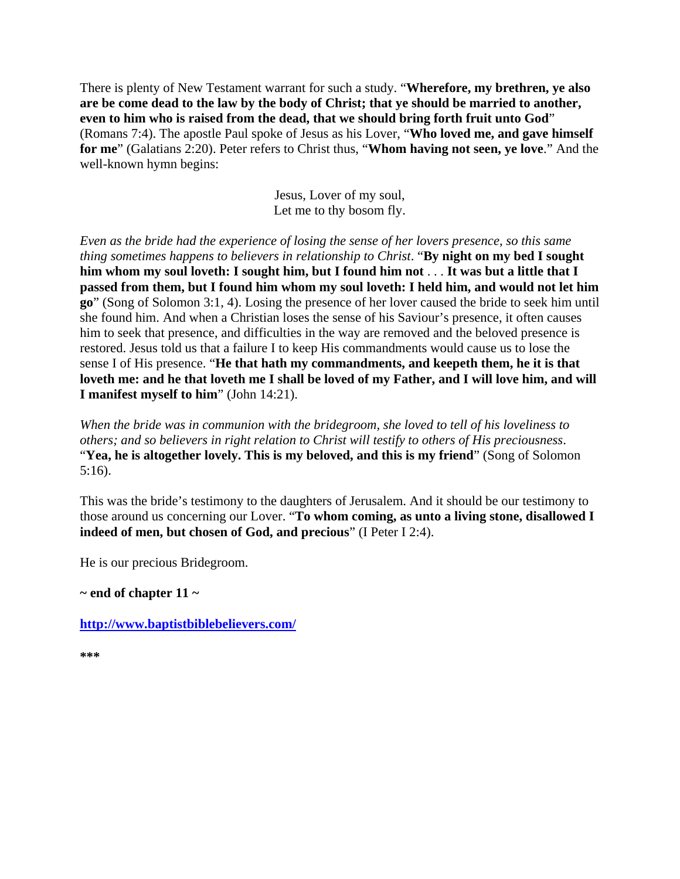There is plenty of New Testament warrant for such a study. "**Wherefore, my brethren, ye also are be come dead to the law by the body of Christ; that ye should be married to another, even to him who is raised from the dead, that we should bring forth fruit unto God**" (Romans 7:4). The apostle Paul spoke of Jesus as his Lover, "**Who loved me, and gave himself for me**" (Galatians 2:20). Peter refers to Christ thus, "**Whom having not seen, ye love**." And the well-known hymn begins:

Jesus, Lover of my soul,
Let me to thy bosom fly.

*Even as the bride had the experience of losing the sense of her lovers presence, so this same thing sometimes happens to believers in relationship to Christ*. "**By night on my bed I sought him whom my soul loveth: I sought him, but I found him not** . . . **It was but a little that I passed from them, but I found him whom my soul loveth: I held him, and would not let him go**" (Song of Solomon 3:1, 4). Losing the presence of her lover caused the bride to seek him until she found him. And when a Christian loses the sense of his Saviour's presence, it often causes him to seek that presence, and difficulties in the way are removed and the beloved presence is restored. Jesus told us that a failure I to keep His commandments would cause us to lose the sense I of His presence. "**He that hath my commandments, and keepeth them, he it is that loveth me: and he that loveth me I shall be loved of my Father, and I will love him, and will I manifest myself to him**" (John 14:21).

*When the bride was in communion with the bridegroom, she loved to tell of his loveliness to others; and so believers in right relation to Christ will testify to others of His preciousness*. "**Yea, he is altogether lovely. This is my beloved, and this is my friend**" (Song of Solomon 5:16).

This was the bride's testimony to the daughters of Jerusalem. And it should be our testimony to those around us concerning our Lover. "**To whom coming, as unto a living stone, disallowed I indeed of men, but chosen of God, and precious**" (I Peter I 2:4).

He is our precious Bridegroom.

**~ end of chapter 11 ~**

**http://www.baptistbiblebelievers.com/**

**\*\*\***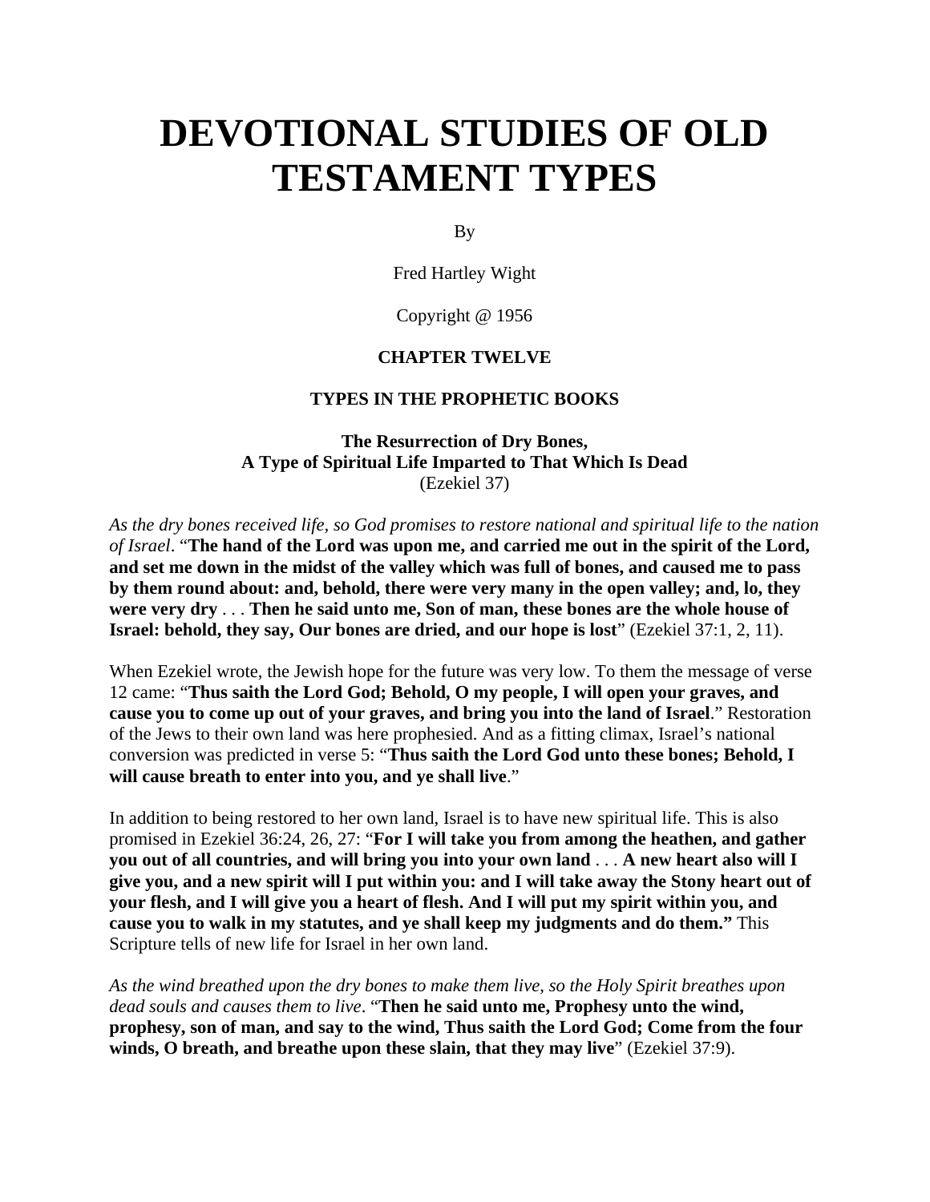# DEVOTIONAL STUDIES OF OLD TESTAMENT TYPES

By

Fred Hartley Wight

Copyright @ 1956

**CHAPTER TWELVE**

**TYPES IN THE PROPHETIC BOOKS**

**The Resurrection of Dry Bones,**
**A Type of Spiritual Life Imparted to That Which Is Dead**
(Ezekiel 37)

*As the dry bones received life, so God promises to restore national and spiritual life to the nation of Israel*. "**The hand of the Lord was upon me, and carried me out in the spirit of the Lord, and set me down in the midst of the valley which was full of bones, and caused me to pass by them round about: and, behold, there were very many in the open valley; and, lo, they were very dry** . . . **Then he said unto me, Son of man, these bones are the whole house of Israel: behold, they say, Our bones are dried, and our hope is lost**" (Ezekiel 37:1, 2, 11).

When Ezekiel wrote, the Jewish hope for the future was very low. To them the message of verse 12 came: "**Thus saith the Lord God; Behold, O my people, I will open your graves, and cause you to come up out of your graves, and bring you into the land of Israel**." Restoration of the Jews to their own land was here prophesied. And as a fitting climax, Israel's national conversion was predicted in verse 5: "**Thus saith the Lord God unto these bones; Behold, I will cause breath to enter into you, and ye shall live**."

In addition to being restored to her own land, Israel is to have new spiritual life. This is also promised in Ezekiel 36:24, 26, 27: "**For I will take you from among the heathen, and gather you out of all countries, and will bring you into your own land** . . . **A new heart also will I give you, and a new spirit will I put within you: and I will take away the Stony heart out of your flesh, and I will give you a heart of flesh. And I will put my spirit within you, and cause you to walk in my statutes, and ye shall keep my judgments and do them."** This Scripture tells of new life for Israel in her own land.

*As the wind breathed upon the dry bones to make them live, so the Holy Spirit breathes upon dead souls and causes them to live*. "**Then he said unto me, Prophesy unto the wind, prophesy, son of man, and say to the wind, Thus saith the Lord God; Come from the four winds, O breath, and breathe upon these slain, that they may live**" (Ezekiel 37:9).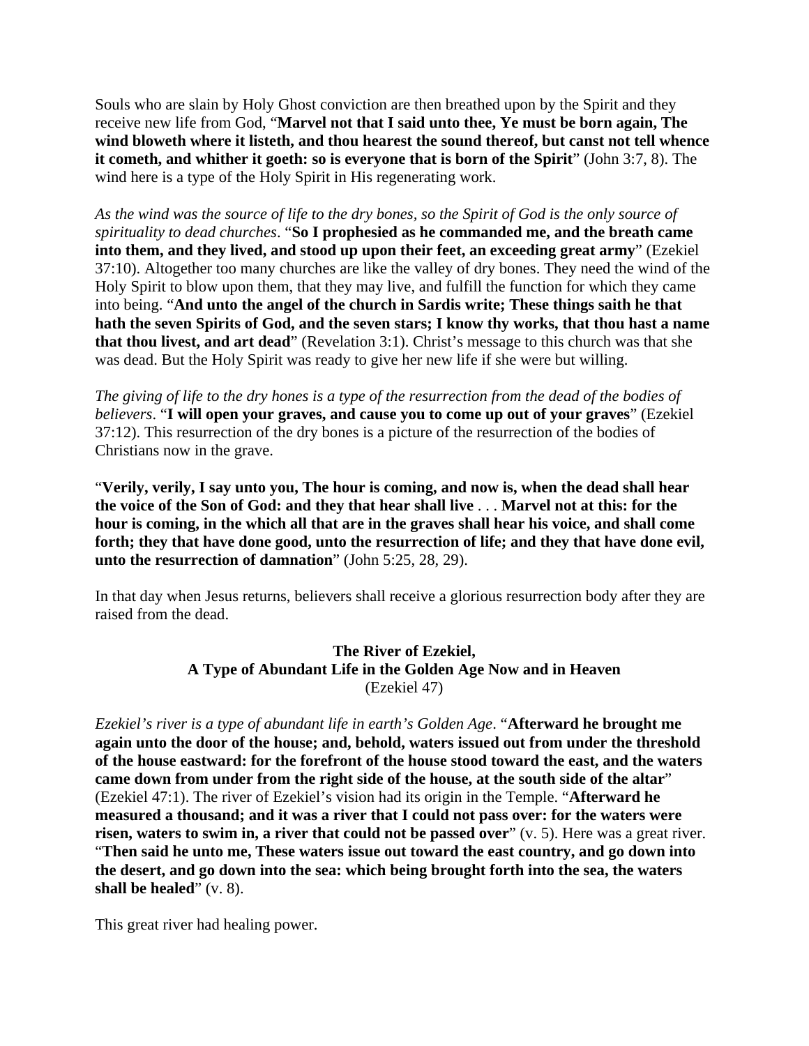Souls who are slain by Holy Ghost conviction are then breathed upon by the Spirit and they receive new life from God, "**Marvel not that I said unto thee, Ye must be born again, The wind bloweth where it listeth, and thou hearest the sound thereof, but canst not tell whence it cometh, and whither it goeth: so is everyone that is born of the Spirit**" (John 3:7, 8). The wind here is a type of the Holy Spirit in His regenerating work.

*As the wind was the source of life to the dry bones, so the Spirit of God is the only source of spirituality to dead churches*. "**So I prophesied as he commanded me, and the breath came into them, and they lived, and stood up upon their feet, an exceeding great army**" (Ezekiel 37:10). Altogether too many churches are like the valley of dry bones. They need the wind of the Holy Spirit to blow upon them, that they may live, and fulfill the function for which they came into being. "**And unto the angel of the church in Sardis write; These things saith he that hath the seven Spirits of God, and the seven stars; I know thy works, that thou hast a name that thou livest, and art dead**" (Revelation 3:1). Christ's message to this church was that she was dead. But the Holy Spirit was ready to give her new life if she were but willing.

*The giving of life to the dry hones is a type of the resurrection from the dead of the bodies of believers*. "**I will open your graves, and cause you to come up out of your graves**" (Ezekiel 37:12). This resurrection of the dry bones is a picture of the resurrection of the bodies of Christians now in the grave.

"**Verily, verily, I say unto you, The hour is coming, and now is, when the dead shall hear the voice of the Son of God: and they that hear shall live** . . . **Marvel not at this: for the hour is coming, in the which all that are in the graves shall hear his voice, and shall come forth; they that have done good, unto the resurrection of life; and they that have done evil, unto the resurrection of damnation**" (John 5:25, 28, 29).

In that day when Jesus returns, believers shall receive a glorious resurrection body after they are raised from the dead.

### The River of Ezekiel, A Type of Abundant Life in the Golden Age Now and in Heaven
(Ezekiel 47)

*Ezekiel's river is a type of abundant life in earth's Golden Age*. "**Afterward he brought me again unto the door of the house; and, behold, waters issued out from under the threshold of the house eastward: for the forefront of the house stood toward the east, and the waters came down from under from the right side of the house, at the south side of the altar**" (Ezekiel 47:1). The river of Ezekiel's vision had its origin in the Temple. "**Afterward he measured a thousand; and it was a river that I could not pass over: for the waters were risen, waters to swim in, a river that could not be passed over**" (v. 5). Here was a great river. "**Then said he unto me, These waters issue out toward the east country, and go down into the desert, and go down into the sea: which being brought forth into the sea, the waters shall be healed**" (v. 8).

This great river had healing power.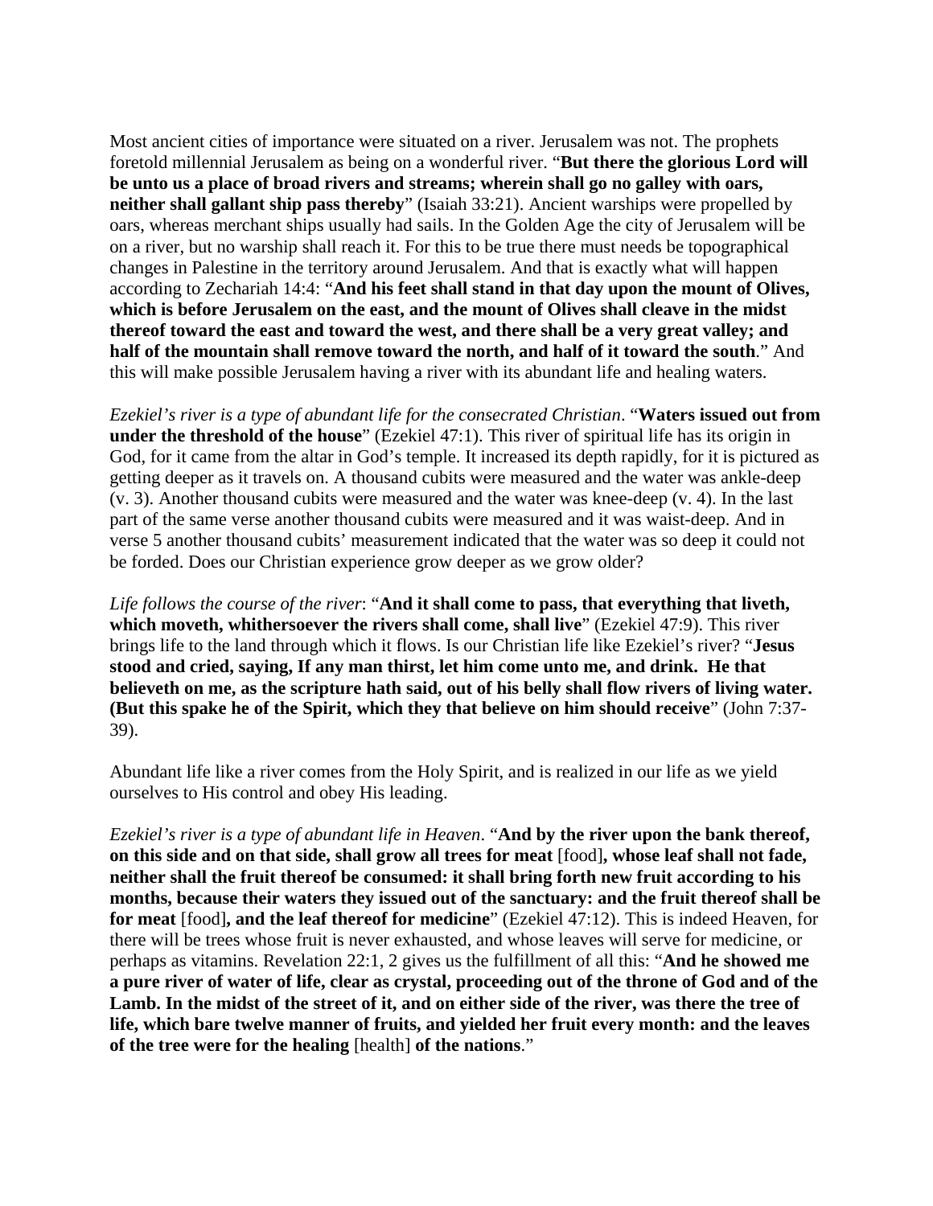Most ancient cities of importance were situated on a river. Jerusalem was not. The prophets foretold millennial Jerusalem as being on a wonderful river. "**But there the glorious Lord will be unto us a place of broad rivers and streams; wherein shall go no galley with oars, neither shall gallant ship pass thereby**" (Isaiah 33:21). Ancient warships were propelled by oars, whereas merchant ships usually had sails. In the Golden Age the city of Jerusalem will be on a river, but no warship shall reach it. For this to be true there must needs be topographical changes in Palestine in the territory around Jerusalem. And that is exactly what will happen according to Zechariah 14:4: "**And his feet shall stand in that day upon the mount of Olives, which is before Jerusalem on the east, and the mount of Olives shall cleave in the midst thereof toward the east and toward the west, and there shall be a very great valley; and half of the mountain shall remove toward the north, and half of it toward the south**." And this will make possible Jerusalem having a river with its abundant life and healing waters.

*Ezekiel's river is a type of abundant life for the consecrated Christian*. "**Waters issued out from under the threshold of the house**" (Ezekiel 47:1). This river of spiritual life has its origin in God, for it came from the altar in God's temple. It increased its depth rapidly, for it is pictured as getting deeper as it travels on. A thousand cubits were measured and the water was ankle-deep (v. 3). Another thousand cubits were measured and the water was knee-deep (v. 4). In the last part of the same verse another thousand cubits were measured and it was waist-deep. And in verse 5 another thousand cubits' measurement indicated that the water was so deep it could not be forded. Does our Christian experience grow deeper as we grow older?

*Life follows the course of the river*: "**And it shall come to pass, that everything that liveth, which moveth, whithersoever the rivers shall come, shall live**" (Ezekiel 47:9). This river brings life to the land through which it flows. Is our Christian life like Ezekiel's river? "**Jesus stood and cried, saying, If any man thirst, let him come unto me, and drink. He that believeth on me, as the scripture hath said, out of his belly shall flow rivers of living water. (But this spake he of the Spirit, which they that believe on him should receive**" (John 7:37-39).

Abundant life like a river comes from the Holy Spirit, and is realized in our life as we yield ourselves to His control and obey His leading.

*Ezekiel's river is a type of abundant life in Heaven*. "**And by the river upon the bank thereof, on this side and on that side, shall grow all trees for meat** [food]**, whose leaf shall not fade, neither shall the fruit thereof be consumed: it shall bring forth new fruit according to his months, because their waters they issued out of the sanctuary: and the fruit thereof shall be for meat** [food]**, and the leaf thereof for medicine**" (Ezekiel 47:12). This is indeed Heaven, for there will be trees whose fruit is never exhausted, and whose leaves will serve for medicine, or perhaps as vitamins. Revelation 22:1, 2 gives us the fulfillment of all this: "**And he showed me a pure river of water of life, clear as crystal, proceeding out of the throne of God and of the Lamb. In the midst of the street of it, and on either side of the river, was there the tree of life, which bare twelve manner of fruits, and yielded her fruit every month: and the leaves of the tree were for the healing** [health] **of the nations**."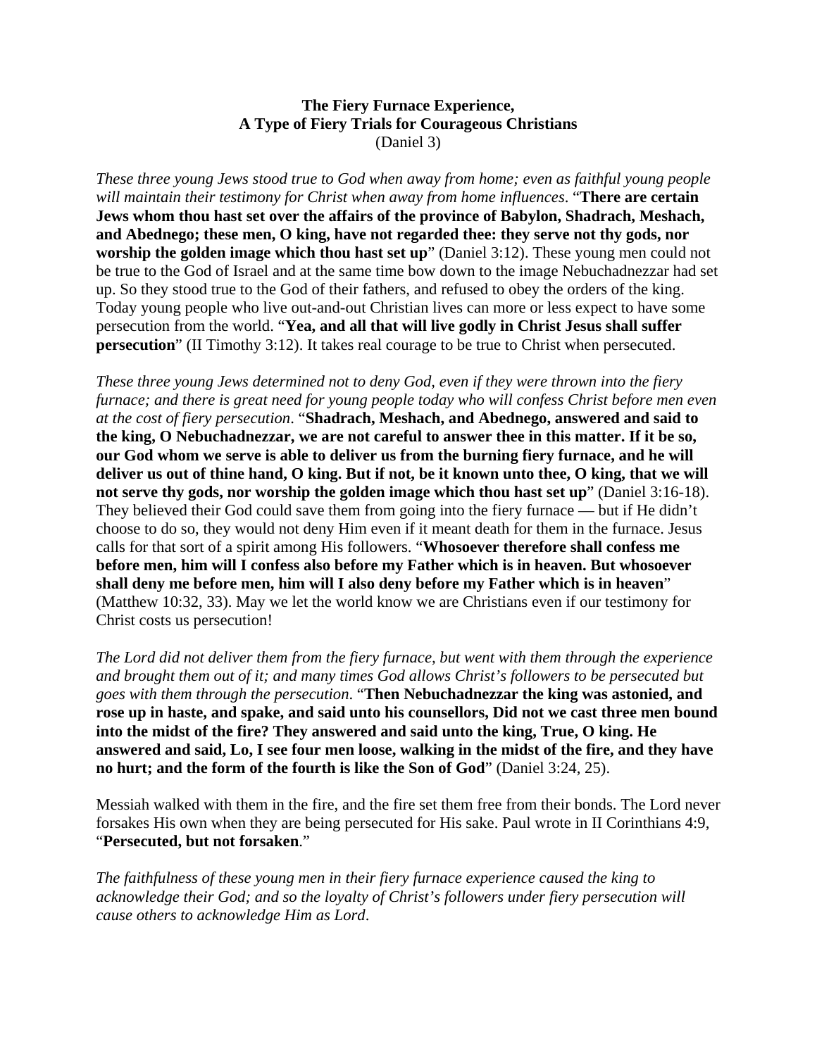**The Fiery Furnace Experience,**
**A Type of Fiery Trials for Courageous Christians**
(Daniel 3)

*These three young Jews stood true to God when away from home; even as faithful young people will maintain their testimony for Christ when away from home influences*. "**There are certain Jews whom thou hast set over the affairs of the province of Babylon, Shadrach, Meshach, and Abednego; these men, O king, have not regarded thee: they serve not thy gods, nor worship the golden image which thou hast set up**" (Daniel 3:12). These young men could not be true to the God of Israel and at the same time bow down to the image Nebuchadnezzar had set up. So they stood true to the God of their fathers, and refused to obey the orders of the king. Today young people who live out-and-out Christian lives can more or less expect to have some persecution from the world. "**Yea, and all that will live godly in Christ Jesus shall suffer persecution**" (II Timothy 3:12). It takes real courage to be true to Christ when persecuted.

*These three young Jews determined not to deny God, even if they were thrown into the fiery furnace; and there is great need for young people today who will confess Christ before men even at the cost of fiery persecution*. "**Shadrach, Meshach, and Abednego, answered and said to the king, O Nebuchadnezzar, we are not careful to answer thee in this matter. If it be so, our God whom we serve is able to deliver us from the burning fiery furnace, and he will deliver us out of thine hand, O king. But if not, be it known unto thee, O king, that we will not serve thy gods, nor worship the golden image which thou hast set up**" (Daniel 3:16-18). They believed their God could save them from going into the fiery furnace — but if He didn't choose to do so, they would not deny Him even if it meant death for them in the furnace. Jesus calls for that sort of a spirit among His followers. "**Whosoever therefore shall confess me before men, him will I confess also before my Father which is in heaven. But whosoever shall deny me before men, him will I also deny before my Father which is in heaven**" (Matthew 10:32, 33). May we let the world know we are Christians even if our testimony for Christ costs us persecution!

*The Lord did not deliver them from the fiery furnace, but went with them through the experience and brought them out of it; and many times God allows Christ's followers to be persecuted but goes with them through the persecution*. "**Then Nebuchadnezzar the king was astonied, and rose up in haste, and spake, and said unto his counsellors, Did not we cast three men bound into the midst of the fire? They answered and said unto the king, True, O king. He answered and said, Lo, I see four men loose, walking in the midst of the fire, and they have no hurt; and the form of the fourth is like the Son of God**" (Daniel 3:24, 25).

Messiah walked with them in the fire, and the fire set them free from their bonds. The Lord never forsakes His own when they are being persecuted for His sake. Paul wrote in II Corinthians 4:9, "**Persecuted, but not forsaken**."

*The faithfulness of these young men in their fiery furnace experience caused the king to acknowledge their God; and so the loyalty of Christ's followers under fiery persecution will cause others to acknowledge Him as Lord*.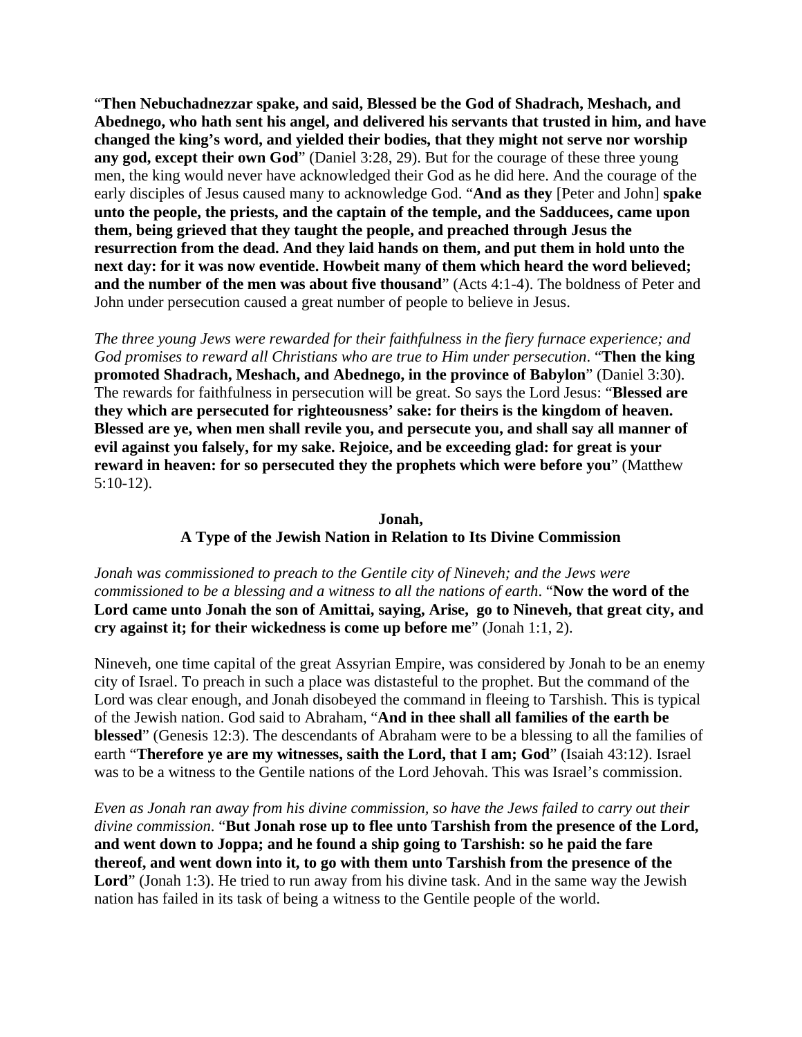“**Then Nebuchadnezzar spake, and said, Blessed be the God of Shadrach, Meshach, and Abednego, who hath sent his angel, and delivered his servants that trusted in him, and have changed the king’s word, and yielded their bodies, that they might not serve nor worship any god, except their own God**” (Daniel 3:28, 29). But for the courage of these three young men, the king would never have acknowledged their God as he did here. And the courage of the early disciples of Jesus caused many to acknowledge God. “**And as they** [Peter and John] **spake unto the people, the priests, and the captain of the temple, and the Sadducees, came upon them, being grieved that they taught the people, and preached through Jesus the resurrection from the dead. And they laid hands on them, and put them in hold unto the next day: for it was now eventide. Howbeit many of them which heard the word believed; and the number of the men was about five thousand**” (Acts 4:1-4). The boldness of Peter and John under persecution caused a great number of people to believe in Jesus.

*The three young Jews were rewarded for their faithfulness in the fiery furnace experience; and God promises to reward all Christians who are true to Him under persecution*. “**Then the king promoted Shadrach, Meshach, and Abednego, in the province of Babylon**” (Daniel 3:30). The rewards for faithfulness in persecution will be great. So says the Lord Jesus: “**Blessed are they which are persecuted for righteousness’ sake: for theirs is the kingdom of heaven. Blessed are ye, when men shall revile you, and persecute you, and shall say all manner of evil against you falsely, for my sake. Rejoice, and be exceeding glad: for great is your reward in heaven: for so persecuted they the prophets which were before you**” (Matthew 5:10-12).

### Jonah,
### A Type of the Jewish Nation in Relation to Its Divine Commission

*Jonah was commissioned to preach to the Gentile city of Nineveh; and the Jews were commissioned to be a blessing and a witness to all the nations of earth*. “**Now the word of the Lord came unto Jonah the son of Amittai, saying, Arise, go to Nineveh, that great city, and cry against it; for their wickedness is come up before me**” (Jonah 1:1, 2).

Nineveh, one time capital of the great Assyrian Empire, was considered by Jonah to be an enemy city of Israel. To preach in such a place was distasteful to the prophet. But the command of the Lord was clear enough, and Jonah disobeyed the command in fleeing to Tarshish. This is typical of the Jewish nation. God said to Abraham, “**And in thee shall all families of the earth be blessed**” (Genesis 12:3). The descendants of Abraham were to be a blessing to all the families of earth “**Therefore ye are my witnesses, saith the Lord, that I am; God**” (Isaiah 43:12). Israel was to be a witness to the Gentile nations of the Lord Jehovah. This was Israel’s commission.

*Even as Jonah ran away from his divine commission, so have the Jews failed to carry out their divine commission*. “**But Jonah rose up to flee unto Tarshish from the presence of the Lord, and went down to Joppa; and he found a ship going to Tarshish: so he paid the fare thereof, and went down into it, to go with them unto Tarshish from the presence of the Lord**” (Jonah 1:3). He tried to run away from his divine task. And in the same way the Jewish nation has failed in its task of being a witness to the Gentile people of the world.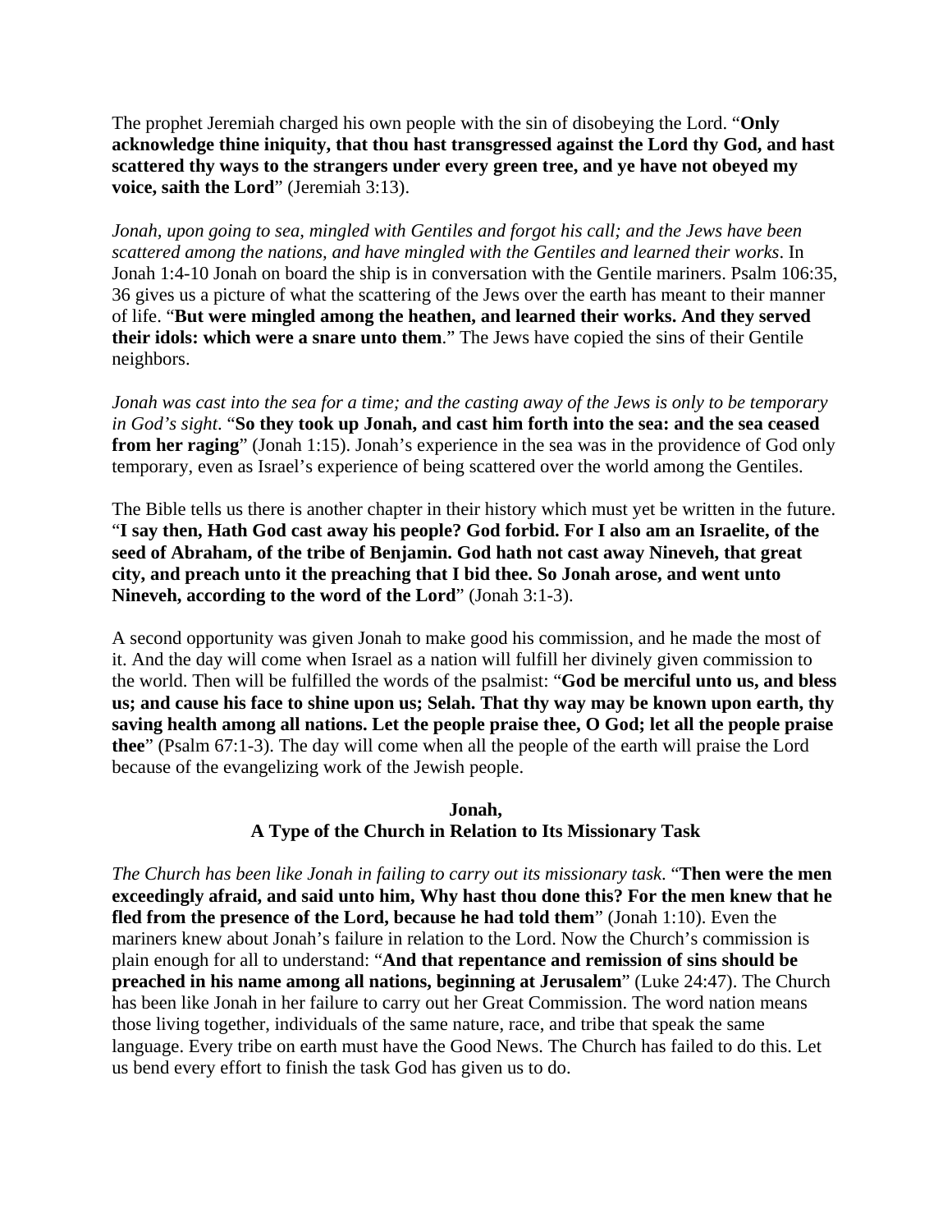The prophet Jeremiah charged his own people with the sin of disobeying the Lord. "**Only acknowledge thine iniquity, that thou hast transgressed against the Lord thy God, and hast scattered thy ways to the strangers under every green tree, and ye have not obeyed my voice, saith the Lord**" (Jeremiah 3:13).

*Jonah, upon going to sea, mingled with Gentiles and forgot his call; and the Jews have been scattered among the nations, and have mingled with the Gentiles and learned their works*. In Jonah 1:4-10 Jonah on board the ship is in conversation with the Gentile mariners. Psalm 106:35, 36 gives us a picture of what the scattering of the Jews over the earth has meant to their manner of life. "**But were mingled among the heathen, and learned their works. And they served their idols: which were a snare unto them**." The Jews have copied the sins of their Gentile neighbors.

*Jonah was cast into the sea for a time; and the casting away of the Jews is only to be temporary in God's sight*. "**So they took up Jonah, and cast him forth into the sea: and the sea ceased from her raging**" (Jonah 1:15). Jonah's experience in the sea was in the providence of God only temporary, even as Israel's experience of being scattered over the world among the Gentiles.

The Bible tells us there is another chapter in their history which must yet be written in the future. "**I say then, Hath God cast away his people? God forbid. For I also am an Israelite, of the seed of Abraham, of the tribe of Benjamin. God hath not cast away Nineveh, that great city, and preach unto it the preaching that I bid thee. So Jonah arose, and went unto Nineveh, according to the word of the Lord**" (Jonah 3:1-3).

A second opportunity was given Jonah to make good his commission, and he made the most of it. And the day will come when Israel as a nation will fulfill her divinely given commission to the world. Then will be fulfilled the words of the psalmist: "**God be merciful unto us, and bless us; and cause his face to shine upon us; Selah. That thy way may be known upon earth, thy saving health among all nations. Let the people praise thee, O God; let all the people praise thee**" (Psalm 67:1-3). The day will come when all the people of the earth will praise the Lord because of the evangelizing work of the Jewish people.

## Jonah,
## A Type of the Church in Relation to Its Missionary Task

*The Church has been like Jonah in failing to carry out its missionary task*. "**Then were the men exceedingly afraid, and said unto him, Why hast thou done this? For the men knew that he fled from the presence of the Lord, because he had told them**" (Jonah 1:10). Even the mariners knew about Jonah's failure in relation to the Lord. Now the Church's commission is plain enough for all to understand: "**And that repentance and remission of sins should be preached in his name among all nations, beginning at Jerusalem**" (Luke 24:47). The Church has been like Jonah in her failure to carry out her Great Commission. The word nation means those living together, individuals of the same nature, race, and tribe that speak the same language. Every tribe on earth must have the Good News. The Church has failed to do this. Let us bend every effort to finish the task God has given us to do.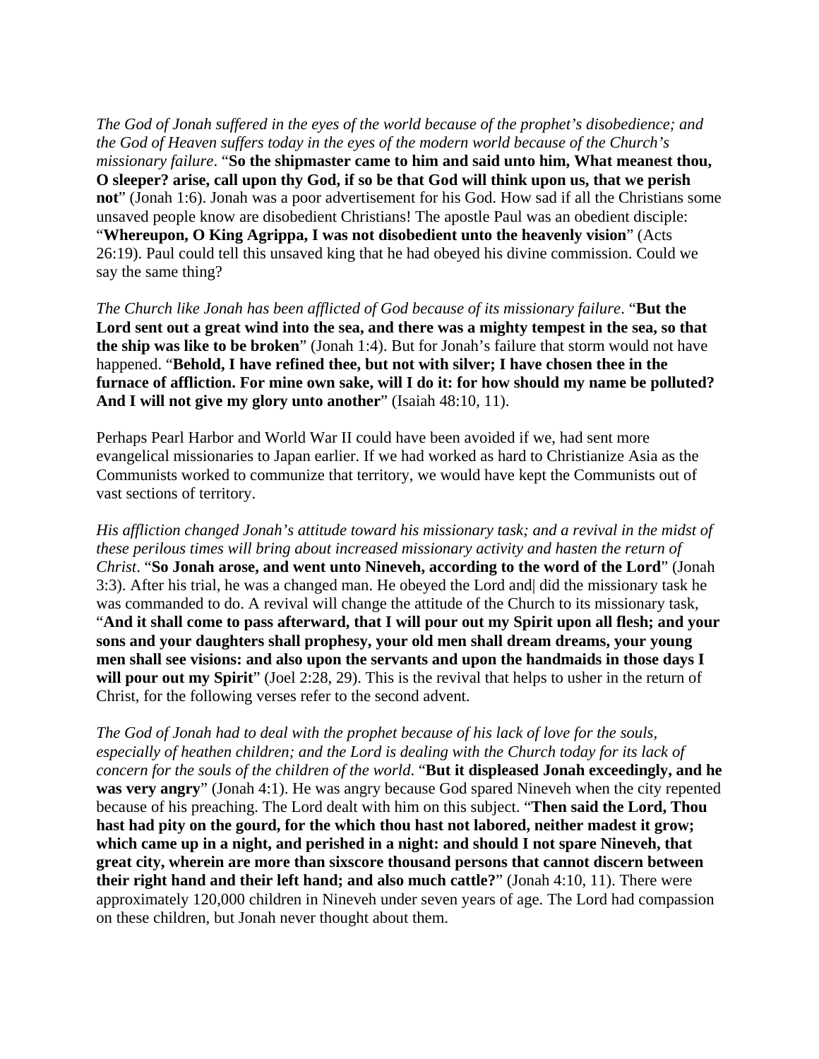*The God of Jonah suffered in the eyes of the world because of the prophet's disobedience; and the God of Heaven suffers today in the eyes of the modern world because of the Church's missionary failure*. "**So the shipmaster came to him and said unto him, What meanest thou, O sleeper? arise, call upon thy God, if so be that God will think upon us, that we perish not**" (Jonah 1:6). Jonah was a poor advertisement for his God. How sad if all the Christians some unsaved people know are disobedient Christians! The apostle Paul was an obedient disciple: "**Whereupon, O King Agrippa, I was not disobedient unto the heavenly vision**" (Acts 26:19). Paul could tell this unsaved king that he had obeyed his divine commission. Could we say the same thing?

*The Church like Jonah has been afflicted of God because of its missionary failure*. "**But the Lord sent out a great wind into the sea, and there was a mighty tempest in the sea, so that the ship was like to be broken**" (Jonah 1:4). But for Jonah's failure that storm would not have happened. "**Behold, I have refined thee, but not with silver; I have chosen thee in the furnace of affliction. For mine own sake, will I do it: for how should my name be polluted? And I will not give my glory unto another**" (Isaiah 48:10, 11).

Perhaps Pearl Harbor and World War II could have been avoided if we, had sent more evangelical missionaries to Japan earlier. If we had worked as hard to Christianize Asia as the Communists worked to communize that territory, we would have kept the Communists out of vast sections of territory.

*His affliction changed Jonah's attitude toward his missionary task; and a revival in the midst of these perilous times will bring about increased missionary activity and hasten the return of Christ*. "**So Jonah arose, and went unto Nineveh, according to the word of the Lord**" (Jonah 3:3). After his trial, he was a changed man. He obeyed the Lord and| did the missionary task he was commanded to do. A revival will change the attitude of the Church to its missionary task, "**And it shall come to pass afterward, that I will pour out my Spirit upon all flesh; and your sons and your daughters shall prophesy, your old men shall dream dreams, your young men shall see visions: and also upon the servants and upon the handmaids in those days I will pour out my Spirit**" (Joel 2:28, 29). This is the revival that helps to usher in the return of Christ, for the following verses refer to the second advent.

*The God of Jonah had to deal with the prophet because of his lack of love for the souls, especially of heathen children; and the Lord is dealing with the Church today for its lack of concern for the souls of the children of the world*. "**But it displeased Jonah exceedingly, and he was very angry**" (Jonah 4:1). He was angry because God spared Nineveh when the city repented because of his preaching. The Lord dealt with him on this subject. "**Then said the Lord, Thou hast had pity on the gourd, for the which thou hast not labored, neither madest it grow; which came up in a night, and perished in a night: and should I not spare Nineveh, that great city, wherein are more than sixscore thousand persons that cannot discern between their right hand and their left hand; and also much cattle?**" (Jonah 4:10, 11). There were approximately 120,000 children in Nineveh under seven years of age. The Lord had compassion on these children, but Jonah never thought about them.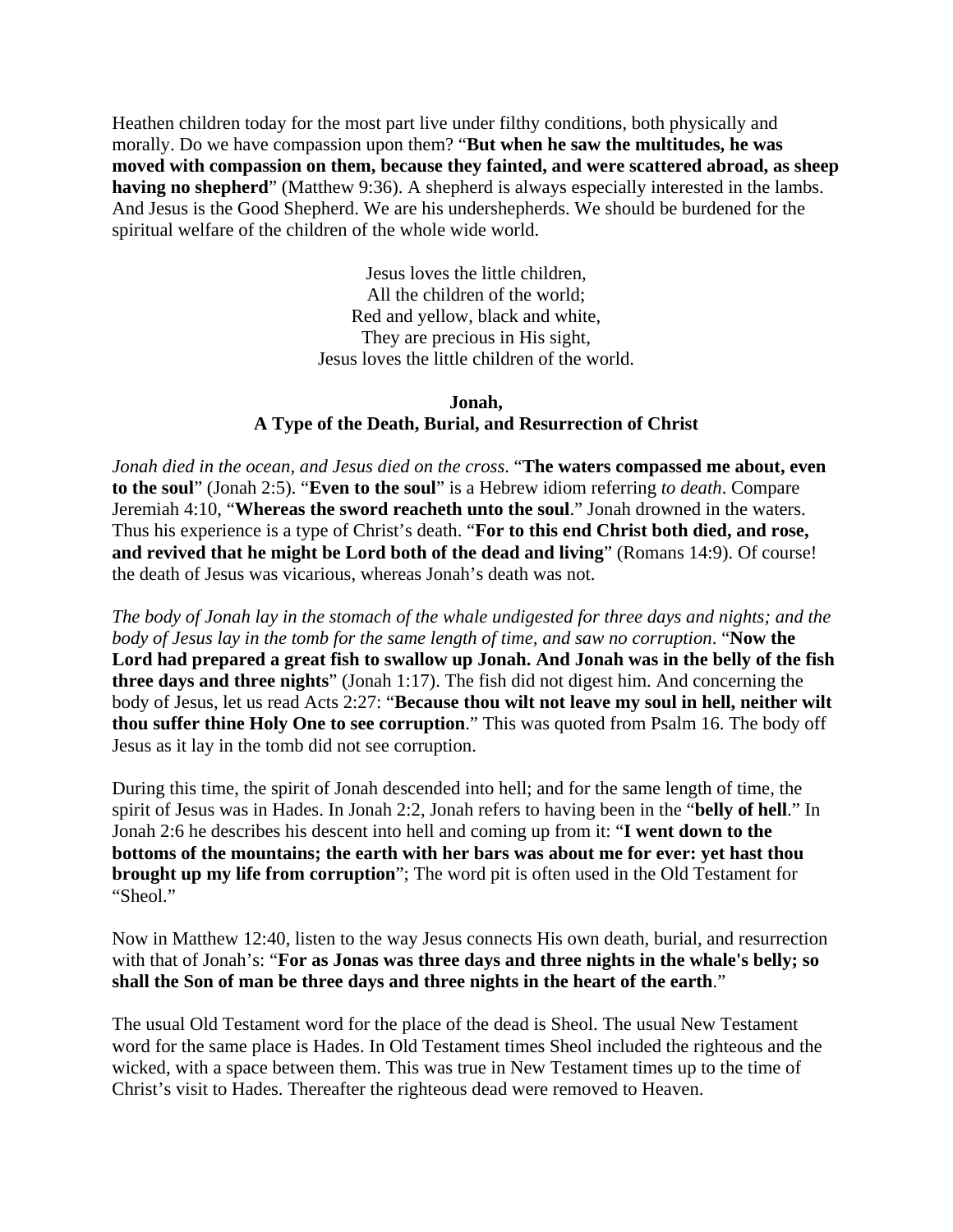Heathen children today for the most part live under filthy conditions, both physically and morally. Do we have compassion upon them? "**But when he saw the multitudes, he was moved with compassion on them, because they fainted, and were scattered abroad, as sheep having no shepherd**" (Matthew 9:36). A shepherd is always especially interested in the lambs. And Jesus is the Good Shepherd. We are his undershepherds. We should be burdened for the spiritual welfare of the children of the whole wide world.

Jesus loves the little children,
All the children of the world;
Red and yellow, black and white,
They are precious in His sight,
Jesus loves the little children of the world.

### Jonah,
### A Type of the Death, Burial, and Resurrection of Christ

*Jonah died in the ocean, and Jesus died on the cross*. "**The waters compassed me about, even to the soul**" (Jonah 2:5). "**Even to the soul**" is a Hebrew idiom referring *to death*. Compare Jeremiah 4:10, "**Whereas the sword reacheth unto the soul**." Jonah drowned in the waters. Thus his experience is a type of Christ's death. "**For to this end Christ both died, and rose, and revived that he might be Lord both of the dead and living**" (Romans 14:9). Of course! the death of Jesus was vicarious, whereas Jonah's death was not.

*The body of Jonah lay in the stomach of the whale undigested for three days and nights; and the body of Jesus lay in the tomb for the same length of time, and saw no corruption*. "**Now the Lord had prepared a great fish to swallow up Jonah. And Jonah was in the belly of the fish three days and three nights**" (Jonah 1:17). The fish did not digest him. And concerning the body of Jesus, let us read Acts 2:27: "**Because thou wilt not leave my soul in hell, neither wilt thou suffer thine Holy One to see corruption**." This was quoted from Psalm 16. The body off Jesus as it lay in the tomb did not see corruption.

During this time, the spirit of Jonah descended into hell; and for the same length of time, the spirit of Jesus was in Hades. In Jonah 2:2, Jonah refers to having been in the "**belly of hell**." In Jonah 2:6 he describes his descent into hell and coming up from it: "**I went down to the bottoms of the mountains; the earth with her bars was about me for ever: yet hast thou brought up my life from corruption**"; The word pit is often used in the Old Testament for "Sheol."

Now in Matthew 12:40, listen to the way Jesus connects His own death, burial, and resurrection with that of Jonah's: "**For as Jonas was three days and three nights in the whale's belly; so shall the Son of man be three days and three nights in the heart of the earth**."

The usual Old Testament word for the place of the dead is Sheol. The usual New Testament word for the same place is Hades. In Old Testament times Sheol included the righteous and the wicked, with a space between them. This was true in New Testament times up to the time of Christ's visit to Hades. Thereafter the righteous dead were removed to Heaven.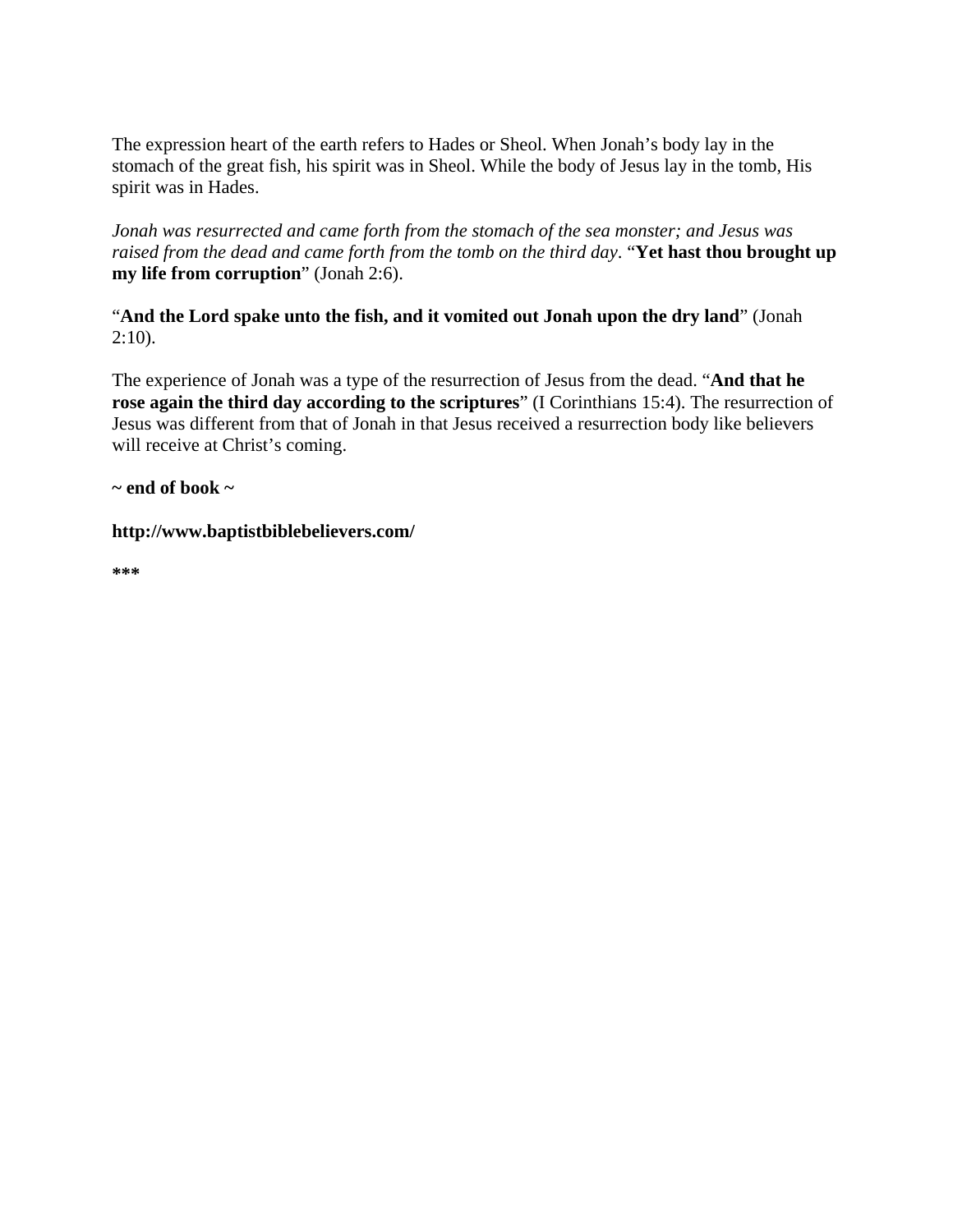The expression heart of the earth refers to Hades or Sheol. When Jonah’s body lay in the stomach of the great fish, his spirit was in Sheol. While the body of Jesus lay in the tomb, His spirit was in Hades.

*Jonah was resurrected and came forth from the stomach of the sea monster; and Jesus was raised from the dead and came forth from the tomb on the third day*. “**Yet hast thou brought up my life from corruption**” (Jonah 2:6).

“**And the Lord spake unto the fish, and it vomited out Jonah upon the dry land**” (Jonah 2:10).

The experience of Jonah was a type of the resurrection of Jesus from the dead. “**And that he rose again the third day according to the scriptures**” (I Corinthians 15:4). The resurrection of Jesus was different from that of Jonah in that Jesus received a resurrection body like believers will receive at Christ’s coming.

**~ end of book ~**

**http://www.baptistbiblebelievers.com/**

*****